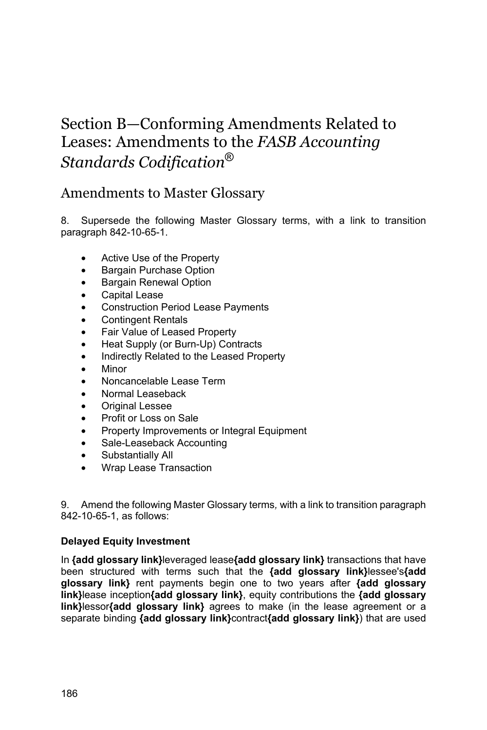# Section B—Conforming Amendments Related to Leases: Amendments to the *FASB Accounting Standards Codification*®

## Amendments to Master Glossary

8. Supersede the following Master Glossary terms, with a link to transition paragraph 842-10-65-1.

- Active Use of the Property
- Bargain Purchase Option
- Bargain Renewal Option
- Capital Lease
- Construction Period Lease Payments
- Contingent Rentals
- Fair Value of Leased Property
- Heat Supply (or Burn-Up) Contracts
- Indirectly Related to the Leased Property
- Minor
- Noncancelable Lease Term
- Normal Leaseback
- Original Lessee
- Profit or Loss on Sale
- Property Improvements or Integral Equipment
- Sale-Leaseback Accounting
- Substantially All
- Wrap Lease Transaction

9. Amend the following Master Glossary terms, with a link to transition paragraph 842-10-65-1, as follows:

**Delayed Equity Investment**

In **{add glossary link}**leveraged lease**{add glossary link}** transactions that have been structured with terms such that the **{add glossary link}**lessee's**{add glossary link}** rent payments begin one to two years after **{add glossary link}**lease inception**{add glossary link}**, equity contributions the **{add glossary link}**lessor**{add glossary link}** agrees to make (in the lease agreement or a separate binding **{add glossary link}**contract**{add glossary link}**) that are used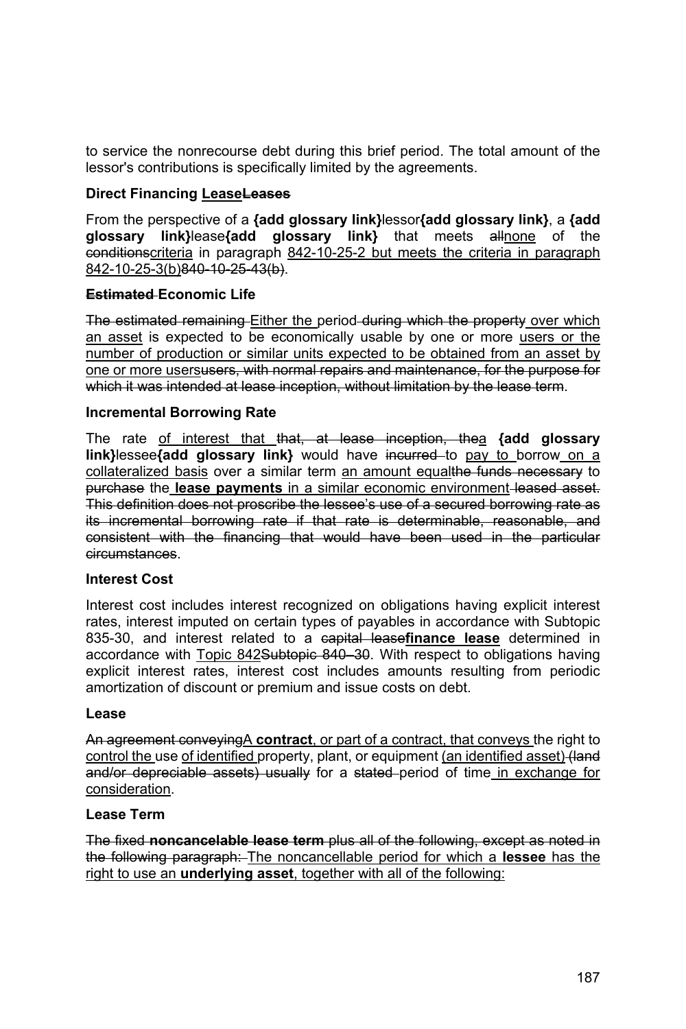to service the nonrecourse debt during this brief period. The total amount of the lessor's contributions is specifically limited by the agreements.

**Direct Financing <u>Lease</u>~~Leases~~**

From the perspective of a **{add glossary link}**lessor**{add glossary link}**, a **{add glossary link}**lease**{add glossary link}** that meets ~~all~~<u>none</u> of the ~~conditions~~<u>criteria</u> in paragraph <u>842-10-25-2 but meets the criteria in paragraph 842-10-25-3(b)</u>~~840-10-25-43(b)~~.

**~~Estimated~~ Economic Life**

~~The estimated remaining~~ <u>Either the</u> period ~~during which the property~~ <u>over which an asset</u> is expected to be economically usable by one or more <u>users or the number of production or similar units expected to be obtained from an asset by one or more users</u>~~users, with normal repairs and maintenance, for the purpose for which it was intended at lease inception, without limitation by the lease term~~.

**Incremental Borrowing Rate**

The rate <u>of interest that</u> ~~that, at lease inception, the~~<u>a</u> **{add glossary link}**lessee**{add glossary link}** would have ~~incurred~~ to <u>pay to</u> borrow <u>on a collateralized basis</u> over a similar term <u>an amount equal</u>~~the funds necessary~~ to ~~purchase~~ the <u>**lease payments** in a similar economic environment</u> ~~leased asset. This definition does not proscribe the lessee's use of a secured borrowing rate as its incremental borrowing rate if that rate is determinable, reasonable, and consistent with the financing that would have been used in the particular circumstances~~.

**Interest Cost**

Interest cost includes interest recognized on obligations having explicit interest rates, interest imputed on certain types of payables in accordance with Subtopic 835-30, and interest related to a ~~capital lease~~<u>**finance lease**</u> determined in accordance with <u>Topic 842</u>~~Subtopic 840–30~~. With respect to obligations having explicit interest rates, interest cost includes amounts resulting from periodic amortization of discount or premium and issue costs on debt.

**Lease**

~~An agreement conveying~~<u>A **contract**, or part of a contract, that conveys</u> the right to <u>control the</u> use <u>of identified</u> property, plant, or equipment <u>(an identified asset)</u> ~~(land and/or depreciable assets) usually~~ for a ~~stated~~ period of time <u>in exchange for consideration</u>.

**Lease Term**

~~The fixed **noncancelable lease term** plus all of the following, except as noted in the following paragraph:~~ <u>The noncancellable period for which a **lessee** has the right to use an **underlying asset**, together with all of the following:</u>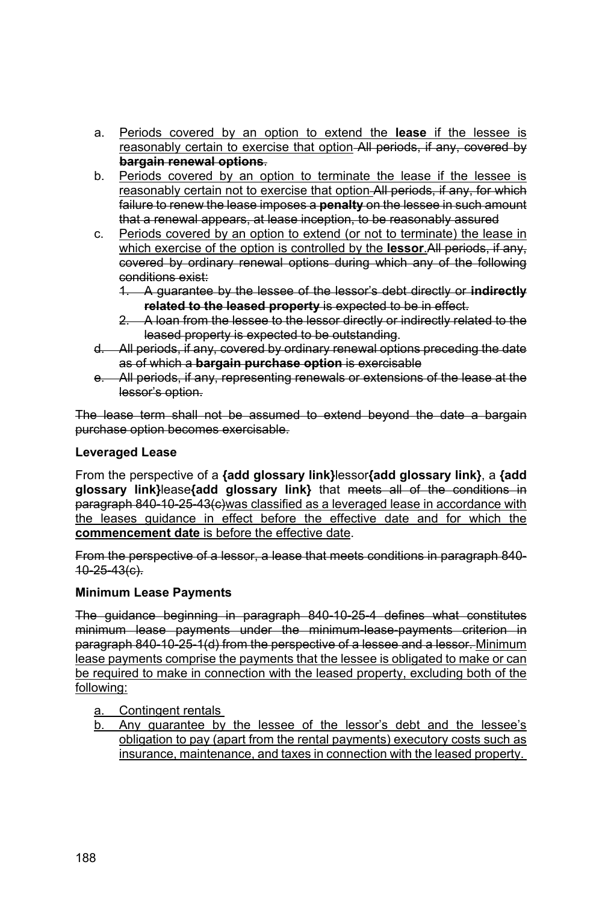a. <u>Periods covered by an option to extend the **lease** if the lessee is reasonably certain to exercise that option</u> ~~All periods, if any, covered by **bargain renewal options**~~.
b. <u>Periods covered by an option to terminate the lease if the lessee is reasonably certain not to exercise that option.</u> ~~All periods, if any, for which failure to renew the lease imposes a **penalty** on the lessee in such amount that a renewal appears, at lease inception, to be reasonably assured~~
c. <u>Periods covered by an option to extend (or not to terminate) the lease in which exercise of the option is controlled by the **lessor**.</u>~~All periods, if any, covered by ordinary renewal options during which any of the following conditions exist:~~
   1. ~~A guarantee by the lessee of the lessor's debt directly or **indirectly related to the leased property** is expected to be in effect.~~
   2. ~~A loan from the lessee to the lessor directly or indirectly related to the leased property is expected to be outstanding~~.
d. ~~All periods, if any, covered by ordinary renewal options preceding the date as of which a **bargain purchase option** is exercisable~~
e. ~~All periods, if any, representing renewals or extensions of the lease at the lessor's option.~~

~~The lease term shall not be assumed to extend beyond the date a bargain purchase option becomes exercisable.~~

**Leveraged Lease**

From the perspective of a **{add glossary link}**lessor**{add glossary link}**, a **{add glossary link}**lease**{add glossary link}** that ~~meets all of the conditions in paragraph 840-10-25-43(c)~~<u>was classified as a leveraged lease in accordance with the leases guidance in effect before the effective date and for which the **commencement date** is before the effective date</u>.

~~From the perspective of a lessor, a lease that meets conditions in paragraph 840-10-25-43(c).~~

**Minimum Lease Payments**

~~The guidance beginning in paragraph 840-10-25-4 defines what constitutes minimum lease payments under the minimum-lease-payments criterion in paragraph 840-10-25-1(d) from the perspective of a lessee and a lessor.~~ <u>Minimum lease payments comprise the payments that the lessee is obligated to make or can be required to make in connection with the leased property, excluding both of the following:</u>

a. <u>Contingent rentals</u>
b. <u>Any guarantee by the lessee of the lessor's debt and the lessee's obligation to pay (apart from the rental payments) executory costs such as insurance, maintenance, and taxes in connection with the leased property.</u>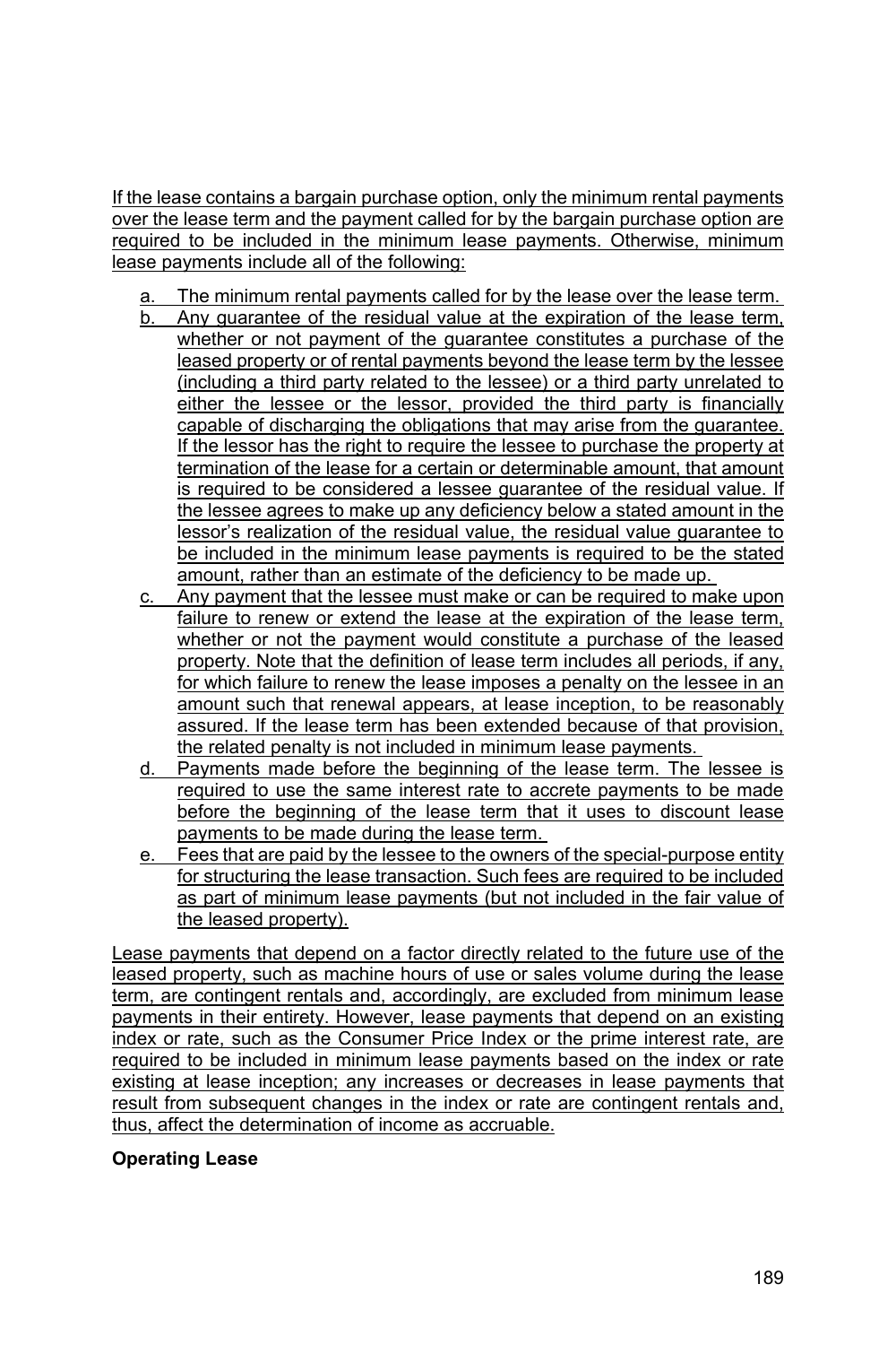If the lease contains a bargain purchase option, only the minimum rental payments over the lease term and the payment called for by the bargain purchase option are required to be included in the minimum lease payments. Otherwise, minimum lease payments include all of the following:

a. The minimum rental payments called for by the lease over the lease term.
b. Any guarantee of the residual value at the expiration of the lease term, whether or not payment of the guarantee constitutes a purchase of the leased property or of rental payments beyond the lease term by the lessee (including a third party related to the lessee) or a third party unrelated to either the lessee or the lessor, provided the third party is financially capable of discharging the obligations that may arise from the guarantee. If the lessor has the right to require the lessee to purchase the property at termination of the lease for a certain or determinable amount, that amount is required to be considered a lessee guarantee of the residual value. If the lessee agrees to make up any deficiency below a stated amount in the lessor's realization of the residual value, the residual value guarantee to be included in the minimum lease payments is required to be the stated amount, rather than an estimate of the deficiency to be made up.
c. Any payment that the lessee must make or can be required to make upon failure to renew or extend the lease at the expiration of the lease term, whether or not the payment would constitute a purchase of the leased property. Note that the definition of lease term includes all periods, if any, for which failure to renew the lease imposes a penalty on the lessee in an amount such that renewal appears, at lease inception, to be reasonably assured. If the lease term has been extended because of that provision, the related penalty is not included in minimum lease payments.
d. Payments made before the beginning of the lease term. The lessee is required to use the same interest rate to accrete payments to be made before the beginning of the lease term that it uses to discount lease payments to be made during the lease term.
e. Fees that are paid by the lessee to the owners of the special-purpose entity for structuring the lease transaction. Such fees are required to be included as part of minimum lease payments (but not included in the fair value of the leased property).

Lease payments that depend on a factor directly related to the future use of the leased property, such as machine hours of use or sales volume during the lease term, are contingent rentals and, accordingly, are excluded from minimum lease payments in their entirety. However, lease payments that depend on an existing index or rate, such as the Consumer Price Index or the prime interest rate, are required to be included in minimum lease payments based on the index or rate existing at lease inception; any increases or decreases in lease payments that result from subsequent changes in the index or rate are contingent rentals and, thus, affect the determination of income as accruable.

**Operating Lease**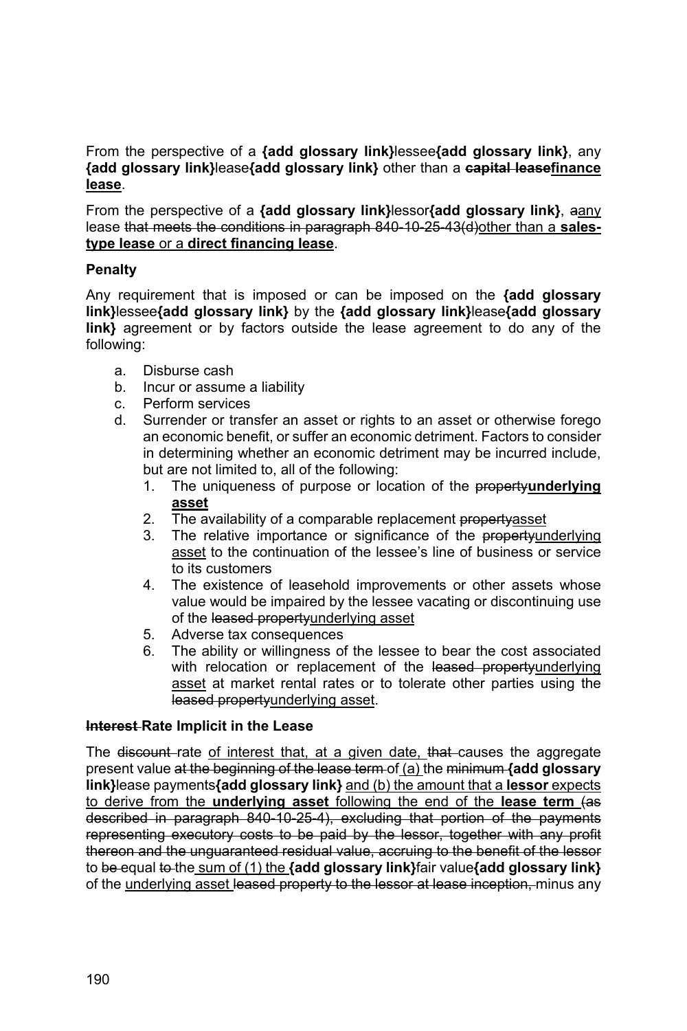From the perspective of a **{add glossary link}**lessee**{add glossary link}**, any **{add glossary link}**lease**{add glossary link}** other than a ~~**capital lease**~~<u>**finance lease**</u>.

From the perspective of a **{add glossary link}**lessor**{add glossary link}**, ~~a~~<u>any</u> lease ~~that meets the conditions in paragraph 840-10-25-43(d)~~<u>other than a **sales-type lease** or a **direct financing lease**</u>.

**Penalty**

Any requirement that is imposed or can be imposed on the **{add glossary link}**lessee**{add glossary link}** by the **{add glossary link}**lease**{add glossary link}** agreement or by factors outside the lease agreement to do any of the following:

a. Disburse cash
b. Incur or assume a liability
c. Perform services
d. Surrender or transfer an asset or rights to an asset or otherwise forego an economic benefit, or suffer an economic detriment. Factors to consider in determining whether an economic detriment may be incurred include, but are not limited to, all of the following:
   1. The uniqueness of purpose or location of the ~~property~~<u>**underlying asset**</u>
   2. The availability of a comparable replacement ~~property~~<u>asset</u>
   3. The relative importance or significance of the ~~property~~<u>underlying asset</u> to the continuation of the lessee's line of business or service to its customers
   4. The existence of leasehold improvements or other assets whose value would be impaired by the lessee vacating or discontinuing use of the ~~leased property~~<u>underlying asset</u>
   5. Adverse tax consequences
   6. The ability or willingness of the lessee to bear the cost associated with relocation or replacement of the ~~leased property~~<u>underlying asset</u> at market rental rates or to tolerate other parties using the ~~leased property~~<u>underlying asset</u>.

**~~Interest~~ Rate Implicit in the Lease**

The ~~discount~~ rate <u>of interest that, at a given date,</u> ~~that~~ causes the aggregate present value ~~at the beginning of the lease term~~ of <u>(a)</u> the ~~minimum~~ **{add glossary link}**lease payments**{add glossary link}** <u>and (b) the amount that a **lessor** expects to derive from the **underlying asset** following the end of the **lease term**</u> ~~(as described in paragraph 840-10-25-4), excluding that portion of the payments representing executory costs to be paid by the lessor, together with any profit thereon and the unguaranteed residual value, accruing to the benefit of the lessor~~ to ~~be~~ equal ~~to~~ the <u>sum of (1) the</u> **{add glossary link}**fair value**{add glossary link}** of the <u>underlying asset</u> ~~leased property to the lessor at lease inception,~~ minus any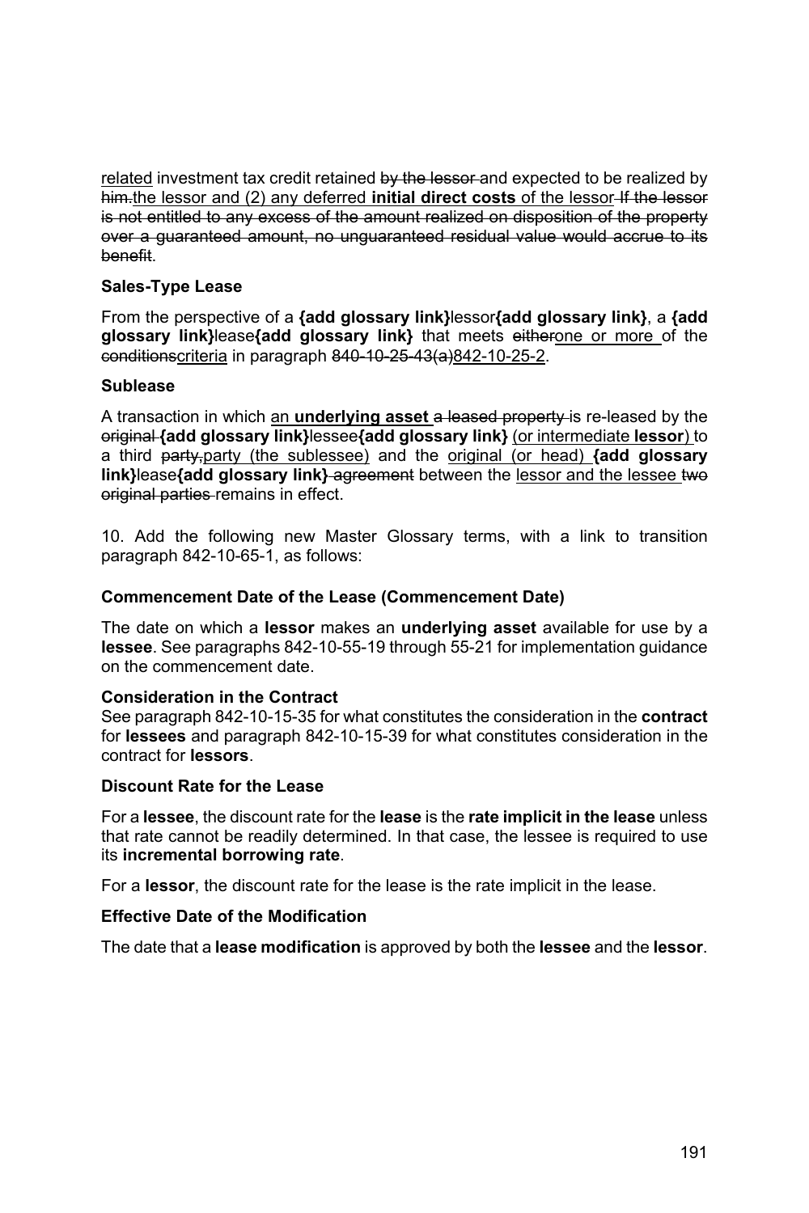related investment tax credit retained ~~by the lessor~~ and expected to be realized by ~~him.~~the lessor and (2) any deferred **initial direct costs** of the lessor ~~If the lessor is not entitled to any excess of the amount realized on disposition of the property over a guaranteed amount, no unguaranteed residual value would accrue to its benefit~~.

**Sales-Type Lease**

From the perspective of a **{add glossary link}**lessor**{add glossary link}**, a **{add glossary link}**lease**{add glossary link}** that meets ~~either~~one or more of the ~~conditions~~criteria in paragraph ~~840-10-25-43(a)~~842-10-25-2.

**Sublease**

A transaction in which an **underlying asset** ~~a leased property~~ is re-leased by the ~~original~~ **{add glossary link}**lessee**{add glossary link}** (or intermediate **lessor**) to a third ~~party,~~party (the sublessee) and the original (or head) **{add glossary link}**lease**{add glossary link}** ~~agreement~~ between the lessor and the lessee ~~two original parties~~ remains in effect.

10. Add the following new Master Glossary terms, with a link to transition paragraph 842-10-65-1, as follows:

**Commencement Date of the Lease (Commencement Date)**

The date on which a **lessor** makes an **underlying asset** available for use by a **lessee**. See paragraphs 842-10-55-19 through 55-21 for implementation guidance on the commencement date.

**Consideration in the Contract**

See paragraph 842-10-15-35 for what constitutes the consideration in the **contract** for **lessees** and paragraph 842-10-15-39 for what constitutes consideration in the contract for **lessors**.

**Discount Rate for the Lease**

For a **lessee**, the discount rate for the **lease** is the **rate implicit in the lease** unless that rate cannot be readily determined. In that case, the lessee is required to use its **incremental borrowing rate**.

For a **lessor**, the discount rate for the lease is the rate implicit in the lease.

**Effective Date of the Modification**

The date that a **lease modification** is approved by both the **lessee** and the **lessor**.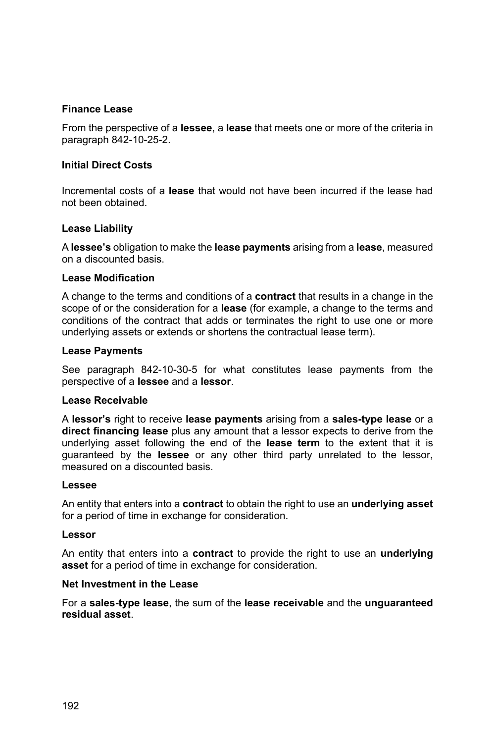**Finance Lease**

From the perspective of a **lessee**, a **lease** that meets one or more of the criteria in paragraph 842-10-25-2.

**Initial Direct Costs**

Incremental costs of a **lease** that would not have been incurred if the lease had not been obtained.

**Lease Liability**

A **lessee's** obligation to make the **lease payments** arising from a **lease**, measured on a discounted basis.

**Lease Modification**

A change to the terms and conditions of a **contract** that results in a change in the scope of or the consideration for a **lease** (for example, a change to the terms and conditions of the contract that adds or terminates the right to use one or more underlying assets or extends or shortens the contractual lease term).

**Lease Payments**

See paragraph 842-10-30-5 for what constitutes lease payments from the perspective of a **lessee** and a **lessor**.

**Lease Receivable**

A **lessor's** right to receive **lease payments** arising from a **sales-type lease** or a **direct financing lease** plus any amount that a lessor expects to derive from the underlying asset following the end of the **lease term** to the extent that it is guaranteed by the **lessee** or any other third party unrelated to the lessor, measured on a discounted basis.

**Lessee**

An entity that enters into a **contract** to obtain the right to use an **underlying asset** for a period of time in exchange for consideration.

**Lessor**

An entity that enters into a **contract** to provide the right to use an **underlying asset** for a period of time in exchange for consideration.

**Net Investment in the Lease**

For a **sales-type lease**, the sum of the **lease receivable** and the **unguaranteed residual asset**.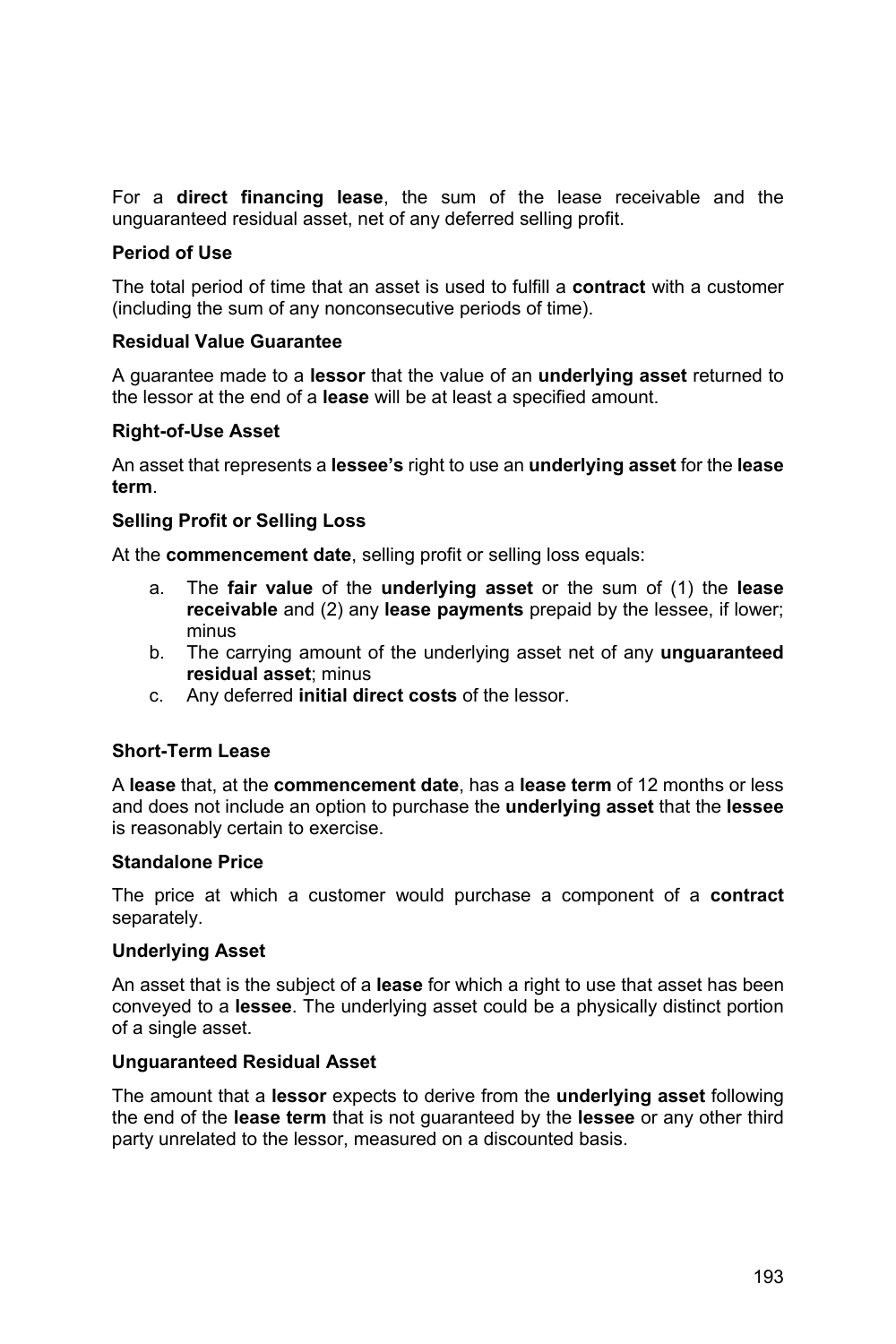For a **direct financing lease**, the sum of the lease receivable and the unguaranteed residual asset, net of any deferred selling profit.

**Period of Use**

The total period of time that an asset is used to fulfill a **contract** with a customer (including the sum of any nonconsecutive periods of time).

**Residual Value Guarantee**

A guarantee made to a **lessor** that the value of an **underlying asset** returned to the lessor at the end of a **lease** will be at least a specified amount.

**Right-of-Use Asset**

An asset that represents a **lessee's** right to use an **underlying asset** for the **lease term**.

**Selling Profit or Selling Loss**

At the **commencement date**, selling profit or selling loss equals:

a. The **fair value** of the **underlying asset** or the sum of (1) the **lease receivable** and (2) any **lease payments** prepaid by the lessee, if lower; minus
b. The carrying amount of the underlying asset net of any **unguaranteed residual asset**; minus
c. Any deferred **initial direct costs** of the lessor.

**Short-Term Lease**

A **lease** that, at the **commencement date**, has a **lease term** of 12 months or less and does not include an option to purchase the **underlying asset** that the **lessee** is reasonably certain to exercise.

**Standalone Price**

The price at which a customer would purchase a component of a **contract** separately.

**Underlying Asset**

An asset that is the subject of a **lease** for which a right to use that asset has been conveyed to a **lessee**. The underlying asset could be a physically distinct portion of a single asset.

**Unguaranteed Residual Asset**

The amount that a **lessor** expects to derive from the **underlying asset** following the end of the **lease term** that is not guaranteed by the **lessee** or any other third party unrelated to the lessor, measured on a discounted basis.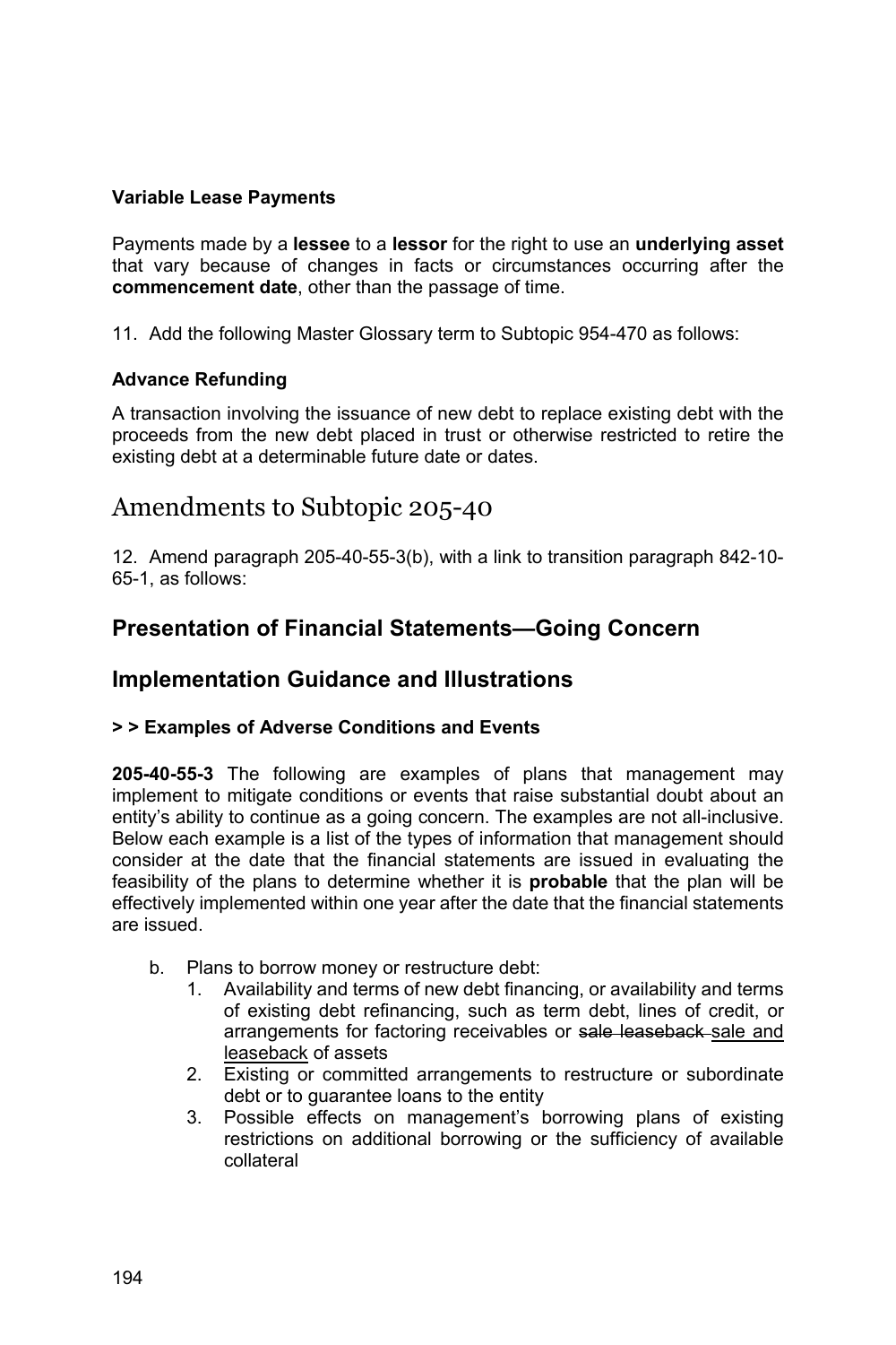**Variable Lease Payments**

Payments made by a **lessee** to a **lessor** for the right to use an **underlying asset** that vary because of changes in facts or circumstances occurring after the **commencement date**, other than the passage of time.

11. Add the following Master Glossary term to Subtopic 954-470 as follows:

**Advance Refunding**

A transaction involving the issuance of new debt to replace existing debt with the proceeds from the new debt placed in trust or otherwise restricted to retire the existing debt at a determinable future date or dates.

# Amendments to Subtopic 205-40

12. Amend paragraph 205-40-55-3(b), with a link to transition paragraph 842-10-65-1, as follows:

## Presentation of Financial Statements—Going Concern

## Implementation Guidance and Illustrations

### > > Examples of Adverse Conditions and Events

**205-40-55-3** The following are examples of plans that management may implement to mitigate conditions or events that raise substantial doubt about an entity's ability to continue as a going concern. The examples are not all-inclusive. Below each example is a list of the types of information that management should consider at the date that the financial statements are issued in evaluating the feasibility of the plans to determine whether it is **probable** that the plan will be effectively implemented within one year after the date that the financial statements are issued.

- b. Plans to borrow money or restructure debt:
  1. Availability and terms of new debt financing, or availability and terms of existing debt refinancing, such as term debt, lines of credit, or arrangements for factoring receivables or ~~sale leaseback~~ <u>sale and leaseback</u> of assets
  2. Existing or committed arrangements to restructure or subordinate debt or to guarantee loans to the entity
  3. Possible effects on management's borrowing plans of existing restrictions on additional borrowing or the sufficiency of available collateral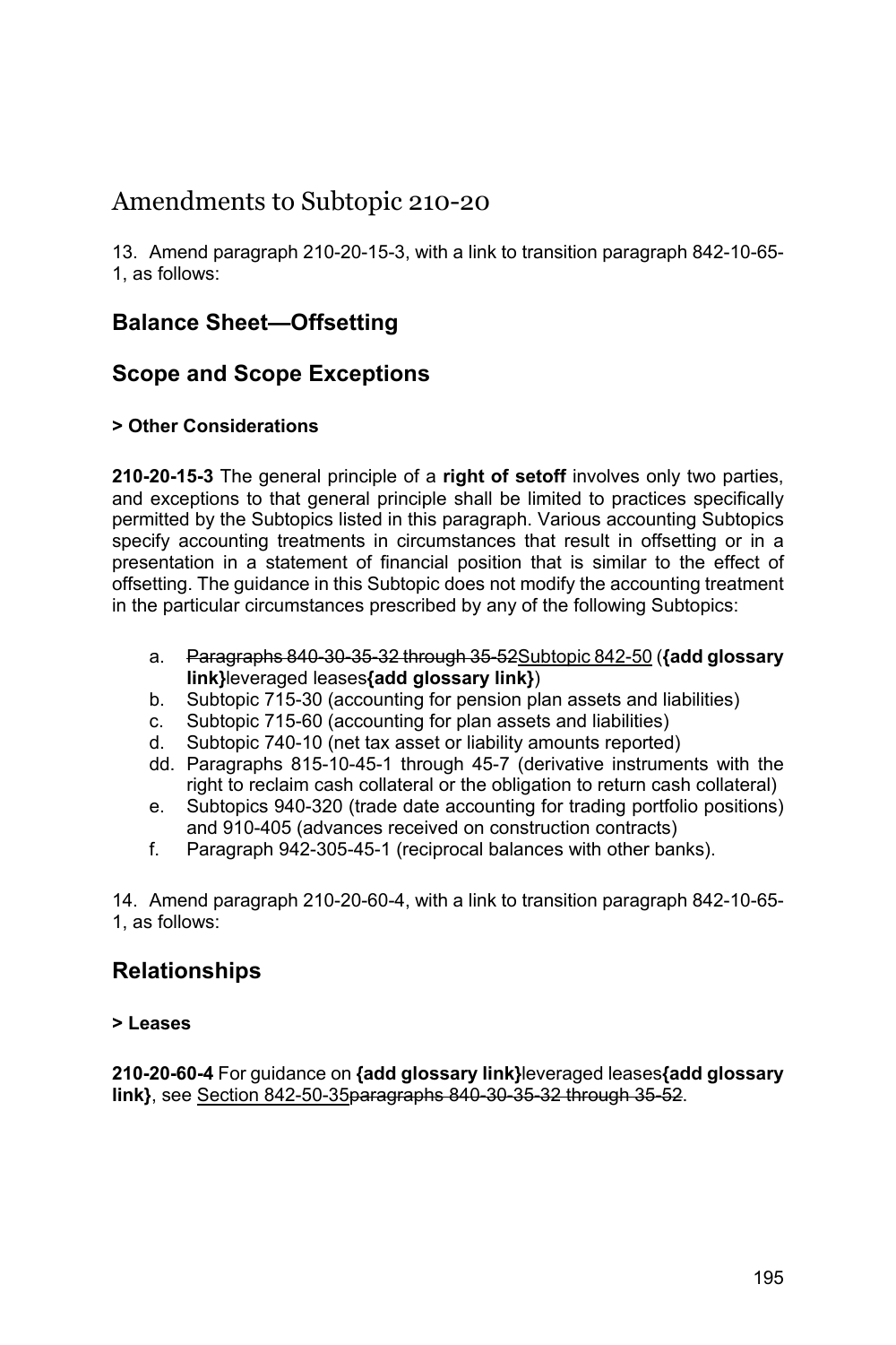# Amendments to Subtopic 210-20

13. Amend paragraph 210-20-15-3, with a link to transition paragraph 842-10-65-1, as follows:

## Balance Sheet—Offsetting

## Scope and Scope Exceptions

#### > Other Considerations

**210-20-15-3** The general principle of a **right of setoff** involves only two parties, and exceptions to that general principle shall be limited to practices specifically permitted by the Subtopics listed in this paragraph. Various accounting Subtopics specify accounting treatments in circumstances that result in offsetting or in a presentation in a statement of financial position that is similar to the effect of offsetting. The guidance in this Subtopic does not modify the accounting treatment in the particular circumstances prescribed by any of the following Subtopics:

a. ~~Paragraphs 840-30-35-32 through 35-52~~<u>Subtopic 842-50</u> (**{add glossary link}**leveraged leases**{add glossary link}**)
b. Subtopic 715-30 (accounting for pension plan assets and liabilities)
c. Subtopic 715-60 (accounting for plan assets and liabilities)
d. Subtopic 740-10 (net tax asset or liability amounts reported)
dd. Paragraphs 815-10-45-1 through 45-7 (derivative instruments with the right to reclaim cash collateral or the obligation to return cash collateral)
e. Subtopics 940-320 (trade date accounting for trading portfolio positions) and 910-405 (advances received on construction contracts)
f. Paragraph 942-305-45-1 (reciprocal balances with other banks).

14. Amend paragraph 210-20-60-4, with a link to transition paragraph 842-10-65-1, as follows:

## Relationships

#### > Leases

**210-20-60-4** For guidance on **{add glossary link}**leveraged leases**{add glossary link}**, see <u>Section 842-50-35</u>~~paragraphs 840-30-35-32 through 35-52~~.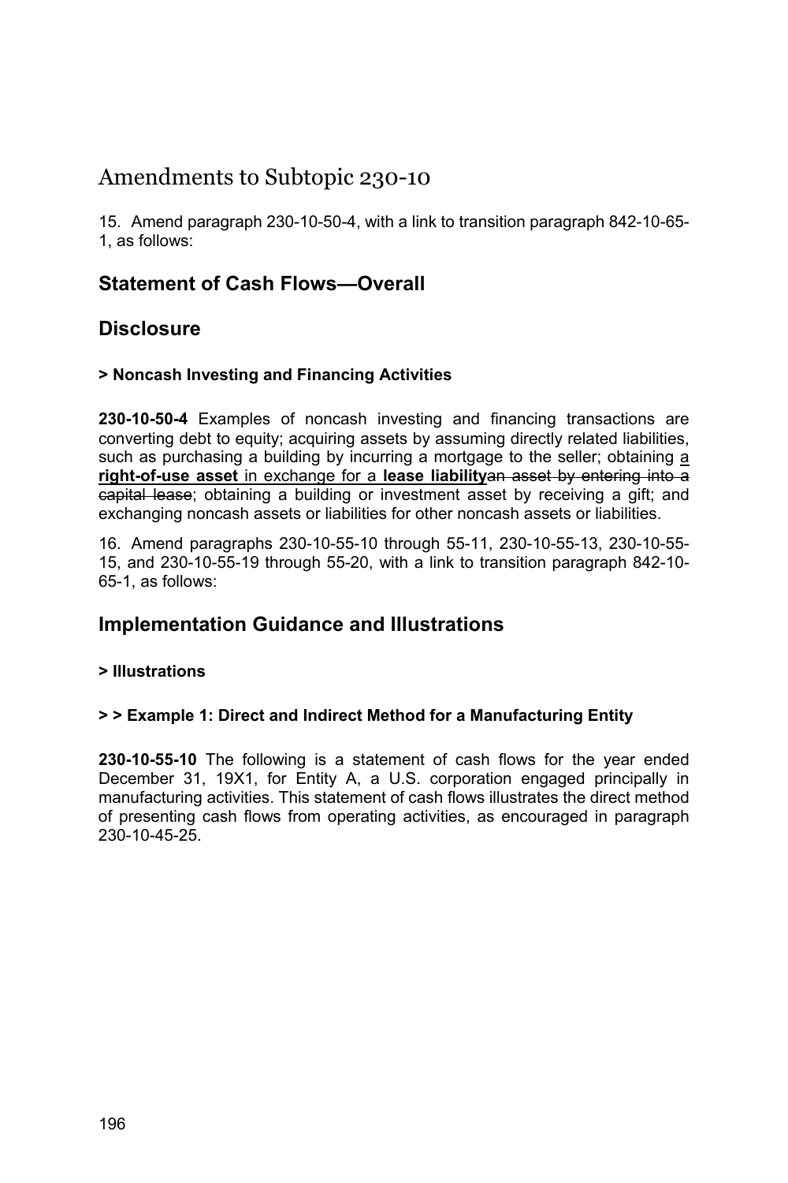# Amendments to Subtopic 230-10

15. Amend paragraph 230-10-50-4, with a link to transition paragraph 842-10-65-1, as follows:

## Statement of Cash Flows—Overall

## Disclosure

#### > Noncash Investing and Financing Activities

**230-10-50-4** Examples of noncash investing and financing transactions are converting debt to equity; acquiring assets by assuming directly related liabilities, such as purchasing a building by incurring a mortgage to the seller; obtaining <u>a **right-of-use asset** in exchange for a **lease liability**</u>~~an asset by entering into a capital lease~~; obtaining a building or investment asset by receiving a gift; and exchanging noncash assets or liabilities for other noncash assets or liabilities.

16. Amend paragraphs 230-10-55-10 through 55-11, 230-10-55-13, 230-10-55-15, and 230-10-55-19 through 55-20, with a link to transition paragraph 842-10-65-1, as follows:

## Implementation Guidance and Illustrations

#### > Illustrations

#### > > Example 1: Direct and Indirect Method for a Manufacturing Entity

**230-10-55-10** The following is a statement of cash flows for the year ended December 31, 19X1, for Entity A, a U.S. corporation engaged principally in manufacturing activities. This statement of cash flows illustrates the direct method of presenting cash flows from operating activities, as encouraged in paragraph 230-10-45-25.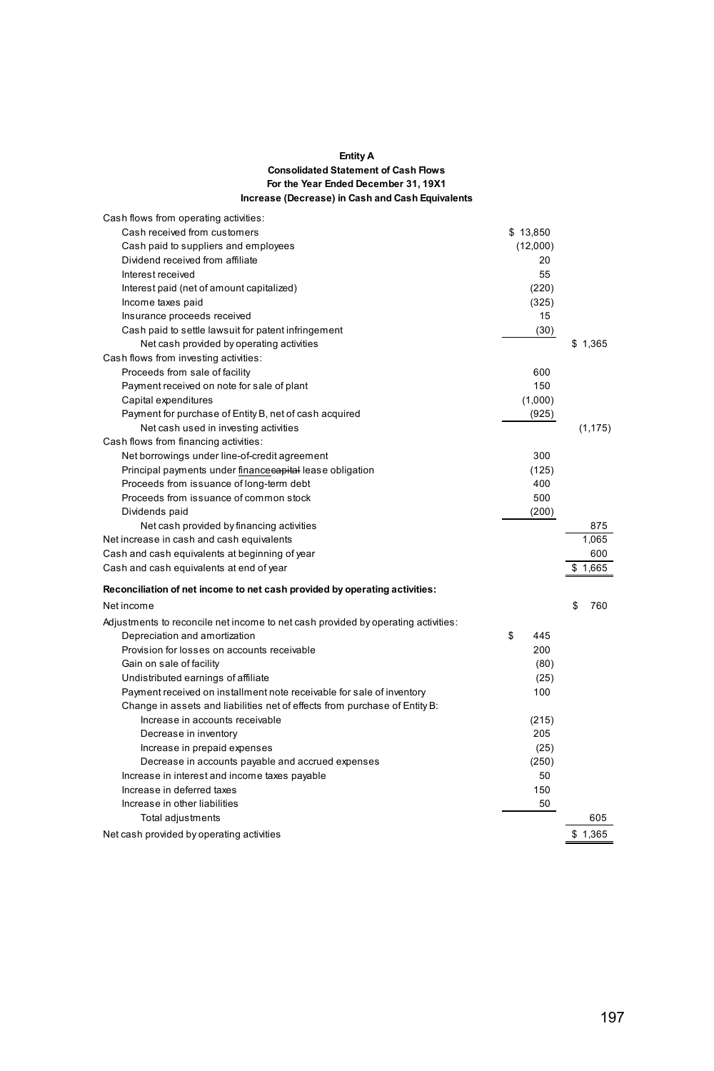**Entity A**
**Consolidated Statement of Cash Flows**
**For the Year Ended December 31, 19X1**
**Increase (Decrease) in Cash and Cash Equivalents**

| | | |
|---|---|---|
| Cash flows from operating activities: | | |
| Cash received from customers | $ 13,850 | |
| Cash paid to suppliers and employees | (12,000) | |
| Dividend received from affiliate | 20 | |
| Interest received | 55 | |
| Interest paid (net of amount capitalized) | (220) | |
| Income taxes paid | (325) | |
| Insurance proceeds received | 15 | |
| Cash paid to settle lawsuit for patent infringement | (30) | |
| Net cash provided by operating activities | | $ 1,365 |
| Cash flows from investing activities: | | |
| Proceeds from sale of facility | 600 | |
| Payment received on note for sale of plant | 150 | |
| Capital expenditures | (1,000) | |
| Payment for purchase of Entity B, net of cash acquired | (925) | |
| Net cash used in investing activities | | (1,175) |
| Cash flows from financing activities: | | |
| Net borrowings under line-of-credit agreement | 300 | |
| Principal payments under finance~~capital~~ lease obligation | (125) | |
| Proceeds from issuance of long-term debt | 400 | |
| Proceeds from issuance of common stock | 500 | |
| Dividends paid | (200) | |
| Net cash provided by financing activities | | 875 |
| Net increase in cash and cash equivalents | | 1,065 |
| Cash and cash equivalents at beginning of year | | 600 |
| Cash and cash equivalents at end of year | | $ 1,665 |

**Reconciliation of net income to net cash provided by operating activities:**

| | | |
|---|---|---|
| Net income | | $ 760 |
| Adjustments to reconcile net income to net cash provided by operating activities: | | |
| Depreciation and amortization | $ 445 | |
| Provision for losses on accounts receivable | 200 | |
| Gain on sale of facility | (80) | |
| Undistributed earnings of affiliate | (25) | |
| Payment received on installment note receivable for sale of inventory | 100 | |
| Change in assets and liabilities net of effects from purchase of Entity B: | | |
| Increase in accounts receivable | (215) | |
| Decrease in inventory | 205 | |
| Increase in prepaid expenses | (25) | |
| Decrease in accounts payable and accrued expenses | (250) | |
| Increase in interest and income taxes payable | 50 | |
| Increase in deferred taxes | 150 | |
| Increase in other liabilities | 50 | |
| Total adjustments | | 605 |
| Net cash provided by operating activities | | $ 1,365 |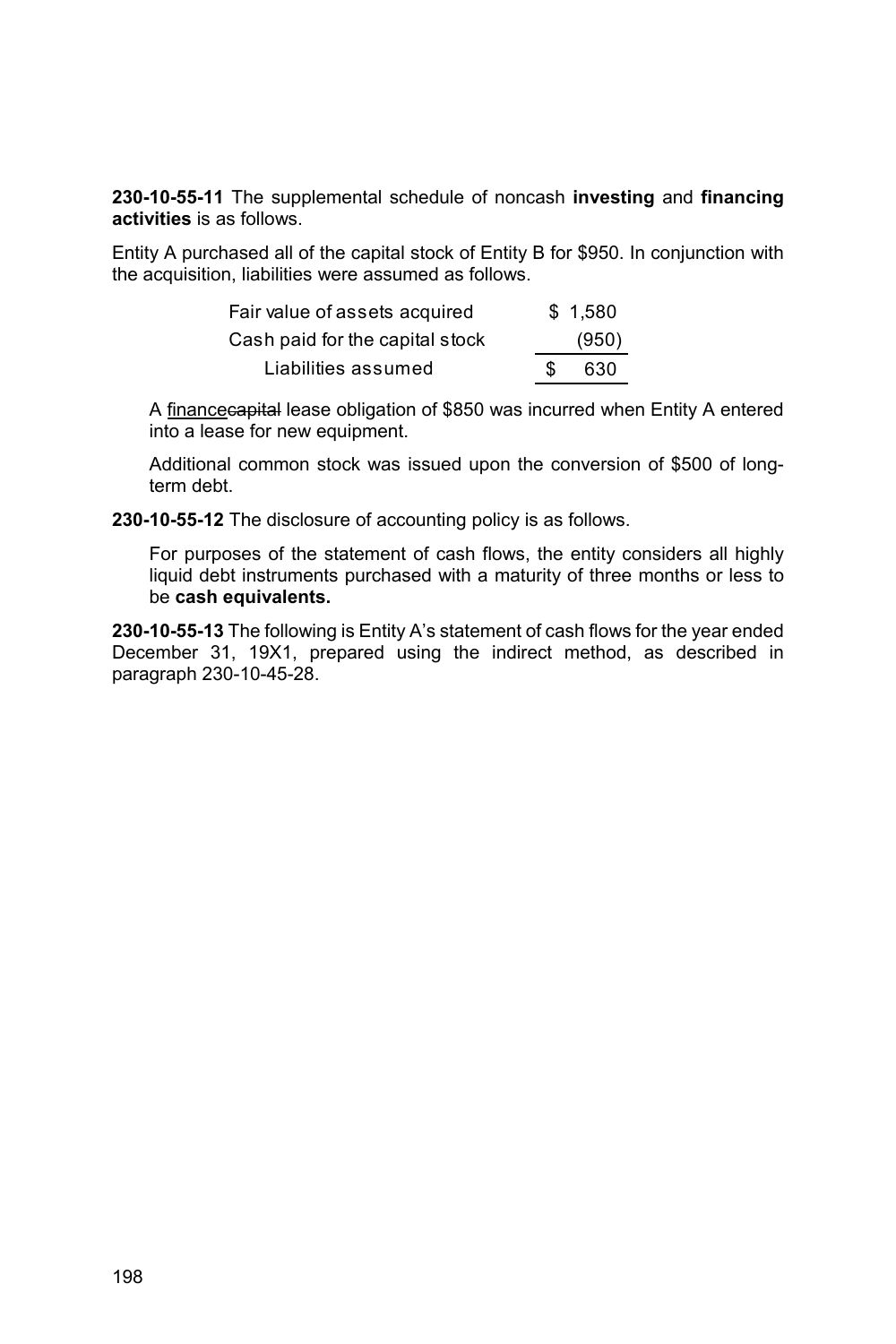**230-10-55-11** The supplemental schedule of noncash **investing** and **financing activities** is as follows.

Entity A purchased all of the capital stock of Entity B for $950. In conjunction with the acquisition, liabilities were assumed as follows.

| | |
|---|---|
| Fair value of assets acquired | $ 1,580 |
| Cash paid for the capital stock | (950) |
| Liabilities assumed | $ 630 |

A finance~~capital~~ lease obligation of $850 was incurred when Entity A entered into a lease for new equipment.

Additional common stock was issued upon the conversion of $500 of long-term debt.

**230-10-55-12** The disclosure of accounting policy is as follows.

For purposes of the statement of cash flows, the entity considers all highly liquid debt instruments purchased with a maturity of three months or less to be **cash equivalents.**

**230-10-55-13** The following is Entity A's statement of cash flows for the year ended December 31, 19X1, prepared using the indirect method, as described in paragraph 230-10-45-28.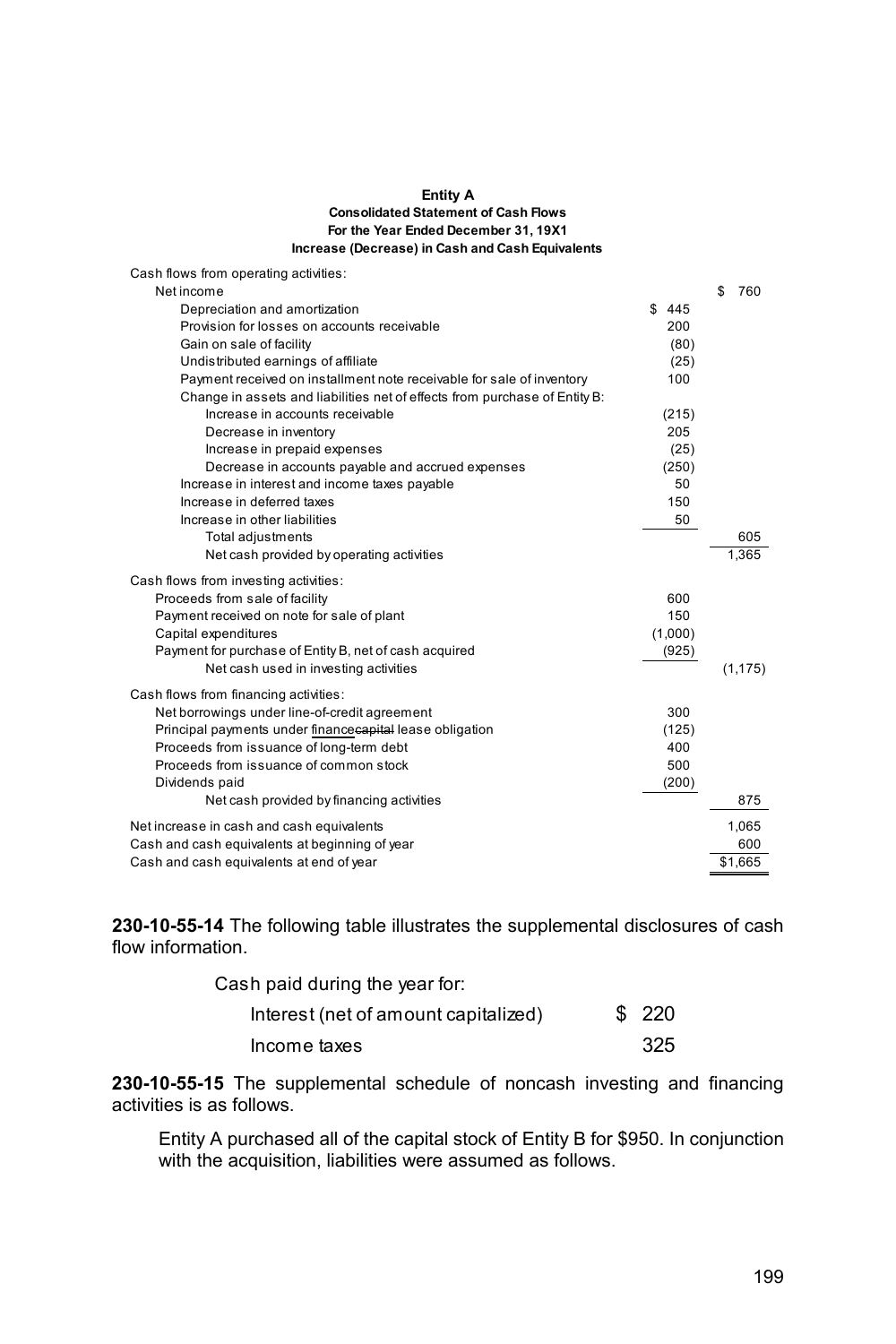**Entity A**
**Consolidated Statement of Cash Flows**
**For the Year Ended December 31, 19X1**
**Increase (Decrease) in Cash and Cash Equivalents**

| | | |
|---|---|---|
| Cash flows from operating activities: | | |
| Net income | | $ 760 |
| Depreciation and amortization | $ 445 | |
| Provision for losses on accounts receivable | 200 | |
| Gain on sale of facility | (80) | |
| Undistributed earnings of affiliate | (25) | |
| Payment received on installment note receivable for sale of inventory | 100 | |
| Change in assets and liabilities net of effects from purchase of Entity B: | | |
| Increase in accounts receivable | (215) | |
| Decrease in inventory | 205 | |
| Increase in prepaid expenses | (25) | |
| Decrease in accounts payable and accrued expenses | (250) | |
| Increase in interest and income taxes payable | 50 | |
| Increase in deferred taxes | 150 | |
| Increase in other liabilities | 50 | |
| Total adjustments | | 605 |
| Net cash provided by operating activities | | 1,365 |
| Cash flows from investing activities: | | |
| Proceeds from sale of facility | 600 | |
| Payment received on note for sale of plant | 150 | |
| Capital expenditures | (1,000) | |
| Payment for purchase of Entity B, net of cash acquired | (925) | |
| Net cash used in investing activities | | (1,175) |
| Cash flows from financing activities: | | |
| Net borrowings under line-of-credit agreement | 300 | |
| Principal payments under finance ~~capital~~ lease obligation | (125) | |
| Proceeds from issuance of long-term debt | 400 | |
| Proceeds from issuance of common stock | 500 | |
| Dividends paid | (200) | |
| Net cash provided by financing activities | | 875 |
| Net increase in cash and cash equivalents | | 1,065 |
| Cash and cash equivalents at beginning of year | | 600 |
| Cash and cash equivalents at end of year | | $1,665 |

**230-10-55-14** The following table illustrates the supplemental disclosures of cash flow information.

| Cash paid during the year for: | |
|---|---|
| Interest (net of amount capitalized) | $ 220 |
| Income taxes | 325 |

**230-10-55-15** The supplemental schedule of noncash investing and financing activities is as follows.

Entity A purchased all of the capital stock of Entity B for $950. In conjunction with the acquisition, liabilities were assumed as follows.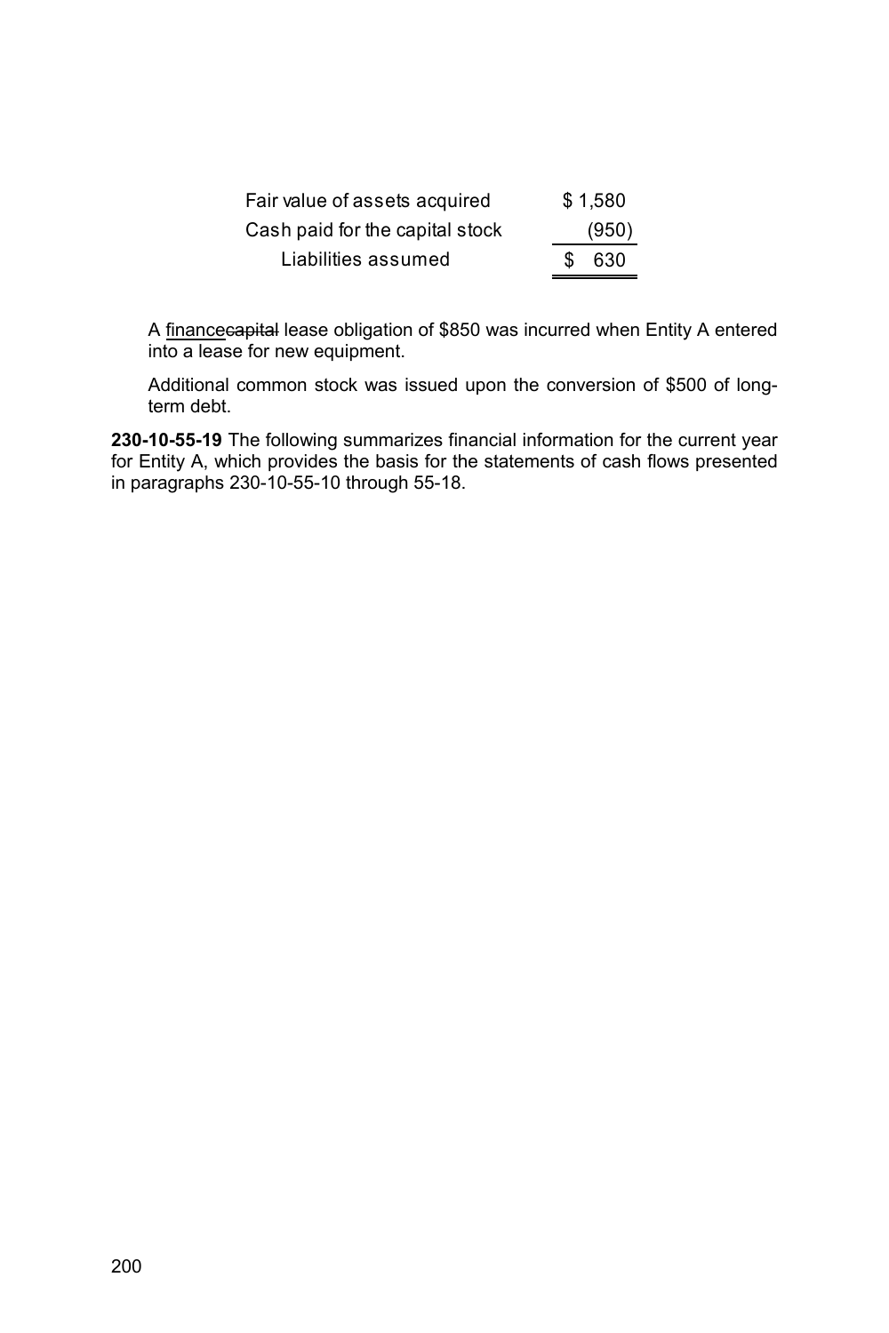| | |
|---|---|
| Fair value of assets acquired | $ 1,580 |
| Cash paid for the capital stock | (950) |
| Liabilities assumed | $ 630 |

A <u>finance</u>~~capital~~ lease obligation of $850 was incurred when Entity A entered into a lease for new equipment.

Additional common stock was issued upon the conversion of $500 of long-term debt.

**230-10-55-19** The following summarizes financial information for the current year for Entity A, which provides the basis for the statements of cash flows presented in paragraphs 230-10-55-10 through 55-18.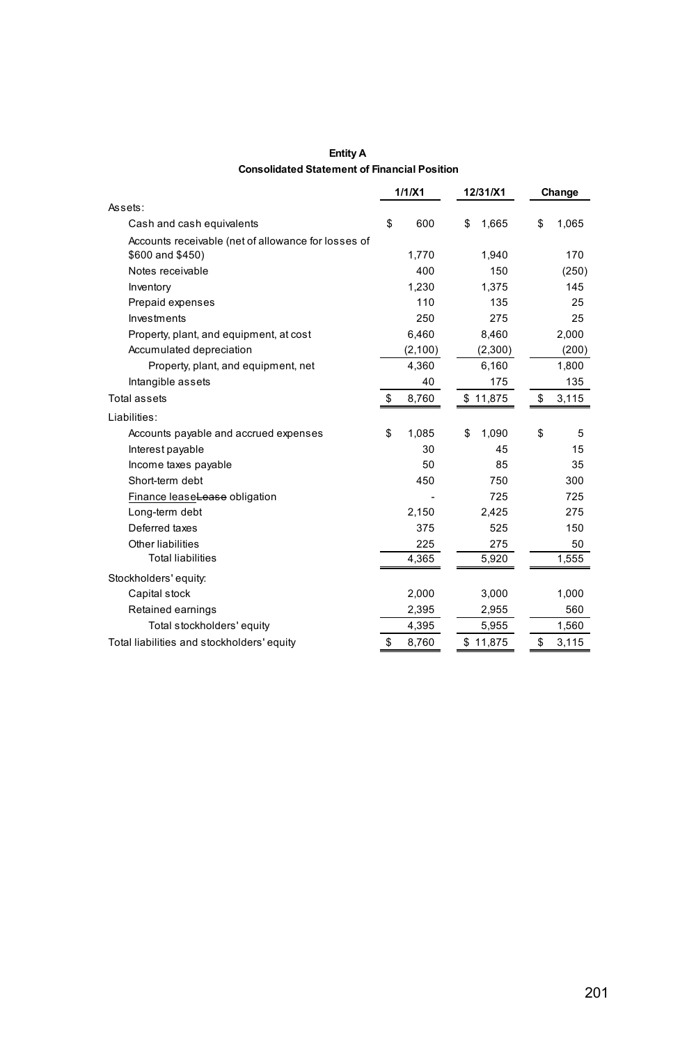**Entity A**
**Consolidated Statement of Financial Position**

| | 1/1/X1 | 12/31/X1 | Change |
|---|---|---|---|
| Assets: | | | |
| Cash and cash equivalents | $ 600 | $ 1,665 | $ 1,065 |
| Accounts receivable (net of allowance for losses of $600 and $450) | 1,770 | 1,940 | 170 |
| Notes receivable | 400 | 150 | (250) |
| Inventory | 1,230 | 1,375 | 145 |
| Prepaid expenses | 110 | 135 | 25 |
| Investments | 250 | 275 | 25 |
| Property, plant, and equipment, at cost | 6,460 | 8,460 | 2,000 |
| Accumulated depreciation | (2,100) | (2,300) | (200) |
| Property, plant, and equipment, net | 4,360 | 6,160 | 1,800 |
| Intangible assets | 40 | 175 | 135 |
| Total assets | $ 8,760 | $ 11,875 | $ 3,115 |
| Liabilities: | | | |
| Accounts payable and accrued expenses | $ 1,085 | $ 1,090 | $ 5 |
| Interest payable | 30 | 45 | 15 |
| Income taxes payable | 50 | 85 | 35 |
| Short-term debt | 450 | 750 | 300 |
| Finance lease~~Lease~~ obligation | - | 725 | 725 |
| Long-term debt | 2,150 | 2,425 | 275 |
| Deferred taxes | 375 | 525 | 150 |
| Other liabilities | 225 | 275 | 50 |
| Total liabilities | 4,365 | 5,920 | 1,555 |
| Stockholders' equity: | | | |
| Capital stock | 2,000 | 3,000 | 1,000 |
| Retained earnings | 2,395 | 2,955 | 560 |
| Total stockholders' equity | 4,395 | 5,955 | 1,560 |
| Total liabilities and stockholders' equity | $ 8,760 | $ 11,875 | $ 3,115 |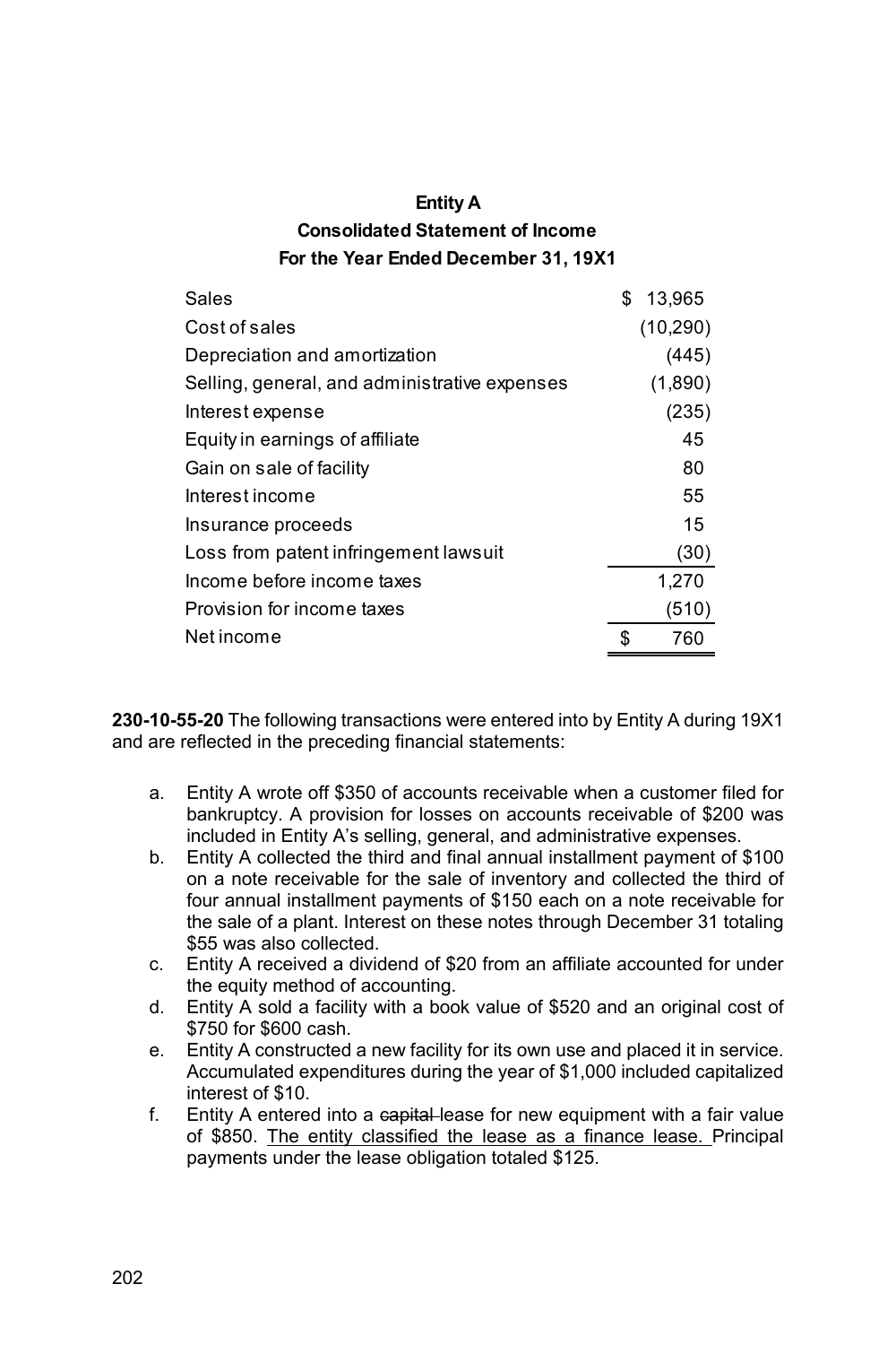**Entity A**

**Consolidated Statement of Income**

**For the Year Ended December 31, 19X1**

| | |
|---|---|
| Sales | $ 13,965 |
| Cost of sales | (10,290) |
| Depreciation and amortization | (445) |
| Selling, general, and administrative expenses | (1,890) |
| Interest expense | (235) |
| Equity in earnings of affiliate | 45 |
| Gain on sale of facility | 80 |
| Interest income | 55 |
| Insurance proceeds | 15 |
| Loss from patent infringement lawsuit | (30) |
| Income before income taxes | 1,270 |
| Provision for income taxes | (510) |
| Net income | $ 760 |

**230-10-55-20** The following transactions were entered into by Entity A during 19X1 and are reflected in the preceding financial statements:

a. Entity A wrote off $350 of accounts receivable when a customer filed for bankruptcy. A provision for losses on accounts receivable of $200 was included in Entity A's selling, general, and administrative expenses.
b. Entity A collected the third and final annual installment payment of $100 on a note receivable for the sale of inventory and collected the third of four annual installment payments of $150 each on a note receivable for the sale of a plant. Interest on these notes through December 31 totaling $55 was also collected.
c. Entity A received a dividend of $20 from an affiliate accounted for under the equity method of accounting.
d. Entity A sold a facility with a book value of $520 and an original cost of $750 for $600 cash.
e. Entity A constructed a new facility for its own use and placed it in service. Accumulated expenditures during the year of $1,000 included capitalized interest of $10.
f. Entity A entered into a ~~capital~~ lease for new equipment with a fair value of $850. The entity classified the lease as a finance lease. Principal payments under the lease obligation totaled $125.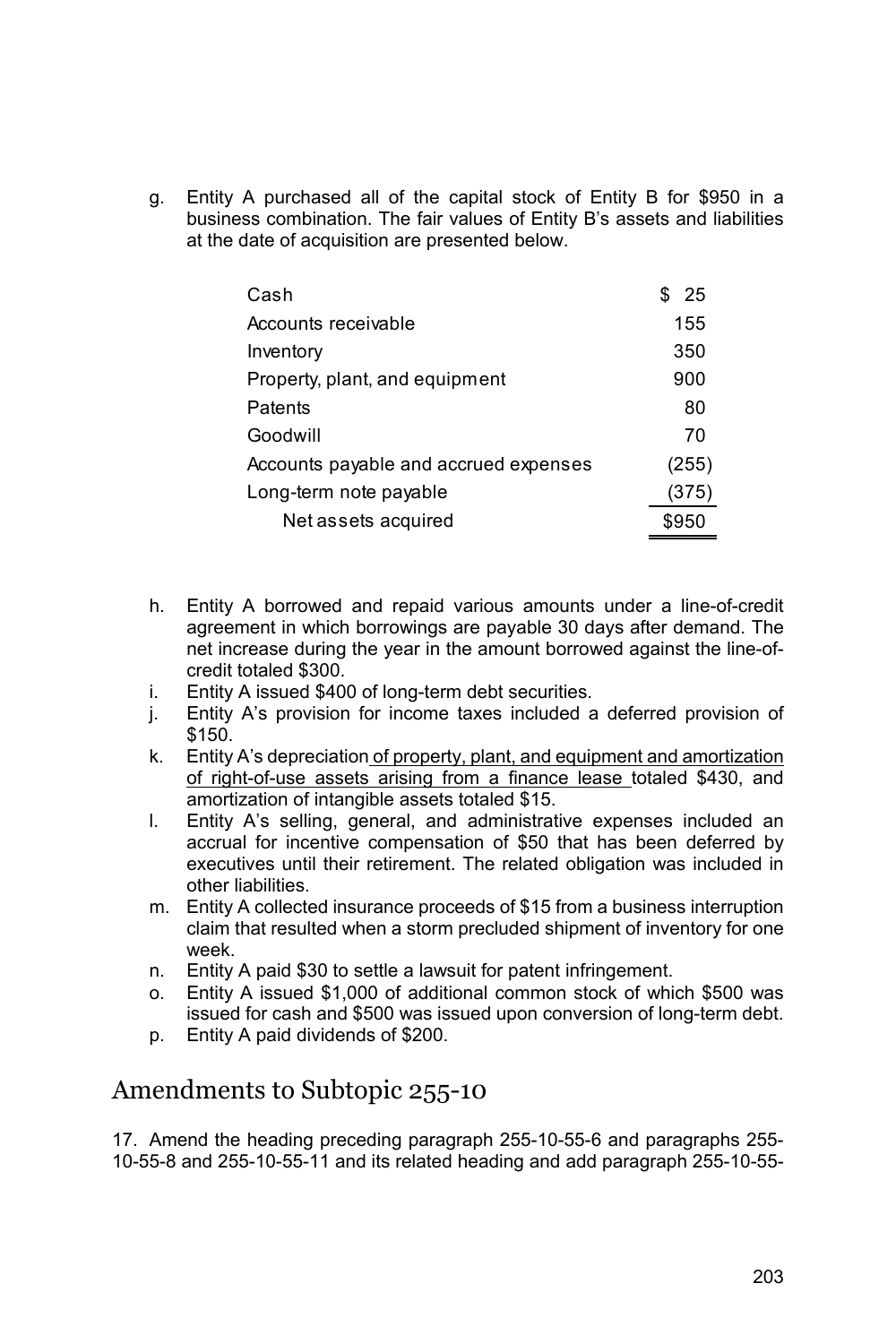g. Entity A purchased all of the capital stock of Entity B for $950 in a business combination. The fair values of Entity B's assets and liabilities at the date of acquisition are presented below.

| | |
|---|---|
| Cash | $ 25 |
| Accounts receivable | 155 |
| Inventory | 350 |
| Property, plant, and equipment | 900 |
| Patents | 80 |
| Goodwill | 70 |
| Accounts payable and accrued expenses | (255) |
| Long-term note payable | (375) |
| Net assets acquired | $950 |

h. Entity A borrowed and repaid various amounts under a line-of-credit agreement in which borrowings are payable 30 days after demand. The net increase during the year in the amount borrowed against the line-of-credit totaled $300.
i. Entity A issued $400 of long-term debt securities.
j. Entity A's provision for income taxes included a deferred provision of $150.
k. Entity A's depreciation of property, plant, and equipment and amortization of right-of-use assets arising from a finance lease totaled $430, and amortization of intangible assets totaled $15.
l. Entity A's selling, general, and administrative expenses included an accrual for incentive compensation of $50 that has been deferred by executives until their retirement. The related obligation was included in other liabilities.
m. Entity A collected insurance proceeds of $15 from a business interruption claim that resulted when a storm precluded shipment of inventory for one week.
n. Entity A paid $30 to settle a lawsuit for patent infringement.
o. Entity A issued $1,000 of additional common stock of which $500 was issued for cash and $500 was issued upon conversion of long-term debt.
p. Entity A paid dividends of $200.

## Amendments to Subtopic 255-10

17. Amend the heading preceding paragraph 255-10-55-6 and paragraphs 255-10-55-8 and 255-10-55-11 and its related heading and add paragraph 255-10-55-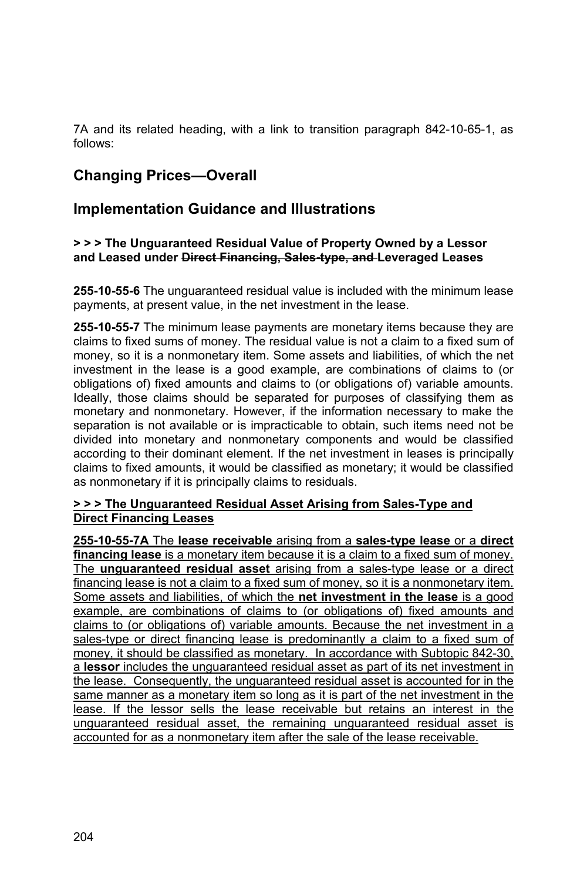7A and its related heading, with a link to transition paragraph 842-10-65-1, as follows:

## Changing Prices—Overall

## Implementation Guidance and Illustrations

**> > > The Unguaranteed Residual Value of Property Owned by a Lessor and Leased under ~~Direct Financing, Sales-type, and~~ Leveraged Leases**

**255-10-55-6** The unguaranteed residual value is included with the minimum lease payments, at present value, in the net investment in the lease.

**255-10-55-7** The minimum lease payments are monetary items because they are claims to fixed sums of money. The residual value is not a claim to a fixed sum of money, so it is a nonmonetary item. Some assets and liabilities, of which the net investment in the lease is a good example, are combinations of claims to (or obligations of) fixed amounts and claims to (or obligations of) variable amounts. Ideally, those claims should be separated for purposes of classifying them as monetary and nonmonetary. However, if the information necessary to make the separation is not available or is impracticable to obtain, such items need not be divided into monetary and nonmonetary components and would be classified according to their dominant element. If the net investment in leases is principally claims to fixed amounts, it would be classified as monetary; it would be classified as nonmonetary if it is principally claims to residuals.

<u>**> > > The Unguaranteed Residual Asset Arising from Sales-Type and Direct Financing Leases**</u>

<u>**255-10-55-7A** The **lease receivable** arising from a **sales-type lease** or a **direct financing lease** is a monetary item because it is a claim to a fixed sum of money. The **unguaranteed residual asset** arising from a sales-type lease or a direct financing lease is not a claim to a fixed sum of money, so it is a nonmonetary item. Some assets and liabilities, of which the **net investment in the lease** is a good example, are combinations of claims to (or obligations of) fixed amounts and claims to (or obligations of) variable amounts. Because the net investment in a sales-type or direct financing lease is predominantly a claim to a fixed sum of money, it should be classified as monetary. In accordance with Subtopic 842-30, a **lessor** includes the unguaranteed residual asset as part of its net investment in the lease. Consequently, the unguaranteed residual asset is accounted for in the same manner as a monetary item so long as it is part of the net investment in the lease. If the lessor sells the lease receivable but retains an interest in the unguaranteed residual asset, the remaining unguaranteed residual asset is accounted for as a nonmonetary item after the sale of the lease receivable.</u>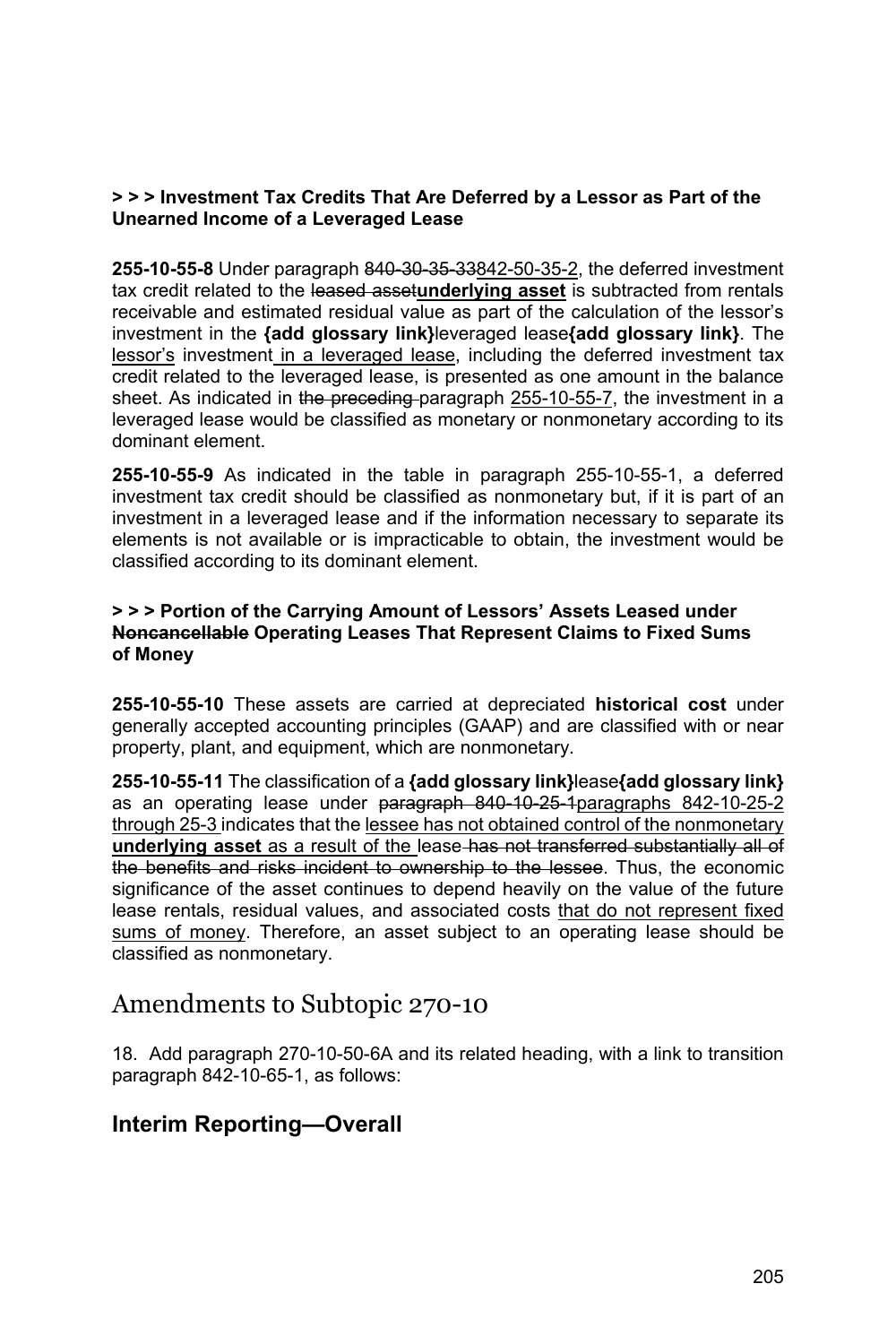**> > > Investment Tax Credits That Are Deferred by a Lessor as Part of the Unearned Income of a Leveraged Lease**

**255-10-55-8** Under paragraph ~~840-30-35-33~~842-50-35-2, the deferred investment tax credit related to the ~~leased asset~~**underlying asset** is subtracted from rentals receivable and estimated residual value as part of the calculation of the lessor's investment in the **{add glossary link}**leveraged lease**{add glossary link}**. The lessor's investment in a leveraged lease, including the deferred investment tax credit related to the leveraged lease, is presented as one amount in the balance sheet. As indicated in ~~the preceding~~ paragraph 255-10-55-7, the investment in a leveraged lease would be classified as monetary or nonmonetary according to its dominant element.

**255-10-55-9** As indicated in the table in paragraph 255-10-55-1, a deferred investment tax credit should be classified as nonmonetary but, if it is part of an investment in a leveraged lease and if the information necessary to separate its elements is not available or is impracticable to obtain, the investment would be classified according to its dominant element.

**> > > Portion of the Carrying Amount of Lessors' Assets Leased under ~~Noncancellable~~ Operating Leases That Represent Claims to Fixed Sums of Money**

**255-10-55-10** These assets are carried at depreciated **historical cost** under generally accepted accounting principles (GAAP) and are classified with or near property, plant, and equipment, which are nonmonetary.

**255-10-55-11** The classification of a **{add glossary link}**lease**{add glossary link}** as an operating lease under ~~paragraph 840-10-25-1~~paragraphs 842-10-25-2 through 25-3 indicates that the lessee has not obtained control of the nonmonetary **underlying asset** as a result of the lease ~~has not transferred substantially all of the benefits and risks incident to ownership to the lessee~~. Thus, the economic significance of the asset continues to depend heavily on the value of the future lease rentals, residual values, and associated costs that do not represent fixed sums of money. Therefore, an asset subject to an operating lease should be classified as nonmonetary.

# Amendments to Subtopic 270-10

18. Add paragraph 270-10-50-6A and its related heading, with a link to transition paragraph 842-10-65-1, as follows:

## Interim Reporting—Overall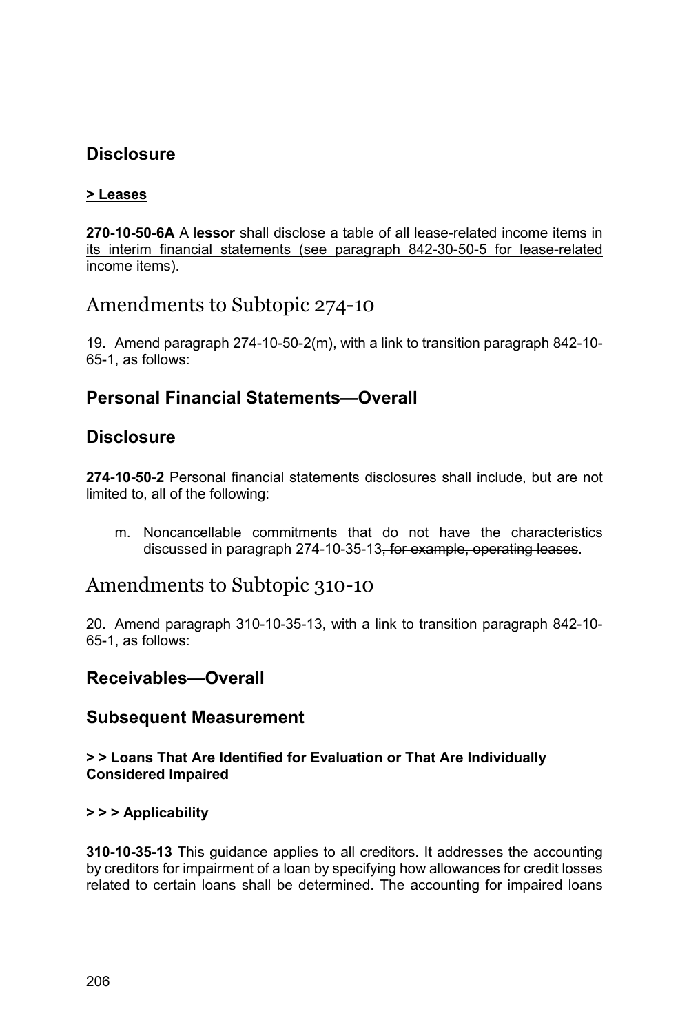## Disclosure

**> Leases**

**270-10-50-6A** A l**essor** shall disclose a table of all lease-related income items in its interim financial statements (see paragraph 842-30-50-5 for lease-related income items).

# Amendments to Subtopic 274-10

19. Amend paragraph 274-10-50-2(m), with a link to transition paragraph 842-10-65-1, as follows:

## Personal Financial Statements—Overall

## Disclosure

**274-10-50-2** Personal financial statements disclosures shall include, but are not limited to, all of the following:

m. Noncancellable commitments that do not have the characteristics discussed in paragraph 274-10-35-13~~, for example, operating leases~~.

# Amendments to Subtopic 310-10

20. Amend paragraph 310-10-35-13, with a link to transition paragraph 842-10-65-1, as follows:

## Receivables—Overall

## Subsequent Measurement

**> > Loans That Are Identified for Evaluation or That Are Individually Considered Impaired**

**> > > Applicability**

**310-10-35-13** This guidance applies to all creditors. It addresses the accounting by creditors for impairment of a loan by specifying how allowances for credit losses related to certain loans shall be determined. The accounting for impaired loans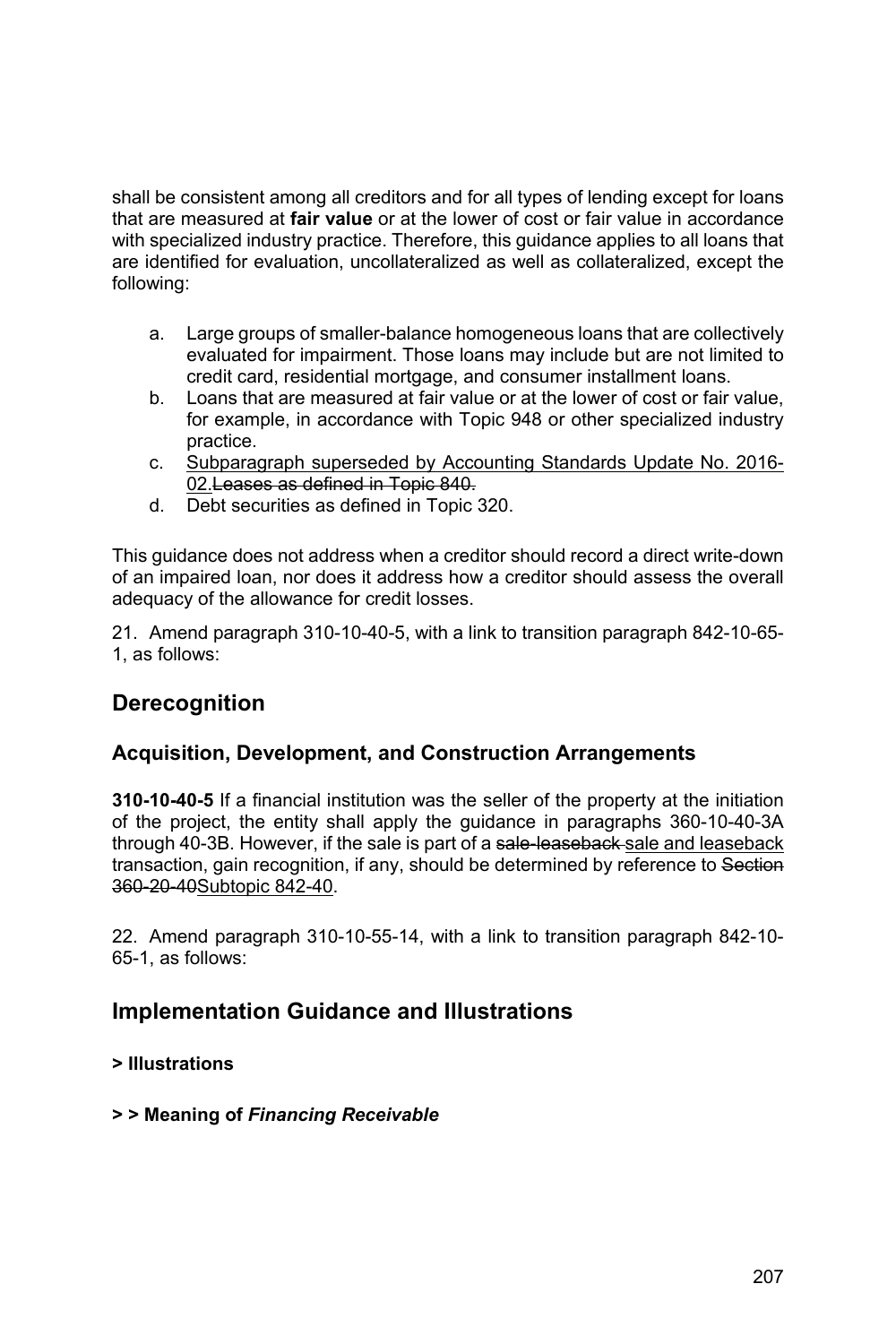shall be consistent among all creditors and for all types of lending except for loans that are measured at **fair value** or at the lower of cost or fair value in accordance with specialized industry practice. Therefore, this guidance applies to all loans that are identified for evaluation, uncollateralized as well as collateralized, except the following:

a. Large groups of smaller-balance homogeneous loans that are collectively evaluated for impairment. Those loans may include but are not limited to credit card, residential mortgage, and consumer installment loans.
b. Loans that are measured at fair value or at the lower of cost or fair value, for example, in accordance with Topic 948 or other specialized industry practice.
c. <u>Subparagraph superseded by Accounting Standards Update No. 2016-02.</u>~~Leases as defined in Topic 840.~~
d. Debt securities as defined in Topic 320.

This guidance does not address when a creditor should record a direct write-down of an impaired loan, nor does it address how a creditor should assess the overall adequacy of the allowance for credit losses.

21. Amend paragraph 310-10-40-5, with a link to transition paragraph 842-10-65-1, as follows:

## Derecognition

### Acquisition, Development, and Construction Arrangements

**310-10-40-5** If a financial institution was the seller of the property at the initiation of the project, the entity shall apply the guidance in paragraphs 360-10-40-3A through 40-3B. However, if the sale is part of a ~~sale-leaseback~~ <u>sale and leaseback</u> transaction, gain recognition, if any, should be determined by reference to ~~Section 360-20-40~~<u>Subtopic 842-40</u>.

22. Amend paragraph 310-10-55-14, with a link to transition paragraph 842-10-65-1, as follows:

## Implementation Guidance and Illustrations

**> Illustrations**

**> > Meaning of *Financing Receivable***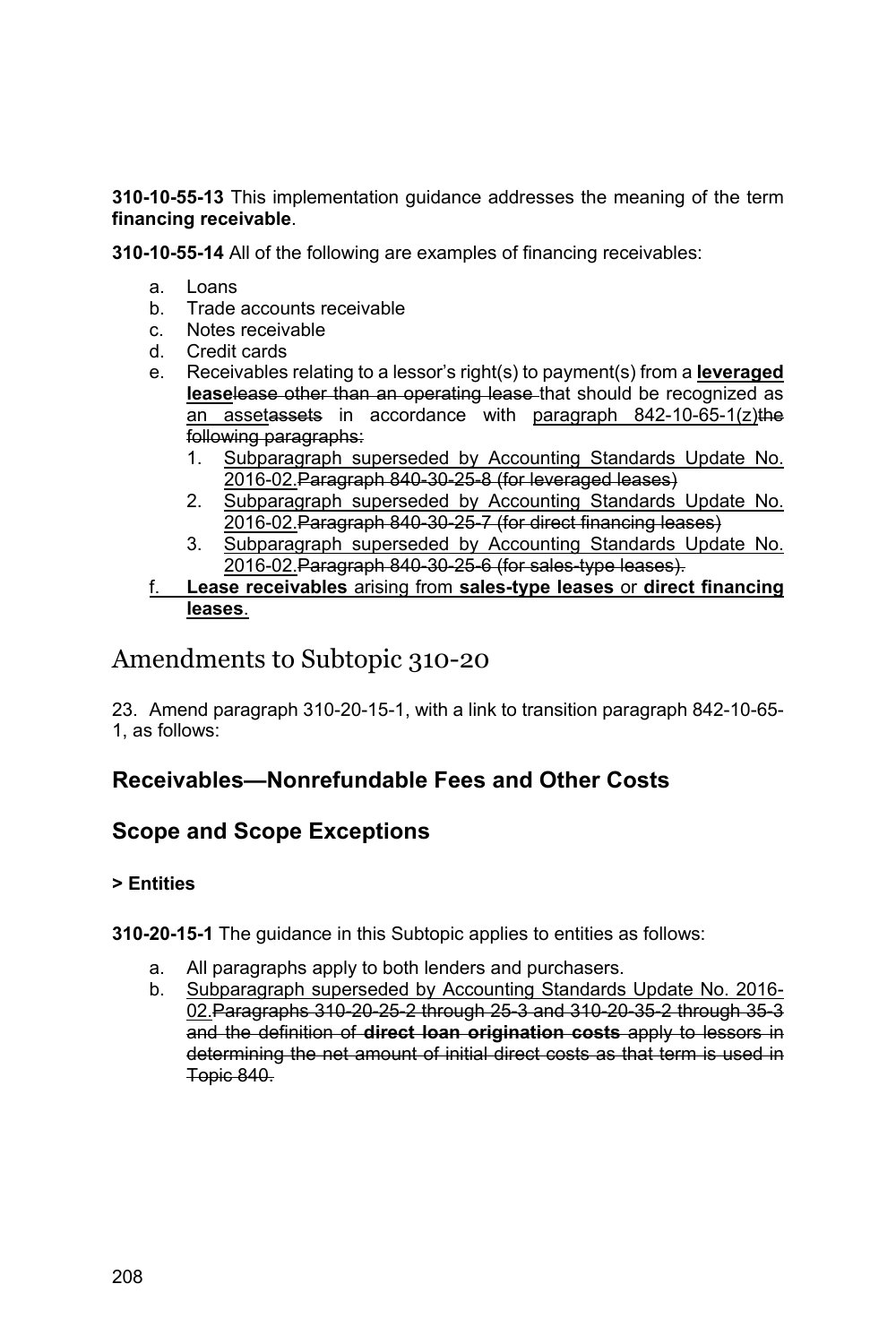**310-10-55-13** This implementation guidance addresses the meaning of the term **financing receivable**.

**310-10-55-14** All of the following are examples of financing receivables:

a. Loans
b. Trade accounts receivable
c. Notes receivable
d. Credit cards
e. Receivables relating to a lessor's right(s) to payment(s) from a <u>**leveraged lease**</u>~~lease other than an operating lease~~ that should be recognized as <u>an asset</u>~~assets~~ in accordance with <u>paragraph 842-10-65-1(z)</u>~~the following paragraphs:~~
   1. <u>Subparagraph superseded by Accounting Standards Update No. 2016-02.</u>~~Paragraph 840-30-25-8 (for leveraged leases)~~
   2. <u>Subparagraph superseded by Accounting Standards Update No. 2016-02.</u>~~Paragraph 840-30-25-7 (for direct financing leases)~~
   3. <u>Subparagraph superseded by Accounting Standards Update No. 2016-02.</u>~~Paragraph 840-30-25-6 (for sales-type leases).~~
<u>f. **Lease receivables** arising from **sales-type leases** or **direct financing leases**.</u>

# Amendments to Subtopic 310-20

23. Amend paragraph 310-20-15-1, with a link to transition paragraph 842-10-65-1, as follows:

## Receivables—Nonrefundable Fees and Other Costs

## Scope and Scope Exceptions

### > Entities

**310-20-15-1** The guidance in this Subtopic applies to entities as follows:

a. All paragraphs apply to both lenders and purchasers.
b. <u>Subparagraph superseded by Accounting Standards Update No. 2016-02.</u>~~Paragraphs 310-20-25-2 through 25-3 and 310-20-35-2 through 35-3 and the definition of **direct loan origination costs** apply to lessors in determining the net amount of initial direct costs as that term is used in Topic 840.~~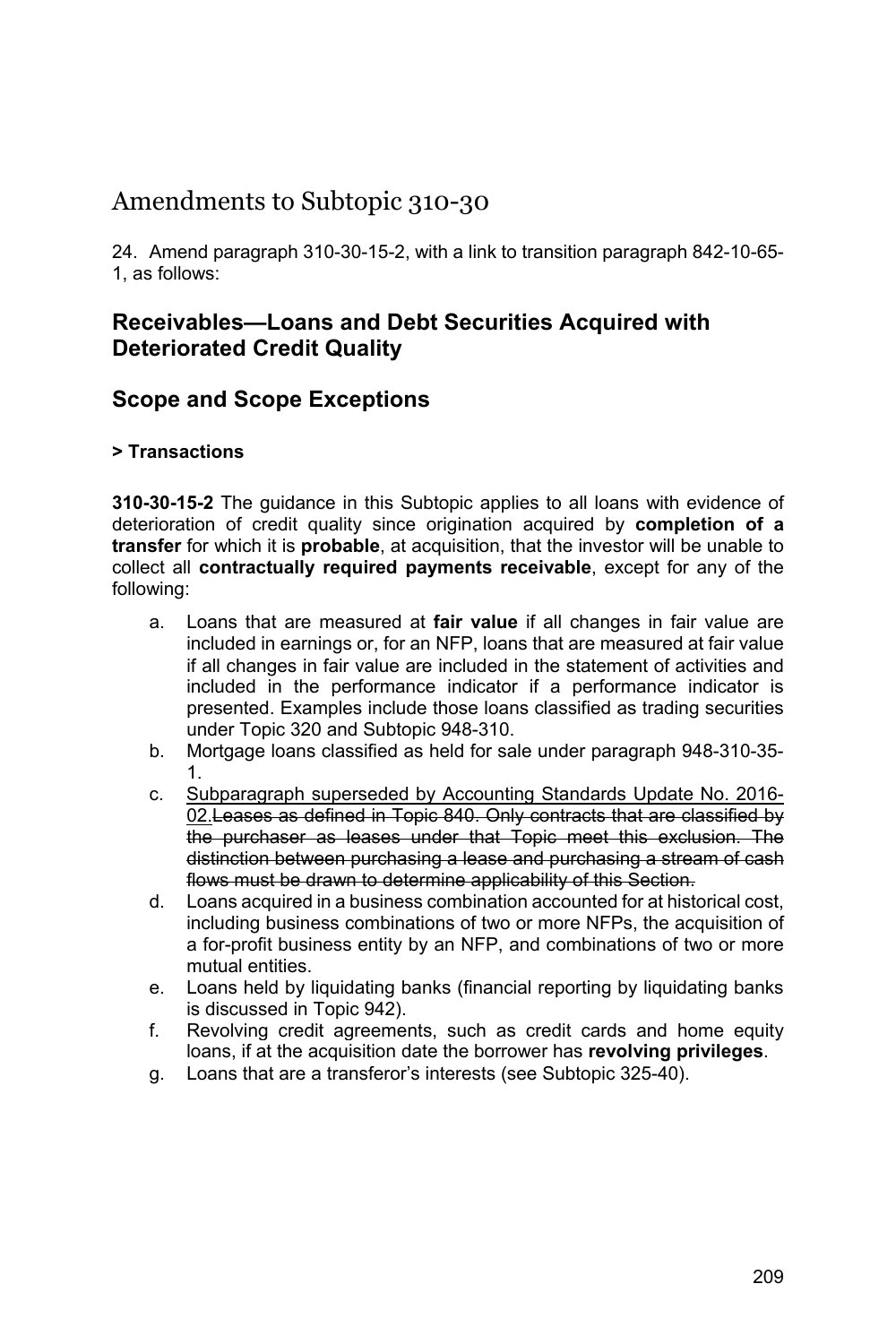# Amendments to Subtopic 310-30

24. Amend paragraph 310-30-15-2, with a link to transition paragraph 842-10-65-1, as follows:

## Receivables—Loans and Debt Securities Acquired with Deteriorated Credit Quality

## Scope and Scope Exceptions

### > Transactions

**310-30-15-2** The guidance in this Subtopic applies to all loans with evidence of deterioration of credit quality since origination acquired by **completion of a transfer** for which it is **probable**, at acquisition, that the investor will be unable to collect all **contractually required payments receivable**, except for any of the following:

a. Loans that are measured at **fair value** if all changes in fair value are included in earnings or, for an NFP, loans that are measured at fair value if all changes in fair value are included in the statement of activities and included in the performance indicator if a performance indicator is presented. Examples include those loans classified as trading securities under Topic 320 and Subtopic 948-310.
b. Mortgage loans classified as held for sale under paragraph 948-310-35-1.
c. <u>Subparagraph superseded by Accounting Standards Update No. 2016-02.</u>~~Leases as defined in Topic 840. Only contracts that are classified by the purchaser as leases under that Topic meet this exclusion. The distinction between purchasing a lease and purchasing a stream of cash flows must be drawn to determine applicability of this Section.~~
d. Loans acquired in a business combination accounted for at historical cost, including business combinations of two or more NFPs, the acquisition of a for-profit business entity by an NFP, and combinations of two or more mutual entities.
e. Loans held by liquidating banks (financial reporting by liquidating banks is discussed in Topic 942).
f. Revolving credit agreements, such as credit cards and home equity loans, if at the acquisition date the borrower has **revolving privileges**.
g. Loans that are a transferor's interests (see Subtopic 325-40).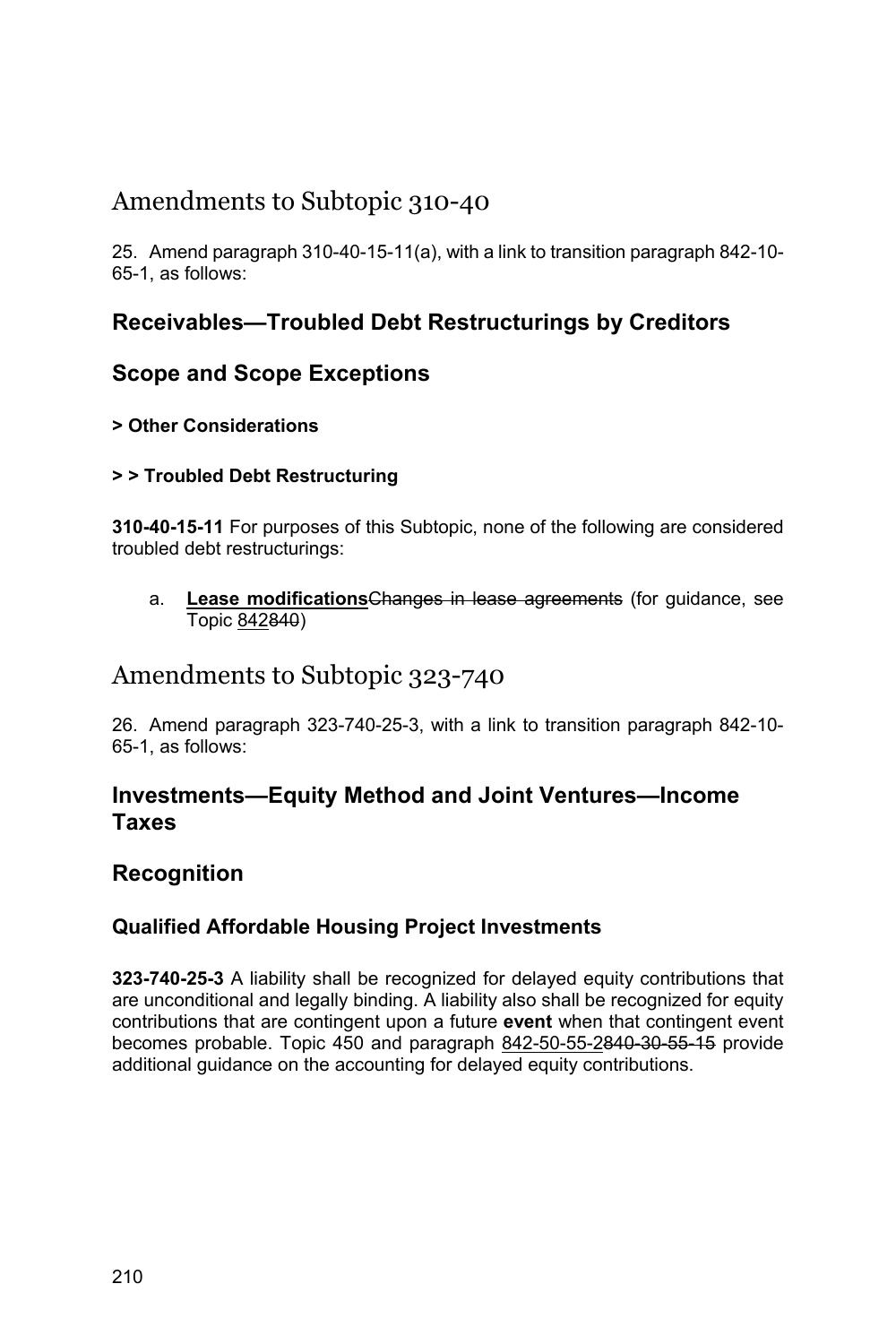# Amendments to Subtopic 310-40

25. Amend paragraph 310-40-15-11(a), with a link to transition paragraph 842-10-65-1, as follows:

## Receivables—Troubled Debt Restructurings by Creditors

## Scope and Scope Exceptions

#### > Other Considerations

#### > > Troubled Debt Restructuring

**310-40-15-11** For purposes of this Subtopic, none of the following are considered troubled debt restructurings:

a. **<u>Lease modifications</u>**~~Changes in lease agreements~~ (for guidance, see Topic <u>842</u>~~840~~)

# Amendments to Subtopic 323-740

26. Amend paragraph 323-740-25-3, with a link to transition paragraph 842-10-65-1, as follows:

## Investments—Equity Method and Joint Ventures—Income Taxes

## Recognition

### Qualified Affordable Housing Project Investments

**323-740-25-3** A liability shall be recognized for delayed equity contributions that are unconditional and legally binding. A liability also shall be recognized for equity contributions that are contingent upon a future **event** when that contingent event becomes probable. Topic 450 and paragraph <u>842-50-55-2</u>~~840-30-55-15~~ provide additional guidance on the accounting for delayed equity contributions.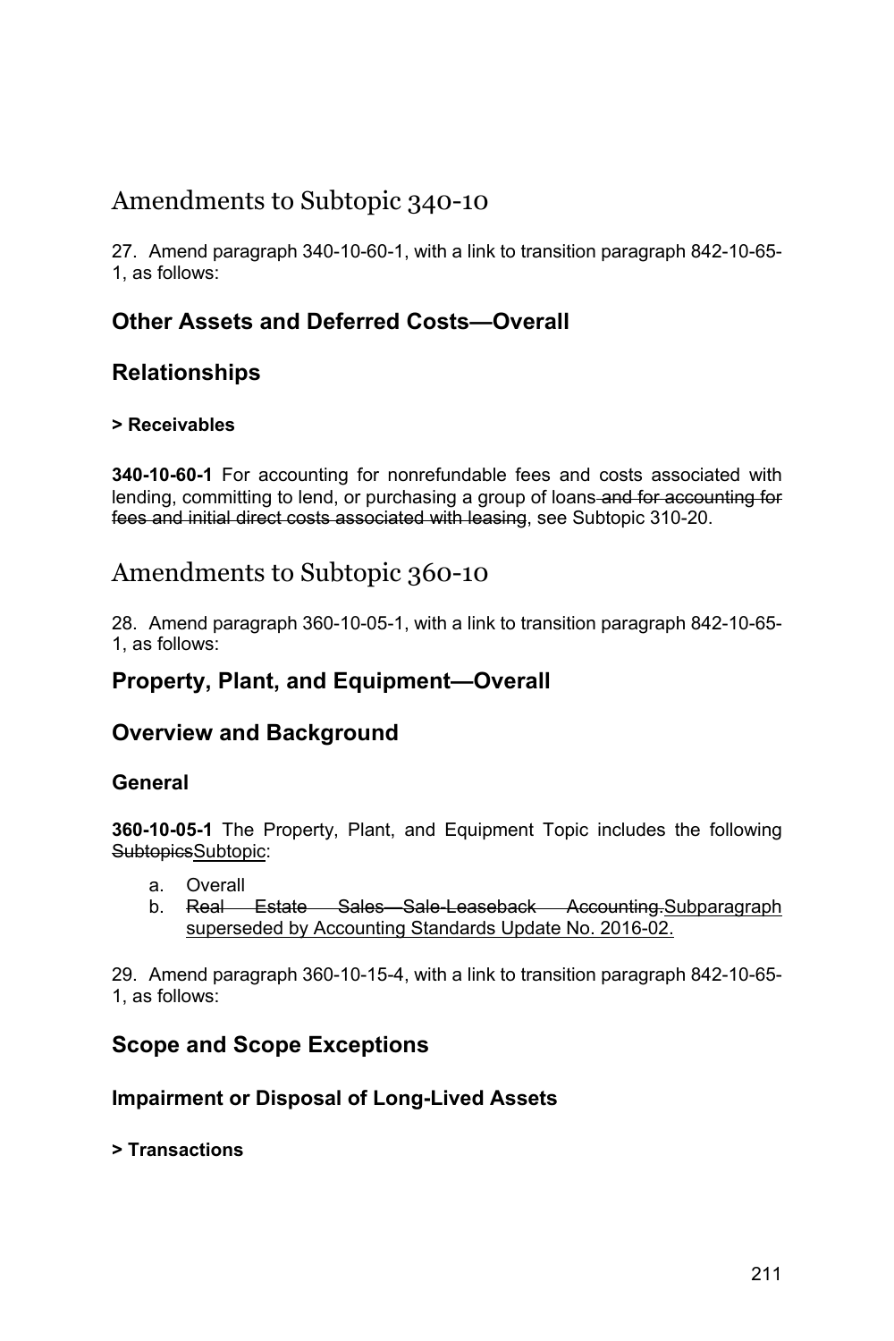## Amendments to Subtopic 340-10

27. Amend paragraph 340-10-60-1, with a link to transition paragraph 842-10-65-1, as follows:

### Other Assets and Deferred Costs—Overall

### Relationships

#### > Receivables

**340-10-60-1** For accounting for nonrefundable fees and costs associated with lending, committing to lend, or purchasing a group of loans~~ and for accounting for fees and initial direct costs associated with leasing~~, see Subtopic 310-20.

## Amendments to Subtopic 360-10

28. Amend paragraph 360-10-05-1, with a link to transition paragraph 842-10-65-1, as follows:

### Property, Plant, and Equipment—Overall

### Overview and Background

#### General

**360-10-05-1** The Property, Plant, and Equipment Topic includes the following ~~Subtopics~~<u>Subtopic</u>:

a. Overall
b. ~~Real Estate Sales—Sale-Leaseback Accounting.~~<u>Subparagraph superseded by Accounting Standards Update No. 2016-02.</u>

29. Amend paragraph 360-10-15-4, with a link to transition paragraph 842-10-65-1, as follows:

### Scope and Scope Exceptions

#### Impairment or Disposal of Long-Lived Assets

#### > Transactions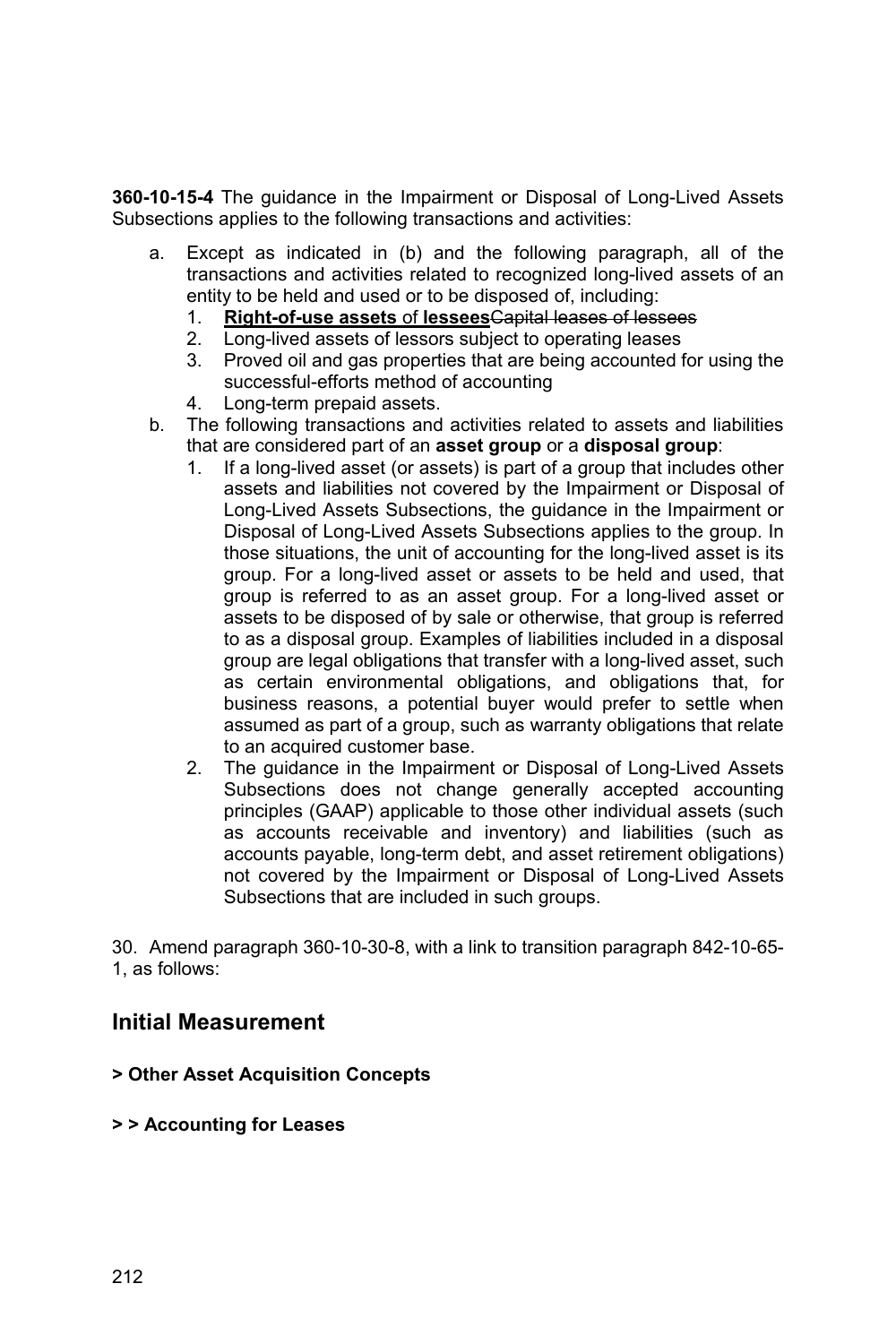**360-10-15-4** The guidance in the Impairment or Disposal of Long-Lived Assets Subsections applies to the following transactions and activities:

a. Except as indicated in (b) and the following paragraph, all of the transactions and activities related to recognized long-lived assets of an entity to be held and used or to be disposed of, including:
   1. <u>**Right-of-use assets** of **lessees**</u>~~Capital leases of lessees~~
   2. Long-lived assets of lessors subject to operating leases
   3. Proved oil and gas properties that are being accounted for using the successful-efforts method of accounting
   4. Long-term prepaid assets.

b. The following transactions and activities related to assets and liabilities that are considered part of an **asset group** or a **disposal group**:
   1. If a long-lived asset (or assets) is part of a group that includes other assets and liabilities not covered by the Impairment or Disposal of Long-Lived Assets Subsections, the guidance in the Impairment or Disposal of Long-Lived Assets Subsections applies to the group. In those situations, the unit of accounting for the long-lived asset is its group. For a long-lived asset or assets to be held and used, that group is referred to as an asset group. For a long-lived asset or assets to be disposed of by sale or otherwise, that group is referred to as a disposal group. Examples of liabilities included in a disposal group are legal obligations that transfer with a long-lived asset, such as certain environmental obligations, and obligations that, for business reasons, a potential buyer would prefer to settle when assumed as part of a group, such as warranty obligations that relate to an acquired customer base.
   2. The guidance in the Impairment or Disposal of Long-Lived Assets Subsections does not change generally accepted accounting principles (GAAP) applicable to those other individual assets (such as accounts receivable and inventory) and liabilities (such as accounts payable, long-term debt, and asset retirement obligations) not covered by the Impairment or Disposal of Long-Lived Assets Subsections that are included in such groups.

30. Amend paragraph 360-10-30-8, with a link to transition paragraph 842-10-65-1, as follows:

## Initial Measurement

### > Other Asset Acquisition Concepts

#### > > Accounting for Leases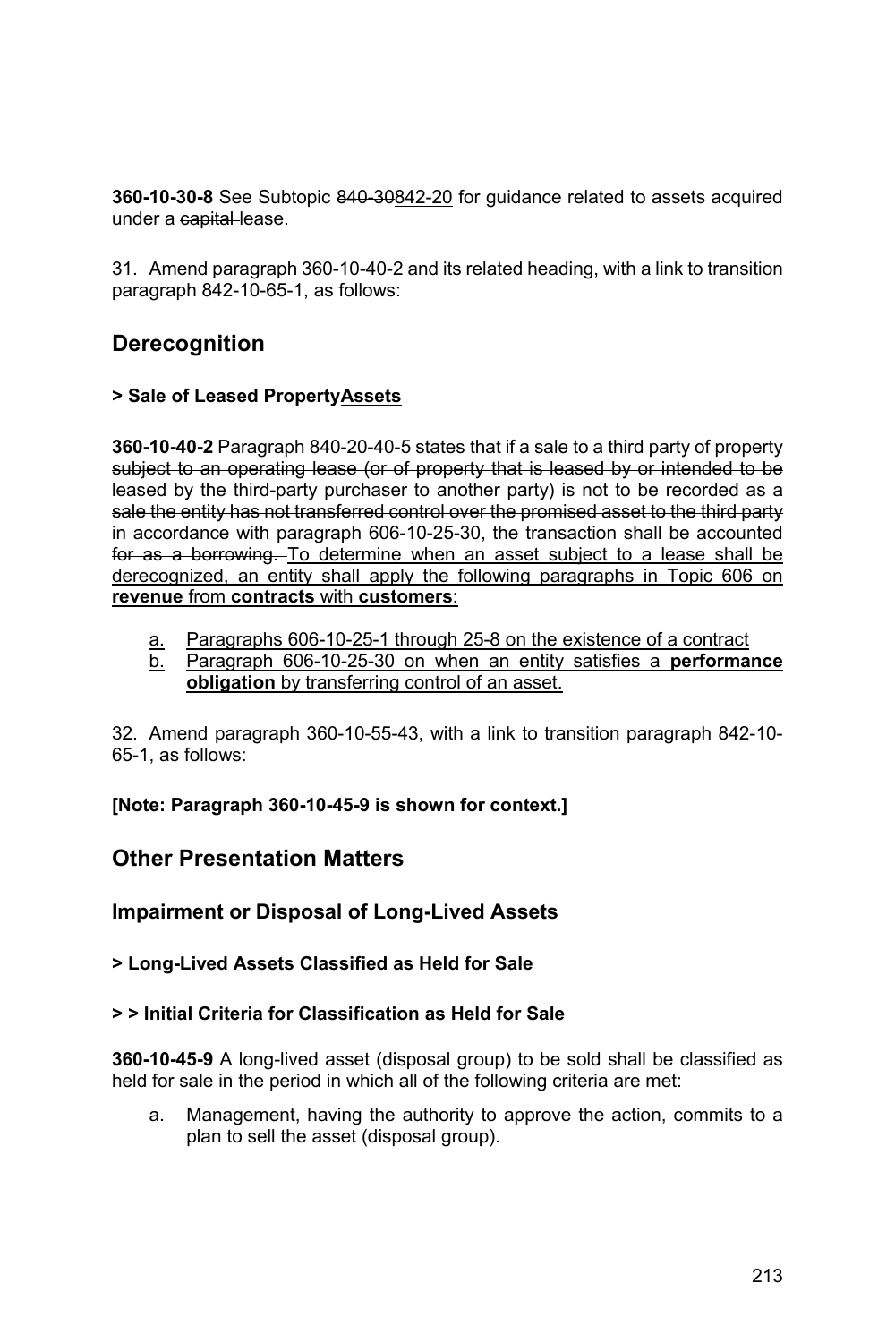**360-10-30-8** See Subtopic ~~840-30~~<u>842-20</u> for guidance related to assets acquired under a ~~capital~~ lease.

31. Amend paragraph 360-10-40-2 and its related heading, with a link to transition paragraph 842-10-65-1, as follows:

## Derecognition

### > Sale of Leased ~~Property~~<u>Assets</u>

**360-10-40-2** ~~Paragraph 840-20-40-5 states that if a sale to a third party of property subject to an operating lease (or of property that is leased by or intended to be leased by the third-party purchaser to another party) is not to be recorded as a sale the entity has not transferred control over the promised asset to the third party in accordance with paragraph 606-10-25-30, the transaction shall be accounted for as a borrowing.~~ <u>To determine when an asset subject to a lease shall be derecognized, an entity shall apply the following paragraphs in Topic 606 on</u> <u>**revenue** from **contracts** with **customers**:</u>

- <u>a. Paragraphs 606-10-25-1 through 25-8 on the existence of a contract</u>
- <u>b. Paragraph 606-10-25-30 on when an entity satisfies a **performance obligation** by transferring control of an asset.</u>

32. Amend paragraph 360-10-55-43, with a link to transition paragraph 842-10-65-1, as follows:

**[Note: Paragraph 360-10-45-9 is shown for context.]**

## Other Presentation Matters

### Impairment or Disposal of Long-Lived Assets

#### > Long-Lived Assets Classified as Held for Sale

#### > > Initial Criteria for Classification as Held for Sale

**360-10-45-9** A long-lived asset (disposal group) to be sold shall be classified as held for sale in the period in which all of the following criteria are met:

a. Management, having the authority to approve the action, commits to a plan to sell the asset (disposal group).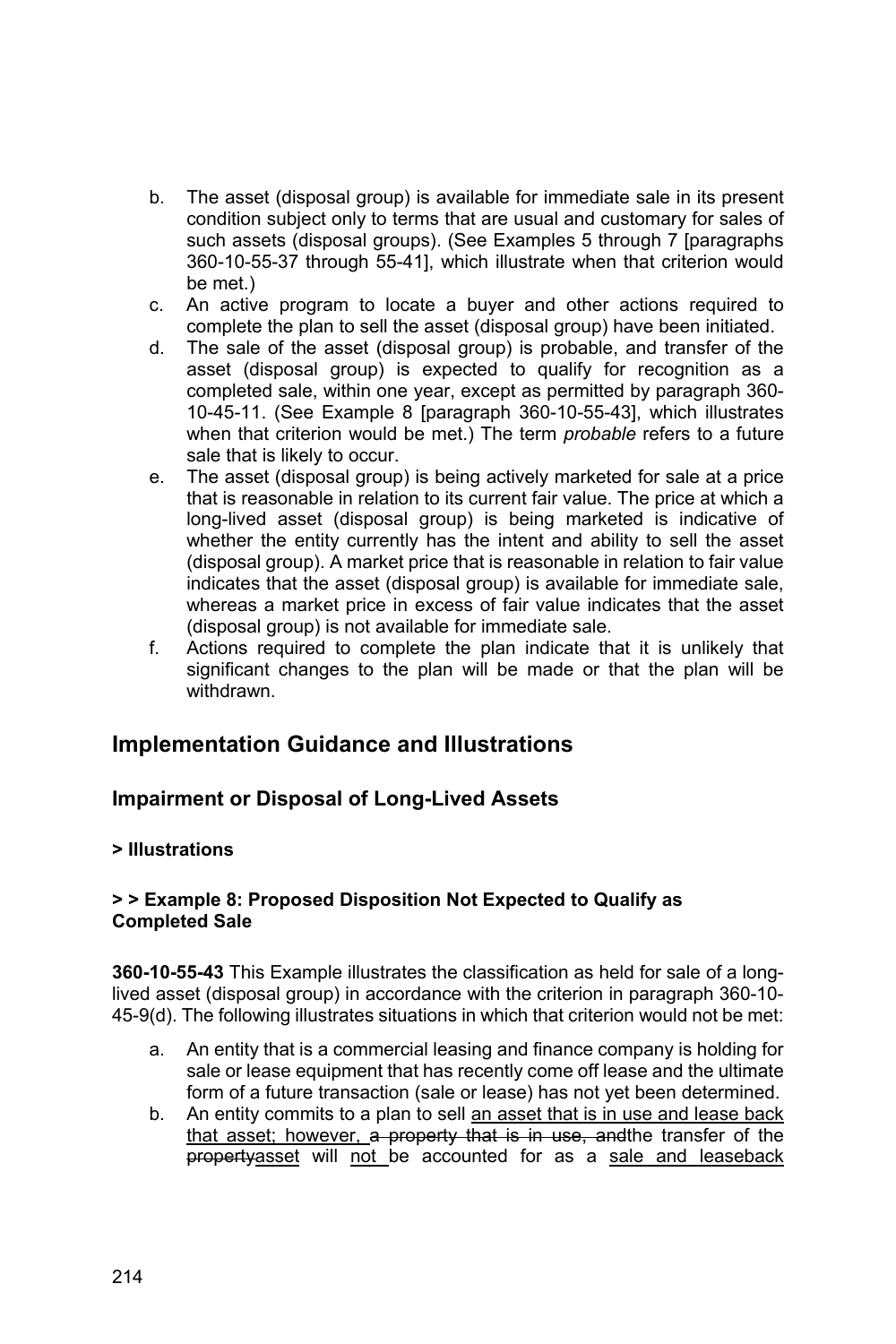b. The asset (disposal group) is available for immediate sale in its present condition subject only to terms that are usual and customary for sales of such assets (disposal groups). (See Examples 5 through 7 [paragraphs 360-10-55-37 through 55-41], which illustrate when that criterion would be met.)

c. An active program to locate a buyer and other actions required to complete the plan to sell the asset (disposal group) have been initiated.

d. The sale of the asset (disposal group) is probable, and transfer of the asset (disposal group) is expected to qualify for recognition as a completed sale, within one year, except as permitted by paragraph 360-10-45-11. (See Example 8 [paragraph 360-10-55-43], which illustrates when that criterion would be met.) The term *probable* refers to a future sale that is likely to occur.

e. The asset (disposal group) is being actively marketed for sale at a price that is reasonable in relation to its current fair value. The price at which a long-lived asset (disposal group) is being marketed is indicative of whether the entity currently has the intent and ability to sell the asset (disposal group). A market price that is reasonable in relation to fair value indicates that the asset (disposal group) is available for immediate sale, whereas a market price in excess of fair value indicates that the asset (disposal group) is not available for immediate sale.

f. Actions required to complete the plan indicate that it is unlikely that significant changes to the plan will be made or that the plan will be withdrawn.

## Implementation Guidance and Illustrations

### Impairment or Disposal of Long-Lived Assets

**> Illustrations**

**> > Example 8: Proposed Disposition Not Expected to Qualify as Completed Sale**

**360-10-55-43** This Example illustrates the classification as held for sale of a long-lived asset (disposal group) in accordance with the criterion in paragraph 360-10-45-9(d). The following illustrates situations in which that criterion would not be met:

a. An entity that is a commercial leasing and finance company is holding for sale or lease equipment that has recently come off lease and the ultimate form of a future transaction (sale or lease) has not yet been determined.

b. An entity commits to a plan to sell <u>an asset that is in use and lease back that asset; however, </u>~~a property that is in use, and~~the transfer of the ~~property~~<u>asset</u> will <u>not </u>be accounted for as a <u>sale and leaseback</u>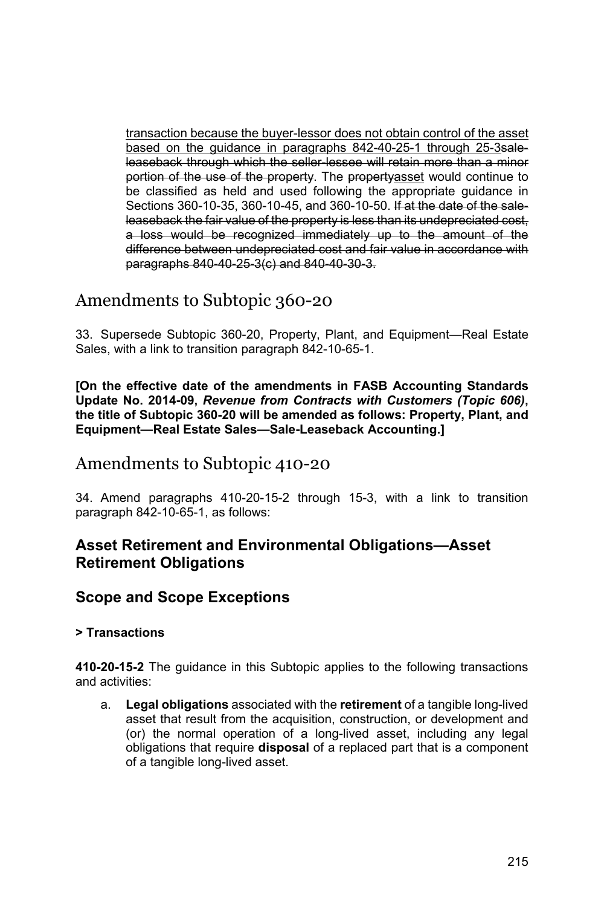<u>transaction because the buyer-lessor does not obtain control of the asset based on the guidance in paragraphs 842-40-25-1 through 25-3</u>~~sale-leaseback through which the seller-lessee will retain more than a minor portion of the use of the property~~. The ~~property~~<u>asset</u> would continue to be classified as held and used following the appropriate guidance in Sections 360-10-35, 360-10-45, and 360-10-50. ~~If at the date of the sale-leaseback the fair value of the property is less than its undepreciated cost, a loss would be recognized immediately up to the amount of the difference between undepreciated cost and fair value in accordance with paragraphs 840-40-25-3(c) and 840-40-30-3.~~

# Amendments to Subtopic 360-20

33. Supersede Subtopic 360-20, Property, Plant, and Equipment—Real Estate Sales, with a link to transition paragraph 842-10-65-1.

**[On the effective date of the amendments in FASB Accounting Standards Update No. 2014-09, *Revenue from Contracts with Customers (Topic 606)*, the title of Subtopic 360-20 will be amended as follows: Property, Plant, and Equipment—Real Estate Sales—Sale-Leaseback Accounting.]**

# Amendments to Subtopic 410-20

34. Amend paragraphs 410-20-15-2 through 15-3, with a link to transition paragraph 842-10-65-1, as follows:

## Asset Retirement and Environmental Obligations—Asset Retirement Obligations

## Scope and Scope Exceptions

#### > Transactions

**410-20-15-2** The guidance in this Subtopic applies to the following transactions and activities:

a. **Legal obligations** associated with the **retirement** of a tangible long-lived asset that result from the acquisition, construction, or development and (or) the normal operation of a long-lived asset, including any legal obligations that require **disposal** of a replaced part that is a component of a tangible long-lived asset.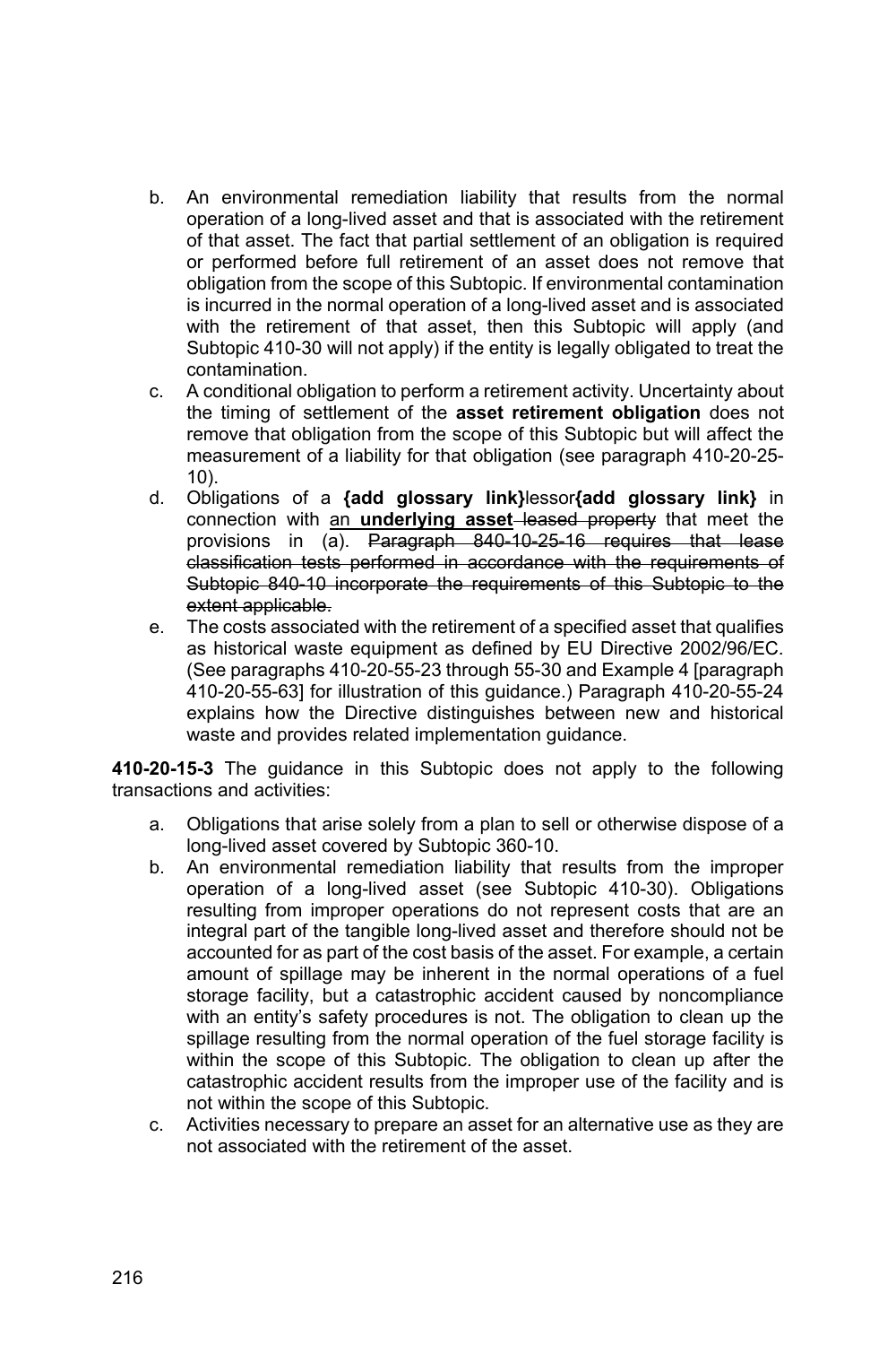b. An environmental remediation liability that results from the normal operation of a long-lived asset and that is associated with the retirement of that asset. The fact that partial settlement of an obligation is required or performed before full retirement of an asset does not remove that obligation from the scope of this Subtopic. If environmental contamination is incurred in the normal operation of a long-lived asset and is associated with the retirement of that asset, then this Subtopic will apply (and Subtopic 410-30 will not apply) if the entity is legally obligated to treat the contamination.

c. A conditional obligation to perform a retirement activity. Uncertainty about the timing of settlement of the **asset retirement obligation** does not remove that obligation from the scope of this Subtopic but will affect the measurement of a liability for that obligation (see paragraph 410-20-25-10).

d. Obligations of a **{add glossary link}**lessor**{add glossary link}** in connection with <u>an **underlying asset**</u> ~~leased property~~ that meet the provisions in (a). ~~Paragraph 840-10-25-16 requires that lease classification tests performed in accordance with the requirements of Subtopic 840-10 incorporate the requirements of this Subtopic to the extent applicable.~~

e. The costs associated with the retirement of a specified asset that qualifies as historical waste equipment as defined by EU Directive 2002/96/EC. (See paragraphs 410-20-55-23 through 55-30 and Example 4 [paragraph 410-20-55-63] for illustration of this guidance.) Paragraph 410-20-55-24 explains how the Directive distinguishes between new and historical waste and provides related implementation guidance.

**410-20-15-3** The guidance in this Subtopic does not apply to the following transactions and activities:

a. Obligations that arise solely from a plan to sell or otherwise dispose of a long-lived asset covered by Subtopic 360-10.

b. An environmental remediation liability that results from the improper operation of a long-lived asset (see Subtopic 410-30). Obligations resulting from improper operations do not represent costs that are an integral part of the tangible long-lived asset and therefore should not be accounted for as part of the cost basis of the asset. For example, a certain amount of spillage may be inherent in the normal operations of a fuel storage facility, but a catastrophic accident caused by noncompliance with an entity's safety procedures is not. The obligation to clean up the spillage resulting from the normal operation of the fuel storage facility is within the scope of this Subtopic. The obligation to clean up after the catastrophic accident results from the improper use of the facility and is not within the scope of this Subtopic.

c. Activities necessary to prepare an asset for an alternative use as they are not associated with the retirement of the asset.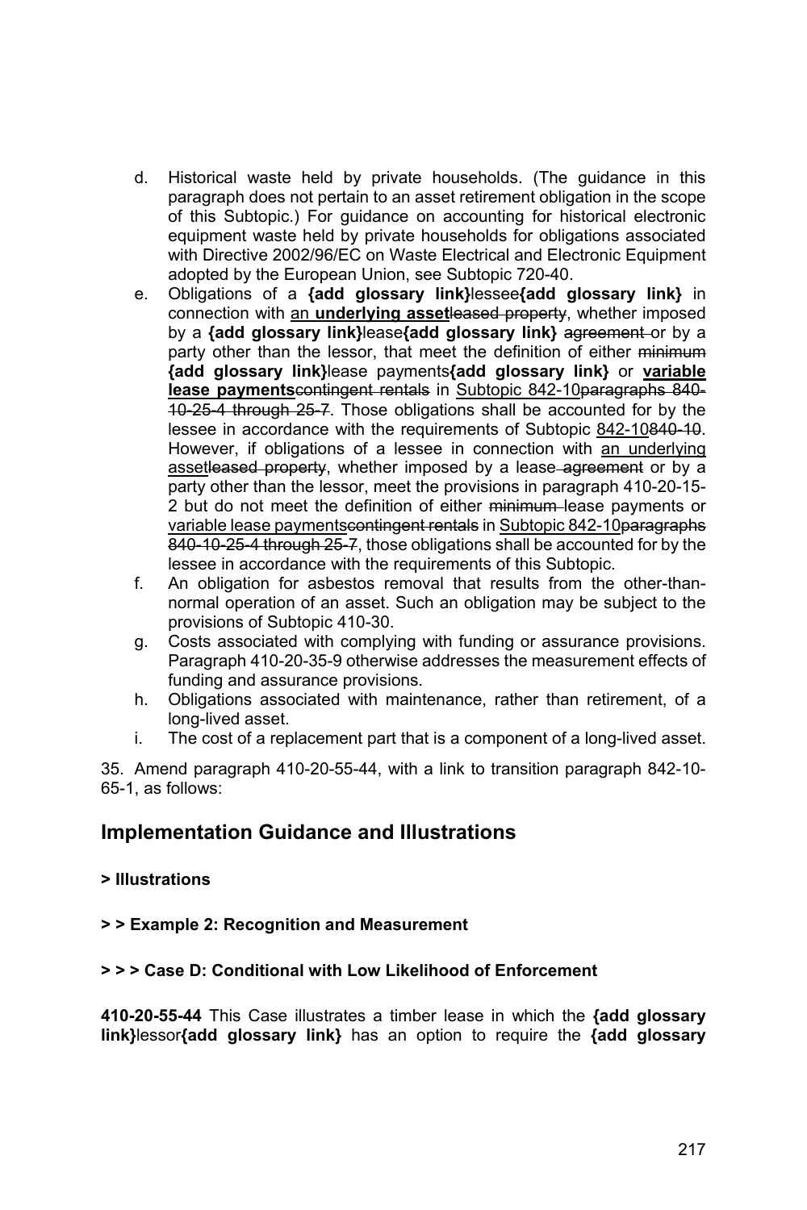d. Historical waste held by private households. (The guidance in this paragraph does not pertain to an asset retirement obligation in the scope of this Subtopic.) For guidance on accounting for historical electronic equipment waste held by private households for obligations associated with Directive 2002/96/EC on Waste Electrical and Electronic Equipment adopted by the European Union, see Subtopic 720-40.

e. Obligations of a **{add glossary link}**lessee**{add glossary link}** in connection with an **underlying asset**~~leased property~~, whether imposed by a **{add glossary link}**lease**{add glossary link}** ~~agreement~~ or by a party other than the lessor, that meet the definition of either ~~minimum~~ **{add glossary link}**lease payments**{add glossary link}** or **variable lease payments**~~contingent rentals~~ in Subtopic 842-10~~paragraphs 840-10-25-4 through 25-7~~. Those obligations shall be accounted for by the lessee in accordance with the requirements of Subtopic 842-10~~840-10~~. However, if obligations of a lessee in connection with an underlying asset~~leased property~~, whether imposed by a lease ~~agreement~~ or by a party other than the lessor, meet the provisions in paragraph 410-20-15-2 but do not meet the definition of either ~~minimum~~ lease payments or variable lease payments~~contingent rentals~~ in Subtopic 842-10~~paragraphs 840-10-25-4 through 25-7~~, those obligations shall be accounted for by the lessee in accordance with the requirements of this Subtopic.

f. An obligation for asbestos removal that results from the other-than-normal operation of an asset. Such an obligation may be subject to the provisions of Subtopic 410-30.

g. Costs associated with complying with funding or assurance provisions. Paragraph 410-20-35-9 otherwise addresses the measurement effects of funding and assurance provisions.

h. Obligations associated with maintenance, rather than retirement, of a long-lived asset.

i. The cost of a replacement part that is a component of a long-lived asset.

35. Amend paragraph 410-20-55-44, with a link to transition paragraph 842-10-65-1, as follows:

## Implementation Guidance and Illustrations

**> Illustrations**

**> > Example 2: Recognition and Measurement**

**> > > Case D: Conditional with Low Likelihood of Enforcement**

**410-20-55-44** This Case illustrates a timber lease in which the **{add glossary link}**lessor**{add glossary link}** has an option to require the **{add glossary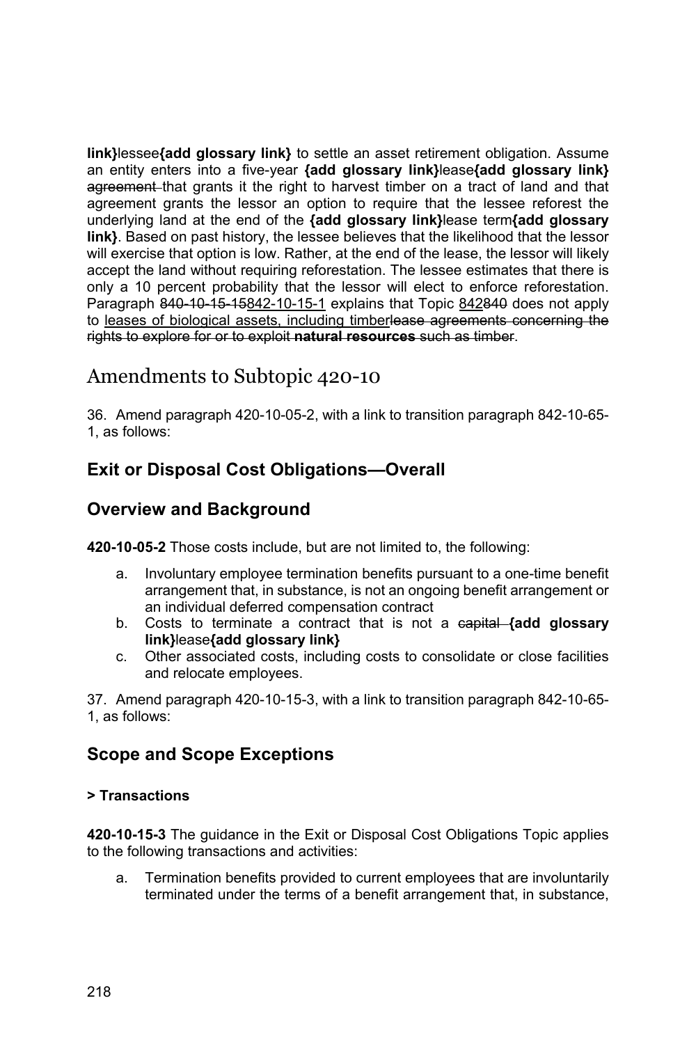**link}**lessee**{add glossary link}** to settle an asset retirement obligation. Assume an entity enters into a five-year **{add glossary link}**lease**{add glossary link}** ~~agreement~~ that grants it the right to harvest timber on a tract of land and that agreement grants the lessor an option to require that the lessee reforest the underlying land at the end of the **{add glossary link}**lease term**{add glossary link}**. Based on past history, the lessee believes that the likelihood that the lessor will exercise that option is low. Rather, at the end of the lease, the lessor will likely accept the land without requiring reforestation. The lessee estimates that there is only a 10 percent probability that the lessor will elect to enforce reforestation. Paragraph ~~840-10-15-15~~842-10-15-1 explains that Topic 842~~840~~ does not apply to leases of biological assets, including timber~~lease agreements concerning the rights to explore for or to exploit **natural resources** such as timber~~.

# Amendments to Subtopic 420-10

36. Amend paragraph 420-10-05-2, with a link to transition paragraph 842-10-65-1, as follows:

## Exit or Disposal Cost Obligations—Overall

## Overview and Background

**420-10-05-2** Those costs include, but are not limited to, the following:

a. Involuntary employee termination benefits pursuant to a one-time benefit arrangement that, in substance, is not an ongoing benefit arrangement or an individual deferred compensation contract
b. Costs to terminate a contract that is not a ~~capital~~ **{add glossary link}**lease**{add glossary link}**
c. Other associated costs, including costs to consolidate or close facilities and relocate employees.

37. Amend paragraph 420-10-15-3, with a link to transition paragraph 842-10-65-1, as follows:

## Scope and Scope Exceptions

### > Transactions

**420-10-15-3** The guidance in the Exit or Disposal Cost Obligations Topic applies to the following transactions and activities:

a. Termination benefits provided to current employees that are involuntarily terminated under the terms of a benefit arrangement that, in substance,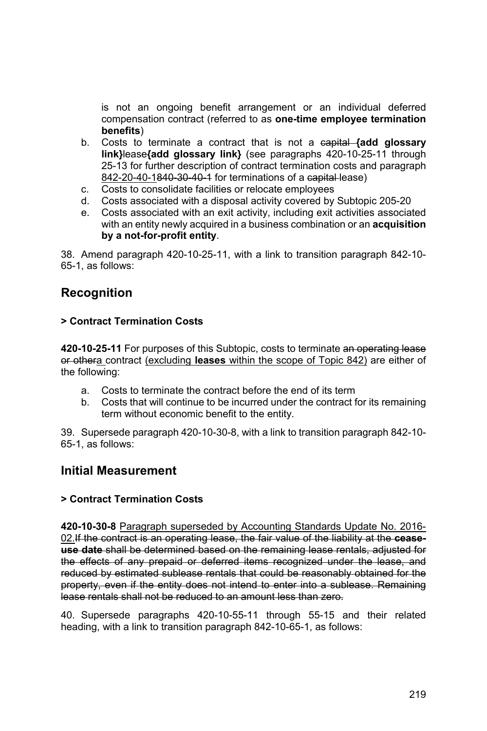is not an ongoing benefit arrangement or an individual deferred compensation contract (referred to as **one-time employee termination benefits**)

b. Costs to terminate a contract that is not a ~~capital~~ **{add glossary link}**lease**{add glossary link}** (see paragraphs 420-10-25-11 through 25-13 for further description of contract termination costs and paragraph <u>842-20-40-1</u>~~840-30-40-1~~ for terminations of a ~~capital~~ lease)
c. Costs to consolidate facilities or relocate employees
d. Costs associated with a disposal activity covered by Subtopic 205-20
e. Costs associated with an exit activity, including exit activities associated with an entity newly acquired in a business combination or an **acquisition by a not-for-profit entity**.

38. Amend paragraph 420-10-25-11, with a link to transition paragraph 842-10-65-1, as follows:

## Recognition

### > Contract Termination Costs

**420-10-25-11** For purposes of this Subtopic, costs to terminate ~~an operating lease or other~~<u>a</u> contract <u>(excluding **leases** within the scope of Topic 842)</u> are either of the following:

a. Costs to terminate the contract before the end of its term
b. Costs that will continue to be incurred under the contract for its remaining term without economic benefit to the entity.

39. Supersede paragraph 420-10-30-8, with a link to transition paragraph 842-10-65-1, as follows:

## Initial Measurement

### > Contract Termination Costs

**420-10-30-8** <u>Paragraph superseded by Accounting Standards Update No. 2016-02.</u>~~If the contract is an operating lease, the fair value of the liability at the **cease-use date** shall be determined based on the remaining lease rentals, adjusted for the effects of any prepaid or deferred items recognized under the lease, and reduced by estimated sublease rentals that could be reasonably obtained for the property, even if the entity does not intend to enter into a sublease. Remaining lease rentals shall not be reduced to an amount less than zero.~~

40. Supersede paragraphs 420-10-55-11 through 55-15 and their related heading, with a link to transition paragraph 842-10-65-1, as follows: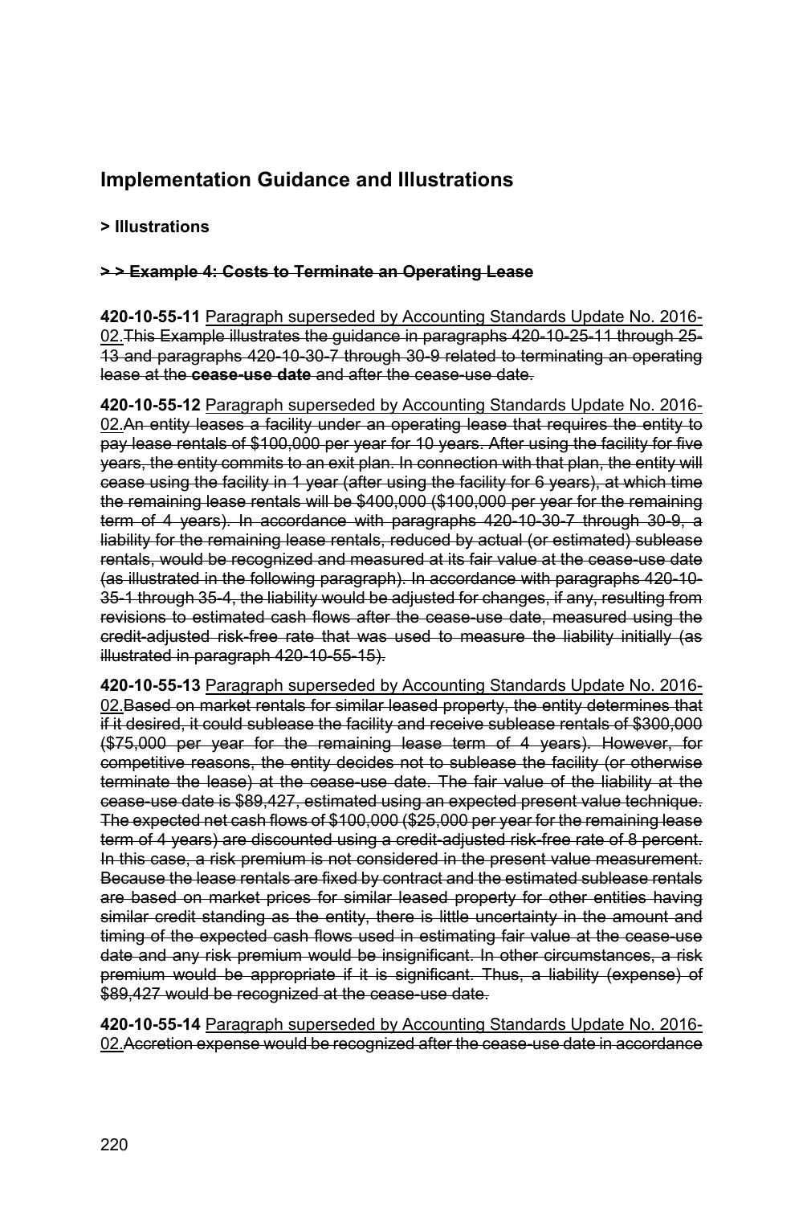## Implementation Guidance and Illustrations

**> Illustrations**

**~~> > Example 4: Costs to Terminate an Operating Lease~~**

**420-10-55-11** <u>Paragraph superseded by Accounting Standards Update No. 2016-02.</u>~~This Example illustrates the guidance in paragraphs 420-10-25-11 through 25-13 and paragraphs 420-10-30-7 through 30-9 related to terminating an operating lease at the **cease-use date** and after the cease-use date.~~

**420-10-55-12** <u>Paragraph superseded by Accounting Standards Update No. 2016-02.</u>~~An entity leases a facility under an operating lease that requires the entity to pay lease rentals of \$100,000 per year for 10 years. After using the facility for five years, the entity commits to an exit plan. In connection with that plan, the entity will cease using the facility in 1 year (after using the facility for 6 years), at which time the remaining lease rentals will be \$400,000 (\$100,000 per year for the remaining term of 4 years). In accordance with paragraphs 420-10-30-7 through 30-9, a liability for the remaining lease rentals, reduced by actual (or estimated) sublease rentals, would be recognized and measured at its fair value at the cease-use date (as illustrated in the following paragraph). In accordance with paragraphs 420-10-35-1 through 35-4, the liability would be adjusted for changes, if any, resulting from revisions to estimated cash flows after the cease-use date, measured using the credit-adjusted risk-free rate that was used to measure the liability initially (as illustrated in paragraph 420-10-55-15).~~

**420-10-55-13** <u>Paragraph superseded by Accounting Standards Update No. 2016-02.</u>~~Based on market rentals for similar leased property, the entity determines that if it desired, it could sublease the facility and receive sublease rentals of \$300,000 (\$75,000 per year for the remaining lease term of 4 years). However, for competitive reasons, the entity decides not to sublease the facility (or otherwise terminate the lease) at the cease-use date. The fair value of the liability at the cease-use date is \$89,427, estimated using an expected present value technique. The expected net cash flows of \$100,000 (\$25,000 per year for the remaining lease term of 4 years) are discounted using a credit-adjusted risk-free rate of 8 percent. In this case, a risk premium is not considered in the present value measurement. Because the lease rentals are fixed by contract and the estimated sublease rentals are based on market prices for similar leased property for other entities having similar credit standing as the entity, there is little uncertainty in the amount and timing of the expected cash flows used in estimating fair value at the cease-use date and any risk premium would be insignificant. In other circumstances, a risk premium would be appropriate if it is significant. Thus, a liability (expense) of \$89,427 would be recognized at the cease-use date.~~

**420-10-55-14** <u>Paragraph superseded by Accounting Standards Update No. 2016-02.</u>~~Accretion expense would be recognized after the cease-use date in accordance~~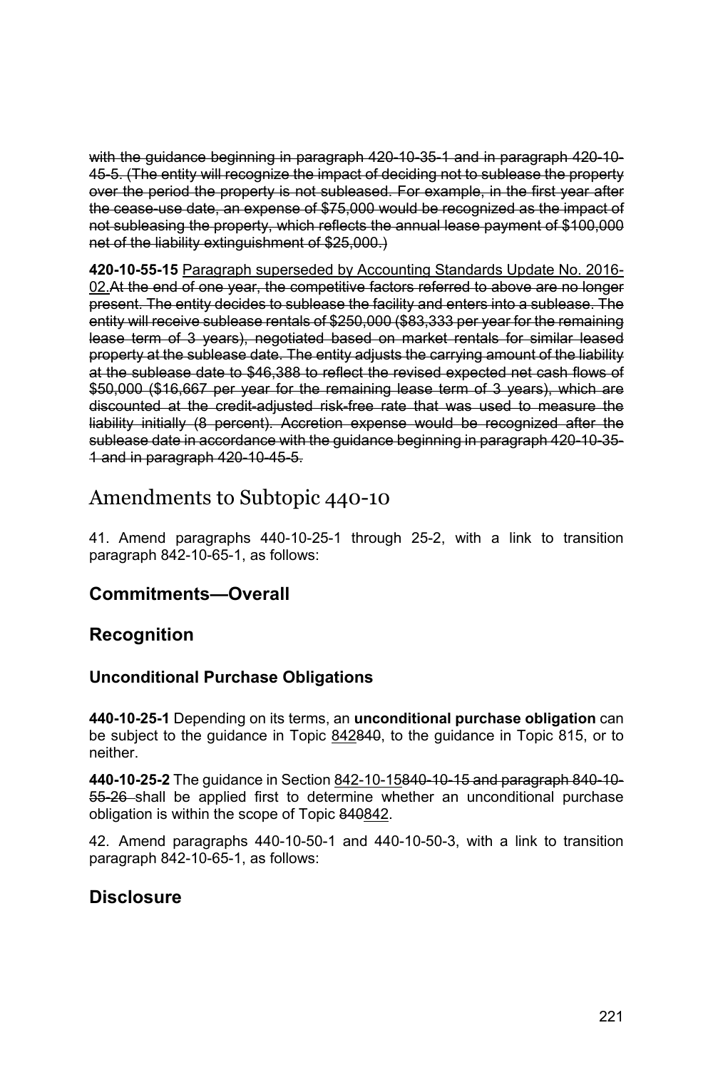~~with the guidance beginning in paragraph 420-10-35-1 and in paragraph 420-10-45-5. (The entity will recognize the impact of deciding not to sublease the property over the period the property is not subleased. For example, in the first year after the cease-use date, an expense of $75,000 would be recognized as the impact of not subleasing the property, which reflects the annual lease payment of $100,000 net of the liability extinguishment of $25,000.)~~

**420-10-55-15** <u>Paragraph superseded by Accounting Standards Update No. 2016-02.</u>~~At the end of one year, the competitive factors referred to above are no longer present. The entity decides to sublease the facility and enters into a sublease. The entity will receive sublease rentals of $250,000 ($83,333 per year for the remaining lease term of 3 years), negotiated based on market rentals for similar leased property at the sublease date. The entity adjusts the carrying amount of the liability at the sublease date to $46,388 to reflect the revised expected net cash flows of $50,000 ($16,667 per year for the remaining lease term of 3 years), which are discounted at the credit-adjusted risk-free rate that was used to measure the liability initially (8 percent). Accretion expense would be recognized after the sublease date in accordance with the guidance beginning in paragraph 420-10-35-1 and in paragraph 420-10-45-5.~~

# Amendments to Subtopic 440-10

41. Amend paragraphs 440-10-25-1 through 25-2, with a link to transition paragraph 842-10-65-1, as follows:

## Commitments—Overall

## Recognition

### Unconditional Purchase Obligations

**440-10-25-1** Depending on its terms, an **unconditional purchase obligation** can be subject to the guidance in Topic <u>842</u>~~840~~, to the guidance in Topic 815, or to neither.

**440-10-25-2** The guidance in Section <u>842-10-15</u>~~840-10-15 and paragraph 840-10-55-26~~ shall be applied first to determine whether an unconditional purchase obligation is within the scope of Topic ~~840~~<u>842</u>.

42. Amend paragraphs 440-10-50-1 and 440-10-50-3, with a link to transition paragraph 842-10-65-1, as follows:

## Disclosure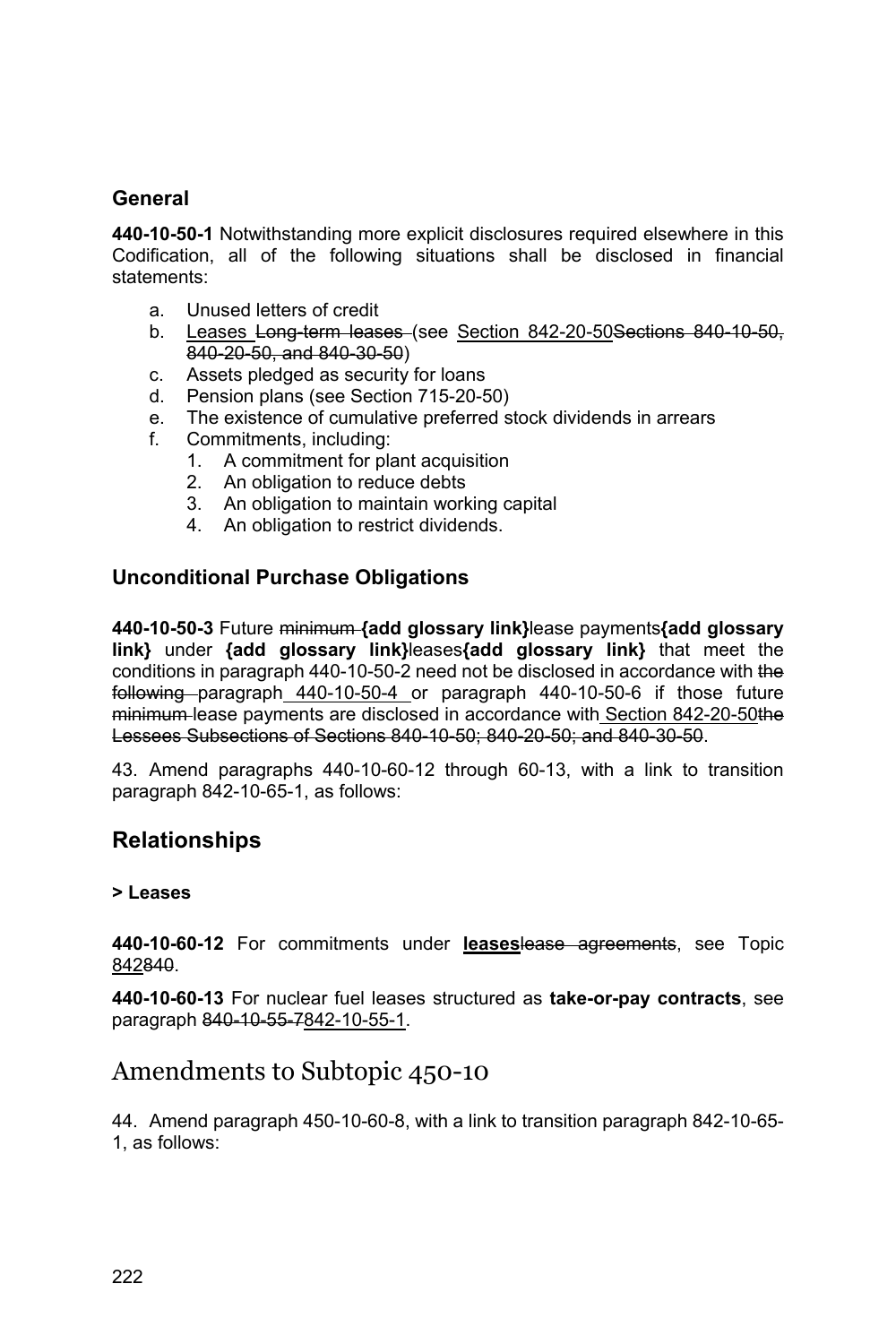### General

**440-10-50-1** Notwithstanding more explicit disclosures required elsewhere in this Codification, all of the following situations shall be disclosed in financial statements:

a. Unused letters of credit
b. Leases ~~Long-term leases~~ (see Section 842-20-50~~Sections 840-10-50, 840-20-50, and 840-30-50~~)
c. Assets pledged as security for loans
d. Pension plans (see Section 715-20-50)
e. The existence of cumulative preferred stock dividends in arrears
f. Commitments, including:
   1. A commitment for plant acquisition
   2. An obligation to reduce debts
   3. An obligation to maintain working capital
   4. An obligation to restrict dividends.

### Unconditional Purchase Obligations

**440-10-50-3** Future ~~minimum~~ **{add glossary link}**lease payments**{add glossary link}** under **{add glossary link}**leases**{add glossary link}** that meet the conditions in paragraph 440-10-50-2 need not be disclosed in accordance with ~~the following~~ paragraph 440-10-50-4 or paragraph 440-10-50-6 if those future ~~minimum~~ lease payments are disclosed in accordance with Section 842-20-50~~the Lessees Subsections of Sections 840-10-50; 840-20-50; and 840-30-50~~.

43. Amend paragraphs 440-10-60-12 through 60-13, with a link to transition paragraph 842-10-65-1, as follows:

## Relationships

#### > Leases

**440-10-60-12** For commitments under **leases**~~lease agreements~~, see Topic 842~~840~~.

**440-10-60-13** For nuclear fuel leases structured as **take-or-pay contracts**, see paragraph ~~840-10-55-7~~842-10-55-1.

# Amendments to Subtopic 450-10

44. Amend paragraph 450-10-60-8, with a link to transition paragraph 842-10-65-1, as follows: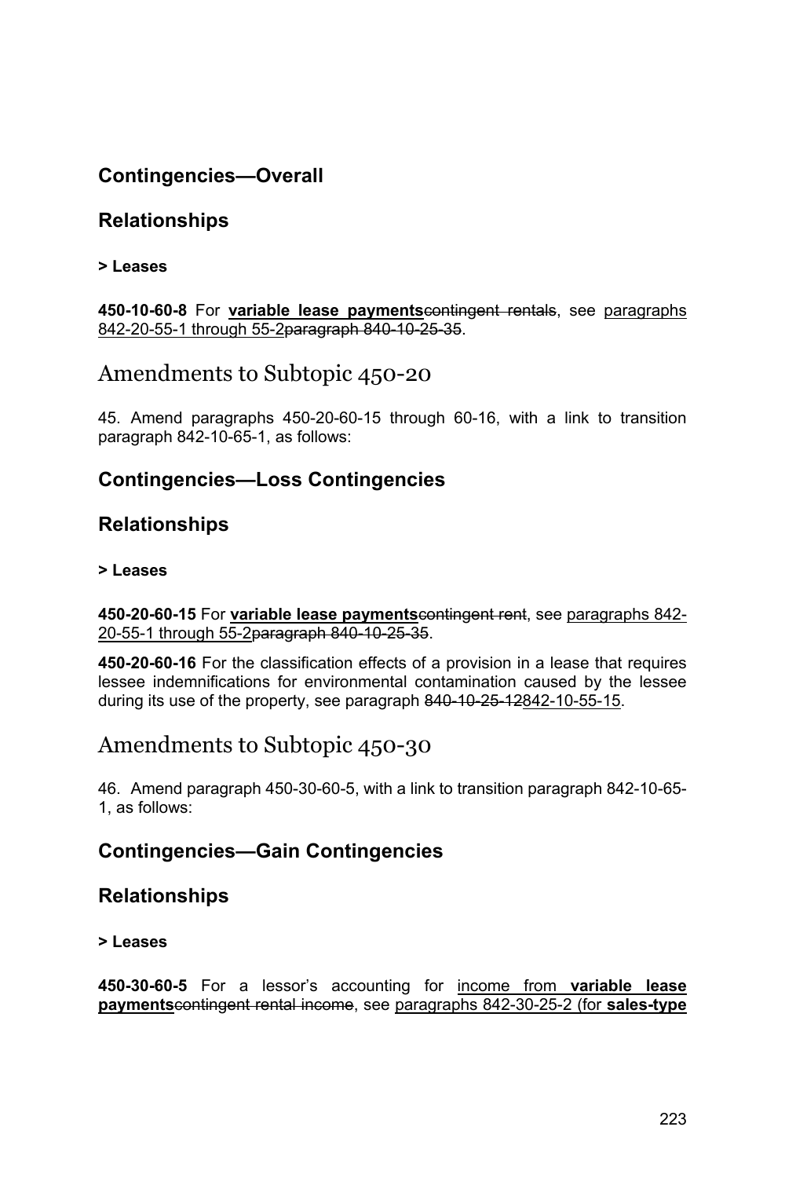## Contingencies—Overall

## Relationships

**> Leases**

**450-10-60-8** For **variable lease payments**~~contingent rentals~~, see paragraphs 842-20-55-1 through 55-2~~paragraph 840-10-25-35~~.

# Amendments to Subtopic 450-20

45. Amend paragraphs 450-20-60-15 through 60-16, with a link to transition paragraph 842-10-65-1, as follows:

## Contingencies—Loss Contingencies

## Relationships

**> Leases**

**450-20-60-15** For **variable lease payments**~~contingent rent~~, see paragraphs 842-20-55-1 through 55-2~~paragraph 840-10-25-35~~.

**450-20-60-16** For the classification effects of a provision in a lease that requires lessee indemnifications for environmental contamination caused by the lessee during its use of the property, see paragraph ~~840-10-25-12~~842-10-55-15.

# Amendments to Subtopic 450-30

46. Amend paragraph 450-30-60-5, with a link to transition paragraph 842-10-65-1, as follows:

## Contingencies—Gain Contingencies

## Relationships

**> Leases**

**450-30-60-5** For a lessor's accounting for income from **variable lease payments**~~contingent rental income~~, see paragraphs 842-30-25-2 (for **sales-type**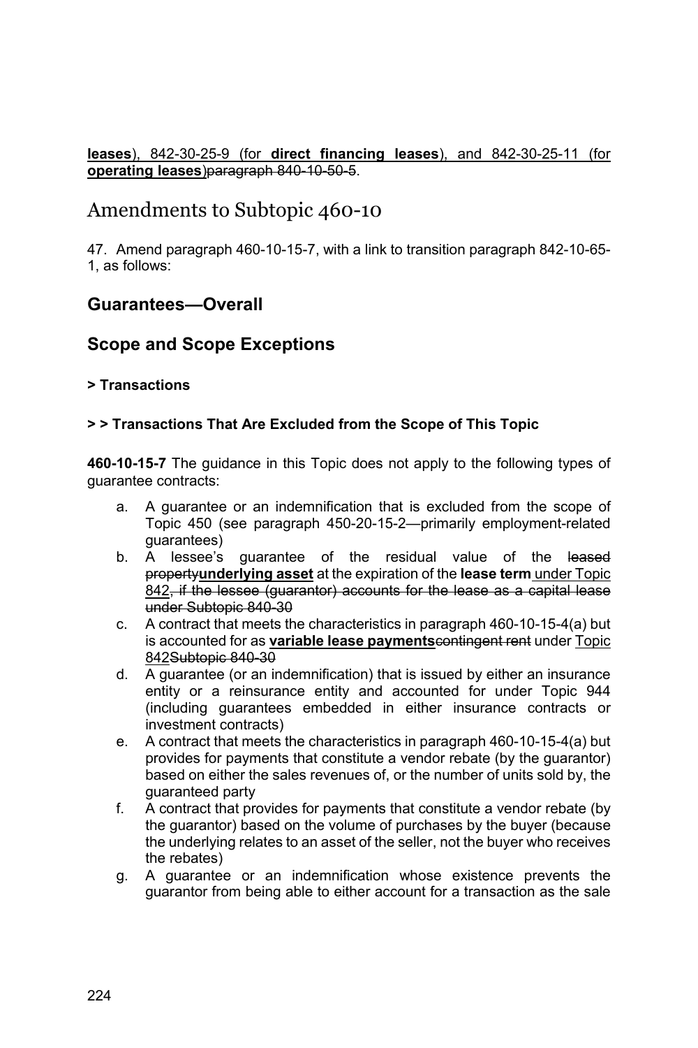**leases**), 842-30-25-9 (for **direct financing leases**), and 842-30-25-11 (for **operating leases**)~~paragraph 840-10-50-5~~.

# Amendments to Subtopic 460-10

47. Amend paragraph 460-10-15-7, with a link to transition paragraph 842-10-65-1, as follows:

## Guarantees—Overall

## Scope and Scope Exceptions

### > Transactions

### > > Transactions That Are Excluded from the Scope of This Topic

**460-10-15-7** The guidance in this Topic does not apply to the following types of guarantee contracts:

a. A guarantee or an indemnification that is excluded from the scope of Topic 450 (see paragraph 450-20-15-2—primarily employment-related guarantees)
b. A lessee's guarantee of the residual value of the ~~leased property~~**underlying asset** at the expiration of the **lease term** under Topic 842~~, if the lessee (guarantor) accounts for the lease as a capital lease under Subtopic 840-30~~
c. A contract that meets the characteristics in paragraph 460-10-15-4(a) but is accounted for as **variable lease payments**~~contingent rent~~ under Topic 842~~Subtopic 840-30~~
d. A guarantee (or an indemnification) that is issued by either an insurance entity or a reinsurance entity and accounted for under Topic 944 (including guarantees embedded in either insurance contracts or investment contracts)
e. A contract that meets the characteristics in paragraph 460-10-15-4(a) but provides for payments that constitute a vendor rebate (by the guarantor) based on either the sales revenues of, or the number of units sold by, the guaranteed party
f. A contract that provides for payments that constitute a vendor rebate (by the guarantor) based on the volume of purchases by the buyer (because the underlying relates to an asset of the seller, not the buyer who receives the rebates)
g. A guarantee or an indemnification whose existence prevents the guarantor from being able to either account for a transaction as the sale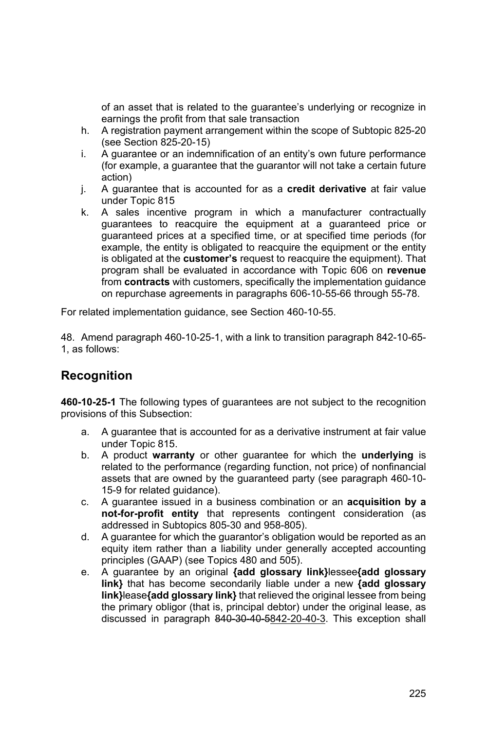of an asset that is related to the guarantee's underlying or recognize in earnings the profit from that sale transaction

h. A registration payment arrangement within the scope of Subtopic 825-20 (see Section 825-20-15)
i. A guarantee or an indemnification of an entity's own future performance (for example, a guarantee that the guarantor will not take a certain future action)
j. A guarantee that is accounted for as a **credit derivative** at fair value under Topic 815
k. A sales incentive program in which a manufacturer contractually guarantees to reacquire the equipment at a guaranteed price or guaranteed prices at a specified time, or at specified time periods (for example, the entity is obligated to reacquire the equipment or the entity is obligated at the **customer's** request to reacquire the equipment). That program shall be evaluated in accordance with Topic 606 on **revenue** from **contracts** with customers, specifically the implementation guidance on repurchase agreements in paragraphs 606-10-55-66 through 55-78.

For related implementation guidance, see Section 460-10-55.

48. Amend paragraph 460-10-25-1, with a link to transition paragraph 842-10-65-1, as follows:

## Recognition

**460-10-25-1** The following types of guarantees are not subject to the recognition provisions of this Subsection:

a. A guarantee that is accounted for as a derivative instrument at fair value under Topic 815.
b. A product **warranty** or other guarantee for which the **underlying** is related to the performance (regarding function, not price) of nonfinancial assets that are owned by the guaranteed party (see paragraph 460-10-15-9 for related guidance).
c. A guarantee issued in a business combination or an **acquisition by a not-for-profit entity** that represents contingent consideration (as addressed in Subtopics 805-30 and 958-805).
d. A guarantee for which the guarantor's obligation would be reported as an equity item rather than a liability under generally accepted accounting principles (GAAP) (see Topics 480 and 505).
e. A guarantee by an original **{add glossary link}**lessee**{add glossary link}** that has become secondarily liable under a new **{add glossary link}**lease**{add glossary link}** that relieved the original lessee from being the primary obligor (that is, principal debtor) under the original lease, as discussed in paragraph ~~840-30-40-5~~842-20-40-3. This exception shall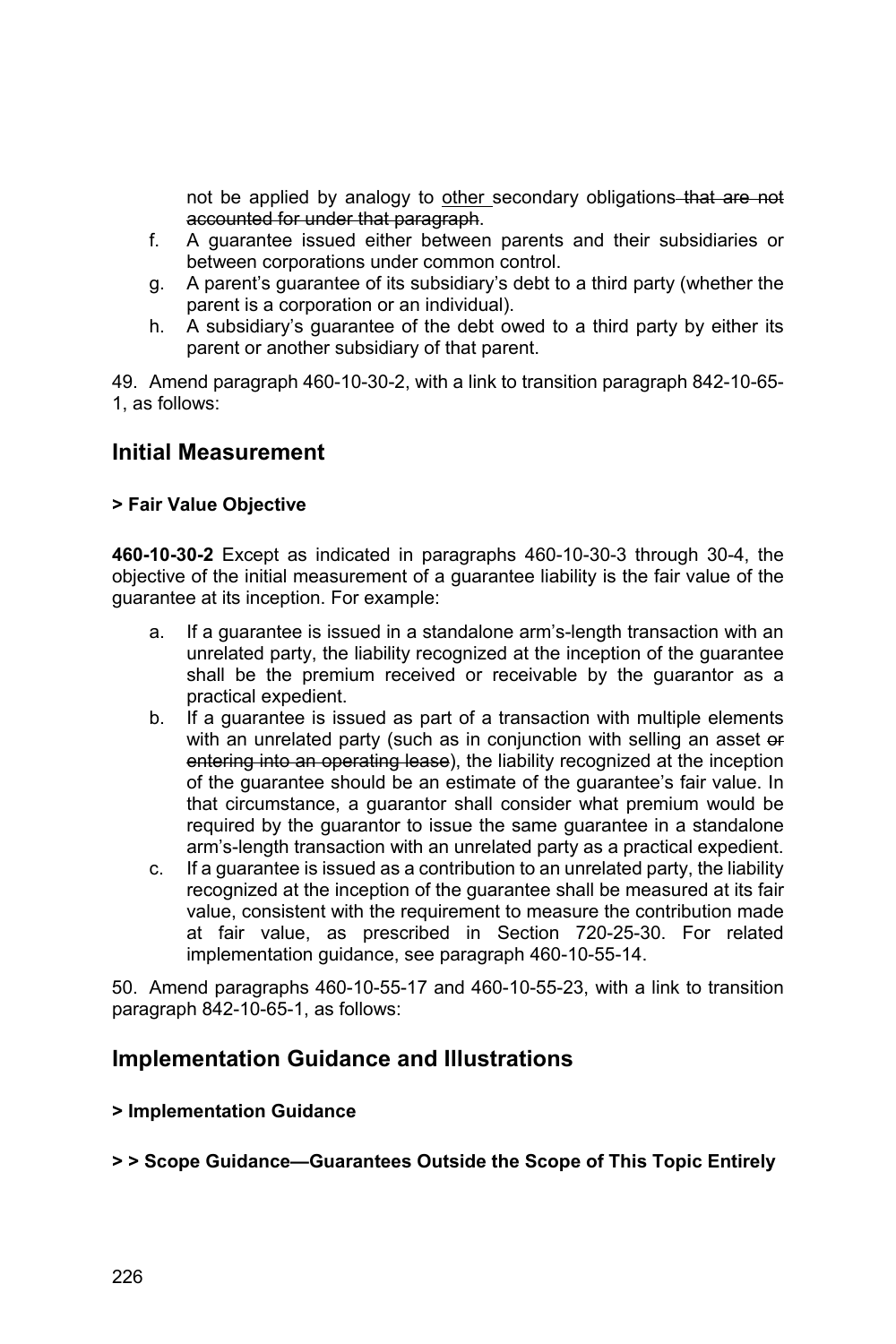not be applied by analogy to <u>other</u> secondary obligations ~~that are not accounted for under that paragraph~~.

f. A guarantee issued either between parents and their subsidiaries or between corporations under common control.
g. A parent's guarantee of its subsidiary's debt to a third party (whether the parent is a corporation or an individual).
h. A subsidiary's guarantee of the debt owed to a third party by either its parent or another subsidiary of that parent.

49. Amend paragraph 460-10-30-2, with a link to transition paragraph 842-10-65-1, as follows:

## Initial Measurement

#### > Fair Value Objective

**460-10-30-2** Except as indicated in paragraphs 460-10-30-3 through 30-4, the objective of the initial measurement of a guarantee liability is the fair value of the guarantee at its inception. For example:

a. If a guarantee is issued in a standalone arm's-length transaction with an unrelated party, the liability recognized at the inception of the guarantee shall be the premium received or receivable by the guarantor as a practical expedient.
b. If a guarantee is issued as part of a transaction with multiple elements with an unrelated party (such as in conjunction with selling an asset ~~or entering into an operating lease~~), the liability recognized at the inception of the guarantee should be an estimate of the guarantee's fair value. In that circumstance, a guarantor shall consider what premium would be required by the guarantor to issue the same guarantee in a standalone arm's-length transaction with an unrelated party as a practical expedient.
c. If a guarantee is issued as a contribution to an unrelated party, the liability recognized at the inception of the guarantee shall be measured at its fair value, consistent with the requirement to measure the contribution made at fair value, as prescribed in Section 720-25-30. For related implementation guidance, see paragraph 460-10-55-14.

50. Amend paragraphs 460-10-55-17 and 460-10-55-23, with a link to transition paragraph 842-10-65-1, as follows:

## Implementation Guidance and Illustrations

#### > Implementation Guidance

#### > > Scope Guidance—Guarantees Outside the Scope of This Topic Entirely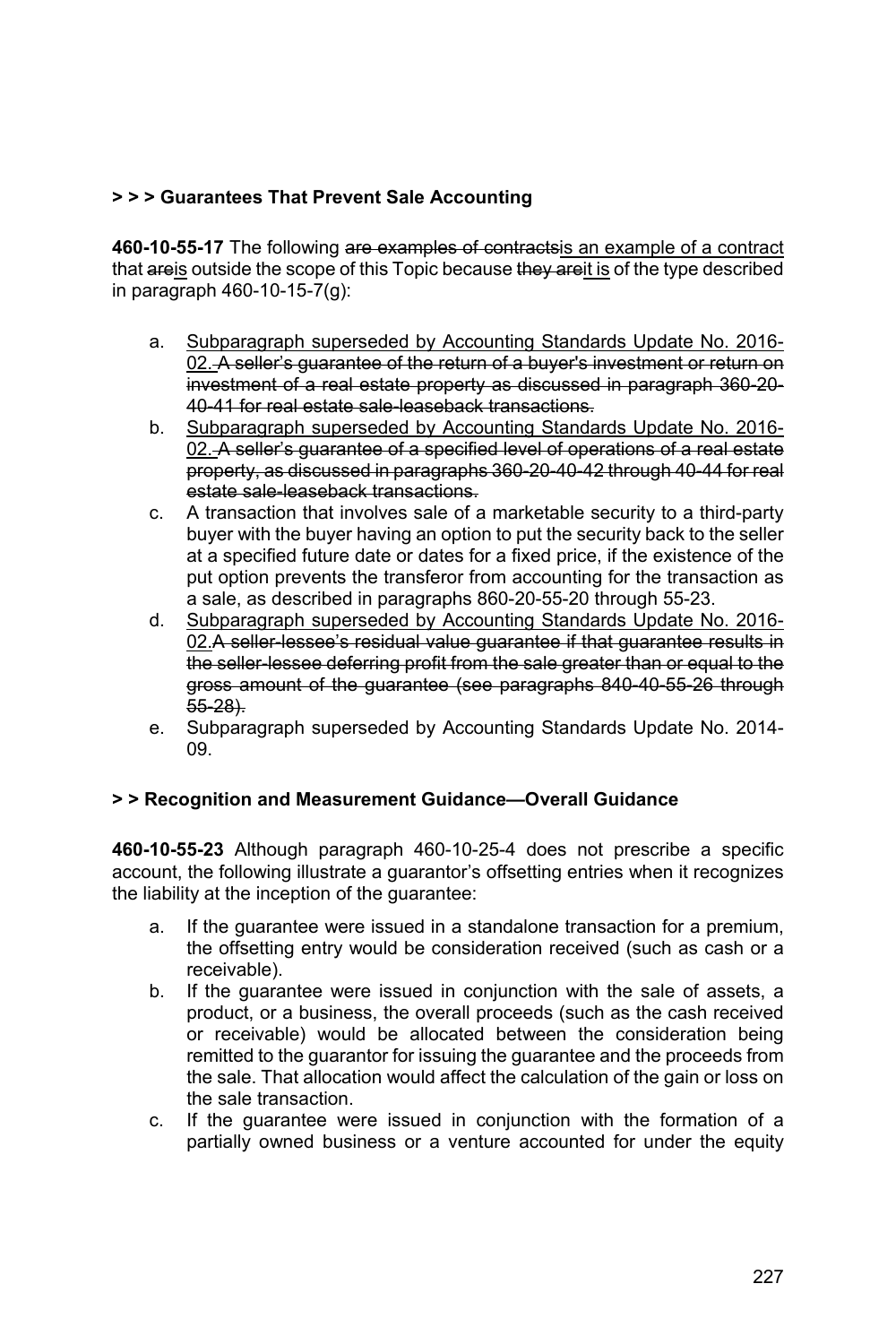**> > > Guarantees That Prevent Sale Accounting**

**460-10-55-17** The following ~~are examples of contracts~~is an example of a contract that ~~are~~is outside the scope of this Topic because ~~they are~~it is of the type described in paragraph 460-10-15-7(g):

a. Subparagraph superseded by Accounting Standards Update No. 2016-02. ~~A seller's guarantee of the return of a buyer's investment or return on investment of a real estate property as discussed in paragraph 360-20-40-41 for real estate sale-leaseback transactions.~~
b. Subparagraph superseded by Accounting Standards Update No. 2016-02. ~~A seller's guarantee of a specified level of operations of a real estate property, as discussed in paragraphs 360-20-40-42 through 40-44 for real estate sale-leaseback transactions.~~
c. A transaction that involves sale of a marketable security to a third-party buyer with the buyer having an option to put the security back to the seller at a specified future date or dates for a fixed price, if the existence of the put option prevents the transferor from accounting for the transaction as a sale, as described in paragraphs 860-20-55-20 through 55-23.
d. Subparagraph superseded by Accounting Standards Update No. 2016-02.~~A seller-lessee's residual value guarantee if that guarantee results in the seller-lessee deferring profit from the sale greater than or equal to the gross amount of the guarantee (see paragraphs 840-40-55-26 through 55-28).~~
e. Subparagraph superseded by Accounting Standards Update No. 2014-09.

**> > Recognition and Measurement Guidance—Overall Guidance**

**460-10-55-23** Although paragraph 460-10-25-4 does not prescribe a specific account, the following illustrate a guarantor's offsetting entries when it recognizes the liability at the inception of the guarantee:

a. If the guarantee were issued in a standalone transaction for a premium, the offsetting entry would be consideration received (such as cash or a receivable).
b. If the guarantee were issued in conjunction with the sale of assets, a product, or a business, the overall proceeds (such as the cash received or receivable) would be allocated between the consideration being remitted to the guarantor for issuing the guarantee and the proceeds from the sale. That allocation would affect the calculation of the gain or loss on the sale transaction.
c. If the guarantee were issued in conjunction with the formation of a partially owned business or a venture accounted for under the equity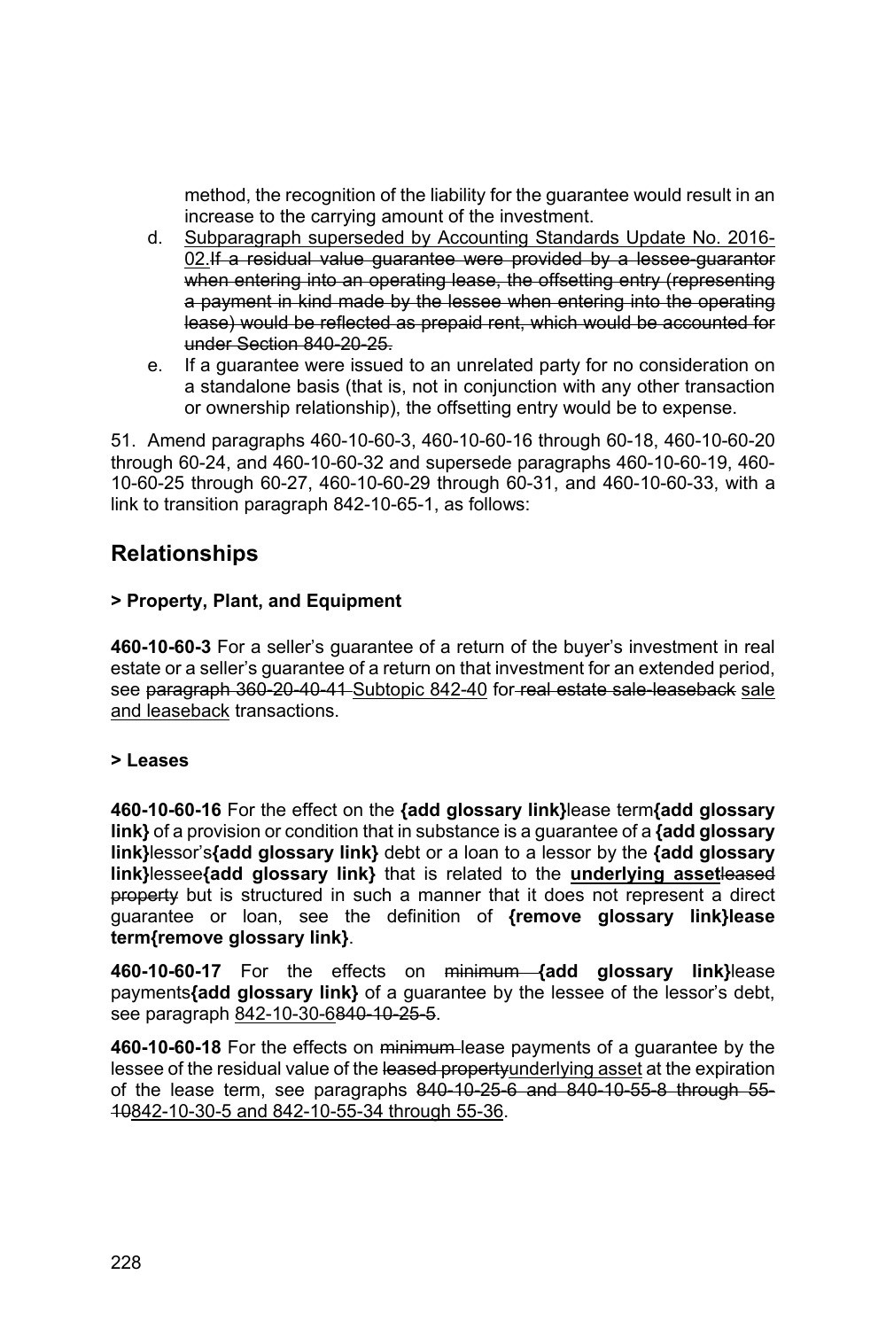method, the recognition of the liability for the guarantee would result in an increase to the carrying amount of the investment.

d. Subparagraph superseded by Accounting Standards Update No. 2016-02.~~If a residual value guarantee were provided by a lessee-guarantor when entering into an operating lease, the offsetting entry (representing a payment in kind made by the lessee when entering into the operating lease) would be reflected as prepaid rent, which would be accounted for under Section 840-20-25.~~

e. If a guarantee were issued to an unrelated party for no consideration on a standalone basis (that is, not in conjunction with any other transaction or ownership relationship), the offsetting entry would be to expense.

51. Amend paragraphs 460-10-60-3, 460-10-60-16 through 60-18, 460-10-60-20 through 60-24, and 460-10-60-32 and supersede paragraphs 460-10-60-19, 460-10-60-25 through 60-27, 460-10-60-29 through 60-31, and 460-10-60-33, with a link to transition paragraph 842-10-65-1, as follows:

## Relationships

### > Property, Plant, and Equipment

**460-10-60-3** For a seller's guarantee of a return of the buyer's investment in real estate or a seller's guarantee of a return on that investment for an extended period, see ~~paragraph 360-20-40-41~~ Subtopic 842-40 for ~~real estate sale-leaseback~~ sale and leaseback transactions.

### > Leases

**460-10-60-16** For the effect on the **{add glossary link}**lease term**{add glossary link}** of a provision or condition that in substance is a guarantee of a **{add glossary link}**lessor's**{add glossary link}** debt or a loan to a lessor by the **{add glossary link}**lessee**{add glossary link}** that is related to the **underlying asset**~~leased property~~ but is structured in such a manner that it does not represent a direct guarantee or loan, see the definition of **{remove glossary link}lease term{remove glossary link}**.

**460-10-60-17** For the effects on ~~minimum~~ **{add glossary link}**lease payments**{add glossary link}** of a guarantee by the lessee of the lessor's debt, see paragraph 842-10-30-6~~840-10-25-5~~.

**460-10-60-18** For the effects on ~~minimum~~ lease payments of a guarantee by the lessee of the residual value of the ~~leased property~~underlying asset at the expiration of the lease term, see paragraphs ~~840-10-25-6 and 840-10-55-8 through 55-10~~842-10-30-5 and 842-10-55-34 through 55-36.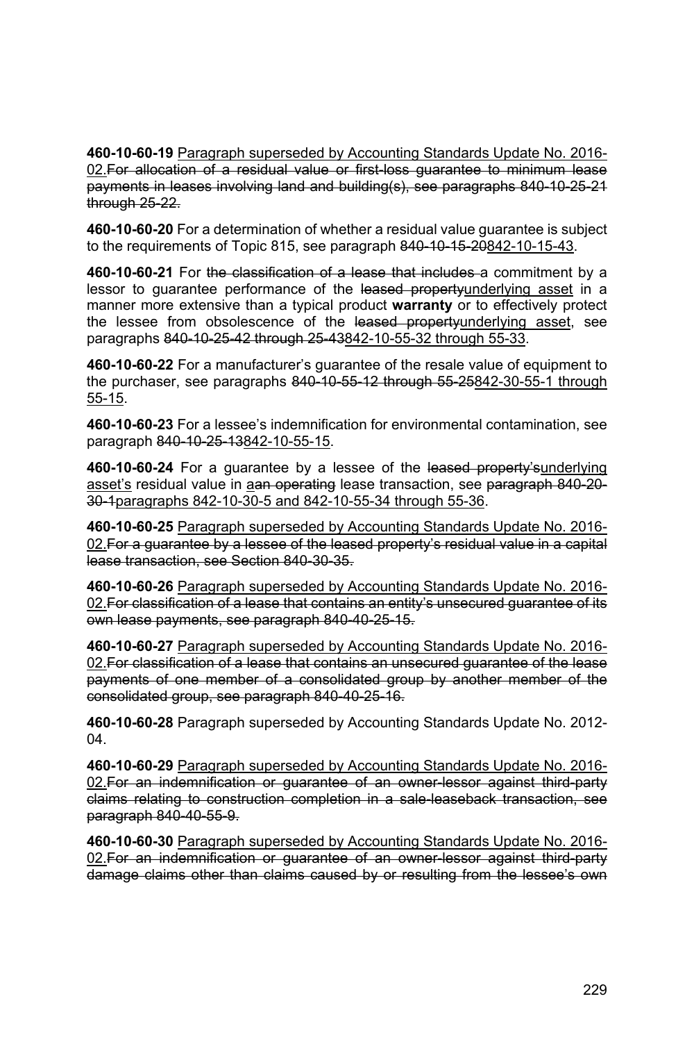**460-10-60-19** <u>Paragraph superseded by Accounting Standards Update No. 2016-02.</u>~~For allocation of a residual value or first-loss guarantee to minimum lease payments in leases involving land and building(s), see paragraphs 840-10-25-21 through 25-22.~~

**460-10-60-20** For a determination of whether a residual value guarantee is subject to the requirements of Topic 815, see paragraph ~~840-10-15-20~~<u>842-10-15-43</u>.

**460-10-60-21** For ~~the classification of a lease that includes~~ a commitment by a lessor to guarantee performance of the ~~leased property~~<u>underlying asset</u> in a manner more extensive than a typical product **warranty** or to effectively protect the lessee from obsolescence of the ~~leased property~~<u>underlying asset</u>, see paragraphs ~~840-10-25-42 through 25-43~~<u>842-10-55-32 through 55-33</u>.

**460-10-60-22** For a manufacturer's guarantee of the resale value of equipment to the purchaser, see paragraphs ~~840-10-55-12 through 55-25~~<u>842-30-55-1 through 55-15</u>.

**460-10-60-23** For a lessee's indemnification for environmental contamination, see paragraph ~~840-10-25-13~~<u>842-10-55-15</u>.

**460-10-60-24** For a guarantee by a lessee of the ~~leased property's~~<u>underlying asset's</u> residual value in <u>a</u>~~an operating~~ lease transaction, see ~~paragraph 840-20-30-1~~<u>paragraphs 842-10-30-5 and 842-10-55-34 through 55-36</u>.

**460-10-60-25** <u>Paragraph superseded by Accounting Standards Update No. 2016-02.</u>~~For a guarantee by a lessee of the leased property's residual value in a capital lease transaction, see Section 840-30-35.~~

**460-10-60-26** <u>Paragraph superseded by Accounting Standards Update No. 2016-02.</u>~~For classification of a lease that contains an entity's unsecured guarantee of its own lease payments, see paragraph 840-40-25-15.~~

**460-10-60-27** <u>Paragraph superseded by Accounting Standards Update No. 2016-02.</u>~~For classification of a lease that contains an unsecured guarantee of the lease payments of one member of a consolidated group by another member of the consolidated group, see paragraph 840-40-25-16.~~

**460-10-60-28** Paragraph superseded by Accounting Standards Update No. 2012-04.

**460-10-60-29** <u>Paragraph superseded by Accounting Standards Update No. 2016-02.</u>~~For an indemnification or guarantee of an owner-lessor against third-party claims relating to construction completion in a sale-leaseback transaction, see paragraph 840-40-55-9.~~

**460-10-60-30** <u>Paragraph superseded by Accounting Standards Update No. 2016-02.</u>~~For an indemnification or guarantee of an owner-lessor against third-party damage claims other than claims caused by or resulting from the lessee's own~~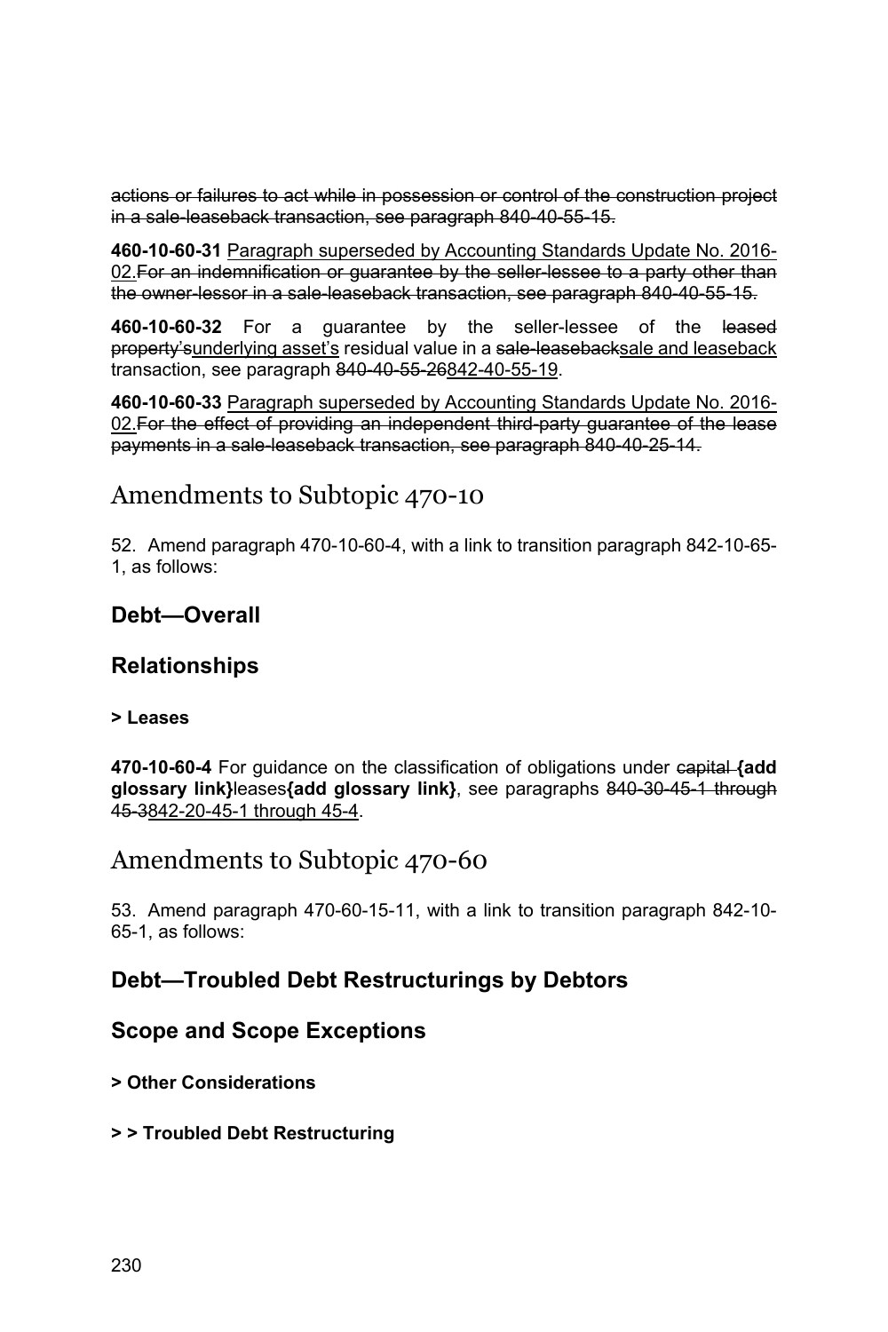~~actions or failures to act while in possession or control of the construction project in a sale-leaseback transaction, see paragraph 840-40-55-15.~~

**460-10-60-31** <u>Paragraph superseded by Accounting Standards Update No. 2016-02.</u>~~For an indemnification or guarantee by the seller-lessee to a party other than the owner-lessor in a sale-leaseback transaction, see paragraph 840-40-55-15.~~

**460-10-60-32** For a guarantee by the seller-lessee of the ~~leased property's~~<u>underlying asset's</u> residual value in a ~~sale-leaseback~~<u>sale and leaseback</u> transaction, see paragraph ~~840-40-55-26~~<u>842-40-55-19</u>.

**460-10-60-33** <u>Paragraph superseded by Accounting Standards Update No. 2016-02.</u>~~For the effect of providing an independent third-party guarantee of the lease payments in a sale-leaseback transaction, see paragraph 840-40-25-14.~~

# Amendments to Subtopic 470-10

52. Amend paragraph 470-10-60-4, with a link to transition paragraph 842-10-65-1, as follows:

## Debt—Overall

## Relationships

#### > Leases

**470-10-60-4** For guidance on the classification of obligations under ~~capital~~ **{add glossary link}**leases**{add glossary link}**, see paragraphs ~~840-30-45-1 through 45-3~~<u>842-20-45-1 through 45-4</u>.

# Amendments to Subtopic 470-60

53. Amend paragraph 470-60-15-11, with a link to transition paragraph 842-10-65-1, as follows:

## Debt—Troubled Debt Restructurings by Debtors

## Scope and Scope Exceptions

#### > Other Considerations

#### > > Troubled Debt Restructuring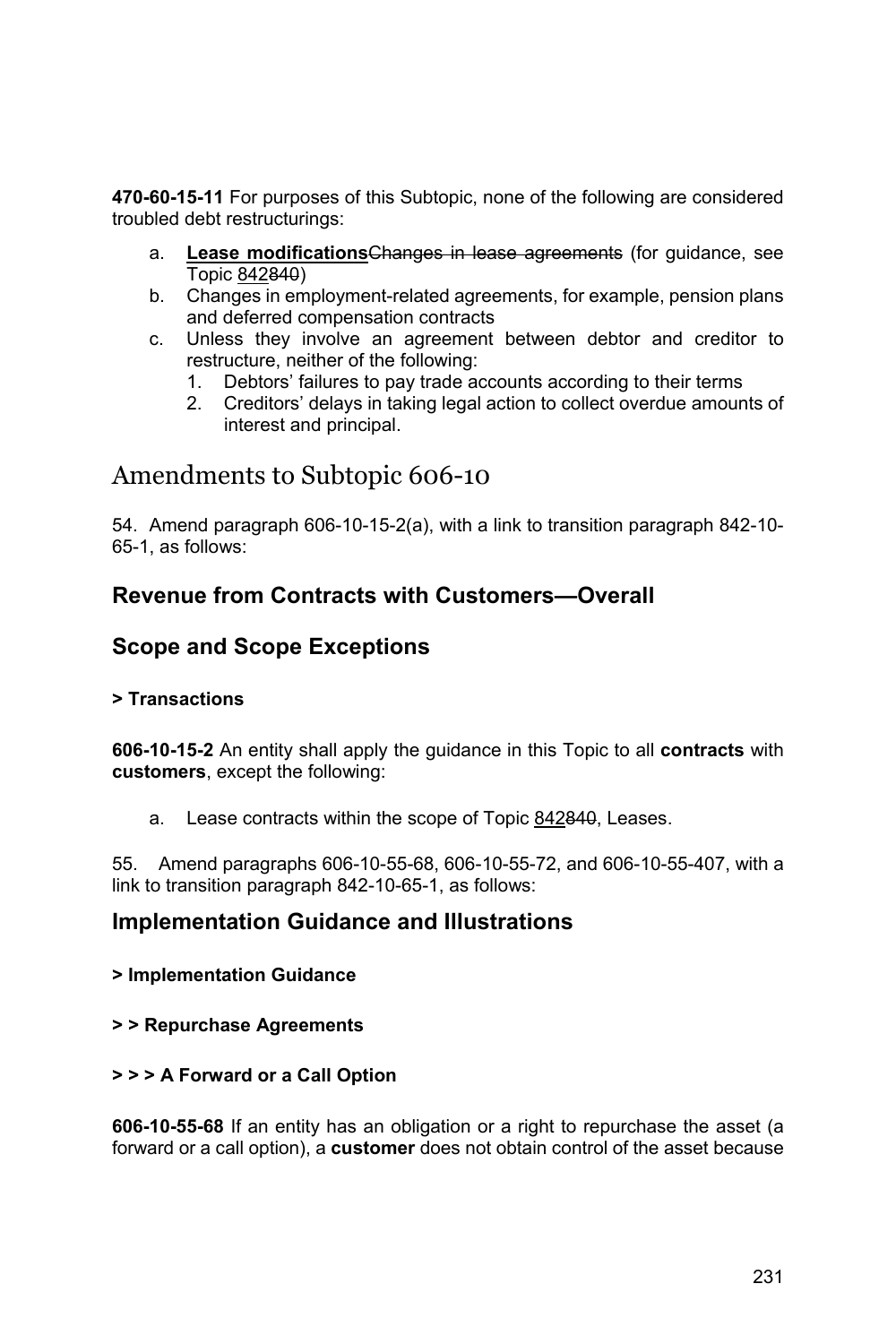**470-60-15-11** For purposes of this Subtopic, none of the following are considered troubled debt restructurings:

a. **<u>Lease modifications</u>**~~Changes in lease agreements~~ (for guidance, see Topic <u>842</u>~~840~~)
b. Changes in employment-related agreements, for example, pension plans and deferred compensation contracts
c. Unless they involve an agreement between debtor and creditor to restructure, neither of the following:
   1. Debtors' failures to pay trade accounts according to their terms
   2. Creditors' delays in taking legal action to collect overdue amounts of interest and principal.

# Amendments to Subtopic 606-10

54. Amend paragraph 606-10-15-2(a), with a link to transition paragraph 842-10-65-1, as follows:

## Revenue from Contracts with Customers—Overall

## Scope and Scope Exceptions

### > Transactions

**606-10-15-2** An entity shall apply the guidance in this Topic to all **contracts** with **customers**, except the following:

a. Lease contracts within the scope of Topic <u>842</u>~~840~~, Leases.

55. Amend paragraphs 606-10-55-68, 606-10-55-72, and 606-10-55-407, with a link to transition paragraph 842-10-65-1, as follows:

## Implementation Guidance and Illustrations

### > Implementation Guidance

### > > Repurchase Agreements

### > > > A Forward or a Call Option

**606-10-55-68** If an entity has an obligation or a right to repurchase the asset (a forward or a call option), a **customer** does not obtain control of the asset because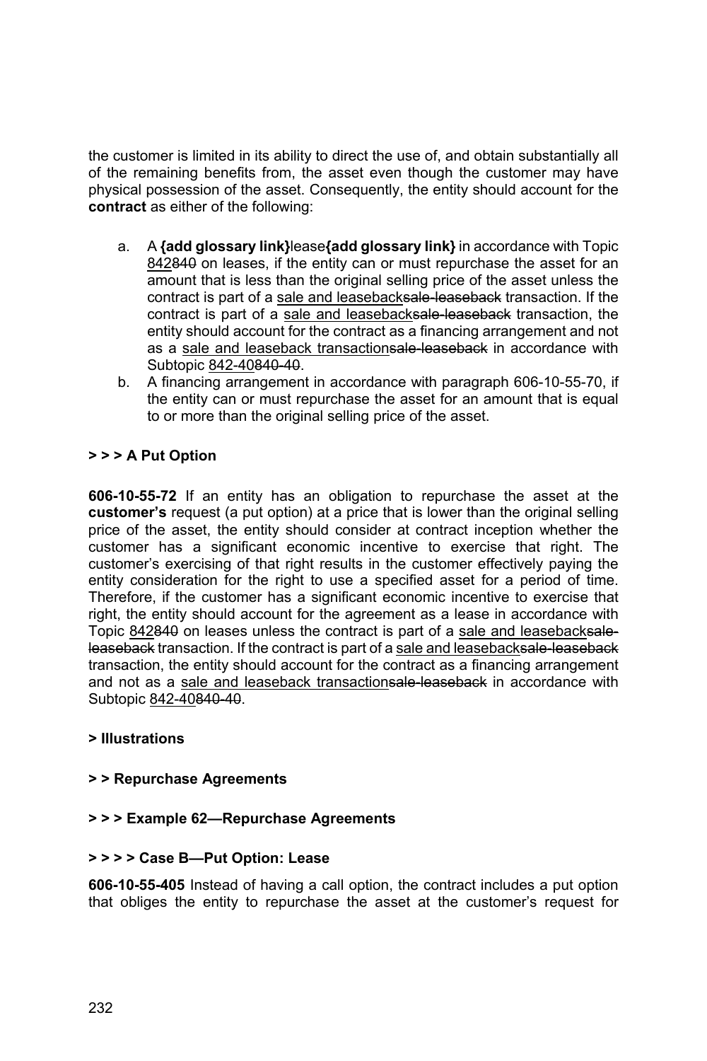the customer is limited in its ability to direct the use of, and obtain substantially all of the remaining benefits from, the asset even though the customer may have physical possession of the asset. Consequently, the entity should account for the **contract** as either of the following:

a. A **{add glossary link}**lease**{add glossary link}** in accordance with Topic <u>842</u>~~840~~ on leases, if the entity can or must repurchase the asset for an amount that is less than the original selling price of the asset unless the contract is part of a <u>sale and leaseback</u>~~sale-leaseback~~ transaction. If the contract is part of a <u>sale and leaseback</u>~~sale-leaseback~~ transaction, the entity should account for the contract as a financing arrangement and not as a <u>sale and leaseback transaction</u>~~sale-leaseback~~ in accordance with Subtopic <u>842-40</u>~~840-40~~.
b. A financing arrangement in accordance with paragraph 606-10-55-70, if the entity can or must repurchase the asset for an amount that is equal to or more than the original selling price of the asset.

**> > > A Put Option**

**606-10-55-72** If an entity has an obligation to repurchase the asset at the **customer's** request (a put option) at a price that is lower than the original selling price of the asset, the entity should consider at contract inception whether the customer has a significant economic incentive to exercise that right. The customer's exercising of that right results in the customer effectively paying the entity consideration for the right to use a specified asset for a period of time. Therefore, if the customer has a significant economic incentive to exercise that right, the entity should account for the agreement as a lease in accordance with Topic <u>842</u>~~840~~ on leases unless the contract is part of a <u>sale and leaseback</u>~~sale-leaseback~~ transaction. If the contract is part of a <u>sale and leaseback</u>~~sale-leaseback~~ transaction, the entity should account for the contract as a financing arrangement and not as a <u>sale and leaseback transaction</u>~~sale-leaseback~~ in accordance with Subtopic <u>842-40</u>~~840-40~~.

**> Illustrations**

**> > Repurchase Agreements**

**> > > Example 62—Repurchase Agreements**

**> > > > Case B—Put Option: Lease**

**606-10-55-405** Instead of having a call option, the contract includes a put option that obliges the entity to repurchase the asset at the customer's request for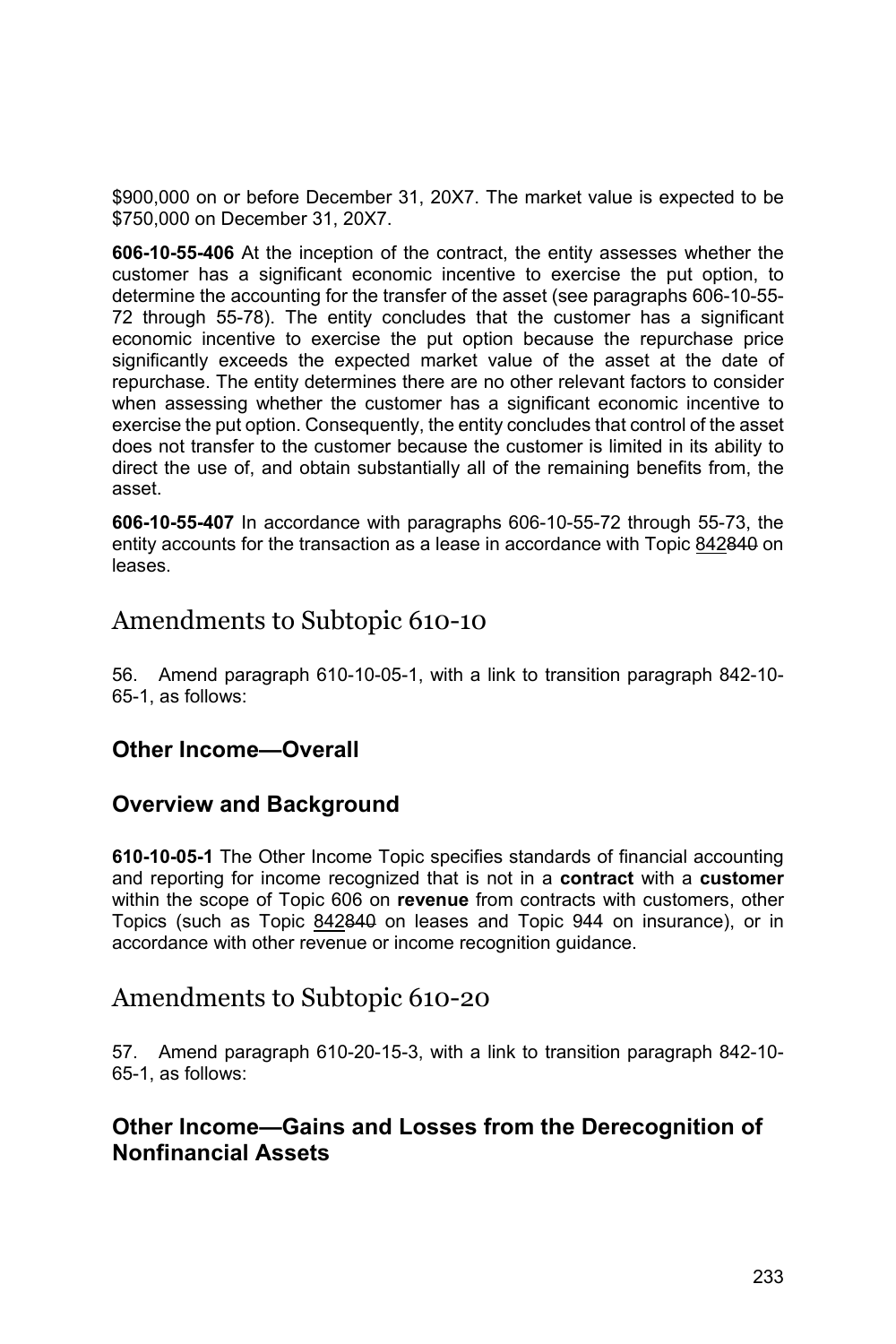$900,000 on or before December 31, 20X7. The market value is expected to be $750,000 on December 31, 20X7.

**606-10-55-406** At the inception of the contract, the entity assesses whether the customer has a significant economic incentive to exercise the put option, to determine the accounting for the transfer of the asset (see paragraphs 606-10-55-72 through 55-78). The entity concludes that the customer has a significant economic incentive to exercise the put option because the repurchase price significantly exceeds the expected market value of the asset at the date of repurchase. The entity determines there are no other relevant factors to consider when assessing whether the customer has a significant economic incentive to exercise the put option. Consequently, the entity concludes that control of the asset does not transfer to the customer because the customer is limited in its ability to direct the use of, and obtain substantially all of the remaining benefits from, the asset.

**606-10-55-407** In accordance with paragraphs 606-10-55-72 through 55-73, the entity accounts for the transaction as a lease in accordance with Topic <u>842</u>~~840~~ on leases.

# Amendments to Subtopic 610-10

56. Amend paragraph 610-10-05-1, with a link to transition paragraph 842-10-65-1, as follows:

## Other Income—Overall

## Overview and Background

**610-10-05-1** The Other Income Topic specifies standards of financial accounting and reporting for income recognized that is not in a **contract** with a **customer** within the scope of Topic 606 on **revenue** from contracts with customers, other Topics (such as Topic <u>842</u>~~840~~ on leases and Topic 944 on insurance), or in accordance with other revenue or income recognition guidance.

# Amendments to Subtopic 610-20

57. Amend paragraph 610-20-15-3, with a link to transition paragraph 842-10-65-1, as follows:

## Other Income—Gains and Losses from the Derecognition of Nonfinancial Assets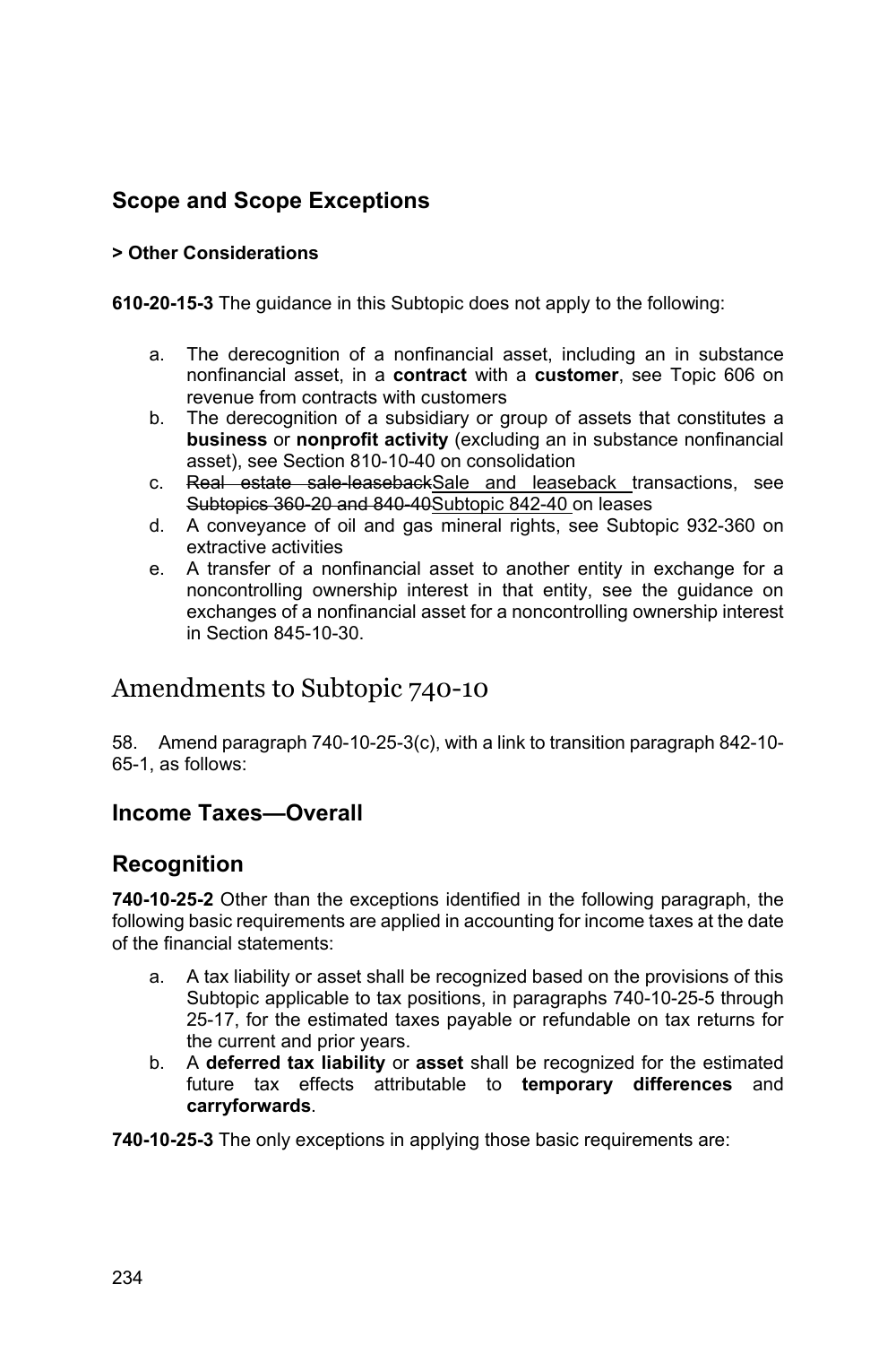## Scope and Scope Exceptions

### > Other Considerations

**610-20-15-3** The guidance in this Subtopic does not apply to the following:

a. The derecognition of a nonfinancial asset, including an in substance nonfinancial asset, in a **contract** with a **customer**, see Topic 606 on revenue from contracts with customers
b. The derecognition of a subsidiary or group of assets that constitutes a **business** or **nonprofit activity** (excluding an in substance nonfinancial asset), see Section 810-10-40 on consolidation
c. ~~Real estate sale-leaseback~~<u>Sale and leaseback</u> transactions, see ~~Subtopics 360-20 and 840-40~~<u>Subtopic 842-40</u> on leases
d. A conveyance of oil and gas mineral rights, see Subtopic 932-360 on extractive activities
e. A transfer of a nonfinancial asset to another entity in exchange for a noncontrolling ownership interest in that entity, see the guidance on exchanges of a nonfinancial asset for a noncontrolling ownership interest in Section 845-10-30.

# Amendments to Subtopic 740-10

58. Amend paragraph 740-10-25-3(c), with a link to transition paragraph 842-10-65-1, as follows:

## Income Taxes—Overall

## Recognition

**740-10-25-2** Other than the exceptions identified in the following paragraph, the following basic requirements are applied in accounting for income taxes at the date of the financial statements:

a. A tax liability or asset shall be recognized based on the provisions of this Subtopic applicable to tax positions, in paragraphs 740-10-25-5 through 25-17, for the estimated taxes payable or refundable on tax returns for the current and prior years.
b. A **deferred tax liability** or **asset** shall be recognized for the estimated future tax effects attributable to **temporary differences** and **carryforwards**.

**740-10-25-3** The only exceptions in applying those basic requirements are: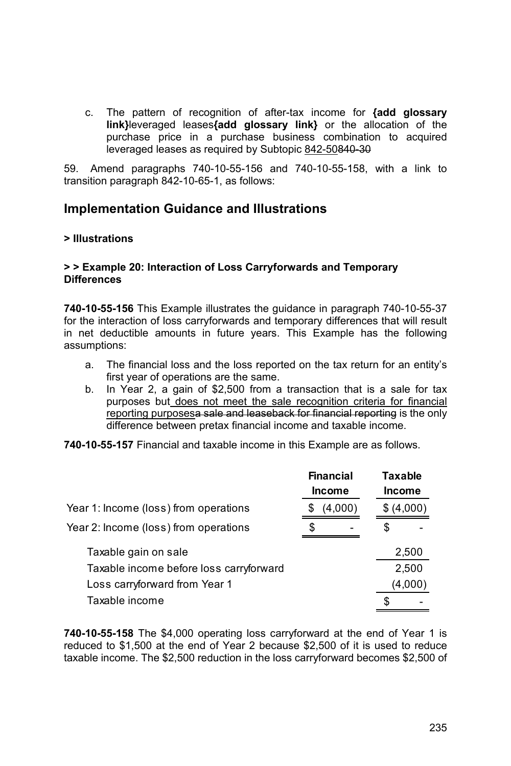c. The pattern of recognition of after-tax income for **{add glossary link}**leveraged leases**{add glossary link}** or the allocation of the purchase price in a purchase business combination to acquired leveraged leases as required by Subtopic <u>842-50</u>~~840-30~~

59. Amend paragraphs 740-10-55-156 and 740-10-55-158, with a link to transition paragraph 842-10-65-1, as follows:

## Implementation Guidance and Illustrations

**> Illustrations**

**> > Example 20: Interaction of Loss Carryforwards and Temporary Differences**

**740-10-55-156** This Example illustrates the guidance in paragraph 740-10-55-37 for the interaction of loss carryforwards and temporary differences that will result in net deductible amounts in future years. This Example has the following assumptions:

a. The financial loss and the loss reported on the tax return for an entity's first year of operations are the same.
b. In Year 2, a gain of $2,500 from a transaction that is a sale for tax purposes but <u>does not meet the sale recognition criteria for financial reporting purposes</u>~~a sale and leaseback for financial reporting~~ is the only difference between pretax financial income and taxable income.

**740-10-55-157** Financial and taxable income in this Example are as follows.

| | Financial Income | Taxable Income |
|---|---|---|
| Year 1: Income (loss) from operations | $ (4,000) | $ (4,000) |
| Year 2: Income (loss) from operations | $ - | $ - |
| Taxable gain on sale | | 2,500 |
| Taxable income before loss carryforward | | 2,500 |
| Loss carryforward from Year 1 | | (4,000) |
| Taxable income | | $ - |

**740-10-55-158** The $4,000 operating loss carryforward at the end of Year 1 is reduced to $1,500 at the end of Year 2 because $2,500 of it is used to reduce taxable income. The $2,500 reduction in the loss carryforward becomes $2,500 of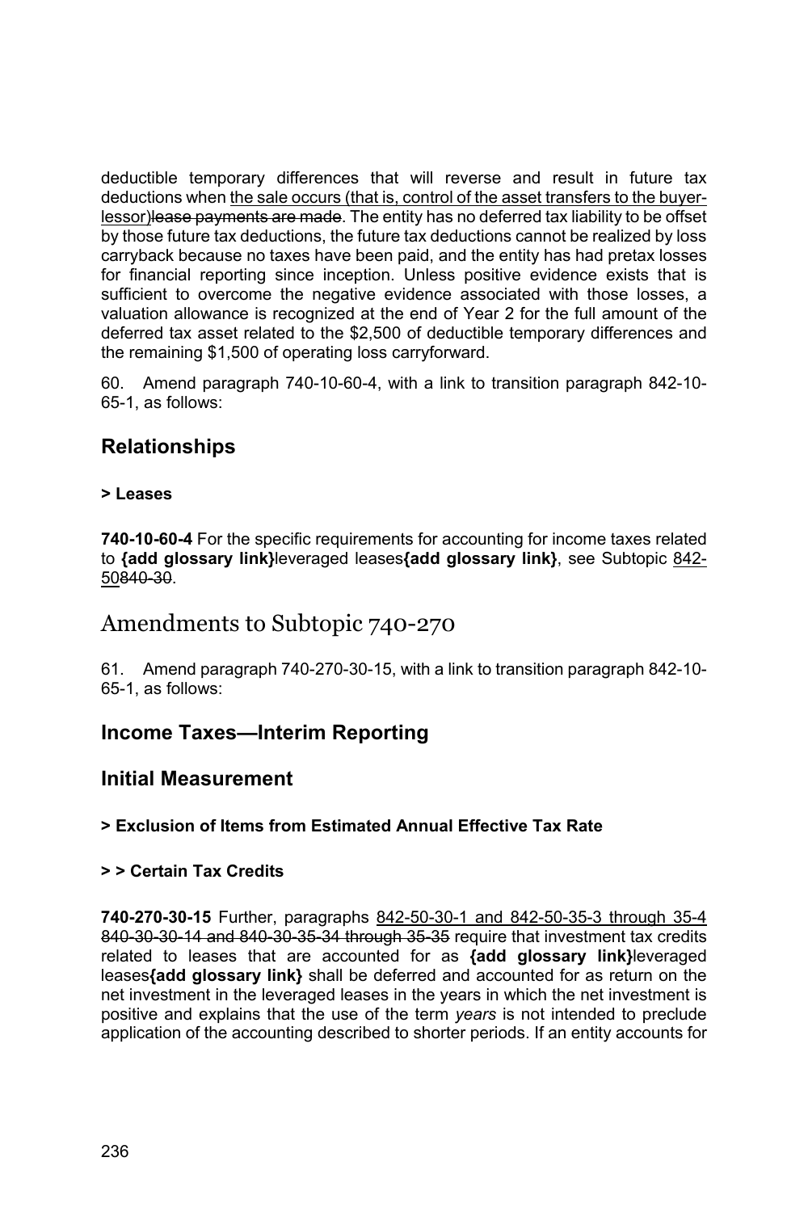deductible temporary differences that will reverse and result in future tax deductions when <u>the sale occurs (that is, control of the asset transfers to the buyer-lessor)</u>~~lease payments are made~~. The entity has no deferred tax liability to be offset by those future tax deductions, the future tax deductions cannot be realized by loss carryback because no taxes have been paid, and the entity has had pretax losses for financial reporting since inception. Unless positive evidence exists that is sufficient to overcome the negative evidence associated with those losses, a valuation allowance is recognized at the end of Year 2 for the full amount of the deferred tax asset related to the $2,500 of deductible temporary differences and the remaining $1,500 of operating loss carryforward.

60. Amend paragraph 740-10-60-4, with a link to transition paragraph 842-10-65-1, as follows:

## Relationships

#### > Leases

**740-10-60-4** For the specific requirements for accounting for income taxes related to **{add glossary link}**leveraged leases**{add glossary link}**, see Subtopic <u>842-50</u>~~840-30~~.

# Amendments to Subtopic 740-270

61. Amend paragraph 740-270-30-15, with a link to transition paragraph 842-10-65-1, as follows:

## Income Taxes—Interim Reporting

## Initial Measurement

#### > Exclusion of Items from Estimated Annual Effective Tax Rate

#### > > Certain Tax Credits

**740-270-30-15** Further, paragraphs <u>842-50-30-1 and 842-50-35-3 through 35-4</u> ~~840-30-30-14 and 840-30-35-34 through 35-35~~ require that investment tax credits related to leases that are accounted for as **{add glossary link}**leveraged leases**{add glossary link}** shall be deferred and accounted for as return on the net investment in the leveraged leases in the years in which the net investment is positive and explains that the use of the term *years* is not intended to preclude application of the accounting described to shorter periods. If an entity accounts for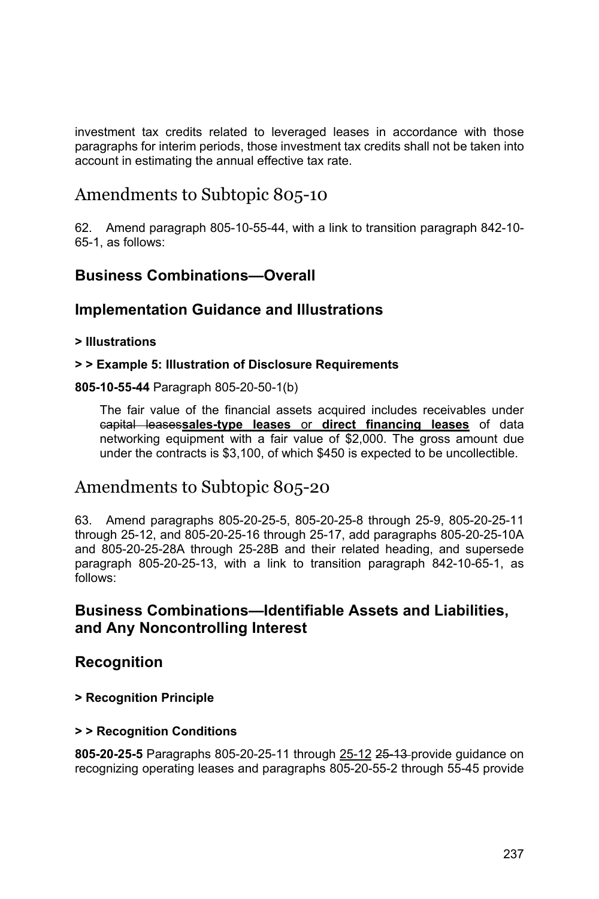investment tax credits related to leveraged leases in accordance with those paragraphs for interim periods, those investment tax credits shall not be taken into account in estimating the annual effective tax rate.

# Amendments to Subtopic 805-10

62. Amend paragraph 805-10-55-44, with a link to transition paragraph 842-10-65-1, as follows:

## Business Combinations—Overall

## Implementation Guidance and Illustrations

**> Illustrations**

**> > Example 5: Illustration of Disclosure Requirements**

**805-10-55-44** Paragraph 805-20-50-1(b)

> The fair value of the financial assets acquired includes receivables under ~~capital leases~~**<u>sales-type leases</u>** <u>or</u> **<u>direct financing leases</u>** of data networking equipment with a fair value of $2,000. The gross amount due under the contracts is $3,100, of which $450 is expected to be uncollectible.

# Amendments to Subtopic 805-20

63. Amend paragraphs 805-20-25-5, 805-20-25-8 through 25-9, 805-20-25-11 through 25-12, and 805-20-25-16 through 25-17, add paragraphs 805-20-25-10A and 805-20-25-28A through 25-28B and their related heading, and supersede paragraph 805-20-25-13, with a link to transition paragraph 842-10-65-1, as follows:

## Business Combinations—Identifiable Assets and Liabilities, and Any Noncontrolling Interest

## Recognition

**> Recognition Principle**

**> > Recognition Conditions**

**805-20-25-5** Paragraphs 805-20-25-11 through <u>25-12</u> ~~25-13~~ provide guidance on recognizing operating leases and paragraphs 805-20-55-2 through 55-45 provide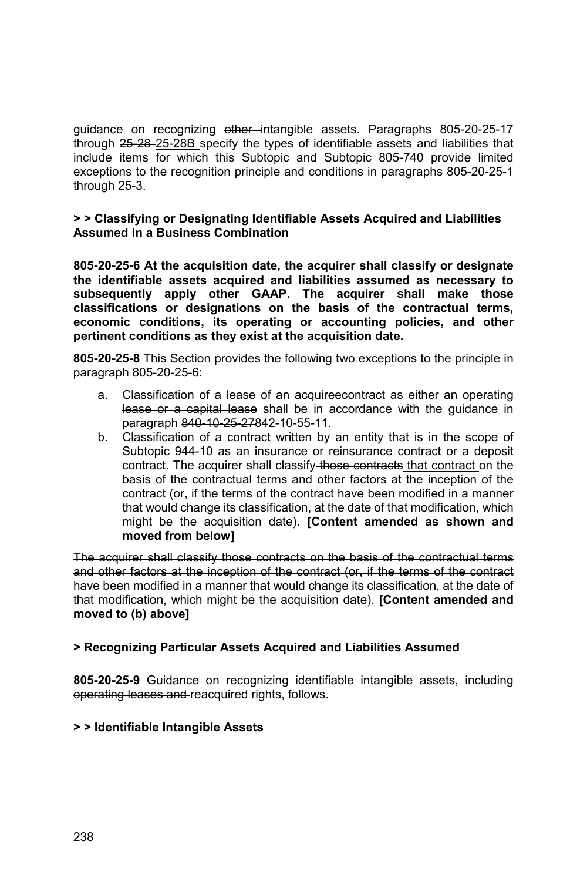guidance on recognizing ~~other~~ intangible assets. Paragraphs 805-20-25-17 through ~~25-28~~ <u>25-28B</u> specify the types of identifiable assets and liabilities that include items for which this Subtopic and Subtopic 805-740 provide limited exceptions to the recognition principle and conditions in paragraphs 805-20-25-1 through 25-3.

**> > Classifying or Designating Identifiable Assets Acquired and Liabilities Assumed in a Business Combination**

**805-20-25-6 At the acquisition date, the acquirer shall classify or designate the identifiable assets acquired and liabilities assumed as necessary to subsequently apply other GAAP. The acquirer shall make those classifications or designations on the basis of the contractual terms, economic conditions, its operating or accounting policies, and other pertinent conditions as they exist at the acquisition date.**

**805-20-25-8** This Section provides the following two exceptions to the principle in paragraph 805-20-25-6:

a. Classification of a lease <u>of an acquiree</u>~~contract as either an operating lease or a capital lease~~ <u>shall be</u> in accordance with the guidance in paragraph ~~840-10-25-27~~<u>842-10-55-11.</u>
b. Classification of a contract written by an entity that is in the scope of Subtopic 944-10 as an insurance or reinsurance contract or a deposit contract. The acquirer shall classify ~~those contracts~~ <u>that contract</u> on the basis of the contractual terms and other factors at the inception of the contract (or, if the terms of the contract have been modified in a manner that would change its classification, at the date of that modification, which might be the acquisition date). **[Content amended as shown and moved from below]**

~~The acquirer shall classify those contracts on the basis of the contractual terms and other factors at the inception of the contract (or, if the terms of the contract have been modified in a manner that would change its classification, at the date of that modification, which might be the acquisition date).~~ **[Content amended and moved to (b) above]**

**> Recognizing Particular Assets Acquired and Liabilities Assumed**

**805-20-25-9** Guidance on recognizing identifiable intangible assets, including ~~operating leases and~~ reacquired rights, follows.

**> > Identifiable Intangible Assets**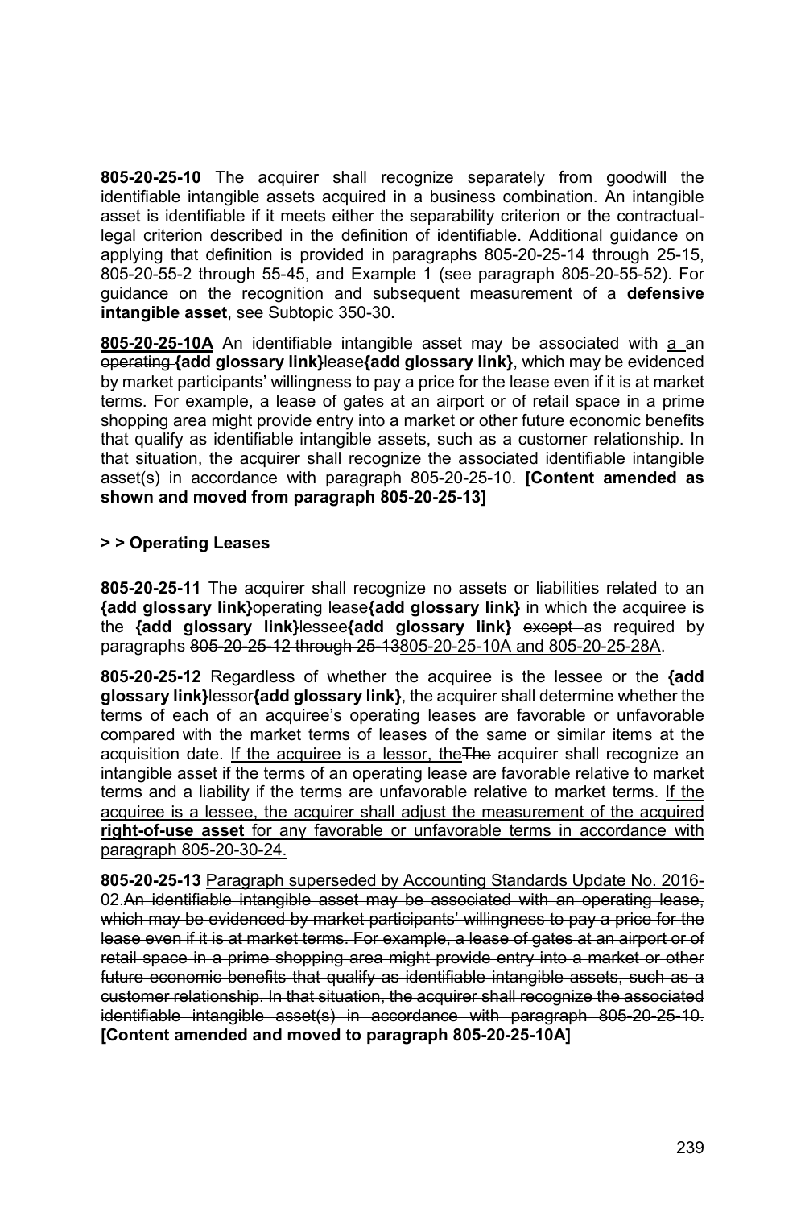**805-20-25-10** The acquirer shall recognize separately from goodwill the identifiable intangible assets acquired in a business combination. An intangible asset is identifiable if it meets either the separability criterion or the contractual-legal criterion described in the definition of identifiable. Additional guidance on applying that definition is provided in paragraphs 805-20-25-14 through 25-15, 805-20-55-2 through 55-45, and Example 1 (see paragraph 805-20-55-52). For guidance on the recognition and subsequent measurement of a **defensive intangible asset**, see Subtopic 350-30.

**805-20-25-10A** An identifiable intangible asset may be associated with a ~~an operating~~ **{add glossary link}**lease**{add glossary link}**, which may be evidenced by market participants' willingness to pay a price for the lease even if it is at market terms. For example, a lease of gates at an airport or of retail space in a prime shopping area might provide entry into a market or other future economic benefits that qualify as identifiable intangible assets, such as a customer relationship. In that situation, the acquirer shall recognize the associated identifiable intangible asset(s) in accordance with paragraph 805-20-25-10. **[Content amended as shown and moved from paragraph 805-20-25-13]**

**> > Operating Leases**

**805-20-25-11** The acquirer shall recognize ~~no~~ assets or liabilities related to an **{add glossary link}**operating lease**{add glossary link}** in which the acquiree is the **{add glossary link}**lessee**{add glossary link}** ~~except~~ as required by paragraphs ~~805-20-25-12 through 25-13~~805-20-25-10A and 805-20-25-28A.

**805-20-25-12** Regardless of whether the acquiree is the lessee or the **{add glossary link}**lessor**{add glossary link}**, the acquirer shall determine whether the terms of each of an acquiree's operating leases are favorable or unfavorable compared with the market terms of leases of the same or similar items at the acquisition date. If the acquiree is a lessor, the~~The~~ acquirer shall recognize an intangible asset if the terms of an operating lease are favorable relative to market terms and a liability if the terms are unfavorable relative to market terms. If the acquiree is a lessee, the acquirer shall adjust the measurement of the acquired **right-of-use asset** for any favorable or unfavorable terms in accordance with paragraph 805-20-30-24.

**805-20-25-13** Paragraph superseded by Accounting Standards Update No. 2016-02.~~An identifiable intangible asset may be associated with an operating lease, which may be evidenced by market participants' willingness to pay a price for the lease even if it is at market terms. For example, a lease of gates at an airport or of retail space in a prime shopping area might provide entry into a market or other future economic benefits that qualify as identifiable intangible assets, such as a customer relationship. In that situation, the acquirer shall recognize the associated identifiable intangible asset(s) in accordance with paragraph 805-20-25-10.~~ **[Content amended and moved to paragraph 805-20-25-10A]**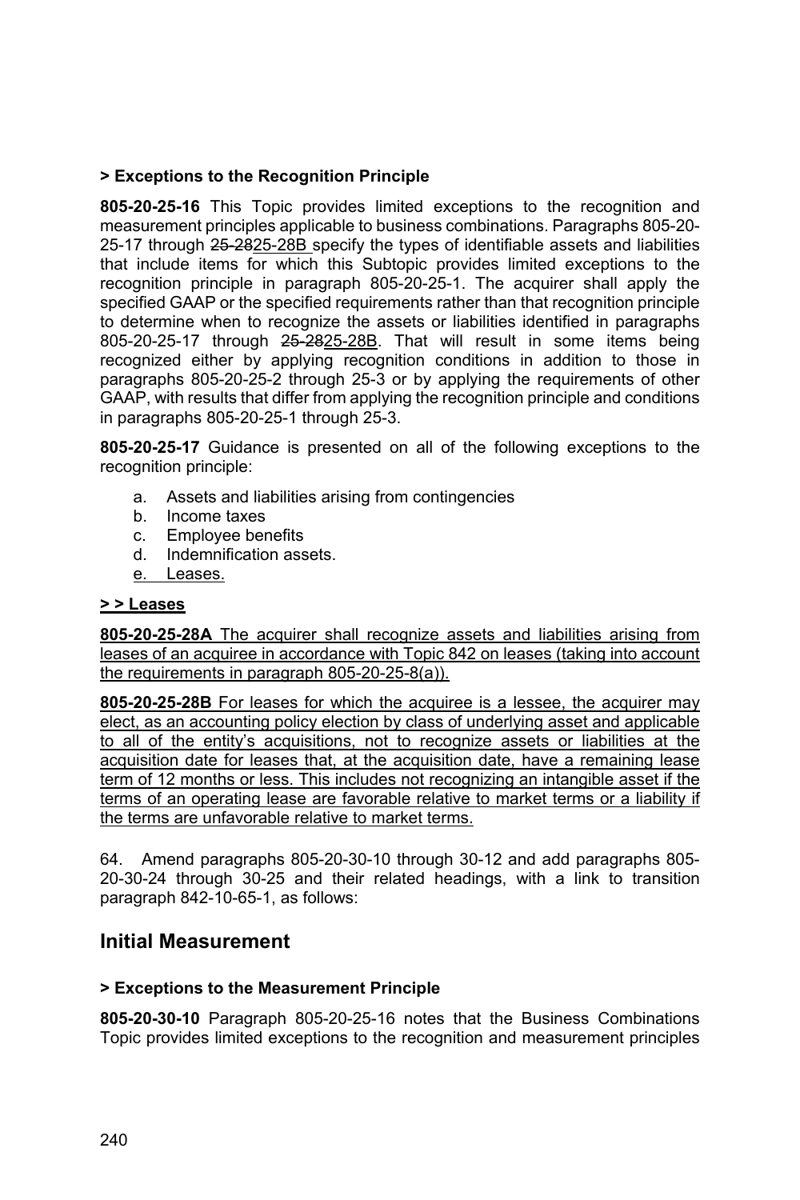**> Exceptions to the Recognition Principle**

**805-20-25-16** This Topic provides limited exceptions to the recognition and measurement principles applicable to business combinations. Paragraphs 805-20-25-17 through ~~25-28~~25-28B specify the types of identifiable assets and liabilities that include items for which this Subtopic provides limited exceptions to the recognition principle in paragraph 805-20-25-1. The acquirer shall apply the specified GAAP or the specified requirements rather than that recognition principle to determine when to recognize the assets or liabilities identified in paragraphs 805-20-25-17 through ~~25-28~~25-28B. That will result in some items being recognized either by applying recognition conditions in addition to those in paragraphs 805-20-25-2 through 25-3 or by applying the requirements of other GAAP, with results that differ from applying the recognition principle and conditions in paragraphs 805-20-25-1 through 25-3.

**805-20-25-17** Guidance is presented on all of the following exceptions to the recognition principle:

a. Assets and liabilities arising from contingencies
b. Income taxes
c. Employee benefits
d. Indemnification assets.
e. Leases.

**> > Leases**

**805-20-25-28A** The acquirer shall recognize assets and liabilities arising from leases of an acquiree in accordance with Topic 842 on leases (taking into account the requirements in paragraph 805-20-25-8(a)).

**805-20-25-28B** For leases for which the acquiree is a lessee, the acquirer may elect, as an accounting policy election by class of underlying asset and applicable to all of the entity's acquisitions, not to recognize assets or liabilities at the acquisition date for leases that, at the acquisition date, have a remaining lease term of 12 months or less. This includes not recognizing an intangible asset if the terms of an operating lease are favorable relative to market terms or a liability if the terms are unfavorable relative to market terms.

64. Amend paragraphs 805-20-30-10 through 30-12 and add paragraphs 805-20-30-24 through 30-25 and their related headings, with a link to transition paragraph 842-10-65-1, as follows:

## Initial Measurement

**> Exceptions to the Measurement Principle**

**805-20-30-10** Paragraph 805-20-25-16 notes that the Business Combinations Topic provides limited exceptions to the recognition and measurement principles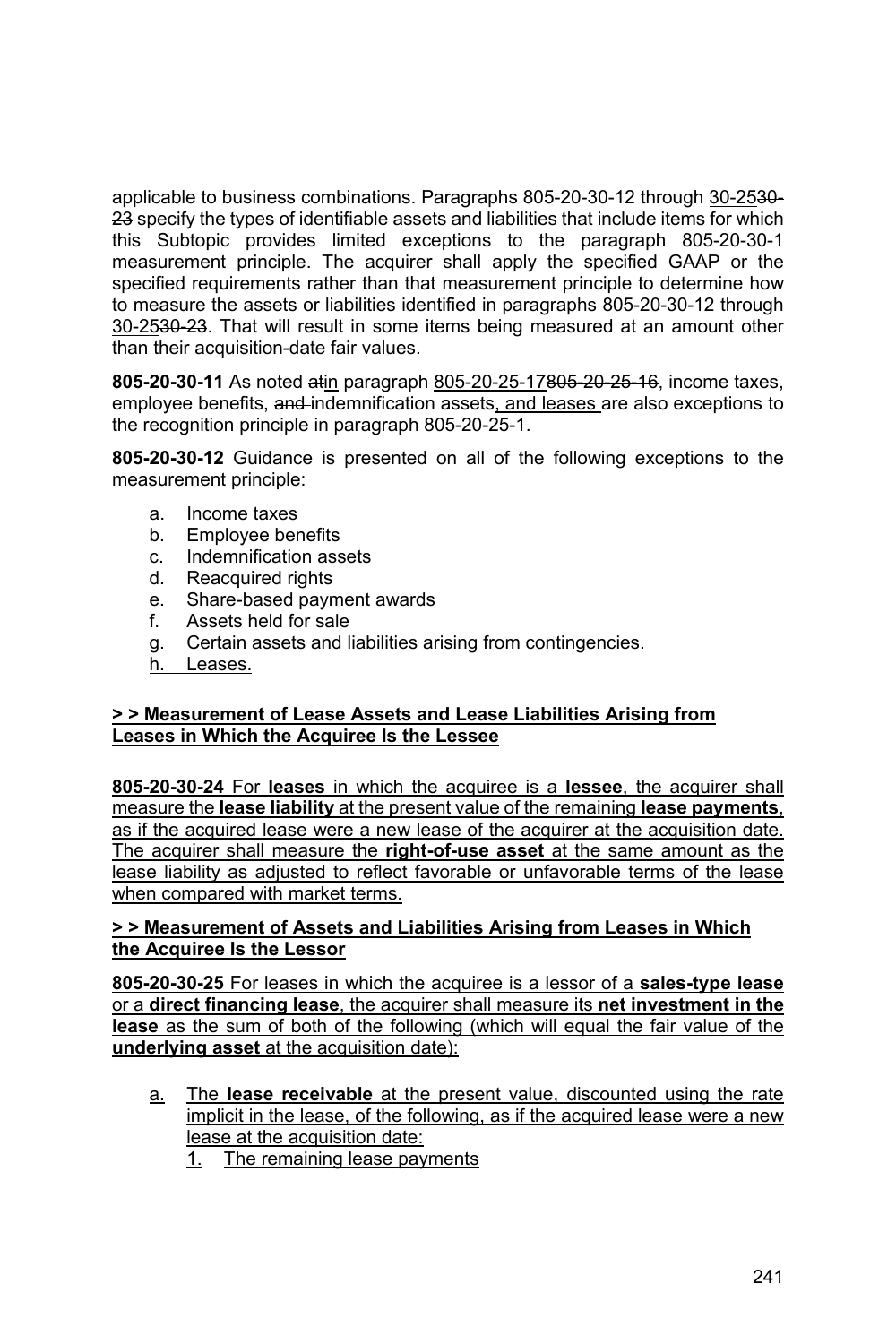applicable to business combinations. Paragraphs 805-20-30-12 through 30-25~~30-23~~ specify the types of identifiable assets and liabilities that include items for which this Subtopic provides limited exceptions to the paragraph 805-20-30-1 measurement principle. The acquirer shall apply the specified GAAP or the specified requirements rather than that measurement principle to determine how to measure the assets or liabilities identified in paragraphs 805-20-30-12 through 30-25~~30-23~~. That will result in some items being measured at an amount other than their acquisition-date fair values.

**805-20-30-11** As noted ~~at~~in paragraph 805-20-25-17~~805-20-25-16~~, income taxes, employee benefits, ~~and~~ indemnification assets, and leases are also exceptions to the recognition principle in paragraph 805-20-25-1.

**805-20-30-12** Guidance is presented on all of the following exceptions to the measurement principle:

a. Income taxes
b. Employee benefits
c. Indemnification assets
d. Reacquired rights
e. Share-based payment awards
f. Assets held for sale
g. Certain assets and liabilities arising from contingencies.
h. Leases.

**> > Measurement of Lease Assets and Lease Liabilities Arising from Leases in Which the Acquiree Is the Lessee**

**805-20-30-24** For **leases** in which the acquiree is a **lessee**, the acquirer shall measure the **lease liability** at the present value of the remaining **lease payments**, as if the acquired lease were a new lease of the acquirer at the acquisition date. The acquirer shall measure the **right-of-use asset** at the same amount as the lease liability as adjusted to reflect favorable or unfavorable terms of the lease when compared with market terms.

**> > Measurement of Assets and Liabilities Arising from Leases in Which the Acquiree Is the Lessor**

**805-20-30-25** For leases in which the acquiree is a lessor of a **sales-type lease** or a **direct financing lease**, the acquirer shall measure its **net investment in the lease** as the sum of both of the following (which will equal the fair value of the **underlying asset** at the acquisition date):

a. The **lease receivable** at the present value, discounted using the rate implicit in the lease, of the following, as if the acquired lease were a new lease at the acquisition date:
   1. The remaining lease payments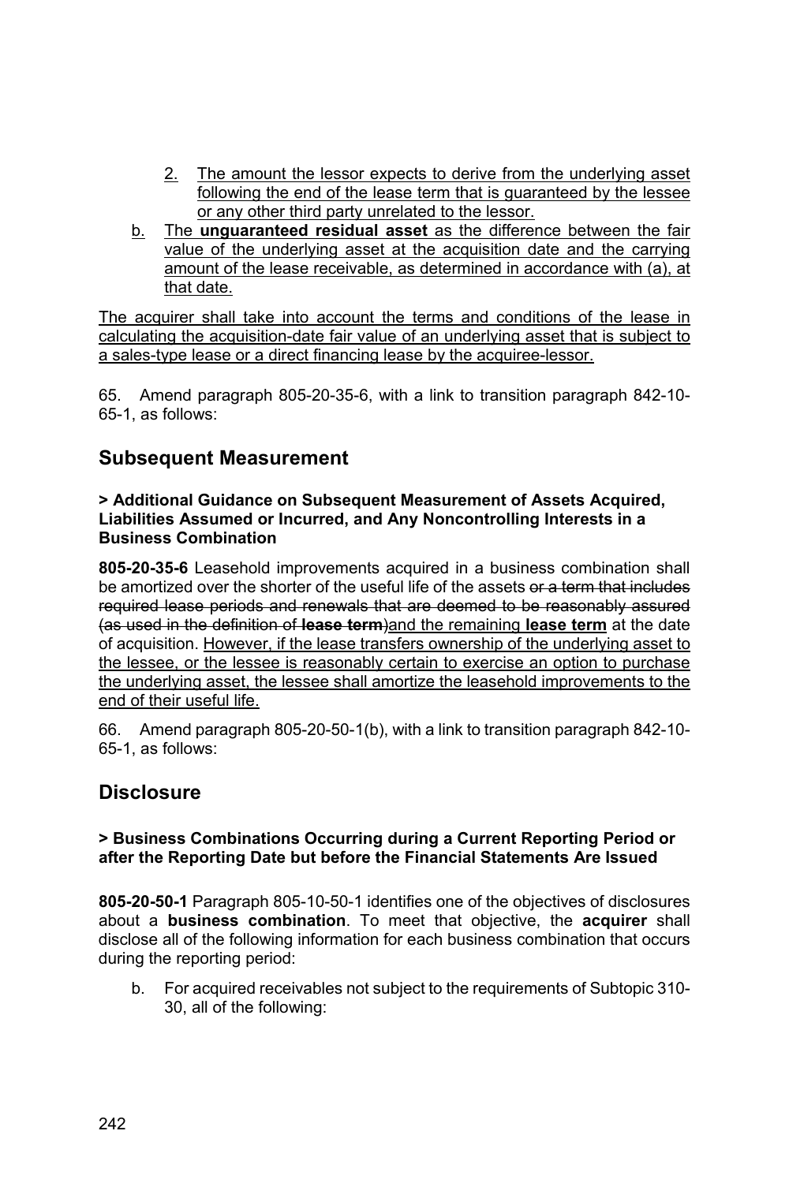2. The amount the lessor expects to derive from the underlying asset following the end of the lease term that is guaranteed by the lessee or any other third party unrelated to the lessor.

b. The **unguaranteed residual asset** as the difference between the fair value of the underlying asset at the acquisition date and the carrying amount of the lease receivable, as determined in accordance with (a), at that date.

The acquirer shall take into account the terms and conditions of the lease in calculating the acquisition-date fair value of an underlying asset that is subject to a sales-type lease or a direct financing lease by the acquiree-lessor.

65. Amend paragraph 805-20-35-6, with a link to transition paragraph 842-10-65-1, as follows:

## Subsequent Measurement

**> Additional Guidance on Subsequent Measurement of Assets Acquired, Liabilities Assumed or Incurred, and Any Noncontrolling Interests in a Business Combination**

**805-20-35-6** Leasehold improvements acquired in a business combination shall be amortized over the shorter of the useful life of the assets ~~or a term that includes required lease periods and renewals that are deemed to be reasonably assured (as used in the definition of **lease term**)~~and the remaining **lease term** at the date of acquisition. However, if the lease transfers ownership of the underlying asset to the lessee, or the lessee is reasonably certain to exercise an option to purchase the underlying asset, the lessee shall amortize the leasehold improvements to the end of their useful life.

66. Amend paragraph 805-20-50-1(b), with a link to transition paragraph 842-10-65-1, as follows:

## Disclosure

**> Business Combinations Occurring during a Current Reporting Period or after the Reporting Date but before the Financial Statements Are Issued**

**805-20-50-1** Paragraph 805-10-50-1 identifies one of the objectives of disclosures about a **business combination**. To meet that objective, the **acquirer** shall disclose all of the following information for each business combination that occurs during the reporting period:

b. For acquired receivables not subject to the requirements of Subtopic 310-30, all of the following: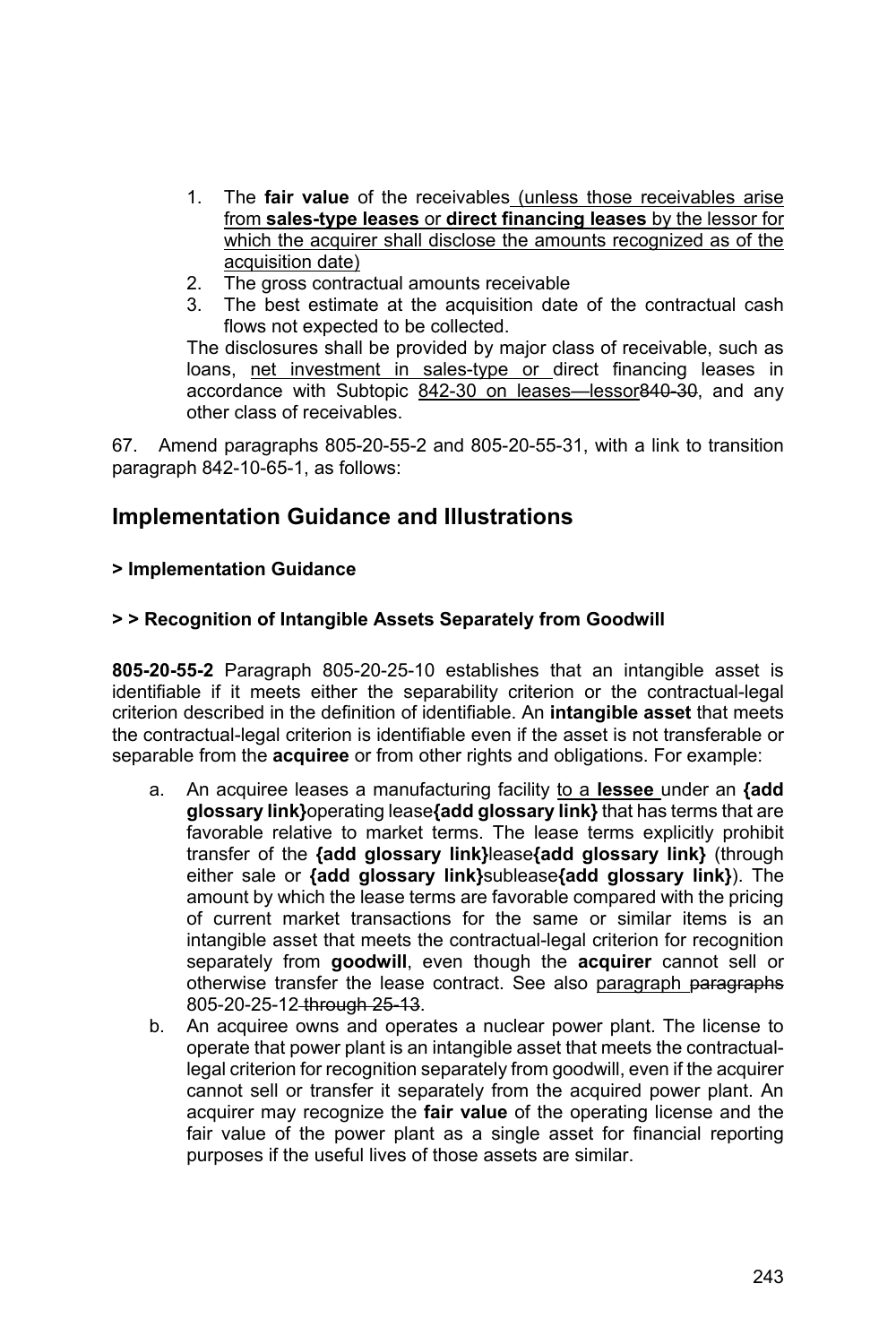1. The **fair value** of the receivables (unless those receivables arise from **sales-type leases** or **direct financing leases** by the lessor for which the acquirer shall disclose the amounts recognized as of the acquisition date)
2. The gross contractual amounts receivable
3. The best estimate at the acquisition date of the contractual cash flows not expected to be collected.

The disclosures shall be provided by major class of receivable, such as loans, net investment in sales-type or direct financing leases in accordance with Subtopic 842-30 on leases—lessor840-30, and any other class of receivables.

67. Amend paragraphs 805-20-55-2 and 805-20-55-31, with a link to transition paragraph 842-10-65-1, as follows:

## Implementation Guidance and Illustrations

### > Implementation Guidance

#### > > Recognition of Intangible Assets Separately from Goodwill

**805-20-55-2** Paragraph 805-20-25-10 establishes that an intangible asset is identifiable if it meets either the separability criterion or the contractual-legal criterion described in the definition of identifiable. An **intangible asset** that meets the contractual-legal criterion is identifiable even if the asset is not transferable or separable from the **acquiree** or from other rights and obligations. For example:

a. An acquiree leases a manufacturing facility to a **lessee** under an **{add glossary link}**operating lease**{add glossary link}** that has terms that are favorable relative to market terms. The lease terms explicitly prohibit transfer of the **{add glossary link}**lease**{add glossary link}** (through either sale or **{add glossary link}**sublease**{add glossary link}**). The amount by which the lease terms are favorable compared with the pricing of current market transactions for the same or similar items is an intangible asset that meets the contractual-legal criterion for recognition separately from **goodwill**, even though the **acquirer** cannot sell or otherwise transfer the lease contract. See also paragraph paragraphs 805-20-25-12 through 25-13.
b. An acquiree owns and operates a nuclear power plant. The license to operate that power plant is an intangible asset that meets the contractual-legal criterion for recognition separately from goodwill, even if the acquirer cannot sell or transfer it separately from the acquired power plant. An acquirer may recognize the **fair value** of the operating license and the fair value of the power plant as a single asset for financial reporting purposes if the useful lives of those assets are similar.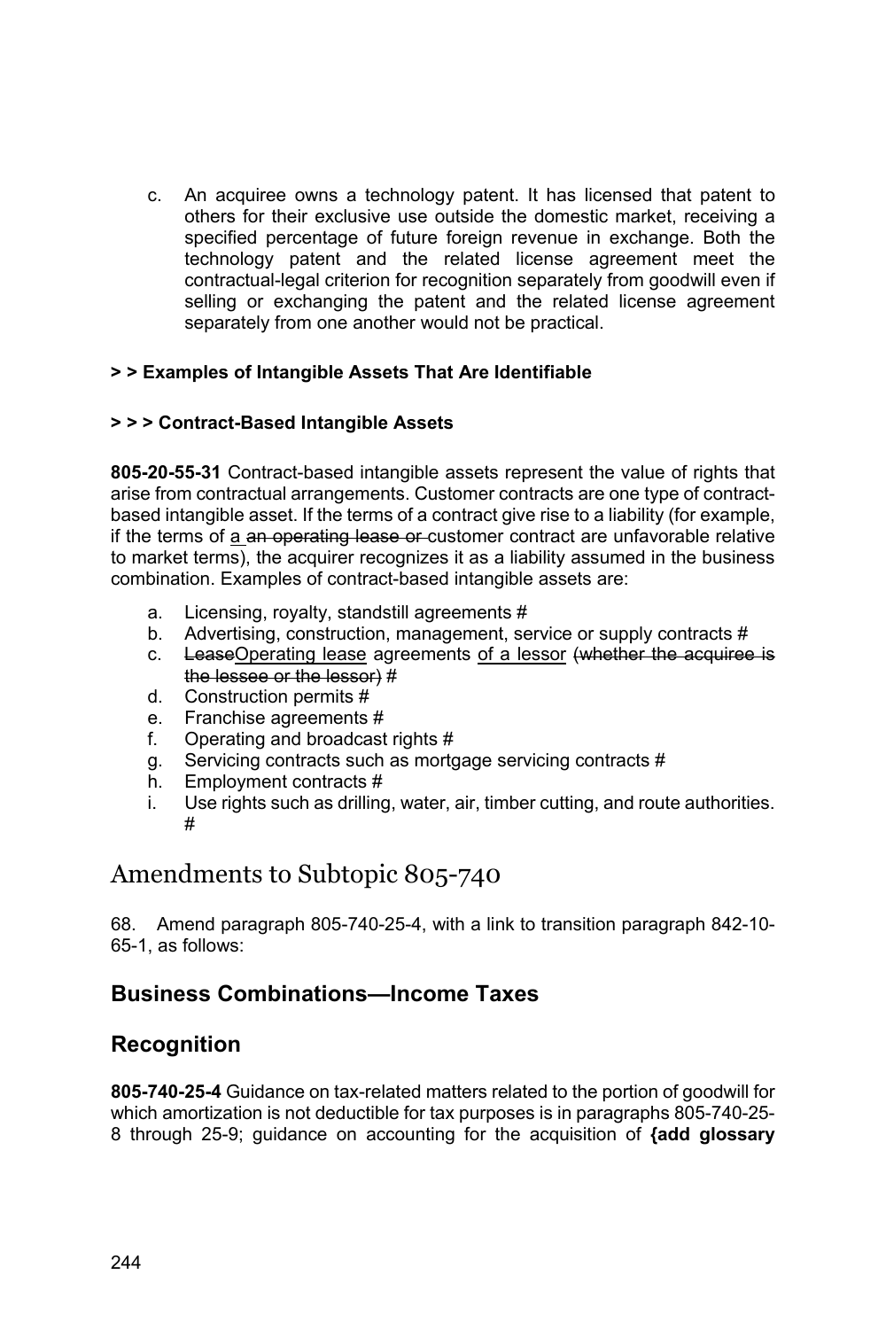c. An acquiree owns a technology patent. It has licensed that patent to others for their exclusive use outside the domestic market, receiving a specified percentage of future foreign revenue in exchange. Both the technology patent and the related license agreement meet the contractual-legal criterion for recognition separately from goodwill even if selling or exchanging the patent and the related license agreement separately from one another would not be practical.

**> > Examples of Intangible Assets That Are Identifiable**

**> > > Contract-Based Intangible Assets**

**805-20-55-31** Contract-based intangible assets represent the value of rights that arise from contractual arrangements. Customer contracts are one type of contract-based intangible asset. If the terms of a contract give rise to a liability (for example, if the terms of <u>a</u> ~~an operating lease or~~ customer contract are unfavorable relative to market terms), the acquirer recognizes it as a liability assumed in the business combination. Examples of contract-based intangible assets are:

a. Licensing, royalty, standstill agreements #
b. Advertising, construction, management, service or supply contracts #
c. ~~Lease~~<u>Operating lease</u> agreements <u>of a lessor</u> ~~(whether the acquiree is the lessee or the lessor)~~ #
d. Construction permits #
e. Franchise agreements #
f. Operating and broadcast rights #
g. Servicing contracts such as mortgage servicing contracts #
h. Employment contracts #
i. Use rights such as drilling, water, air, timber cutting, and route authorities. #

# Amendments to Subtopic 805-740

68. Amend paragraph 805-740-25-4, with a link to transition paragraph 842-10-65-1, as follows:

## Business Combinations—Income Taxes

## Recognition

**805-740-25-4** Guidance on tax-related matters related to the portion of goodwill for which amortization is not deductible for tax purposes is in paragraphs 805-740-25-8 through 25-9; guidance on accounting for the acquisition of **{add glossary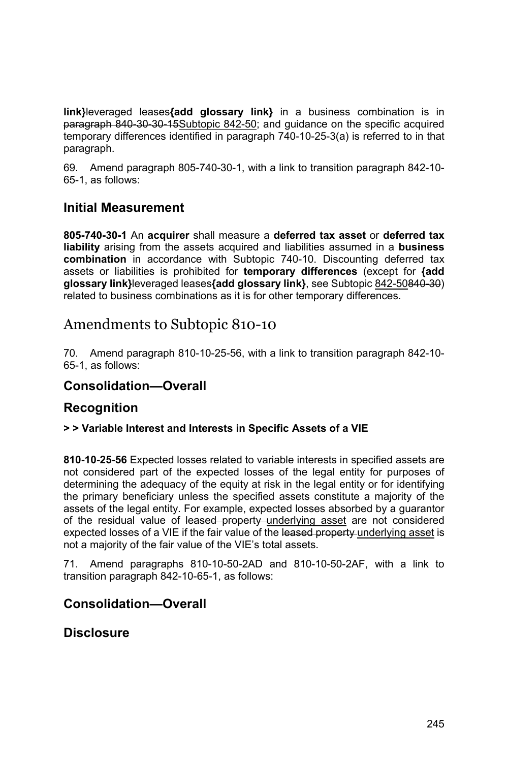**link}**leveraged leases**{add glossary link}** in a business combination is in ~~paragraph 840-30-30-15~~Subtopic 842-50; and guidance on the specific acquired temporary differences identified in paragraph 740-10-25-3(a) is referred to in that paragraph.

69. Amend paragraph 805-740-30-1, with a link to transition paragraph 842-10-65-1, as follows:

## Initial Measurement

**805-740-30-1** An **acquirer** shall measure a **deferred tax asset** or **deferred tax liability** arising from the assets acquired and liabilities assumed in a **business combination** in accordance with Subtopic 740-10. Discounting deferred tax assets or liabilities is prohibited for **temporary differences** (except for **{add glossary link}**leveraged leases**{add glossary link}**, see Subtopic 842-50~~840-30~~) related to business combinations as it is for other temporary differences.

# Amendments to Subtopic 810-10

70. Amend paragraph 810-10-25-56, with a link to transition paragraph 842-10-65-1, as follows:

## Consolidation—Overall

## Recognition

**> > Variable Interest and Interests in Specific Assets of a VIE**

**810-10-25-56** Expected losses related to variable interests in specified assets are not considered part of the expected losses of the legal entity for purposes of determining the adequacy of the equity at risk in the legal entity or for identifying the primary beneficiary unless the specified assets constitute a majority of the assets of the legal entity. For example, expected losses absorbed by a guarantor of the residual value of ~~leased property~~ underlying asset are not considered expected losses of a VIE if the fair value of the ~~leased property~~ underlying asset is not a majority of the fair value of the VIE's total assets.

71. Amend paragraphs 810-10-50-2AD and 810-10-50-2AF, with a link to transition paragraph 842-10-65-1, as follows:

## Consolidation—Overall

## Disclosure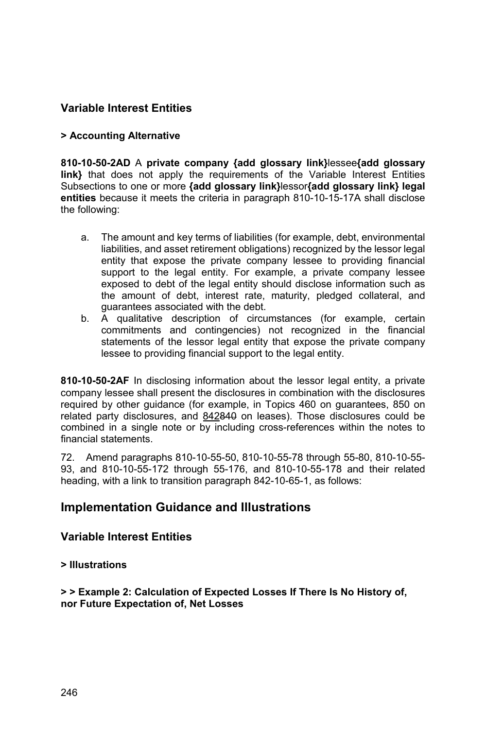### Variable Interest Entities

#### > Accounting Alternative

**810-10-50-2AD** A **private company {add glossary link}**lessee**{add glossary link}** that does not apply the requirements of the Variable Interest Entities Subsections to one or more **{add glossary link}**lessor**{add glossary link} legal entities** because it meets the criteria in paragraph 810-10-15-17A shall disclose the following:

a. The amount and key terms of liabilities (for example, debt, environmental liabilities, and asset retirement obligations) recognized by the lessor legal entity that expose the private company lessee to providing financial support to the legal entity. For example, a private company lessee exposed to debt of the legal entity should disclose information such as the amount of debt, interest rate, maturity, pledged collateral, and guarantees associated with the debt.
b. A qualitative description of circumstances (for example, certain commitments and contingencies) not recognized in the financial statements of the lessor legal entity that expose the private company lessee to providing financial support to the legal entity.

**810-10-50-2AF** In disclosing information about the lessor legal entity, a private company lessee shall present the disclosures in combination with the disclosures required by other guidance (for example, in Topics 460 on guarantees, 850 on related party disclosures, and <u>842</u>~~840~~ on leases). Those disclosures could be combined in a single note or by including cross-references within the notes to financial statements.

72. Amend paragraphs 810-10-55-50, 810-10-55-78 through 55-80, 810-10-55-93, and 810-10-55-172 through 55-176, and 810-10-55-178 and their related heading, with a link to transition paragraph 842-10-65-1, as follows:

## Implementation Guidance and Illustrations

### Variable Interest Entities

#### > Illustrations

#### > > Example 2: Calculation of Expected Losses If There Is No History of, nor Future Expectation of, Net Losses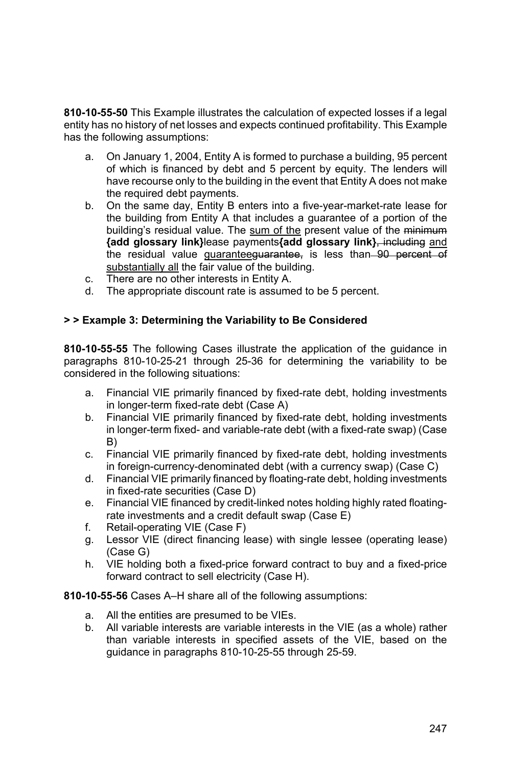**810-10-55-50** This Example illustrates the calculation of expected losses if a legal entity has no history of net losses and expects continued profitability. This Example has the following assumptions:

a. On January 1, 2004, Entity A is formed to purchase a building, 95 percent of which is financed by debt and 5 percent by equity. The lenders will have recourse only to the building in the event that Entity A does not make the required debt payments.
b. On the same day, Entity B enters into a five-year-market-rate lease for the building from Entity A that includes a guarantee of a portion of the building's residual value. The <u>sum of the</u> present value of the ~~minimum~~ **{add glossary link}**lease payments**{add glossary link}**~~, including~~ <u>and</u> the residual value <u>guarantee</u>~~guarantee,~~ is less than ~~90 percent of~~ <u>substantially all</u> the fair value of the building.
c. There are no other interests in Entity A.
d. The appropriate discount rate is assumed to be 5 percent.

**> > Example 3: Determining the Variability to Be Considered**

**810-10-55-55** The following Cases illustrate the application of the guidance in paragraphs 810-10-25-21 through 25-36 for determining the variability to be considered in the following situations:

a. Financial VIE primarily financed by fixed-rate debt, holding investments in longer-term fixed-rate debt (Case A)
b. Financial VIE primarily financed by fixed-rate debt, holding investments in longer-term fixed- and variable-rate debt (with a fixed-rate swap) (Case B)
c. Financial VIE primarily financed by fixed-rate debt, holding investments in foreign-currency-denominated debt (with a currency swap) (Case C)
d. Financial VIE primarily financed by floating-rate debt, holding investments in fixed-rate securities (Case D)
e. Financial VIE financed by credit-linked notes holding highly rated floating-rate investments and a credit default swap (Case E)
f. Retail-operating VIE (Case F)
g. Lessor VIE (direct financing lease) with single lessee (operating lease) (Case G)
h. VIE holding both a fixed-price forward contract to buy and a fixed-price forward contract to sell electricity (Case H).

**810-10-55-56** Cases A–H share all of the following assumptions:

a. All the entities are presumed to be VIEs.
b. All variable interests are variable interests in the VIE (as a whole) rather than variable interests in specified assets of the VIE, based on the guidance in paragraphs 810-10-25-55 through 25-59.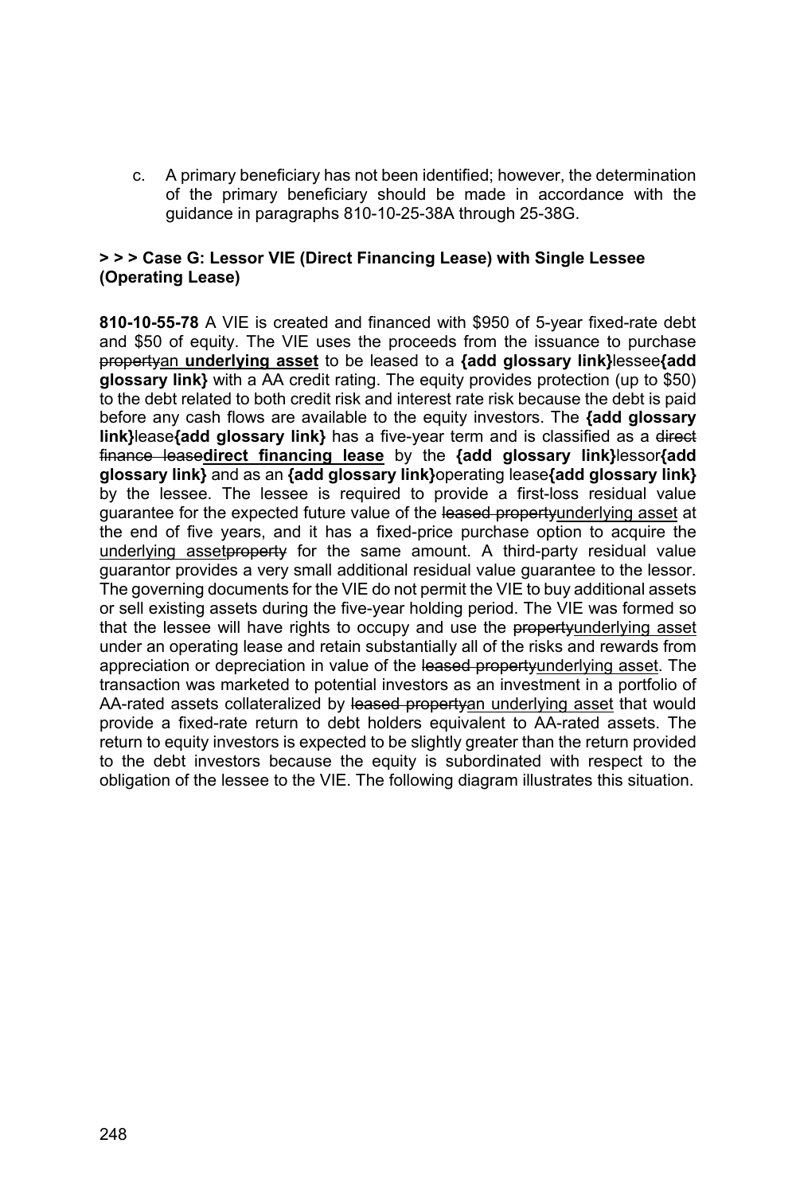c. A primary beneficiary has not been identified; however, the determination of the primary beneficiary should be made in accordance with the guidance in paragraphs 810-10-25-38A through 25-38G.

**> > > Case G: Lessor VIE (Direct Financing Lease) with Single Lessee (Operating Lease)**

**810-10-55-78** A VIE is created and financed with $950 of 5-year fixed-rate debt and $50 of equity. The VIE uses the proceeds from the issuance to purchase ~~property~~an **underlying asset** to be leased to a **{add glossary link}**lessee**{add glossary link}** with a AA credit rating. The equity provides protection (up to $50) to the debt related to both credit risk and interest rate risk because the debt is paid before any cash flows are available to the equity investors. The **{add glossary link}**lease**{add glossary link}** has a five-year term and is classified as a ~~direct finance lease~~**direct financing lease** by the **{add glossary link}**lessor**{add glossary link}** and as an **{add glossary link}**operating lease**{add glossary link}** by the lessee. The lessee is required to provide a first-loss residual value guarantee for the expected future value of the ~~leased property~~underlying asset at the end of five years, and it has a fixed-price purchase option to acquire the underlying asset~~property~~ for the same amount. A third-party residual value guarantor provides a very small additional residual value guarantee to the lessor. The governing documents for the VIE do not permit the VIE to buy additional assets or sell existing assets during the five-year holding period. The VIE was formed so that the lessee will have rights to occupy and use the ~~property~~underlying asset under an operating lease and retain substantially all of the risks and rewards from appreciation or depreciation in value of the ~~leased property~~underlying asset. The transaction was marketed to potential investors as an investment in a portfolio of AA-rated assets collateralized by ~~leased property~~an underlying asset that would provide a fixed-rate return to debt holders equivalent to AA-rated assets. The return to equity investors is expected to be slightly greater than the return provided to the debt investors because the equity is subordinated with respect to the obligation of the lessee to the VIE. The following diagram illustrates this situation.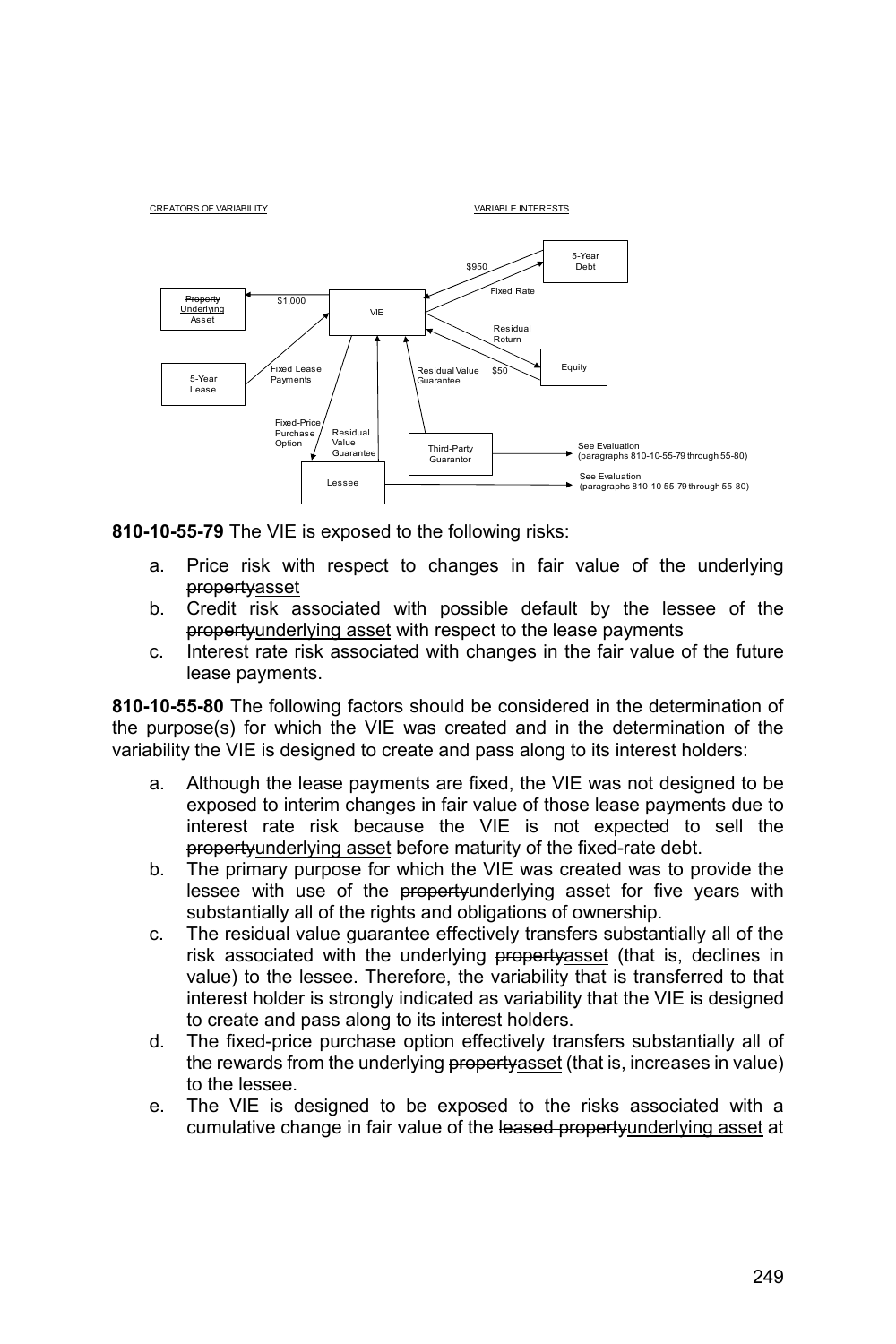CREATORS OF VARIABILITY | VARIABLE INTERESTS

- ~~Property~~ Underlying Asset ← $1,000 ← VIE
- 5-Year Debt → $950 → VIE; VIE → Fixed Rate → 5-Year Debt
- Equity → $50 → VIE; VIE → Residual Return → Equity
- 5-Year Lease → Fixed Lease Payments → VIE
- VIE → Fixed-Price Purchase Option → Lessee
- Lessee → Residual Value Guarantee → VIE
- Third-Party Guarantor → Residual Value Guarantee → VIE
- Third-Party Guarantor → See Evaluation (paragraphs 810-10-55-79 through 55-80)
- Lessee → See Evaluation (paragraphs 810-10-55-79 through 55-80)

**810-10-55-79** The VIE is exposed to the following risks:

a. Price risk with respect to changes in fair value of the underlying ~~property~~asset
b. Credit risk associated with possible default by the lessee of the ~~property~~underlying asset with respect to the lease payments
c. Interest rate risk associated with changes in the fair value of the future lease payments.

**810-10-55-80** The following factors should be considered in the determination of the purpose(s) for which the VIE was created and in the determination of the variability the VIE is designed to create and pass along to its interest holders:

a. Although the lease payments are fixed, the VIE was not designed to be exposed to interim changes in fair value of those lease payments due to interest rate risk because the VIE is not expected to sell the ~~property~~underlying asset before maturity of the fixed-rate debt.
b. The primary purpose for which the VIE was created was to provide the lessee with use of the ~~property~~underlying asset for five years with substantially all of the rights and obligations of ownership.
c. The residual value guarantee effectively transfers substantially all of the risk associated with the underlying ~~property~~asset (that is, declines in value) to the lessee. Therefore, the variability that is transferred to that interest holder is strongly indicated as variability that the VIE is designed to create and pass along to its interest holders.
d. The fixed-price purchase option effectively transfers substantially all of the rewards from the underlying ~~property~~asset (that is, increases in value) to the lessee.
e. The VIE is designed to be exposed to the risks associated with a cumulative change in fair value of the ~~leased property~~underlying asset at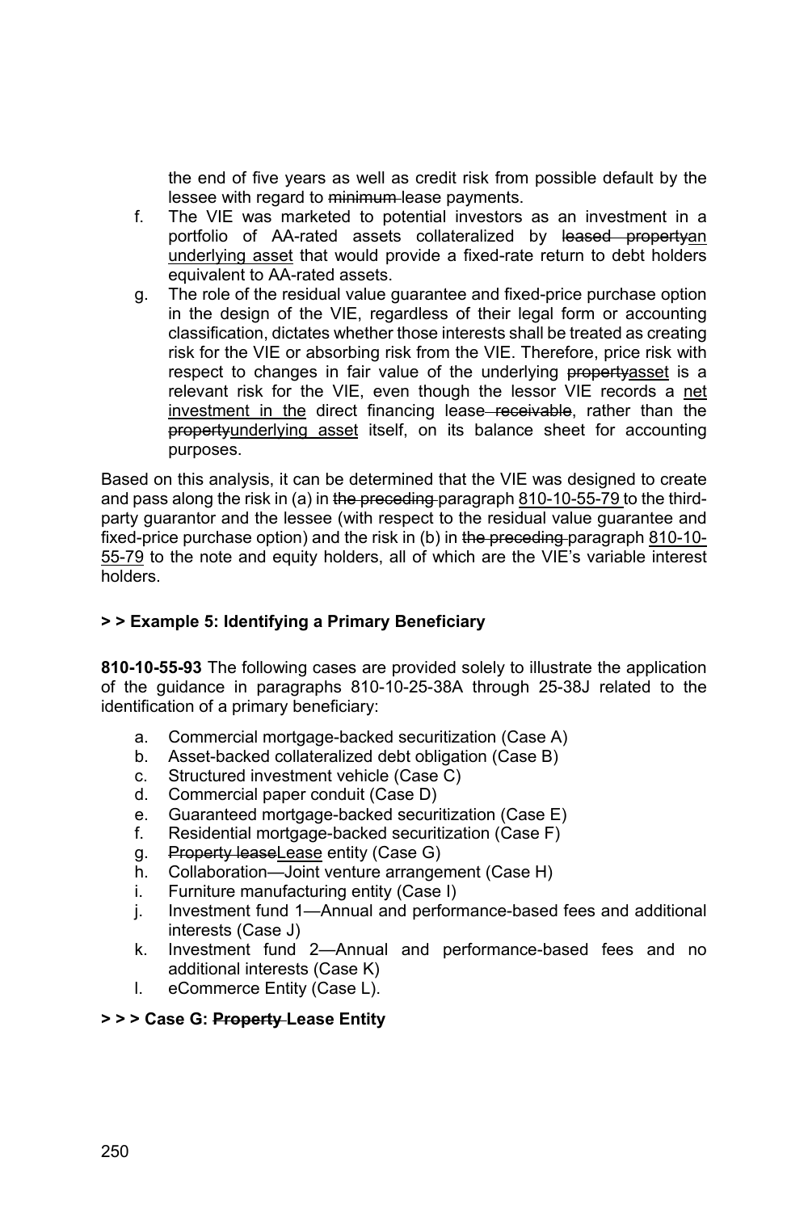the end of five years as well as credit risk from possible default by the lessee with regard to ~~minimum~~ lease payments.

f. The VIE was marketed to potential investors as an investment in a portfolio of AA-rated assets collateralized by ~~leased property~~<u>an underlying asset</u> that would provide a fixed-rate return to debt holders equivalent to AA-rated assets.

g. The role of the residual value guarantee and fixed-price purchase option in the design of the VIE, regardless of their legal form or accounting classification, dictates whether those interests shall be treated as creating risk for the VIE or absorbing risk from the VIE. Therefore, price risk with respect to changes in fair value of the underlying ~~property~~<u>asset</u> is a relevant risk for the VIE, even though the lessor VIE records a <u>net investment in the</u> direct financing lease ~~receivable~~, rather than the ~~property~~<u>underlying asset</u> itself, on its balance sheet for accounting purposes.

Based on this analysis, it can be determined that the VIE was designed to create and pass along the risk in (a) in ~~the preceding~~ paragraph <u>810-10-55-79</u> to the third-party guarantor and the lessee (with respect to the residual value guarantee and fixed-price purchase option) and the risk in (b) in ~~the preceding~~ paragraph <u>810-10-55-79</u> to the note and equity holders, all of which are the VIE's variable interest holders.

**> > Example 5: Identifying a Primary Beneficiary**

**810-10-55-93** The following cases are provided solely to illustrate the application of the guidance in paragraphs 810-10-25-38A through 25-38J related to the identification of a primary beneficiary:

a. Commercial mortgage-backed securitization (Case A)
b. Asset-backed collateralized debt obligation (Case B)
c. Structured investment vehicle (Case C)
d. Commercial paper conduit (Case D)
e. Guaranteed mortgage-backed securitization (Case E)
f. Residential mortgage-backed securitization (Case F)
g. ~~Property lease~~<u>Lease</u> entity (Case G)
h. Collaboration—Joint venture arrangement (Case H)
i. Furniture manufacturing entity (Case I)
j. Investment fund 1—Annual and performance-based fees and additional interests (Case J)
k. Investment fund 2—Annual and performance-based fees and no additional interests (Case K)
l. eCommerce Entity (Case L).

**> > > Case G: ~~Property~~ Lease Entity**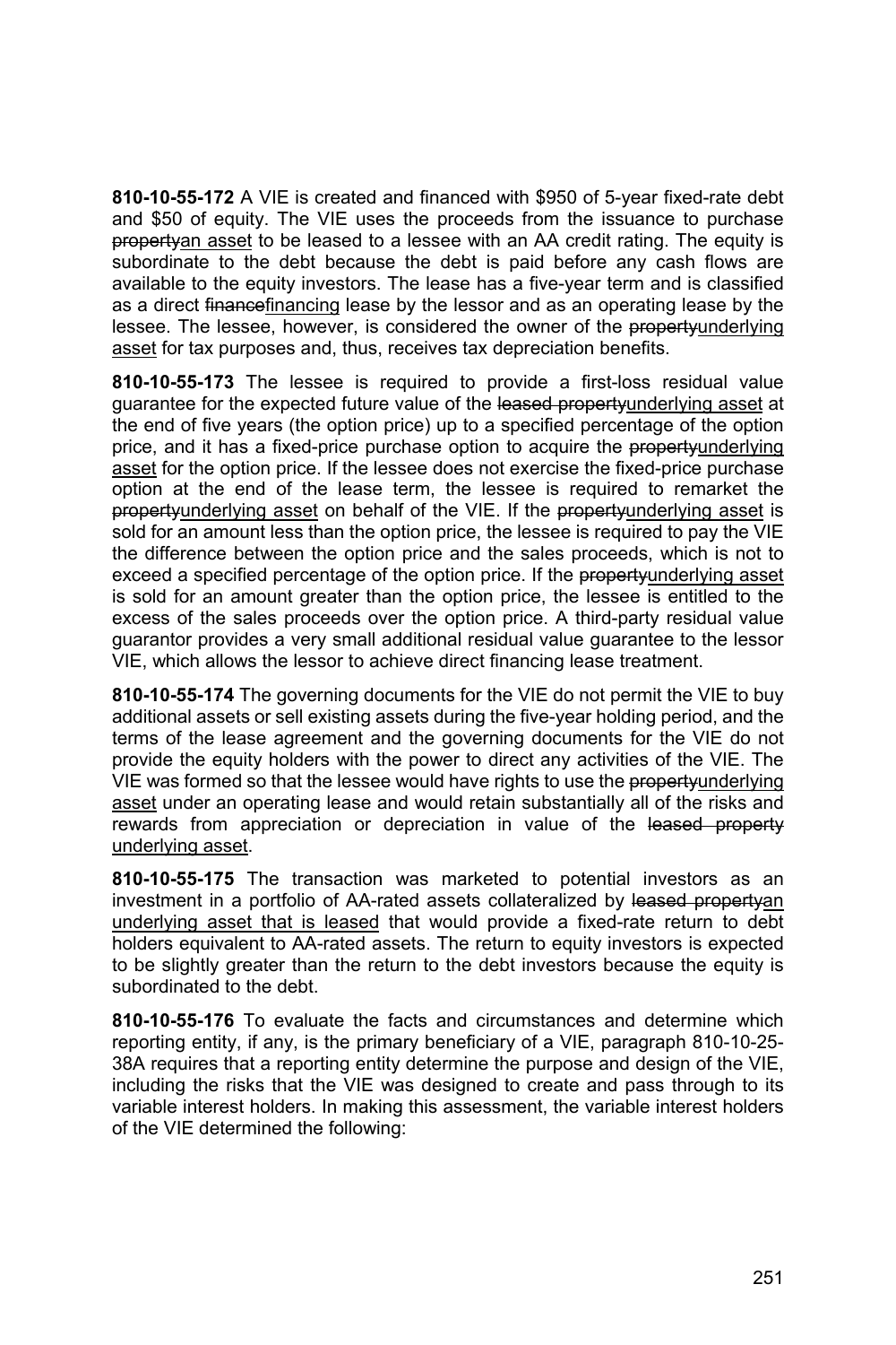**810-10-55-172** A VIE is created and financed with $950 of 5-year fixed-rate debt and $50 of equity. The VIE uses the proceeds from the issuance to purchase ~~property~~<u>an asset</u> to be leased to a lessee with an AA credit rating. The equity is subordinate to the debt because the debt is paid before any cash flows are available to the equity investors. The lease has a five-year term and is classified as a direct ~~finance~~<u>financing</u> lease by the lessor and as an operating lease by the lessee. The lessee, however, is considered the owner of the ~~property~~<u>underlying asset</u> for tax purposes and, thus, receives tax depreciation benefits.

**810-10-55-173** The lessee is required to provide a first-loss residual value guarantee for the expected future value of the ~~leased property~~<u>underlying asset</u> at the end of five years (the option price) up to a specified percentage of the option price, and it has a fixed-price purchase option to acquire the ~~property~~<u>underlying asset</u> for the option price. If the lessee does not exercise the fixed-price purchase option at the end of the lease term, the lessee is required to remarket the ~~property~~<u>underlying asset</u> on behalf of the VIE. If the ~~property~~<u>underlying asset</u> is sold for an amount less than the option price, the lessee is required to pay the VIE the difference between the option price and the sales proceeds, which is not to exceed a specified percentage of the option price. If the ~~property~~<u>underlying asset</u> is sold for an amount greater than the option price, the lessee is entitled to the excess of the sales proceeds over the option price. A third-party residual value guarantor provides a very small additional residual value guarantee to the lessor VIE, which allows the lessor to achieve direct financing lease treatment.

**810-10-55-174** The governing documents for the VIE do not permit the VIE to buy additional assets or sell existing assets during the five-year holding period, and the terms of the lease agreement and the governing documents for the VIE do not provide the equity holders with the power to direct any activities of the VIE. The VIE was formed so that the lessee would have rights to use the ~~property~~<u>underlying asset</u> under an operating lease and would retain substantially all of the risks and rewards from appreciation or depreciation in value of the ~~leased property~~ <u>underlying asset</u>.

**810-10-55-175** The transaction was marketed to potential investors as an investment in a portfolio of AA-rated assets collateralized by ~~leased property~~<u>an underlying asset that is leased</u> that would provide a fixed-rate return to debt holders equivalent to AA-rated assets. The return to equity investors is expected to be slightly greater than the return to the debt investors because the equity is subordinated to the debt.

**810-10-55-176** To evaluate the facts and circumstances and determine which reporting entity, if any, is the primary beneficiary of a VIE, paragraph 810-10-25-38A requires that a reporting entity determine the purpose and design of the VIE, including the risks that the VIE was designed to create and pass through to its variable interest holders. In making this assessment, the variable interest holders of the VIE determined the following: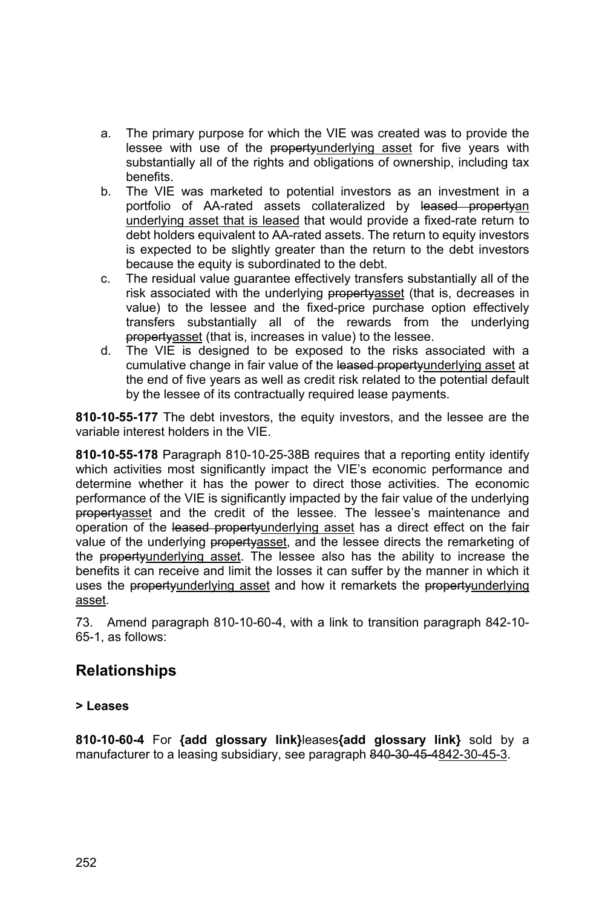a. The primary purpose for which the VIE was created was to provide the lessee with use of the ~~property~~underlying asset for five years with substantially all of the rights and obligations of ownership, including tax benefits.
b. The VIE was marketed to potential investors as an investment in a portfolio of AA-rated assets collateralized by ~~leased property~~an underlying asset that is leased that would provide a fixed-rate return to debt holders equivalent to AA-rated assets. The return to equity investors is expected to be slightly greater than the return to the debt investors because the equity is subordinated to the debt.
c. The residual value guarantee effectively transfers substantially all of the risk associated with the underlying ~~property~~asset (that is, decreases in value) to the lessee and the fixed-price purchase option effectively transfers substantially all of the rewards from the underlying ~~property~~asset (that is, increases in value) to the lessee.
d. The VIE is designed to be exposed to the risks associated with a cumulative change in fair value of the ~~leased property~~underlying asset at the end of five years as well as credit risk related to the potential default by the lessee of its contractually required lease payments.

**810-10-55-177** The debt investors, the equity investors, and the lessee are the variable interest holders in the VIE.

**810-10-55-178** Paragraph 810-10-25-38B requires that a reporting entity identify which activities most significantly impact the VIE's economic performance and determine whether it has the power to direct those activities. The economic performance of the VIE is significantly impacted by the fair value of the underlying ~~property~~asset and the credit of the lessee. The lessee's maintenance and operation of the ~~leased property~~underlying asset has a direct effect on the fair value of the underlying ~~property~~asset, and the lessee directs the remarketing of the ~~property~~underlying asset. The lessee also has the ability to increase the benefits it can receive and limit the losses it can suffer by the manner in which it uses the ~~property~~underlying asset and how it remarkets the ~~property~~underlying asset.

73. Amend paragraph 810-10-60-4, with a link to transition paragraph 842-10-65-1, as follows:

## Relationships

**> Leases**

**810-10-60-4** For **{add glossary link}**leases**{add glossary link}** sold by a manufacturer to a leasing subsidiary, see paragraph ~~840-30-45-4~~842-30-45-3.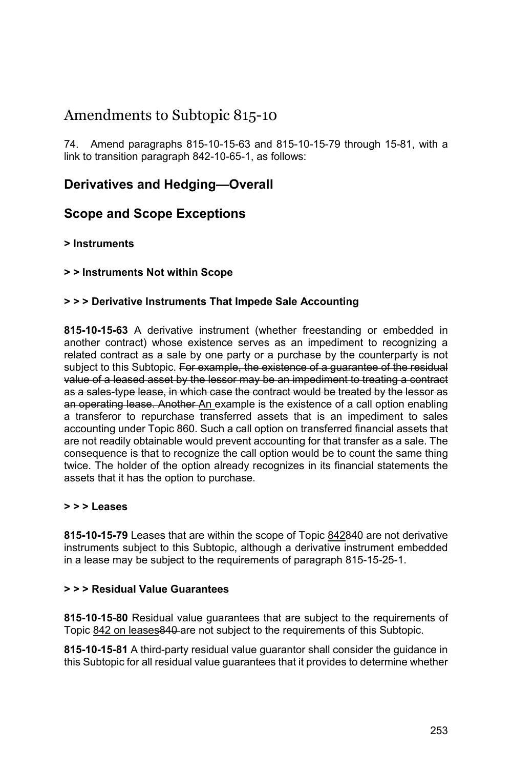# Amendments to Subtopic 815-10

74. Amend paragraphs 815-10-15-63 and 815-10-15-79 through 15-81, with a link to transition paragraph 842-10-65-1, as follows:

## Derivatives and Hedging—Overall

## Scope and Scope Exceptions

**> Instruments**

**> > Instruments Not within Scope**

**> > > Derivative Instruments That Impede Sale Accounting**

**815-10-15-63** A derivative instrument (whether freestanding or embedded in another contract) whose existence serves as an impediment to recognizing a related contract as a sale by one party or a purchase by the counterparty is not subject to this Subtopic. ~~For example, the existence of a guarantee of the residual value of a leased asset by the lessor may be an impediment to treating a contract as a sales-type lease, in which case the contract would be treated by the lessor as an operating lease. Another~~ <u>An</u> example is the existence of a call option enabling a transferor to repurchase transferred assets that is an impediment to sales accounting under Topic 860. Such a call option on transferred financial assets that are not readily obtainable would prevent accounting for that transfer as a sale. The consequence is that to recognize the call option would be to count the same thing twice. The holder of the option already recognizes in its financial statements the assets that it has the option to purchase.

**> > > Leases**

**815-10-15-79** Leases that are within the scope of Topic <u>842</u>~~840~~ are not derivative instruments subject to this Subtopic, although a derivative instrument embedded in a lease may be subject to the requirements of paragraph 815-15-25-1.

**> > > Residual Value Guarantees**

**815-10-15-80** Residual value guarantees that are subject to the requirements of Topic <u>842 on leases</u>~~840~~ are not subject to the requirements of this Subtopic.

**815-10-15-81** A third-party residual value guarantor shall consider the guidance in this Subtopic for all residual value guarantees that it provides to determine whether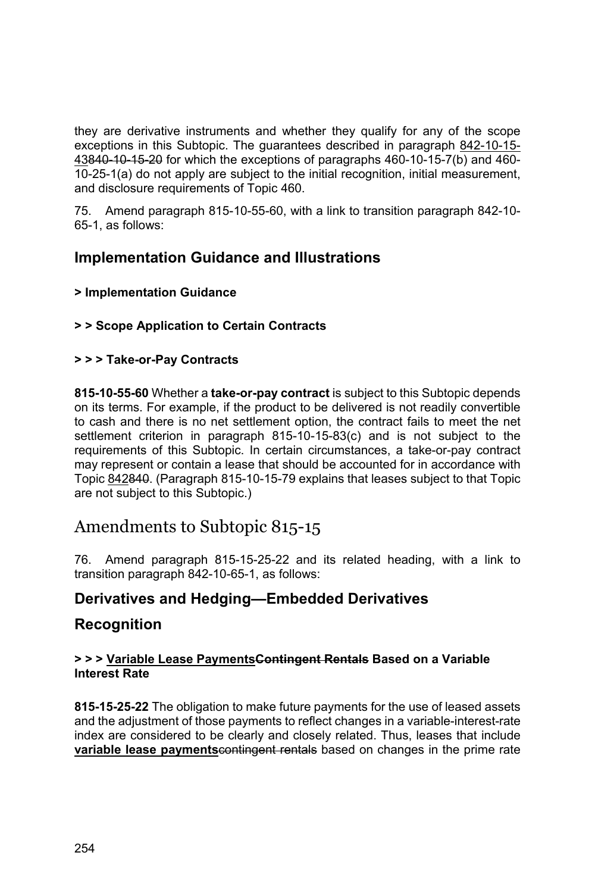they are derivative instruments and whether they qualify for any of the scope exceptions in this Subtopic. The guarantees described in paragraph 842-10-15-43~~840-10-15-20~~ for which the exceptions of paragraphs 460-10-15-7(b) and 460-10-25-1(a) do not apply are subject to the initial recognition, initial measurement, and disclosure requirements of Topic 460.

75. Amend paragraph 815-10-55-60, with a link to transition paragraph 842-10-65-1, as follows:

## Implementation Guidance and Illustrations

**> Implementation Guidance**

**> > Scope Application to Certain Contracts**

**> > > Take-or-Pay Contracts**

**815-10-55-60** Whether a **take-or-pay contract** is subject to this Subtopic depends on its terms. For example, if the product to be delivered is not readily convertible to cash and there is no net settlement option, the contract fails to meet the net settlement criterion in paragraph 815-10-15-83(c) and is not subject to the requirements of this Subtopic. In certain circumstances, a take-or-pay contract may represent or contain a lease that should be accounted for in accordance with Topic 842~~840~~. (Paragraph 815-10-15-79 explains that leases subject to that Topic are not subject to this Subtopic.)

# Amendments to Subtopic 815-15

76. Amend paragraph 815-15-25-22 and its related heading, with a link to transition paragraph 842-10-65-1, as follows:

## Derivatives and Hedging—Embedded Derivatives

## Recognition

**> > > Variable Lease Payments~~Contingent Rentals~~ Based on a Variable Interest Rate**

**815-15-25-22** The obligation to make future payments for the use of leased assets and the adjustment of those payments to reflect changes in a variable-interest-rate index are considered to be clearly and closely related. Thus, leases that include **variable lease payments**~~contingent rentals~~ based on changes in the prime rate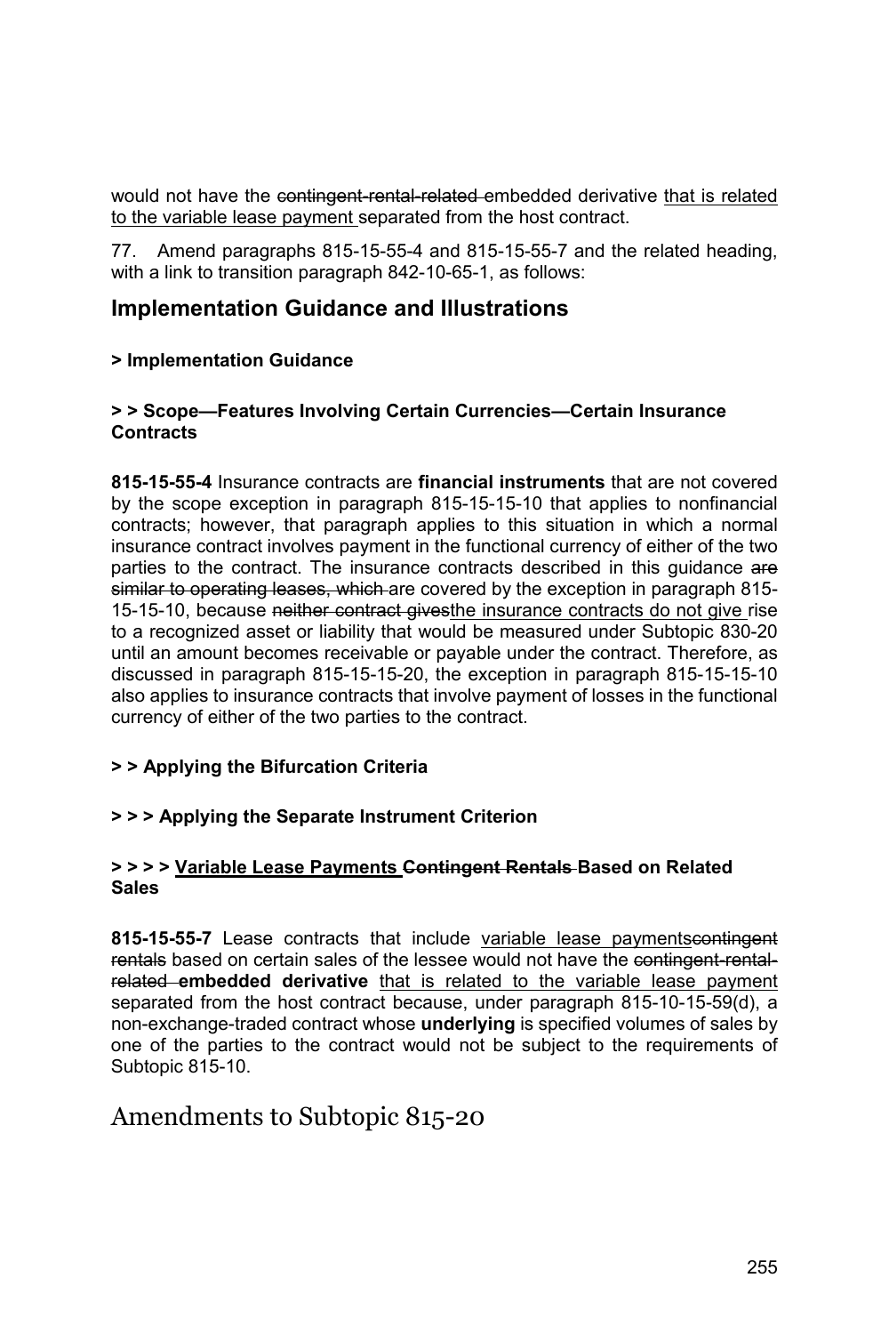would not have the ~~contingent-rental-related~~ embedded derivative <u>that is related to the variable lease payment</u> separated from the host contract.

77. Amend paragraphs 815-15-55-4 and 815-15-55-7 and the related heading, with a link to transition paragraph 842-10-65-1, as follows:

## Implementation Guidance and Illustrations

### > Implementation Guidance

#### > > Scope—Features Involving Certain Currencies—Certain Insurance Contracts

**815-15-55-4** Insurance contracts are **financial instruments** that are not covered by the scope exception in paragraph 815-15-15-10 that applies to nonfinancial contracts; however, that paragraph applies to this situation in which a normal insurance contract involves payment in the functional currency of either of the two parties to the contract. The insurance contracts described in this guidance ~~are similar to operating leases, which~~ are covered by the exception in paragraph 815-15-15-10, because ~~neither contract gives~~<u>the insurance contracts do not give</u> rise to a recognized asset or liability that would be measured under Subtopic 830-20 until an amount becomes receivable or payable under the contract. Therefore, as discussed in paragraph 815-15-15-20, the exception in paragraph 815-15-15-10 also applies to insurance contracts that involve payment of losses in the functional currency of either of the two parties to the contract.

#### > > Applying the Bifurcation Criteria

#### > > > Applying the Separate Instrument Criterion

#### > > > > <u>Variable Lease Payments</u> ~~Contingent Rentals~~ Based on Related Sales

**815-15-55-7** Lease contracts that include <u>variable lease payments</u>~~contingent rentals~~ based on certain sales of the lessee would not have the ~~contingent-rental-related~~ **embedded derivative** <u>that is related to the variable lease payment</u> separated from the host contract because, under paragraph 815-10-15-59(d), a non-exchange-traded contract whose **underlying** is specified volumes of sales by one of the parties to the contract would not be subject to the requirements of Subtopic 815-10.

# Amendments to Subtopic 815-20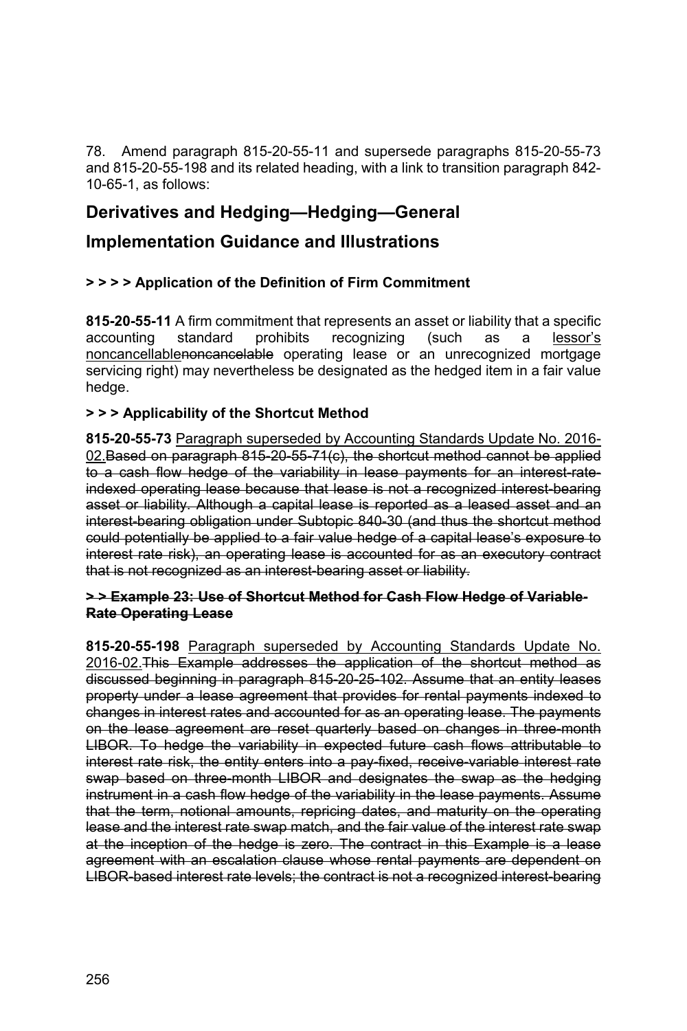78. Amend paragraph 815-20-55-11 and supersede paragraphs 815-20-55-73 and 815-20-55-198 and its related heading, with a link to transition paragraph 842-10-65-1, as follows:

## Derivatives and Hedging—Hedging—General

## Implementation Guidance and Illustrations

**> > > > Application of the Definition of Firm Commitment**

**815-20-55-11** A firm commitment that represents an asset or liability that a specific accounting standard prohibits recognizing (such as a <u>lessor's noncancellable</u>~~noncancelable~~ operating lease or an unrecognized mortgage servicing right) may nevertheless be designated as the hedged item in a fair value hedge.

**> > > Applicability of the Shortcut Method**

**815-20-55-73** <u>Paragraph superseded by Accounting Standards Update No. 2016-02.</u>~~Based on paragraph 815-20-55-71(c), the shortcut method cannot be applied to a cash flow hedge of the variability in lease payments for an interest-rate-indexed operating lease because that lease is not a recognized interest-bearing asset or liability. Although a capital lease is reported as a leased asset and an interest-bearing obligation under Subtopic 840-30 (and thus the shortcut method could potentially be applied to a fair value hedge of a capital lease's exposure to interest rate risk), an operating lease is accounted for as an executory contract that is not recognized as an interest-bearing asset or liability.~~

**~~> > Example 23: Use of Shortcut Method for Cash Flow Hedge of Variable-Rate Operating Lease~~**

**815-20-55-198** <u>Paragraph superseded by Accounting Standards Update No. 2016-02.</u>~~This Example addresses the application of the shortcut method as discussed beginning in paragraph 815-20-25-102. Assume that an entity leases property under a lease agreement that provides for rental payments indexed to changes in interest rates and accounted for as an operating lease. The payments on the lease agreement are reset quarterly based on changes in three-month LIBOR. To hedge the variability in expected future cash flows attributable to interest rate risk, the entity enters into a pay-fixed, receive-variable interest rate swap based on three-month LIBOR and designates the swap as the hedging instrument in a cash flow hedge of the variability in the lease payments. Assume that the term, notional amounts, repricing dates, and maturity on the operating lease and the interest rate swap match, and the fair value of the interest rate swap at the inception of the hedge is zero. The contract in this Example is a lease agreement with an escalation clause whose rental payments are dependent on LIBOR-based interest rate levels; the contract is not a recognized interest-bearing~~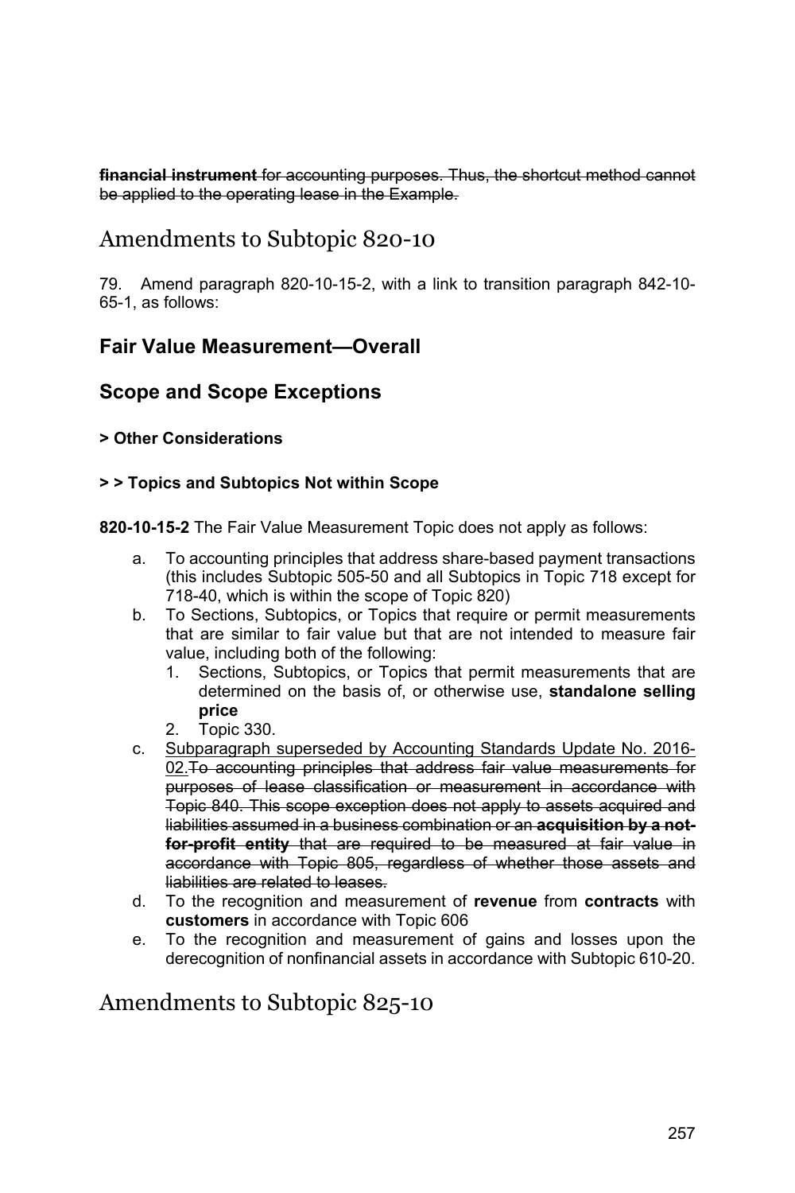~~**financial instrument** for accounting purposes. Thus, the shortcut method cannot be applied to the operating lease in the Example.~~

# Amendments to Subtopic 820-10

79. Amend paragraph 820-10-15-2, with a link to transition paragraph 842-10-65-1, as follows:

## Fair Value Measurement—Overall

## Scope and Scope Exceptions

#### > Other Considerations

#### > > Topics and Subtopics Not within Scope

**820-10-15-2** The Fair Value Measurement Topic does not apply as follows:

a. To accounting principles that address share-based payment transactions (this includes Subtopic 505-50 and all Subtopics in Topic 718 except for 718-40, which is within the scope of Topic 820)
b. To Sections, Subtopics, or Topics that require or permit measurements that are similar to fair value but that are not intended to measure fair value, including both of the following:
   1. Sections, Subtopics, or Topics that permit measurements that are determined on the basis of, or otherwise use, **standalone selling price**
   2. Topic 330.
c. <u>Subparagraph superseded by Accounting Standards Update No. 2016-02.</u>~~To accounting principles that address fair value measurements for purposes of lease classification or measurement in accordance with Topic 840. This scope exception does not apply to assets acquired and liabilities assumed in a business combination or an **acquisition by a not-for-profit entity** that are required to be measured at fair value in accordance with Topic 805, regardless of whether those assets and liabilities are related to leases.~~
d. To the recognition and measurement of **revenue** from **contracts** with **customers** in accordance with Topic 606
e. To the recognition and measurement of gains and losses upon the derecognition of nonfinancial assets in accordance with Subtopic 610-20.

# Amendments to Subtopic 825-10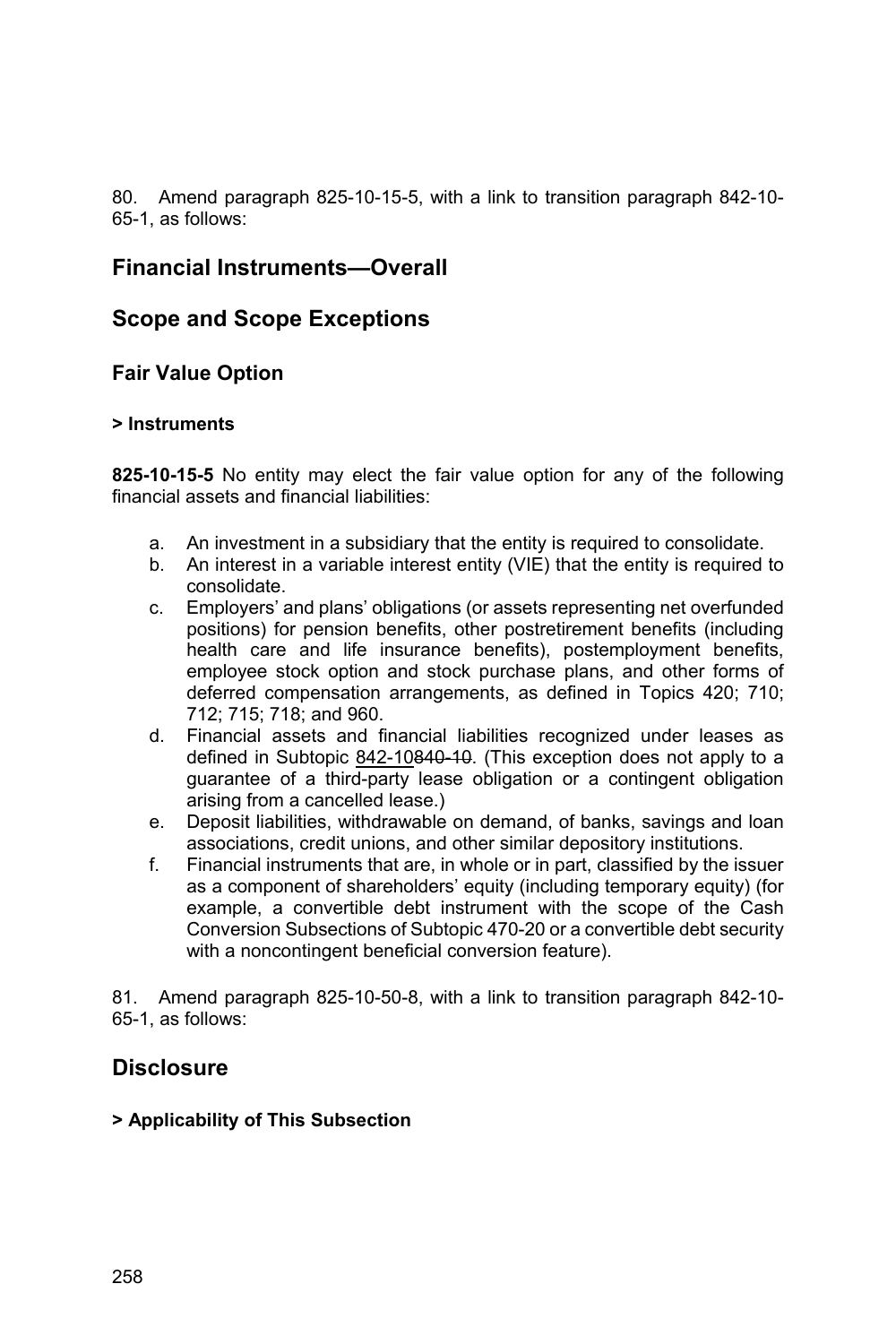80. Amend paragraph 825-10-15-5, with a link to transition paragraph 842-10-65-1, as follows:

## Financial Instruments—Overall

## Scope and Scope Exceptions

### Fair Value Option

#### > Instruments

**825-10-15-5** No entity may elect the fair value option for any of the following financial assets and financial liabilities:

a. An investment in a subsidiary that the entity is required to consolidate.
b. An interest in a variable interest entity (VIE) that the entity is required to consolidate.
c. Employers' and plans' obligations (or assets representing net overfunded positions) for pension benefits, other postretirement benefits (including health care and life insurance benefits), postemployment benefits, employee stock option and stock purchase plans, and other forms of deferred compensation arrangements, as defined in Topics 420; 710; 712; 715; 718; and 960.
d. Financial assets and financial liabilities recognized under leases as defined in Subtopic <u>842-10</u>~~840-10~~. (This exception does not apply to a guarantee of a third-party lease obligation or a contingent obligation arising from a cancelled lease.)
e. Deposit liabilities, withdrawable on demand, of banks, savings and loan associations, credit unions, and other similar depository institutions.
f. Financial instruments that are, in whole or in part, classified by the issuer as a component of shareholders' equity (including temporary equity) (for example, a convertible debt instrument with the scope of the Cash Conversion Subsections of Subtopic 470-20 or a convertible debt security with a noncontingent beneficial conversion feature).

81. Amend paragraph 825-10-50-8, with a link to transition paragraph 842-10-65-1, as follows:

## Disclosure

#### > Applicability of This Subsection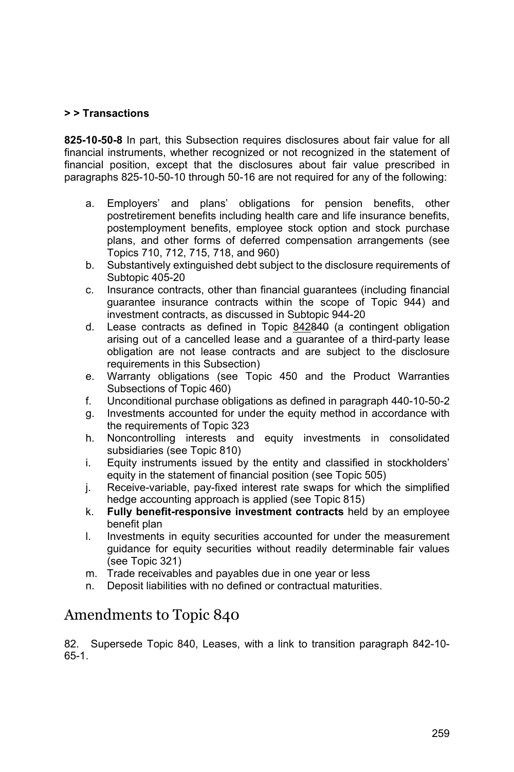**> > Transactions**

**825-10-50-8** In part, this Subsection requires disclosures about fair value for all financial instruments, whether recognized or not recognized in the statement of financial position, except that the disclosures about fair value prescribed in paragraphs 825-10-50-10 through 50-16 are not required for any of the following:

a. Employers' and plans' obligations for pension benefits, other postretirement benefits including health care and life insurance benefits, postemployment benefits, employee stock option and stock purchase plans, and other forms of deferred compensation arrangements (see Topics 710, 712, 715, 718, and 960)
b. Substantively extinguished debt subject to the disclosure requirements of Subtopic 405-20
c. Insurance contracts, other than financial guarantees (including financial guarantee insurance contracts within the scope of Topic 944) and investment contracts, as discussed in Subtopic 944-20
d. Lease contracts as defined in Topic <u>842</u>~~840~~ (a contingent obligation arising out of a cancelled lease and a guarantee of a third-party lease obligation are not lease contracts and are subject to the disclosure requirements in this Subsection)
e. Warranty obligations (see Topic 450 and the Product Warranties Subsections of Topic 460)
f. Unconditional purchase obligations as defined in paragraph 440-10-50-2
g. Investments accounted for under the equity method in accordance with the requirements of Topic 323
h. Noncontrolling interests and equity investments in consolidated subsidiaries (see Topic 810)
i. Equity instruments issued by the entity and classified in stockholders' equity in the statement of financial position (see Topic 505)
j. Receive-variable, pay-fixed interest rate swaps for which the simplified hedge accounting approach is applied (see Topic 815)
k. **Fully benefit-responsive investment contracts** held by an employee benefit plan
l. Investments in equity securities accounted for under the measurement guidance for equity securities without readily determinable fair values (see Topic 321)
m. Trade receivables and payables due in one year or less
n. Deposit liabilities with no defined or contractual maturities.

## Amendments to Topic 840

82. Supersede Topic 840, Leases, with a link to transition paragraph 842-10-65-1.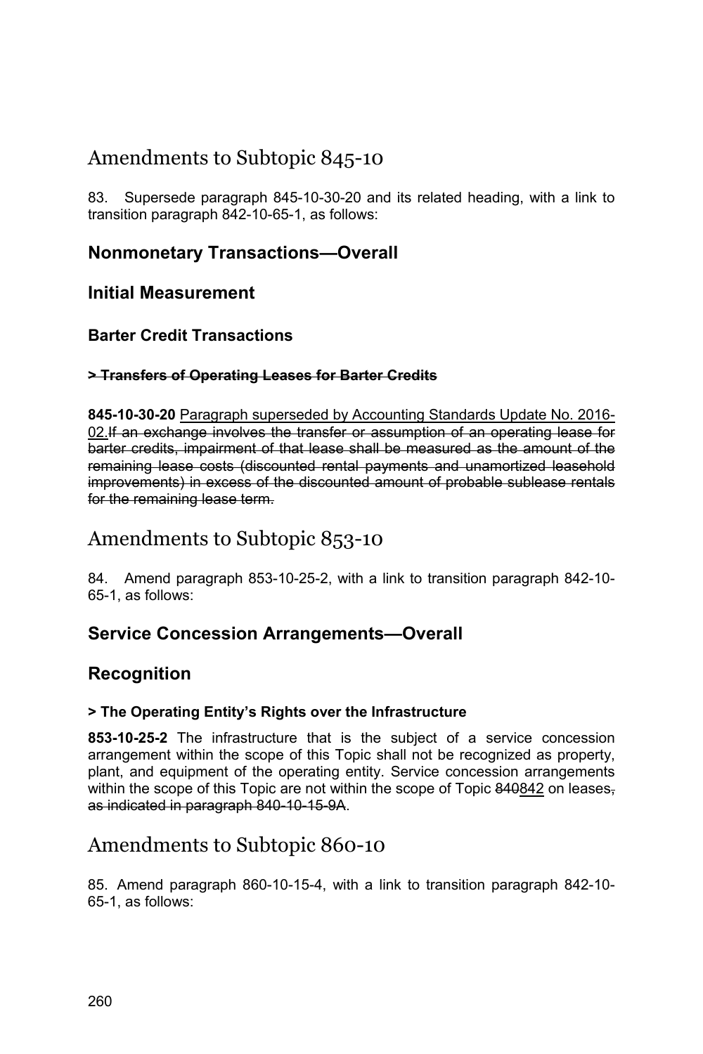# Amendments to Subtopic 845-10

83. Supersede paragraph 845-10-30-20 and its related heading, with a link to transition paragraph 842-10-65-1, as follows:

## Nonmonetary Transactions—Overall

### Initial Measurement

#### Barter Credit Transactions

**~~> Transfers of Operating Leases for Barter Credits~~**

**845-10-30-20** <u>Paragraph superseded by Accounting Standards Update No. 2016-02.</u>~~If an exchange involves the transfer or assumption of an operating lease for barter credits, impairment of that lease shall be measured as the amount of the remaining lease costs (discounted rental payments and unamortized leasehold improvements) in excess of the discounted amount of probable sublease rentals for the remaining lease term.~~

# Amendments to Subtopic 853-10

84. Amend paragraph 853-10-25-2, with a link to transition paragraph 842-10-65-1, as follows:

## Service Concession Arrangements—Overall

### Recognition

#### > The Operating Entity's Rights over the Infrastructure

**853-10-25-2** The infrastructure that is the subject of a service concession arrangement within the scope of this Topic shall not be recognized as property, plant, and equipment of the operating entity. Service concession arrangements within the scope of this Topic are not within the scope of Topic ~~840~~<u>842</u> on leases~~, as indicated in paragraph 840-10-15-9A~~.

# Amendments to Subtopic 860-10

85. Amend paragraph 860-10-15-4, with a link to transition paragraph 842-10-65-1, as follows: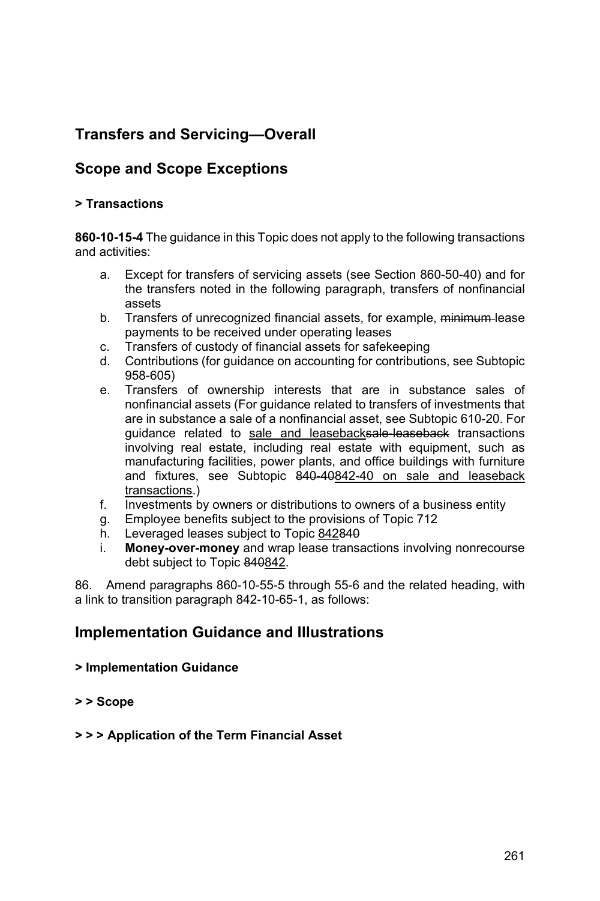## Transfers and Servicing—Overall

## Scope and Scope Exceptions

**> Transactions**

**860-10-15-4** The guidance in this Topic does not apply to the following transactions and activities:

a. Except for transfers of servicing assets (see Section 860-50-40) and for the transfers noted in the following paragraph, transfers of nonfinancial assets
b. Transfers of unrecognized financial assets, for example, ~~minimum~~ lease payments to be received under operating leases
c. Transfers of custody of financial assets for safekeeping
d. Contributions (for guidance on accounting for contributions, see Subtopic 958-605)
e. Transfers of ownership interests that are in substance sales of nonfinancial assets (For guidance related to transfers of investments that are in substance a sale of a nonfinancial asset, see Subtopic 610-20. For guidance related to <u>sale and leaseback</u>~~sale-leaseback~~ transactions involving real estate, including real estate with equipment, such as manufacturing facilities, power plants, and office buildings with furniture and fixtures, see Subtopic ~~840-40~~<u>842-40 on sale and leaseback transactions</u>.)
f. Investments by owners or distributions to owners of a business entity
g. Employee benefits subject to the provisions of Topic 712
h. Leveraged leases subject to Topic <u>842</u>~~840~~
i. **Money-over-money** and wrap lease transactions involving nonrecourse debt subject to Topic ~~840~~<u>842</u>.

86. Amend paragraphs 860-10-55-5 through 55-6 and the related heading, with a link to transition paragraph 842-10-65-1, as follows:

## Implementation Guidance and Illustrations

**> Implementation Guidance**

**> > Scope**

**> > > Application of the Term Financial Asset**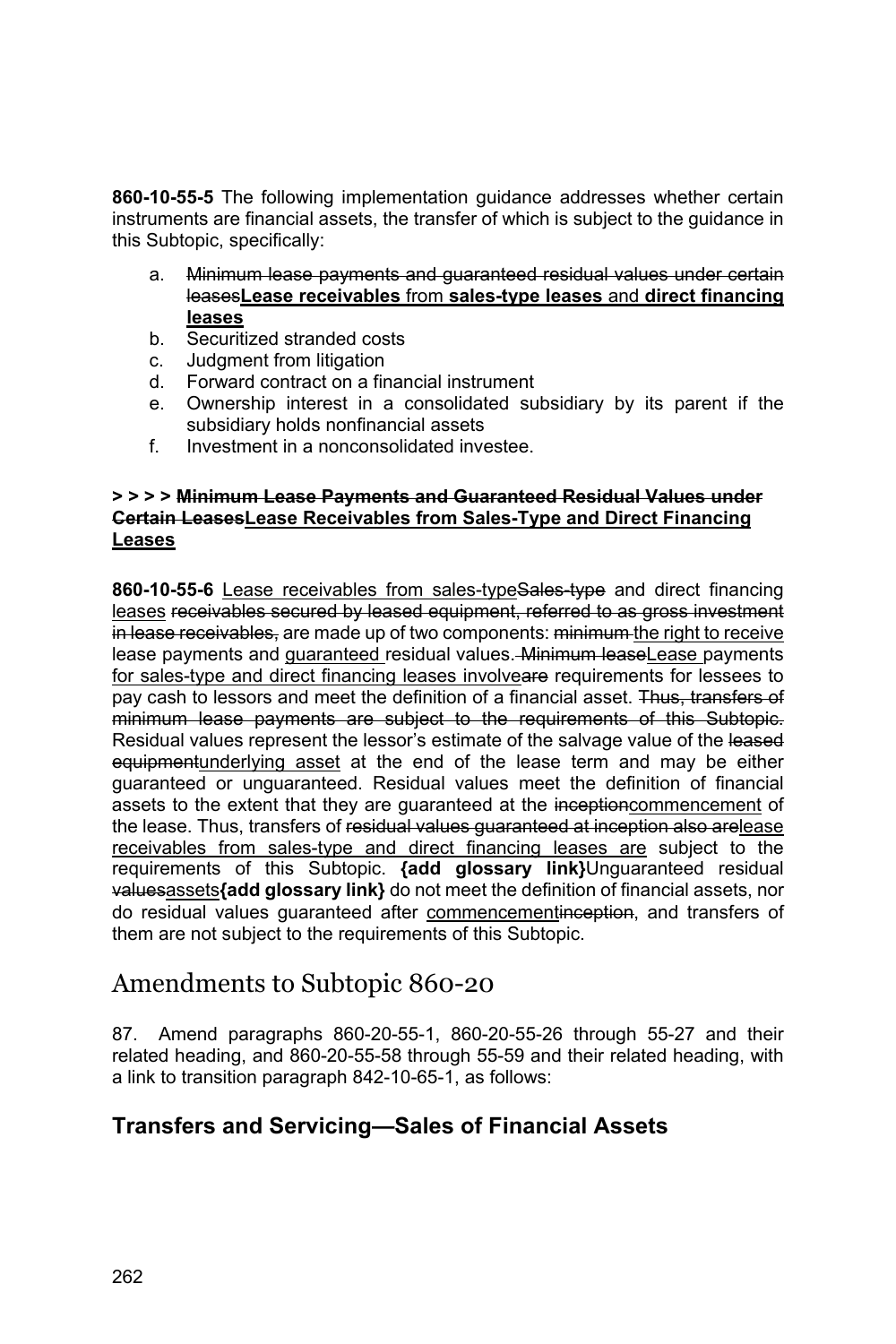**860-10-55-5** The following implementation guidance addresses whether certain instruments are financial assets, the transfer of which is subject to the guidance in this Subtopic, specifically:

a. ~~Minimum lease payments and guaranteed residual values under certain leases~~<u>**Lease receivables** from **sales-type leases** and **direct financing leases**</u>
b. Securitized stranded costs
c. Judgment from litigation
d. Forward contract on a financial instrument
e. Ownership interest in a consolidated subsidiary by its parent if the subsidiary holds nonfinancial assets
f. Investment in a nonconsolidated investee.

**> > > > ~~Minimum Lease Payments and Guaranteed Residual Values under Certain Leases~~<u>Lease Receivables from Sales-Type and Direct Financing Leases</u>**

**860-10-55-6** <u>Lease receivables from sales-type</u>~~Sales-type~~ and direct financing <u>leases</u> ~~receivables secured by leased equipment, referred to as gross investment in lease receivables,~~ are made up of two components: ~~minimum~~ <u>the right to receive</u> lease payments and <u>guaranteed</u> residual values. ~~Minimum lease~~<u>Lease</u> payments <u>for sales-type and direct financing leases involve</u>~~are~~ requirements for lessees to pay cash to lessors and meet the definition of a financial asset. ~~Thus, transfers of minimum lease payments are subject to the requirements of this Subtopic.~~ Residual values represent the lessor's estimate of the salvage value of the ~~leased equipment~~<u>underlying asset</u> at the end of the lease term and may be either guaranteed or unguaranteed. Residual values meet the definition of financial assets to the extent that they are guaranteed at the ~~inception~~<u>commencement</u> of the lease. Thus, transfers of ~~residual values guaranteed at inception also are~~<u>lease receivables from sales-type and direct financing leases are</u> subject to the requirements of this Subtopic. **{add glossary link}**Unguaranteed residual ~~values~~<u>assets</u>**{add glossary link}** do not meet the definition of financial assets, nor do residual values guaranteed after <u>commencement</u>~~inception~~, and transfers of them are not subject to the requirements of this Subtopic.

# Amendments to Subtopic 860-20

87. Amend paragraphs 860-20-55-1, 860-20-55-26 through 55-27 and their related heading, and 860-20-55-58 through 55-59 and their related heading, with a link to transition paragraph 842-10-65-1, as follows:

## Transfers and Servicing—Sales of Financial Assets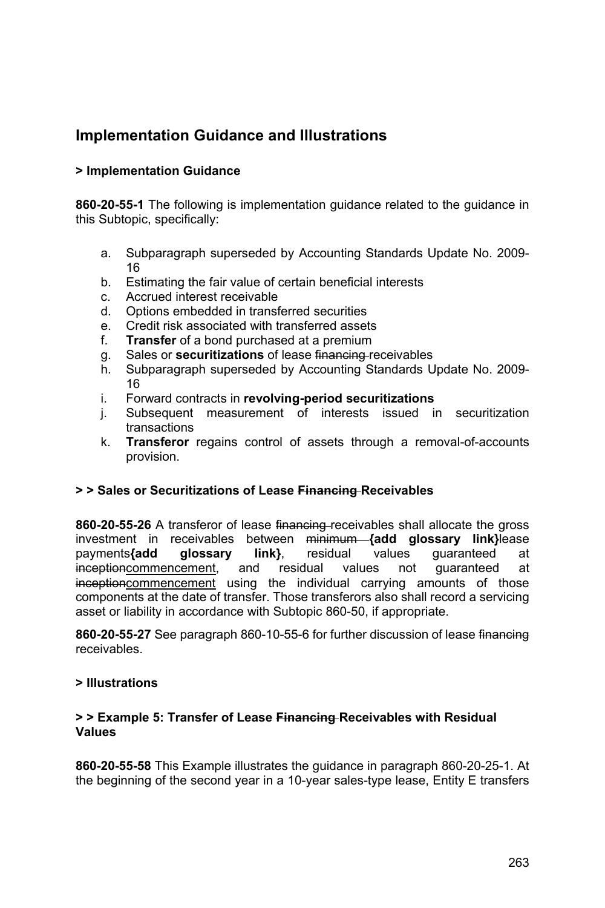## Implementation Guidance and Illustrations

### > Implementation Guidance

**860-20-55-1** The following is implementation guidance related to the guidance in this Subtopic, specifically:

a. Subparagraph superseded by Accounting Standards Update No. 2009-16
b. Estimating the fair value of certain beneficial interests
c. Accrued interest receivable
d. Options embedded in transferred securities
e. Credit risk associated with transferred assets
f. **Transfer** of a bond purchased at a premium
g. Sales or **securitizations** of lease ~~financing~~ receivables
h. Subparagraph superseded by Accounting Standards Update No. 2009-16
i. Forward contracts in **revolving-period securitizations**
j. Subsequent measurement of interests issued in securitization transactions
k. **Transferor** regains control of assets through a removal-of-accounts provision.

#### > > Sales or Securitizations of Lease ~~Financing~~ Receivables

**860-20-55-26** A transferor of lease ~~financing~~ receivables shall allocate the gross investment in receivables between ~~minimum~~ **{add glossary link}**lease payments**{add glossary link}**, residual values guaranteed at ~~inception~~<u>commencement</u>, and residual values not guaranteed at ~~inception~~<u>commencement</u> using the individual carrying amounts of those components at the date of transfer. Those transferors also shall record a servicing asset or liability in accordance with Subtopic 860-50, if appropriate.

**860-20-55-27** See paragraph 860-10-55-6 for further discussion of lease ~~financing~~ receivables.

### > Illustrations

#### > > Example 5: Transfer of Lease ~~Financing~~ Receivables with Residual Values

**860-20-55-58** This Example illustrates the guidance in paragraph 860-20-25-1. At the beginning of the second year in a 10-year sales-type lease, Entity E transfers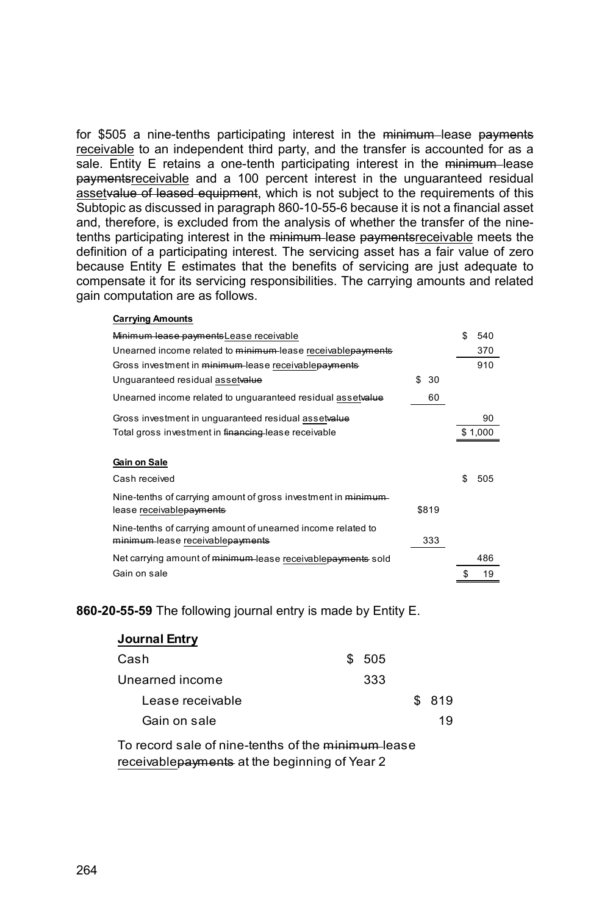for $505 a nine-tenths participating interest in the ~~minimum~~ lease ~~payments~~ <u>receivable</u> to an independent third party, and the transfer is accounted for as a sale. Entity E retains a one-tenth participating interest in the ~~minimum~~ lease ~~payments~~<u>receivable</u> and a 100 percent interest in the unguaranteed residual <u>asset</u>~~value of leased equipment~~, which is not subject to the requirements of this Subtopic as discussed in paragraph 860-10-55-6 because it is not a financial asset and, therefore, is excluded from the analysis of whether the transfer of the nine-tenths participating interest in the ~~minimum~~ lease ~~payments~~<u>receivable</u> meets the definition of a participating interest. The servicing asset has a fair value of zero because Entity E estimates that the benefits of servicing are just adequate to compensate it for its servicing responsibilities. The carrying amounts and related gain computation are as follows.

| **<u>Carrying Amounts</u>** | | |
|---|---|---|
| ~~Minimum lease payments~~<u>Lease receivable</u> | | $ 540 |
| Unearned income related to ~~minimum~~ lease <u>receivable</u>~~payments~~ | | 370 |
| Gross investment in ~~minimum~~ lease <u>receivable</u>~~payments~~ | | 910 |
| Unguaranteed residual <u>asset</u>~~value~~ | $ 30 | |
| Unearned income related to unguaranteed residual <u>asset</u>~~value~~ | 60 | |
| Gross investment in unguaranteed residual <u>asset</u>~~value~~ | | 90 |
| Total gross investment in ~~financing~~ lease receivable | | $ 1,000 |
| | | |
| **<u>Gain on Sale</u>** | | |
| Cash received | | $ 505 |
| Nine-tenths of carrying amount of gross investment in ~~minimum~~ lease <u>receivable</u>~~payments~~ | $819 | |
| Nine-tenths of carrying amount of unearned income related to ~~minimum~~ lease <u>receivable</u>~~payments~~ | 333 | |
| Net carrying amount of ~~minimum~~ lease <u>receivable</u>~~payments~~ sold | | 486 |
| Gain on sale | | $ 19 |

**860-20-55-59** The following journal entry is made by Entity E.

| **<u>Journal Entry</u>** | | |
|---|---|---|
| Cash | $ 505 | |
| Unearned income | 333 | |
| Lease receivable | | $ 819 |
| Gain on sale | | 19 |

To record sale of nine-tenths of the ~~minimum~~ lease <u>receivable</u>~~payments~~ at the beginning of Year 2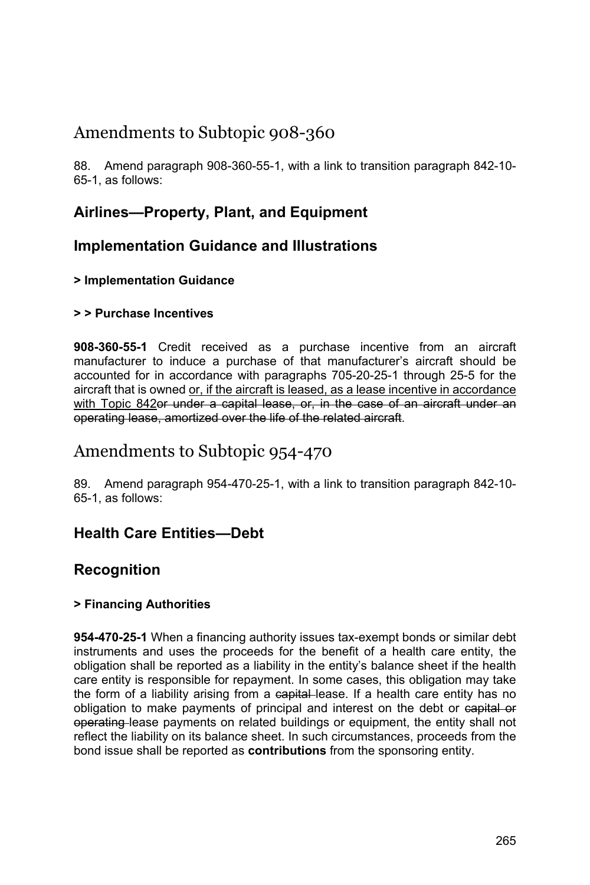# Amendments to Subtopic 908-360

88. Amend paragraph 908-360-55-1, with a link to transition paragraph 842-10-65-1, as follows:

## Airlines—Property, Plant, and Equipment

## Implementation Guidance and Illustrations

#### > Implementation Guidance

#### > > Purchase Incentives

**908-360-55-1** Credit received as a purchase incentive from an aircraft manufacturer to induce a purchase of that manufacturer's aircraft should be accounted for in accordance with paragraphs 705-20-25-1 through 25-5 for the aircraft that is owned <u>or, if the aircraft is leased, as a lease incentive in accordance with Topic 842</u>~~or under a capital lease, or, in the case of an aircraft under an operating lease, amortized over the life of the related aircraft~~.

# Amendments to Subtopic 954-470

89. Amend paragraph 954-470-25-1, with a link to transition paragraph 842-10-65-1, as follows:

## Health Care Entities—Debt

## Recognition

#### > Financing Authorities

**954-470-25-1** When a financing authority issues tax-exempt bonds or similar debt instruments and uses the proceeds for the benefit of a health care entity, the obligation shall be reported as a liability in the entity's balance sheet if the health care entity is responsible for repayment. In some cases, this obligation may take the form of a liability arising from a ~~capital~~ lease. If a health care entity has no obligation to make payments of principal and interest on the debt or ~~capital or operating~~ lease payments on related buildings or equipment, the entity shall not reflect the liability on its balance sheet. In such circumstances, proceeds from the bond issue shall be reported as **contributions** from the sponsoring entity.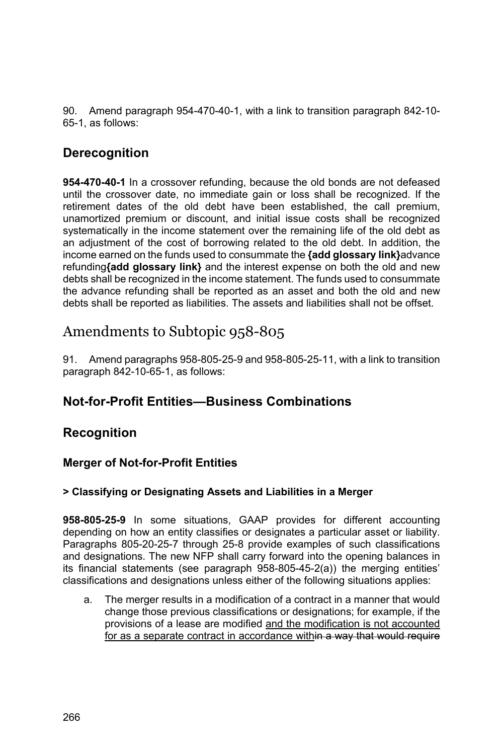90. Amend paragraph 954-470-40-1, with a link to transition paragraph 842-10-65-1, as follows:

## Derecognition

**954-470-40-1** In a crossover refunding, because the old bonds are not defeased until the crossover date, no immediate gain or loss shall be recognized. If the retirement dates of the old debt have been established, the call premium, unamortized premium or discount, and initial issue costs shall be recognized systematically in the income statement over the remaining life of the old debt as an adjustment of the cost of borrowing related to the old debt. In addition, the income earned on the funds used to consummate the **{add glossary link}**advance refunding**{add glossary link}** and the interest expense on both the old and new debts shall be recognized in the income statement. The funds used to consummate the advance refunding shall be reported as an asset and both the old and new debts shall be reported as liabilities. The assets and liabilities shall not be offset.

# Amendments to Subtopic 958-805

91. Amend paragraphs 958-805-25-9 and 958-805-25-11, with a link to transition paragraph 842-10-65-1, as follows:

## Not-for-Profit Entities—Business Combinations

## Recognition

### Merger of Not-for-Profit Entities

#### > Classifying or Designating Assets and Liabilities in a Merger

**958-805-25-9** In some situations, GAAP provides for different accounting depending on how an entity classifies or designates a particular asset or liability. Paragraphs 805-20-25-7 through 25-8 provide examples of such classifications and designations. The new NFP shall carry forward into the opening balances in its financial statements (see paragraph 958-805-45-2(a)) the merging entities' classifications and designations unless either of the following situations applies:

a. The merger results in a modification of a contract in a manner that would change those previous classifications or designations; for example, if the provisions of a lease are modified <u>and the modification is not accounted for as a separate contract in accordance with</u>~~in a way that would require~~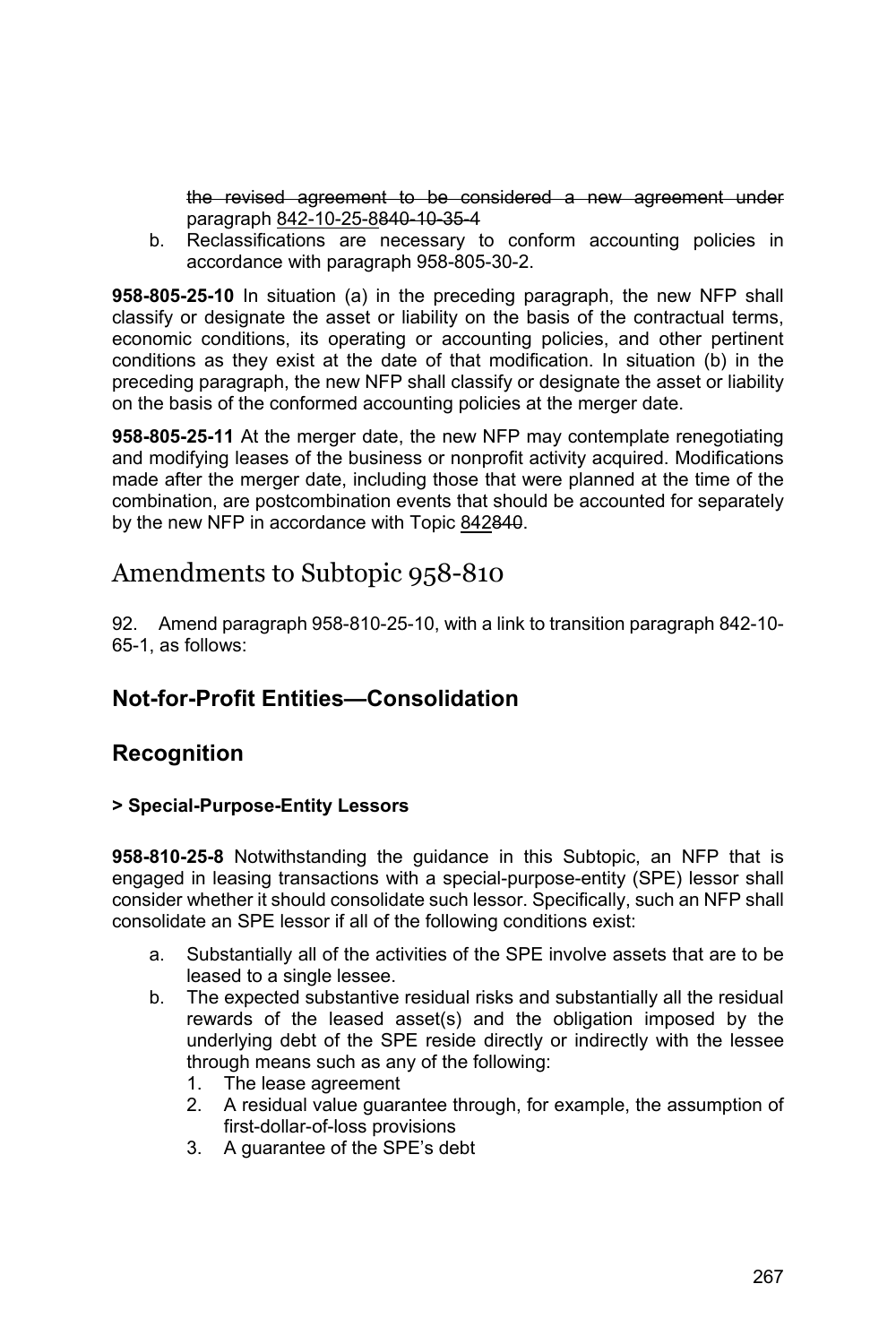~~the revised agreement to be considered a new agreement under~~ paragraph <u>842-10-25-8</u>~~840-10-35-4~~

b. Reclassifications are necessary to conform accounting policies in accordance with paragraph 958-805-30-2.

**958-805-25-10** In situation (a) in the preceding paragraph, the new NFP shall classify or designate the asset or liability on the basis of the contractual terms, economic conditions, its operating or accounting policies, and other pertinent conditions as they exist at the date of that modification. In situation (b) in the preceding paragraph, the new NFP shall classify or designate the asset or liability on the basis of the conformed accounting policies at the merger date.

**958-805-25-11** At the merger date, the new NFP may contemplate renegotiating and modifying leases of the business or nonprofit activity acquired. Modifications made after the merger date, including those that were planned at the time of the combination, are postcombination events that should be accounted for separately by the new NFP in accordance with Topic <u>842</u>~~840~~.

# Amendments to Subtopic 958-810

92. Amend paragraph 958-810-25-10, with a link to transition paragraph 842-10-65-1, as follows:

## Not-for-Profit Entities—Consolidation

## Recognition

### > Special-Purpose-Entity Lessors

**958-810-25-8** Notwithstanding the guidance in this Subtopic, an NFP that is engaged in leasing transactions with a special-purpose-entity (SPE) lessor shall consider whether it should consolidate such lessor. Specifically, such an NFP shall consolidate an SPE lessor if all of the following conditions exist:

a. Substantially all of the activities of the SPE involve assets that are to be leased to a single lessee.
b. The expected substantive residual risks and substantially all the residual rewards of the leased asset(s) and the obligation imposed by the underlying debt of the SPE reside directly or indirectly with the lessee through means such as any of the following:
   1. The lease agreement
   2. A residual value guarantee through, for example, the assumption of first-dollar-of-loss provisions
   3. A guarantee of the SPE's debt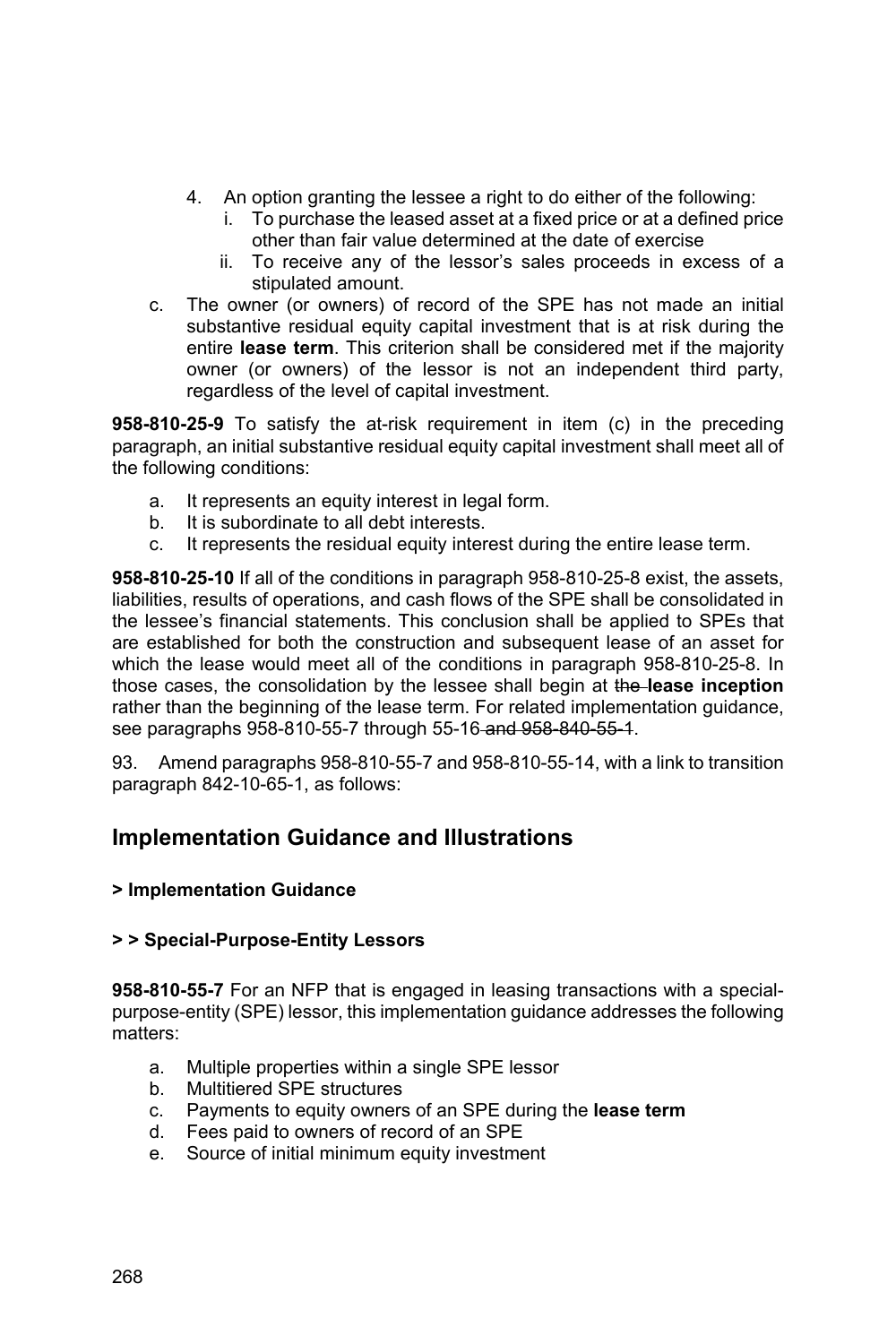4. An option granting the lessee a right to do either of the following:
   i. To purchase the leased asset at a fixed price or at a defined price other than fair value determined at the date of exercise
   ii. To receive any of the lessor's sales proceeds in excess of a stipulated amount.

c. The owner (or owners) of record of the SPE has not made an initial substantive residual equity capital investment that is at risk during the entire **lease term**. This criterion shall be considered met if the majority owner (or owners) of the lessor is not an independent third party, regardless of the level of capital investment.

**958-810-25-9** To satisfy the at-risk requirement in item (c) in the preceding paragraph, an initial substantive residual equity capital investment shall meet all of the following conditions:

a. It represents an equity interest in legal form.
b. It is subordinate to all debt interests.
c. It represents the residual equity interest during the entire lease term.

**958-810-25-10** If all of the conditions in paragraph 958-810-25-8 exist, the assets, liabilities, results of operations, and cash flows of the SPE shall be consolidated in the lessee's financial statements. This conclusion shall be applied to SPEs that are established for both the construction and subsequent lease of an asset for which the lease would meet all of the conditions in paragraph 958-810-25-8. In those cases, the consolidation by the lessee shall begin at ~~the~~ **lease inception** rather than the beginning of the lease term. For related implementation guidance, see paragraphs 958-810-55-7 through 55-16~~ and 958-840-55-1~~.

93. Amend paragraphs 958-810-55-7 and 958-810-55-14, with a link to transition paragraph 842-10-65-1, as follows:

## Implementation Guidance and Illustrations

### > Implementation Guidance

### > > Special-Purpose-Entity Lessors

**958-810-55-7** For an NFP that is engaged in leasing transactions with a special-purpose-entity (SPE) lessor, this implementation guidance addresses the following matters:

a. Multiple properties within a single SPE lessor
b. Multitiered SPE structures
c. Payments to equity owners of an SPE during the **lease term**
d. Fees paid to owners of record of an SPE
e. Source of initial minimum equity investment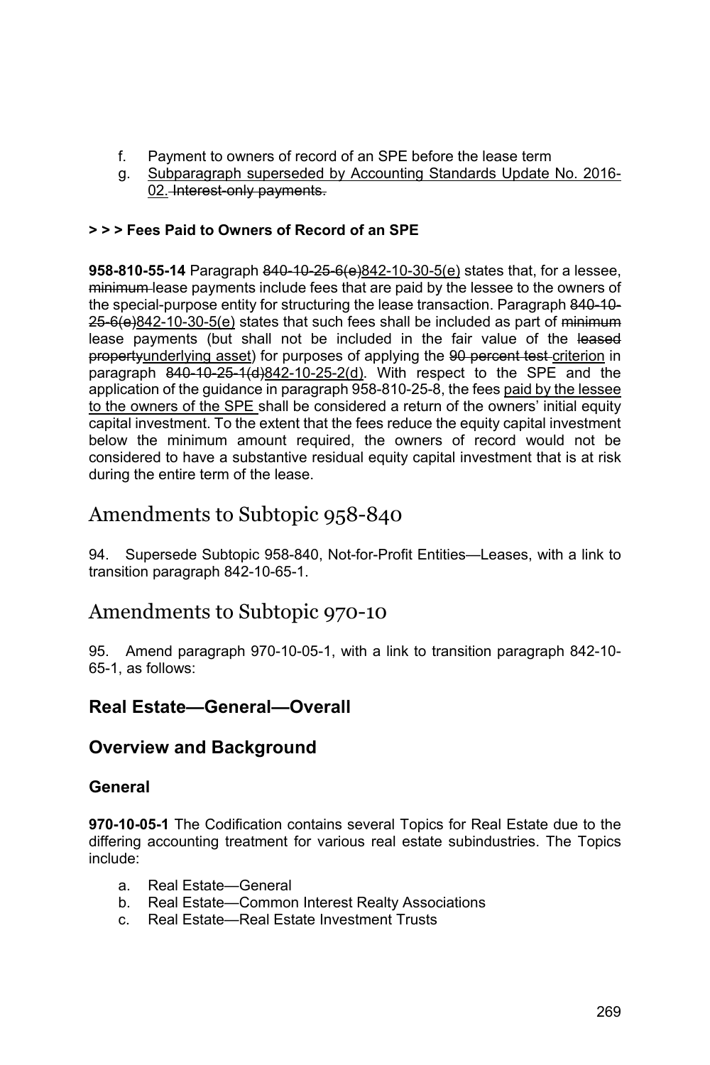f. Payment to owners of record of an SPE before the lease term

g. Subparagraph superseded by Accounting Standards Update No. 2016-02. ~~Interest-only payments.~~

**> > > Fees Paid to Owners of Record of an SPE**

**958-810-55-14** Paragraph ~~840-10-25-6(e)~~842-10-30-5(e) states that, for a lessee, ~~minimum~~ lease payments include fees that are paid by the lessee to the owners of the special-purpose entity for structuring the lease transaction. Paragraph ~~840-10-25-6(e)~~842-10-30-5(e) states that such fees shall be included as part of ~~minimum~~ lease payments (but shall not be included in the fair value of the ~~leased property~~underlying asset) for purposes of applying the ~~90 percent test~~ criterion in paragraph ~~840-10-25-1(d)~~842-10-25-2(d). With respect to the SPE and the application of the guidance in paragraph 958-810-25-8, the fees paid by the lessee to the owners of the SPE shall be considered a return of the owners' initial equity capital investment. To the extent that the fees reduce the equity capital investment below the minimum amount required, the owners of record would not be considered to have a substantive residual equity capital investment that is at risk during the entire term of the lease.

# Amendments to Subtopic 958-840

94. Supersede Subtopic 958-840, Not-for-Profit Entities—Leases, with a link to transition paragraph 842-10-65-1.

# Amendments to Subtopic 970-10

95. Amend paragraph 970-10-05-1, with a link to transition paragraph 842-10-65-1, as follows:

## Real Estate—General—Overall

## Overview and Background

### General

**970-10-05-1** The Codification contains several Topics for Real Estate due to the differing accounting treatment for various real estate subindustries. The Topics include:

a. Real Estate—General
b. Real Estate—Common Interest Realty Associations
c. Real Estate—Real Estate Investment Trusts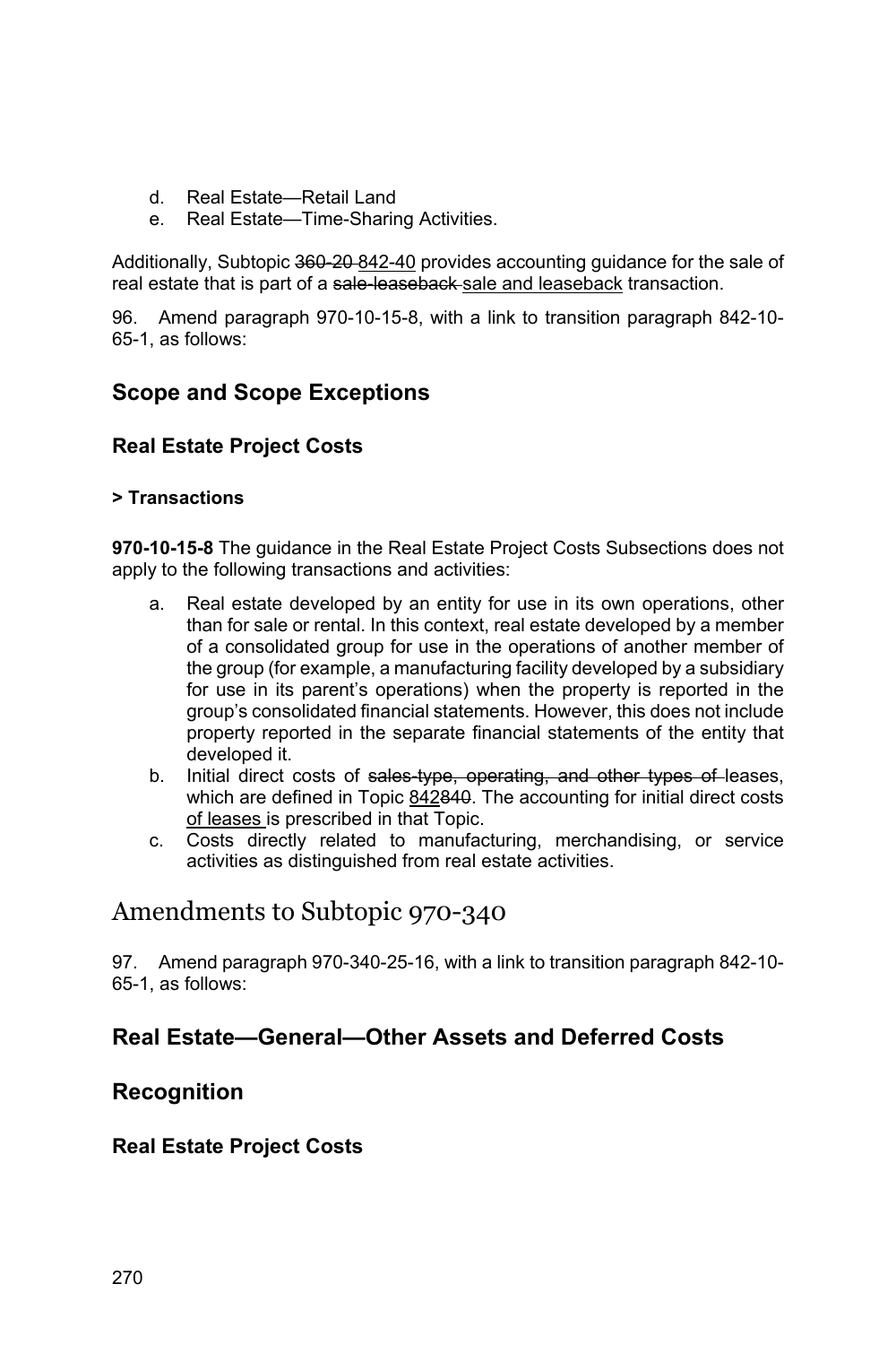d. Real Estate—Retail Land
e. Real Estate—Time-Sharing Activities.

Additionally, Subtopic ~~360-20~~ <u>842-40</u> provides accounting guidance for the sale of real estate that is part of a ~~sale-leaseback~~ <u>sale and leaseback</u> transaction.

96. Amend paragraph 970-10-15-8, with a link to transition paragraph 842-10-65-1, as follows:

## Scope and Scope Exceptions

### Real Estate Project Costs

#### > Transactions

**970-10-15-8** The guidance in the Real Estate Project Costs Subsections does not apply to the following transactions and activities:

a. Real estate developed by an entity for use in its own operations, other than for sale or rental. In this context, real estate developed by a member of a consolidated group for use in the operations of another member of the group (for example, a manufacturing facility developed by a subsidiary for use in its parent's operations) when the property is reported in the group's consolidated financial statements. However, this does not include property reported in the separate financial statements of the entity that developed it.
b. Initial direct costs of ~~sales-type, operating, and other types of~~ leases, which are defined in Topic <u>842</u>~~840~~. The accounting for initial direct costs <u>of leases</u> is prescribed in that Topic.
c. Costs directly related to manufacturing, merchandising, or service activities as distinguished from real estate activities.

# Amendments to Subtopic 970-340

97. Amend paragraph 970-340-25-16, with a link to transition paragraph 842-10-65-1, as follows:

## Real Estate—General—Other Assets and Deferred Costs

## Recognition

### Real Estate Project Costs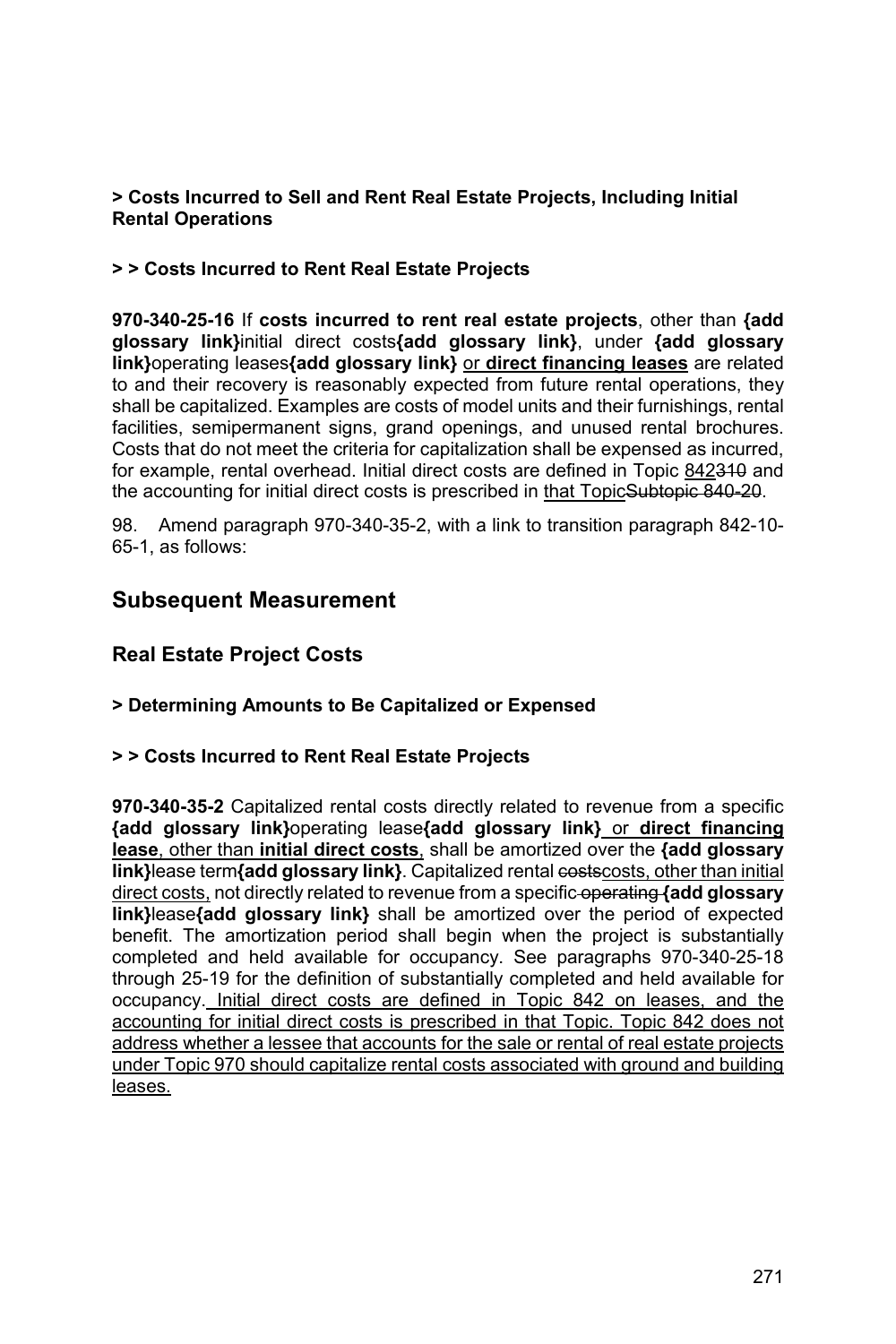**> Costs Incurred to Sell and Rent Real Estate Projects, Including Initial Rental Operations**

**> > Costs Incurred to Rent Real Estate Projects**

**970-340-25-16** If **costs incurred to rent real estate projects**, other than **{add glossary link}**initial direct costs**{add glossary link}**, under **{add glossary link}**operating leases**{add glossary link}** or **direct financing leases** are related to and their recovery is reasonably expected from future rental operations, they shall be capitalized. Examples are costs of model units and their furnishings, rental facilities, semipermanent signs, grand openings, and unused rental brochures. Costs that do not meet the criteria for capitalization shall be expensed as incurred, for example, rental overhead. Initial direct costs are defined in Topic ~~310~~842 and the accounting for initial direct costs is prescribed in that Topic~~Subtopic 840-20~~.

98. Amend paragraph 970-340-35-2, with a link to transition paragraph 842-10-65-1, as follows:

## Subsequent Measurement

### Real Estate Project Costs

**> Determining Amounts to Be Capitalized or Expensed**

**> > Costs Incurred to Rent Real Estate Projects**

**970-340-35-2** Capitalized rental costs directly related to revenue from a specific **{add glossary link}**operating lease**{add glossary link}** or **direct financing lease**, other than **initial direct costs**, shall be amortized over the **{add glossary link}**lease term**{add glossary link}**. Capitalized rental ~~costs~~costs, other than initial direct costs, not directly related to revenue from a specific ~~operating~~ **{add glossary link}**lease**{add glossary link}** shall be amortized over the period of expected benefit. The amortization period shall begin when the project is substantially completed and held available for occupancy. See paragraphs 970-340-25-18 through 25-19 for the definition of substantially completed and held available for occupancy. Initial direct costs are defined in Topic 842 on leases, and the accounting for initial direct costs is prescribed in that Topic. Topic 842 does not address whether a lessee that accounts for the sale or rental of real estate projects under Topic 970 should capitalize rental costs associated with ground and building leases.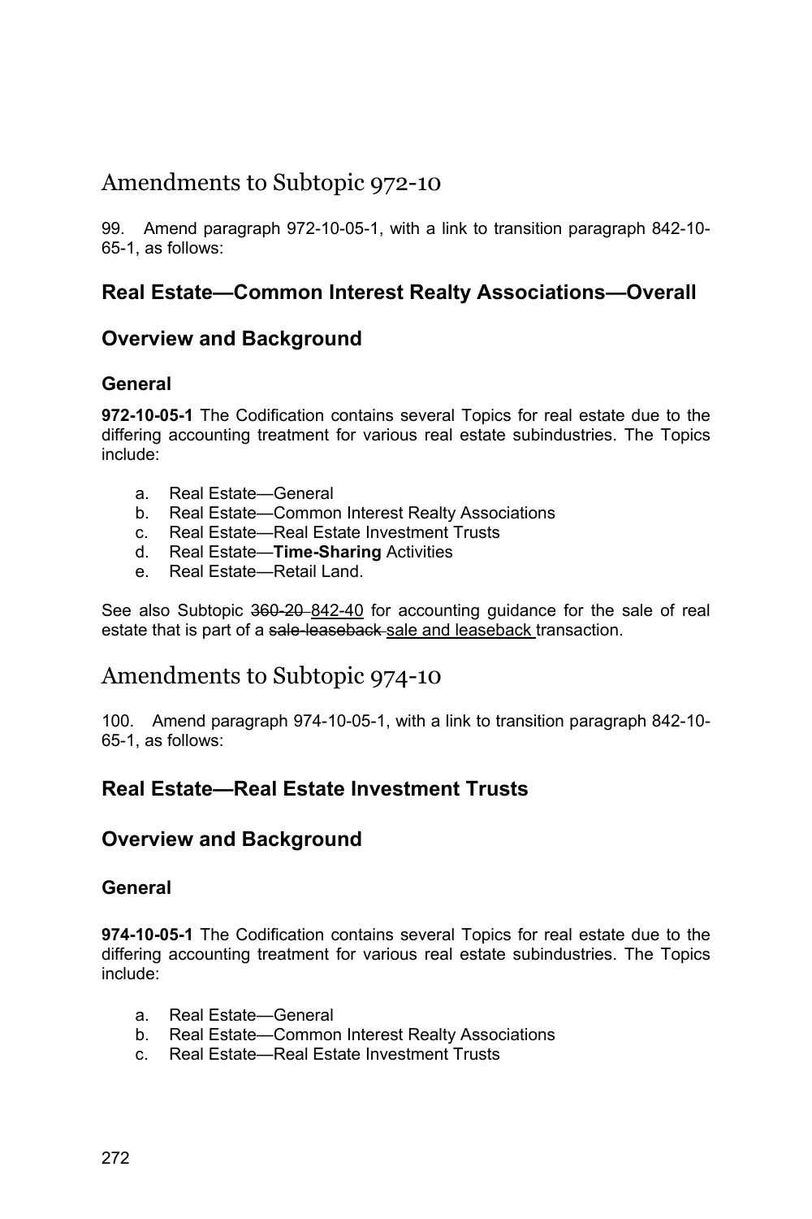# Amendments to Subtopic 972-10

99. Amend paragraph 972-10-05-1, with a link to transition paragraph 842-10-65-1, as follows:

## Real Estate—Common Interest Realty Associations—Overall

## Overview and Background

### General

**972-10-05-1** The Codification contains several Topics for real estate due to the differing accounting treatment for various real estate subindustries. The Topics include:

a. Real Estate—General
b. Real Estate—Common Interest Realty Associations
c. Real Estate—Real Estate Investment Trusts
d. Real Estate—**Time-Sharing** Activities
e. Real Estate—Retail Land.

See also Subtopic ~~360-20~~ <u>842-40</u> for accounting guidance for the sale of real estate that is part of a ~~sale-leaseback~~ <u>sale and leaseback</u> transaction.

# Amendments to Subtopic 974-10

100. Amend paragraph 974-10-05-1, with a link to transition paragraph 842-10-65-1, as follows:

## Real Estate—Real Estate Investment Trusts

## Overview and Background

### General

**974-10-05-1** The Codification contains several Topics for real estate due to the differing accounting treatment for various real estate subindustries. The Topics include:

a. Real Estate—General
b. Real Estate—Common Interest Realty Associations
c. Real Estate—Real Estate Investment Trusts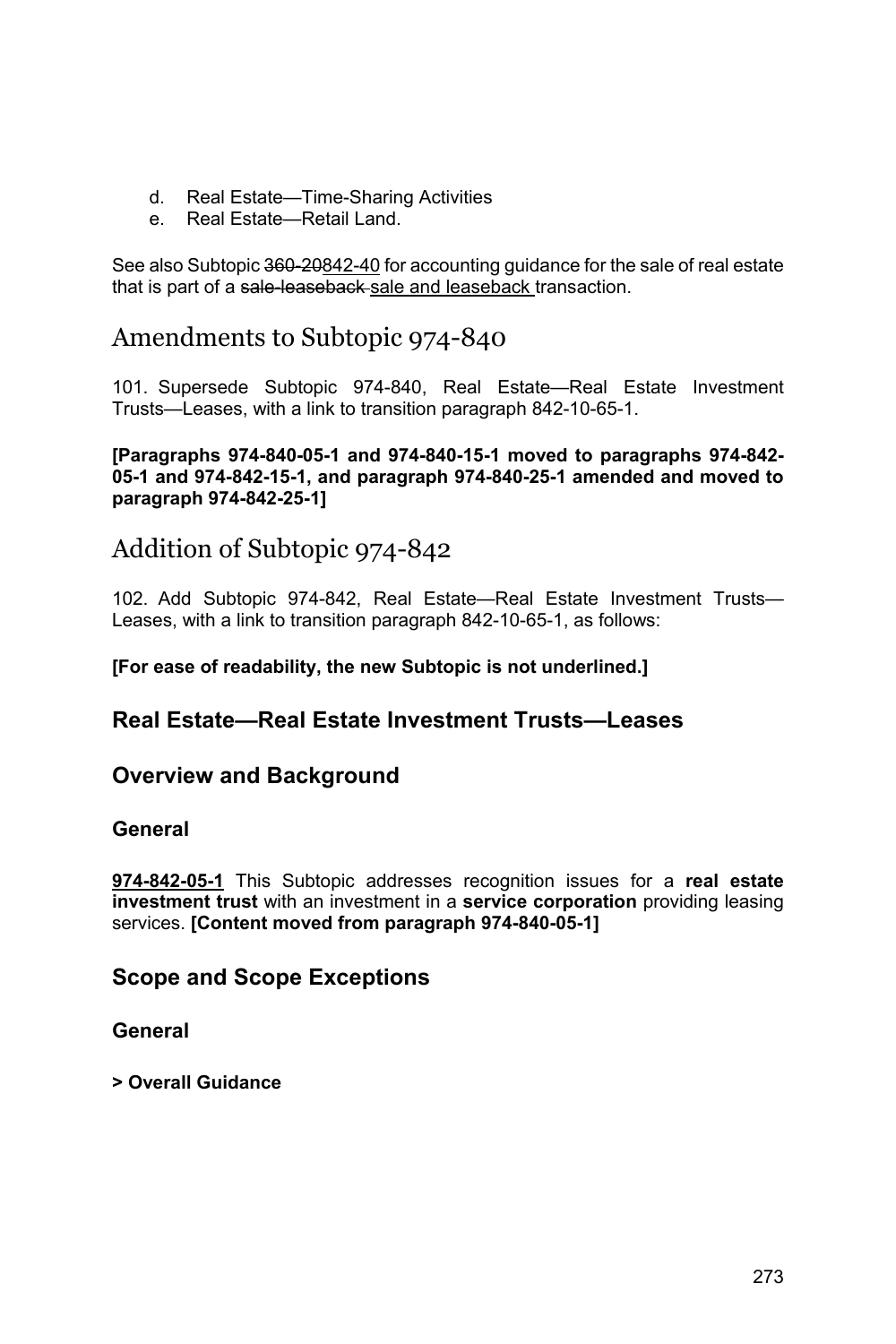d. Real Estate—Time-Sharing Activities
e. Real Estate—Retail Land.

See also Subtopic ~~360-20~~842-40 for accounting guidance for the sale of real estate that is part of a ~~sale-leaseback~~ sale and leaseback transaction.

# Amendments to Subtopic 974-840

101. Supersede Subtopic 974-840, Real Estate—Real Estate Investment Trusts—Leases, with a link to transition paragraph 842-10-65-1.

**[Paragraphs 974-840-05-1 and 974-840-15-1 moved to paragraphs 974-842-05-1 and 974-842-15-1, and paragraph 974-840-25-1 amended and moved to paragraph 974-842-25-1]**

# Addition of Subtopic 974-842

102. Add Subtopic 974-842, Real Estate—Real Estate Investment Trusts—Leases, with a link to transition paragraph 842-10-65-1, as follows:

**[For ease of readability, the new Subtopic is not underlined.]**

## Real Estate—Real Estate Investment Trusts—Leases

## Overview and Background

### General

**974-842-05-1** This Subtopic addresses recognition issues for a **real estate investment trust** with an investment in a **service corporation** providing leasing services. **[Content moved from paragraph 974-840-05-1]**

## Scope and Scope Exceptions

### General

**> Overall Guidance**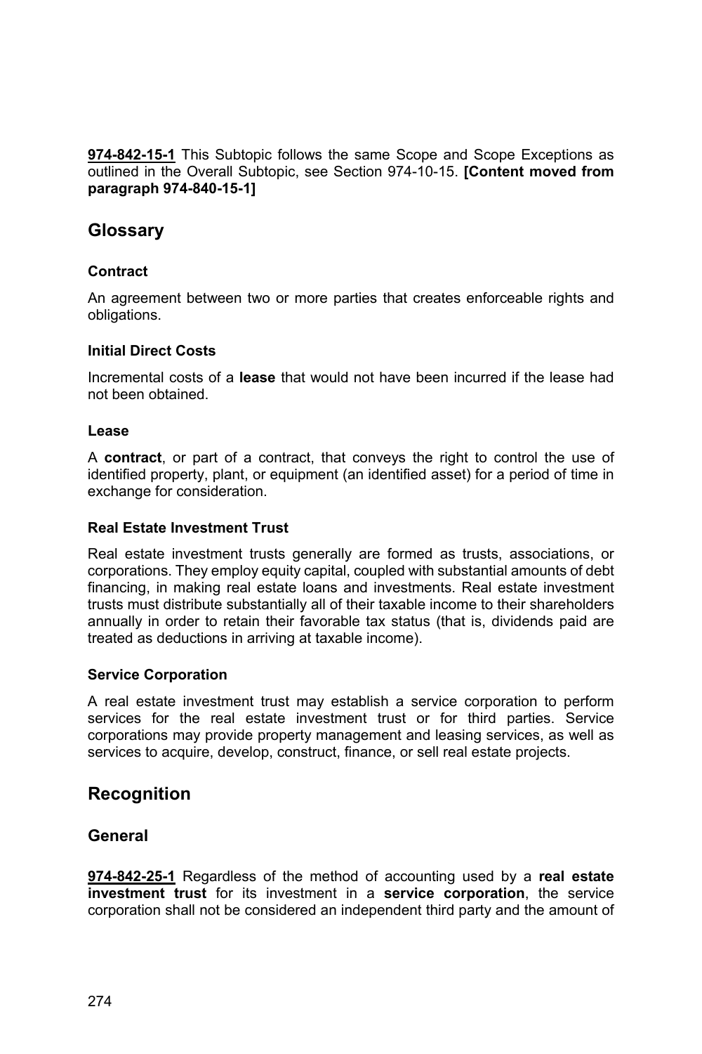**974-842-15-1** This Subtopic follows the same Scope and Scope Exceptions as outlined in the Overall Subtopic, see Section 974-10-15. **[Content moved from paragraph 974-840-15-1]**

## Glossary

### Contract

An agreement between two or more parties that creates enforceable rights and obligations.

### Initial Direct Costs

Incremental costs of a **lease** that would not have been incurred if the lease had not been obtained.

### Lease

A **contract**, or part of a contract, that conveys the right to control the use of identified property, plant, or equipment (an identified asset) for a period of time in exchange for consideration.

### Real Estate Investment Trust

Real estate investment trusts generally are formed as trusts, associations, or corporations. They employ equity capital, coupled with substantial amounts of debt financing, in making real estate loans and investments. Real estate investment trusts must distribute substantially all of their taxable income to their shareholders annually in order to retain their favorable tax status (that is, dividends paid are treated as deductions in arriving at taxable income).

### Service Corporation

A real estate investment trust may establish a service corporation to perform services for the real estate investment trust or for third parties. Service corporations may provide property management and leasing services, as well as services to acquire, develop, construct, finance, or sell real estate projects.

## Recognition

### General

**974-842-25-1** Regardless of the method of accounting used by a **real estate investment trust** for its investment in a **service corporation**, the service corporation shall not be considered an independent third party and the amount of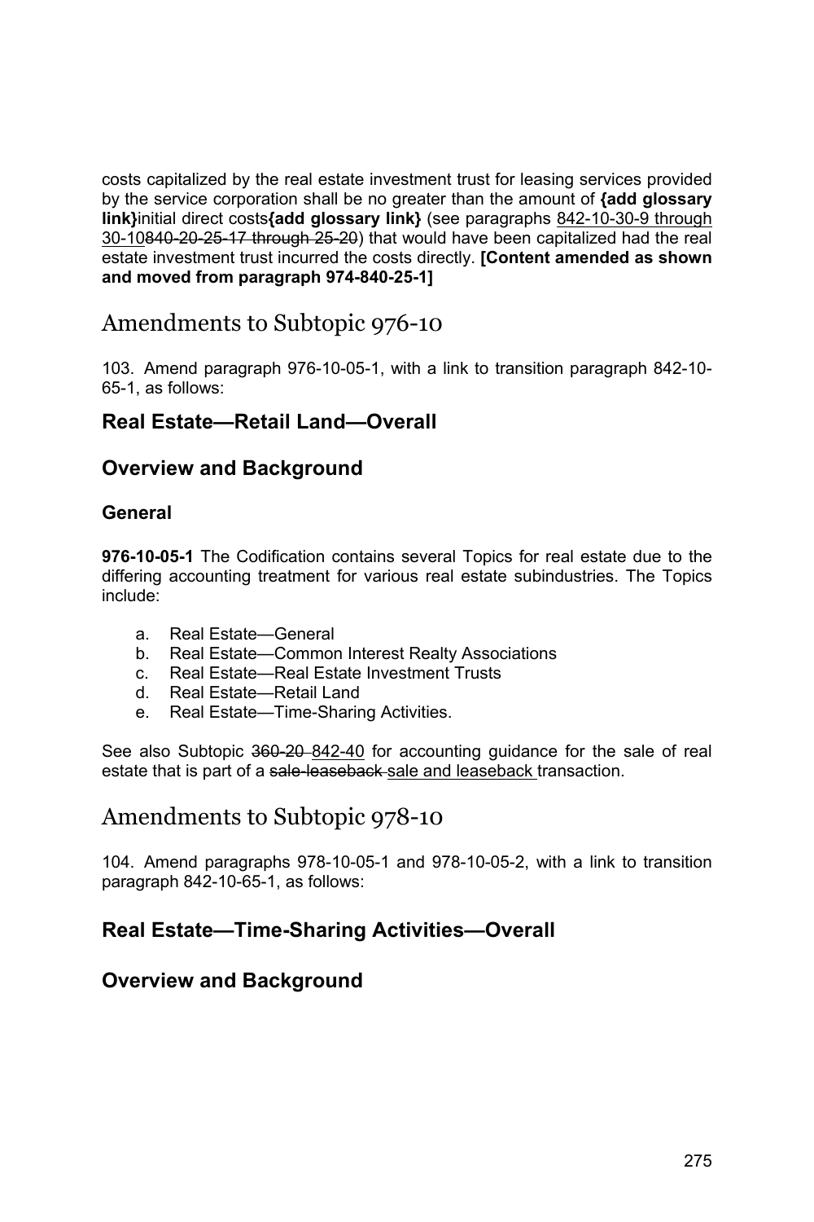costs capitalized by the real estate investment trust for leasing services provided by the service corporation shall be no greater than the amount of **{add glossary link}**initial direct costs**{add glossary link}** (see paragraphs <u>842-10-30-9 through 30-10</u>~~840-20-25-17 through 25-20~~) that would have been capitalized had the real estate investment trust incurred the costs directly. **[Content amended as shown and moved from paragraph 974-840-25-1]**

# Amendments to Subtopic 976-10

103. Amend paragraph 976-10-05-1, with a link to transition paragraph 842-10-65-1, as follows:

## Real Estate—Retail Land—Overall

## Overview and Background

### General

**976-10-05-1** The Codification contains several Topics for real estate due to the differing accounting treatment for various real estate subindustries. The Topics include:

a. Real Estate—General
b. Real Estate—Common Interest Realty Associations
c. Real Estate—Real Estate Investment Trusts
d. Real Estate—Retail Land
e. Real Estate—Time-Sharing Activities.

See also Subtopic ~~360-20~~ <u>842-40</u> for accounting guidance for the sale of real estate that is part of a ~~sale-leaseback~~ <u>sale and leaseback</u> transaction.

# Amendments to Subtopic 978-10

104. Amend paragraphs 978-10-05-1 and 978-10-05-2, with a link to transition paragraph 842-10-65-1, as follows:

## Real Estate—Time-Sharing Activities—Overall

## Overview and Background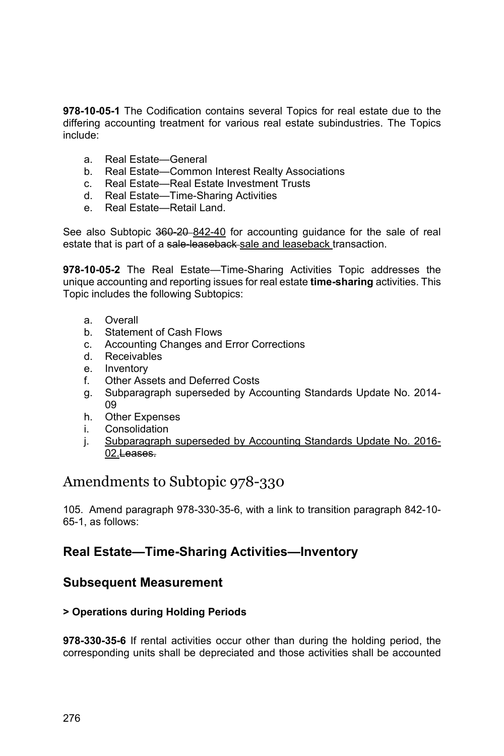**978-10-05-1** The Codification contains several Topics for real estate due to the differing accounting treatment for various real estate subindustries. The Topics include:

a. Real Estate—General
b. Real Estate—Common Interest Realty Associations
c. Real Estate—Real Estate Investment Trusts
d. Real Estate—Time-Sharing Activities
e. Real Estate—Retail Land.

See also Subtopic ~~360-20~~ <u>842-40</u> for accounting guidance for the sale of real estate that is part of a ~~sale-leaseback~~ <u>sale and leaseback</u> transaction.

**978-10-05-2** The Real Estate—Time-Sharing Activities Topic addresses the unique accounting and reporting issues for real estate **time-sharing** activities. This Topic includes the following Subtopics:

a. Overall
b. Statement of Cash Flows
c. Accounting Changes and Error Corrections
d. Receivables
e. Inventory
f. Other Assets and Deferred Costs
g. Subparagraph superseded by Accounting Standards Update No. 2014-09
h. Other Expenses
i. Consolidation
j. <u>Subparagraph superseded by Accounting Standards Update No. 2016-02.</u>~~Leases.~~

# Amendments to Subtopic 978-330

105. Amend paragraph 978-330-35-6, with a link to transition paragraph 842-10-65-1, as follows:

## Real Estate—Time-Sharing Activities—Inventory

## Subsequent Measurement

#### > Operations during Holding Periods

**978-330-35-6** If rental activities occur other than during the holding period, the corresponding units shall be depreciated and those activities shall be accounted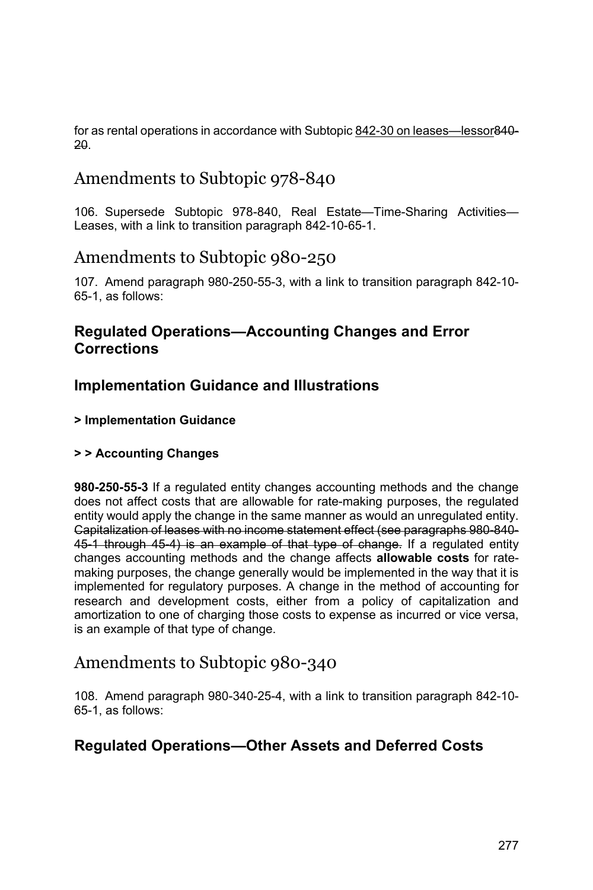for as rental operations in accordance with Subtopic <u>842-30 on leases—lessor</u>~~840-20~~.

## Amendments to Subtopic 978-840

106. Supersede Subtopic 978-840, Real Estate—Time-Sharing Activities—Leases, with a link to transition paragraph 842-10-65-1.

## Amendments to Subtopic 980-250

107. Amend paragraph 980-250-55-3, with a link to transition paragraph 842-10-65-1, as follows:

### Regulated Operations—Accounting Changes and Error Corrections

### Implementation Guidance and Illustrations

**> Implementation Guidance**

**> > Accounting Changes**

**980-250-55-3** If a regulated entity changes accounting methods and the change does not affect costs that are allowable for rate-making purposes, the regulated entity would apply the change in the same manner as would an unregulated entity. ~~Capitalization of leases with no income statement effect (see paragraphs 980-840-45-1 through 45-4) is an example of that type of change.~~ If a regulated entity changes accounting methods and the change affects **allowable costs** for rate-making purposes, the change generally would be implemented in the way that it is implemented for regulatory purposes. A change in the method of accounting for research and development costs, either from a policy of capitalization and amortization to one of charging those costs to expense as incurred or vice versa, is an example of that type of change.

## Amendments to Subtopic 980-340

108. Amend paragraph 980-340-25-4, with a link to transition paragraph 842-10-65-1, as follows:

### Regulated Operations—Other Assets and Deferred Costs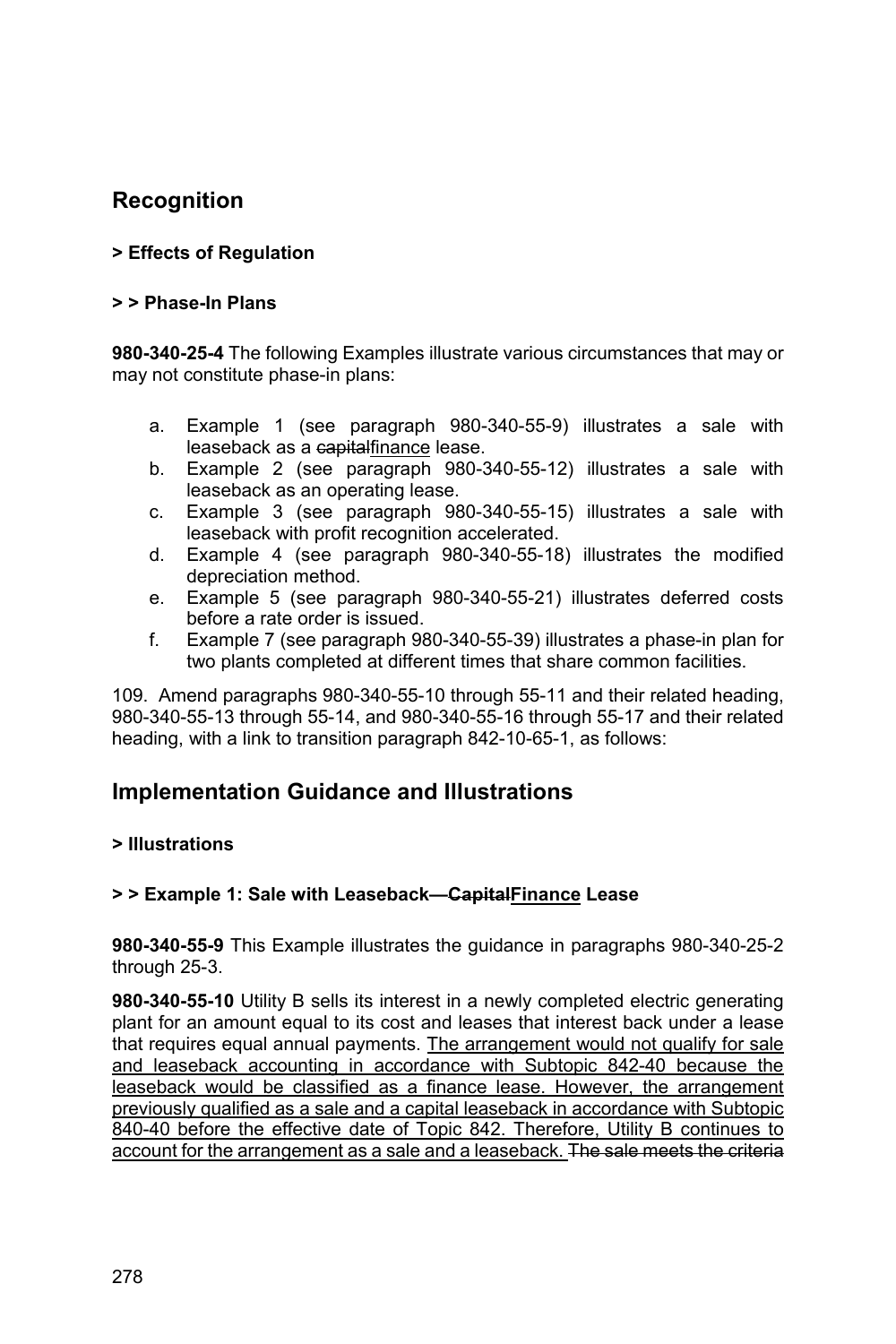## Recognition

### > Effects of Regulation

#### > > Phase-In Plans

**980-340-25-4** The following Examples illustrate various circumstances that may or may not constitute phase-in plans:

a. Example 1 (see paragraph 980-340-55-9) illustrates a sale with leaseback as a ~~capital~~<u>finance</u> lease.
b. Example 2 (see paragraph 980-340-55-12) illustrates a sale with leaseback as an operating lease.
c. Example 3 (see paragraph 980-340-55-15) illustrates a sale with leaseback with profit recognition accelerated.
d. Example 4 (see paragraph 980-340-55-18) illustrates the modified depreciation method.
e. Example 5 (see paragraph 980-340-55-21) illustrates deferred costs before a rate order is issued.
f. Example 7 (see paragraph 980-340-55-39) illustrates a phase-in plan for two plants completed at different times that share common facilities.

109. Amend paragraphs 980-340-55-10 through 55-11 and their related heading, 980-340-55-13 through 55-14, and 980-340-55-16 through 55-17 and their related heading, with a link to transition paragraph 842-10-65-1, as follows:

## Implementation Guidance and Illustrations

### > Illustrations

#### > > Example 1: Sale with Leaseback—~~Capital~~<u>Finance</u> Lease

**980-340-55-9** This Example illustrates the guidance in paragraphs 980-340-25-2 through 25-3.

**980-340-55-10** Utility B sells its interest in a newly completed electric generating plant for an amount equal to its cost and leases that interest back under a lease that requires equal annual payments. <u>The arrangement would not qualify for sale and leaseback accounting in accordance with Subtopic 842-40 because the leaseback would be classified as a finance lease. However, the arrangement previously qualified as a sale and a capital leaseback in accordance with Subtopic 840-40 before the effective date of Topic 842. Therefore, Utility B continues to account for the arrangement as a sale and a leaseback.</u> ~~The sale meets the criteria~~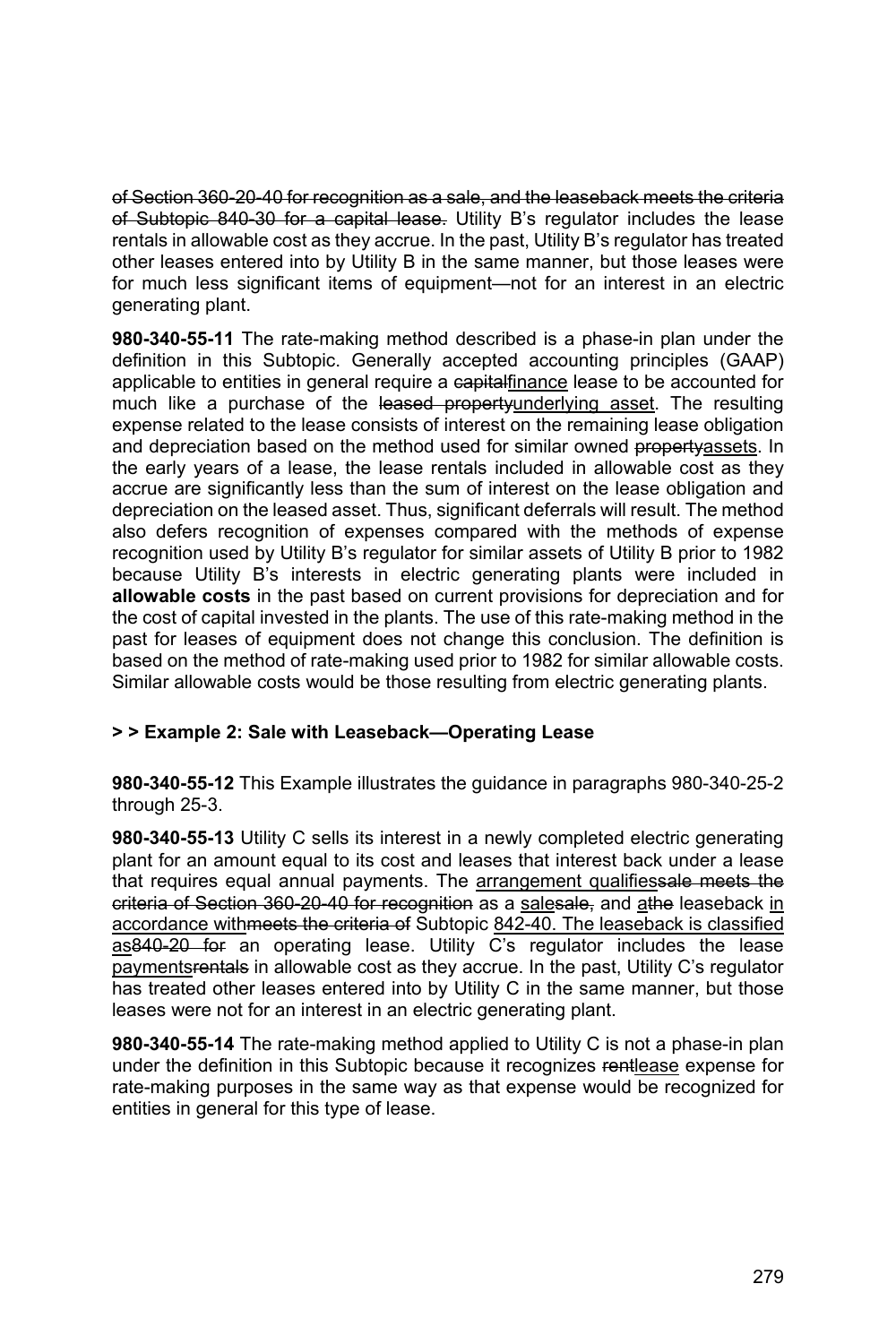~~of Section 360-20-40 for recognition as a sale, and the leaseback meets the criteria of Subtopic 840-30 for a capital lease.~~ Utility B's regulator includes the lease rentals in allowable cost as they accrue. In the past, Utility B's regulator has treated other leases entered into by Utility B in the same manner, but those leases were for much less significant items of equipment—not for an interest in an electric generating plant.

**980-340-55-11** The rate-making method described is a phase-in plan under the definition in this Subtopic. Generally accepted accounting principles (GAAP) applicable to entities in general require a ~~capital~~<u>finance</u> lease to be accounted for much like a purchase of the ~~leased property~~<u>underlying asset</u>. The resulting expense related to the lease consists of interest on the remaining lease obligation and depreciation based on the method used for similar owned ~~property~~<u>assets</u>. In the early years of a lease, the lease rentals included in allowable cost as they accrue are significantly less than the sum of interest on the lease obligation and depreciation on the leased asset. Thus, significant deferrals will result. The method also defers recognition of expenses compared with the methods of expense recognition used by Utility B's regulator for similar assets of Utility B prior to 1982 because Utility B's interests in electric generating plants were included in **allowable costs** in the past based on current provisions for depreciation and for the cost of capital invested in the plants. The use of this rate-making method in the past for leases of equipment does not change this conclusion. The definition is based on the method of rate-making used prior to 1982 for similar allowable costs. Similar allowable costs would be those resulting from electric generating plants.

### > > Example 2: Sale with Leaseback—Operating Lease

**980-340-55-12** This Example illustrates the guidance in paragraphs 980-340-25-2 through 25-3.

**980-340-55-13** Utility C sells its interest in a newly completed electric generating plant for an amount equal to its cost and leases that interest back under a lease that requires equal annual payments. The <u>arrangement qualifies</u>~~sale meets the criteria of Section 360-20-40 for recognition~~ as a <u>sale</u>~~sale,~~ and <u>a</u>~~the~~ leaseback <u>in accordance with</u>~~meets the criteria of~~ Subtopic <u>842-40. The leaseback is classified as</u>~~840-20 for~~ an operating lease. Utility C's regulator includes the lease <u>payments</u>~~rentals~~ in allowable cost as they accrue. In the past, Utility C's regulator has treated other leases entered into by Utility C in the same manner, but those leases were not for an interest in an electric generating plant.

**980-340-55-14** The rate-making method applied to Utility C is not a phase-in plan under the definition in this Subtopic because it recognizes ~~rent~~<u>lease</u> expense for rate-making purposes in the same way as that expense would be recognized for entities in general for this type of lease.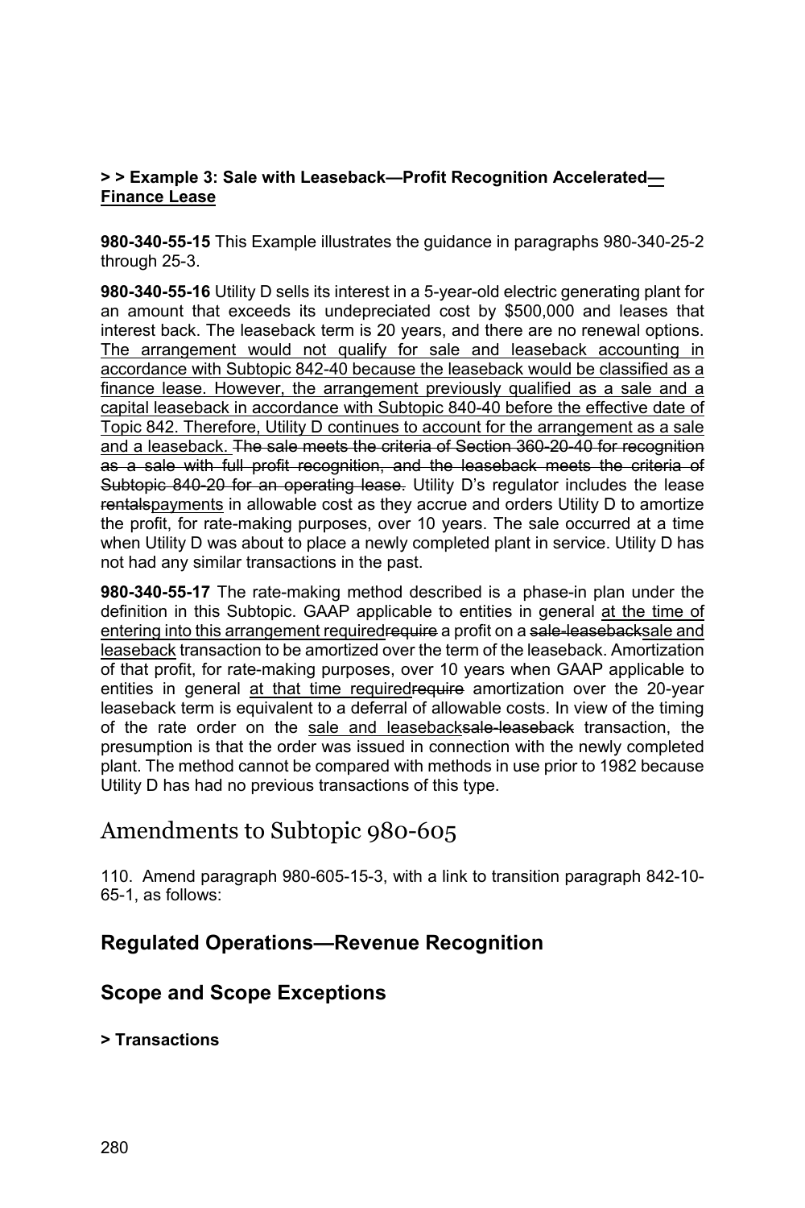**> > Example 3: Sale with Leaseback—Profit Recognition Accelerated<u>—Finance Lease</u>**

**980-340-55-15** This Example illustrates the guidance in paragraphs 980-340-25-2 through 25-3.

**980-340-55-16** Utility D sells its interest in a 5-year-old electric generating plant for an amount that exceeds its undepreciated cost by $500,000 and leases that interest back. The leaseback term is 20 years, and there are no renewal options. <u>The arrangement would not qualify for sale and leaseback accounting in accordance with Subtopic 842-40 because the leaseback would be classified as a finance lease. However, the arrangement previously qualified as a sale and a capital leaseback in accordance with Subtopic 840-40 before the effective date of Topic 842. Therefore, Utility D continues to account for the arrangement as a sale and a leaseback.</u> ~~The sale meets the criteria of Section 360-20-40 for recognition as a sale with full profit recognition, and the leaseback meets the criteria of Subtopic 840-20 for an operating lease.~~ Utility D's regulator includes the lease ~~rentals~~<u>payments</u> in allowable cost as they accrue and orders Utility D to amortize the profit, for rate-making purposes, over 10 years. The sale occurred at a time when Utility D was about to place a newly completed plant in service. Utility D has not had any similar transactions in the past.

**980-340-55-17** The rate-making method described is a phase-in plan under the definition in this Subtopic. GAAP applicable to entities in general <u>at the time of entering into this arrangement required</u>~~require~~ a profit on a ~~sale-leaseback~~<u>sale and leaseback</u> transaction to be amortized over the term of the leaseback. Amortization of that profit, for rate-making purposes, over 10 years when GAAP applicable to entities in general <u>at that time required</u>~~require~~ amortization over the 20-year leaseback term is equivalent to a deferral of allowable costs. In view of the timing of the rate order on the <u>sale and leaseback</u>~~sale-leaseback~~ transaction, the presumption is that the order was issued in connection with the newly completed plant. The method cannot be compared with methods in use prior to 1982 because Utility D has had no previous transactions of this type.

# Amendments to Subtopic 980-605

110. Amend paragraph 980-605-15-3, with a link to transition paragraph 842-10-65-1, as follows:

## Regulated Operations—Revenue Recognition

## Scope and Scope Exceptions

**> Transactions**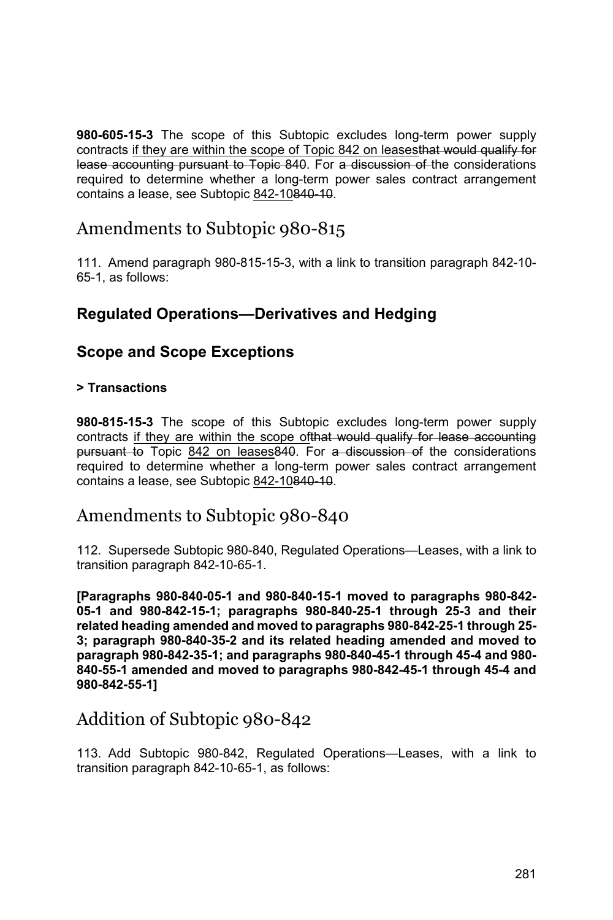**980-605-15-3** The scope of this Subtopic excludes long-term power supply contracts <u>if they are within the scope of Topic 842 on leases</u>~~that would qualify for lease accounting pursuant to Topic 840~~. For ~~a discussion of~~ the considerations required to determine whether a long-term power sales contract arrangement contains a lease, see Subtopic <u>842-10</u>~~840-10~~.

# Amendments to Subtopic 980-815

111. Amend paragraph 980-815-15-3, with a link to transition paragraph 842-10-65-1, as follows:

## Regulated Operations—Derivatives and Hedging

## Scope and Scope Exceptions

**> Transactions**

**980-815-15-3** The scope of this Subtopic excludes long-term power supply contracts <u>if they are within the scope of</u>~~that would qualify for lease accounting pursuant to~~ Topic <u>842 on leases</u>~~840~~. For ~~a discussion of~~ the considerations required to determine whether a long-term power sales contract arrangement contains a lease, see Subtopic <u>842-10</u>~~840-10~~.

# Amendments to Subtopic 980-840

112. Supersede Subtopic 980-840, Regulated Operations—Leases, with a link to transition paragraph 842-10-65-1.

**[Paragraphs 980-840-05-1 and 980-840-15-1 moved to paragraphs 980-842-05-1 and 980-842-15-1; paragraphs 980-840-25-1 through 25-3 and their related heading amended and moved to paragraphs 980-842-25-1 through 25-3; paragraph 980-840-35-2 and its related heading amended and moved to paragraph 980-842-35-1; and paragraphs 980-840-45-1 through 45-4 and 980-840-55-1 amended and moved to paragraphs 980-842-45-1 through 45-4 and 980-842-55-1]**

# Addition of Subtopic 980-842

113. Add Subtopic 980-842, Regulated Operations—Leases, with a link to transition paragraph 842-10-65-1, as follows: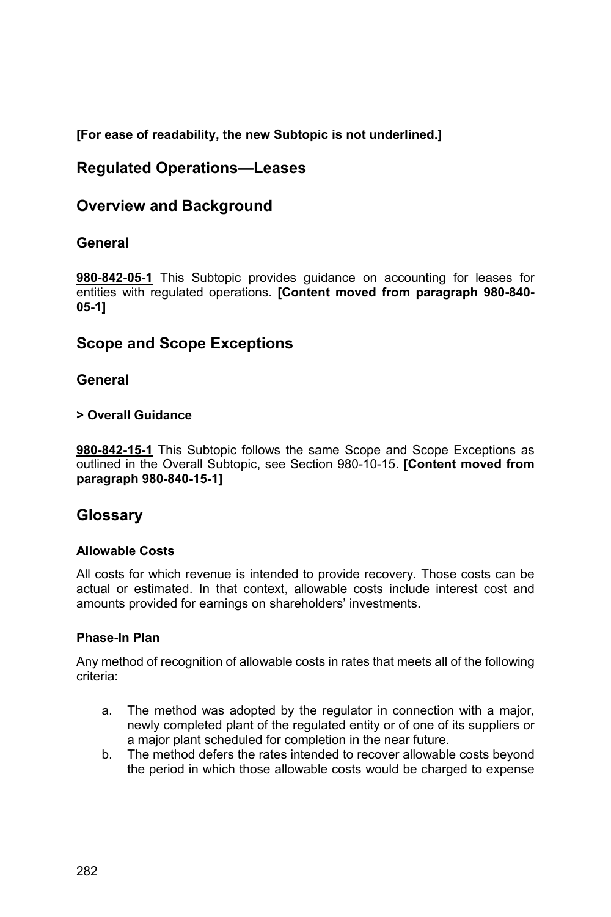**[For ease of readability, the new Subtopic is not underlined.]**

# Regulated Operations—Leases

## Overview and Background

### General

**980-842-05-1** This Subtopic provides guidance on accounting for leases for entities with regulated operations. **[Content moved from paragraph 980-840-05-1]**

## Scope and Scope Exceptions

### General

#### > Overall Guidance

**980-842-15-1** This Subtopic follows the same Scope and Scope Exceptions as outlined in the Overall Subtopic, see Section 980-10-15. **[Content moved from paragraph 980-840-15-1]**

## Glossary

#### Allowable Costs

All costs for which revenue is intended to provide recovery. Those costs can be actual or estimated. In that context, allowable costs include interest cost and amounts provided for earnings on shareholders' investments.

#### Phase-In Plan

Any method of recognition of allowable costs in rates that meets all of the following criteria:

a. The method was adopted by the regulator in connection with a major, newly completed plant of the regulated entity or of one of its suppliers or a major plant scheduled for completion in the near future.
b. The method defers the rates intended to recover allowable costs beyond the period in which those allowable costs would be charged to expense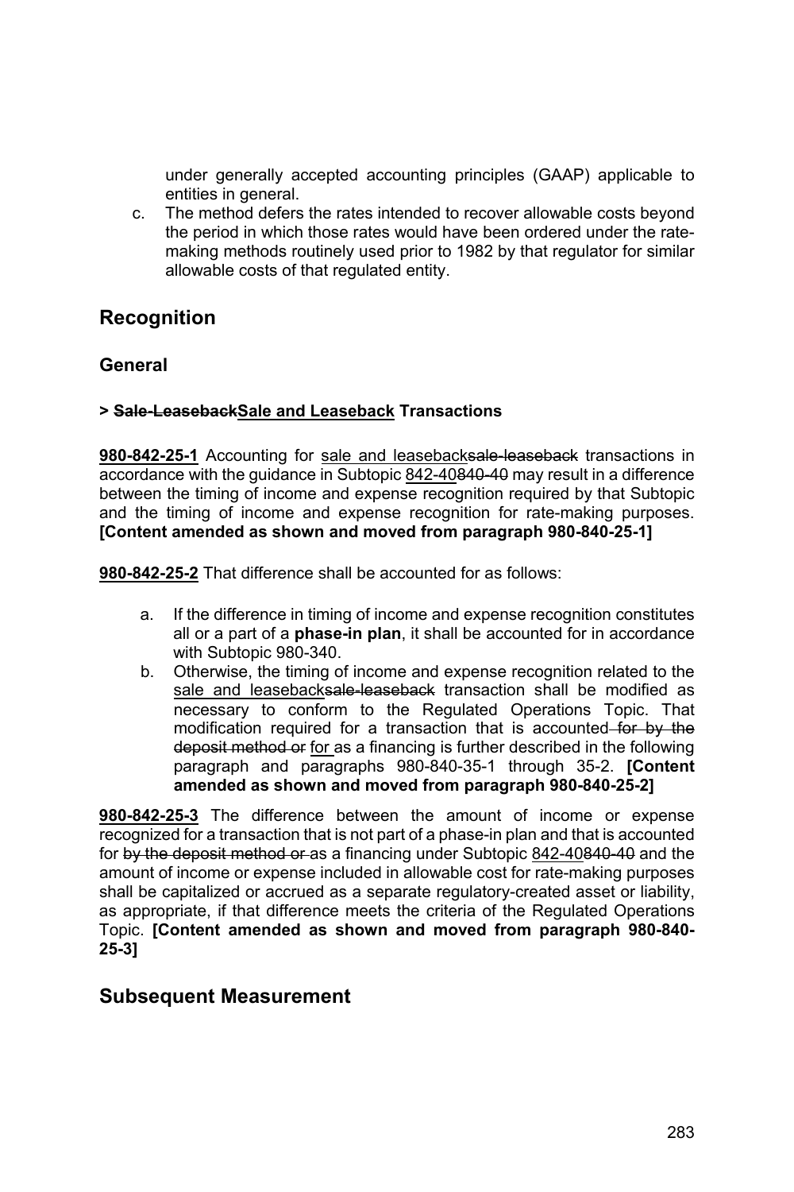under generally accepted accounting principles (GAAP) applicable to entities in general.

c. The method defers the rates intended to recover allowable costs beyond the period in which those rates would have been ordered under the rate-making methods routinely used prior to 1982 by that regulator for similar allowable costs of that regulated entity.

## Recognition

### General

#### > ~~Sale-Leaseback~~<u>Sale and Leaseback</u> Transactions

**<u>980-842-25-1</u>** Accounting for <u>sale and leaseback</u>~~sale-leaseback~~ transactions in accordance with the guidance in Subtopic <u>842-40</u>~~840-40~~ may result in a difference between the timing of income and expense recognition required by that Subtopic and the timing of income and expense recognition for rate-making purposes. **[Content amended as shown and moved from paragraph 980-840-25-1]**

**<u>980-842-25-2</u>** That difference shall be accounted for as follows:

a. If the difference in timing of income and expense recognition constitutes all or a part of a **phase-in plan**, it shall be accounted for in accordance with Subtopic 980-340.
b. Otherwise, the timing of income and expense recognition related to the <u>sale and leaseback</u>~~sale-leaseback~~ transaction shall be modified as necessary to conform to the Regulated Operations Topic. That modification required for a transaction that is accounted~~ for by the deposit method or~~ <u>for</u> as a financing is further described in the following paragraph and paragraphs 980-840-35-1 through 35-2. **[Content amended as shown and moved from paragraph 980-840-25-2]**

**<u>980-842-25-3</u>** The difference between the amount of income or expense recognized for a transaction that is not part of a phase-in plan and that is accounted for ~~by the deposit method or~~ as a financing under Subtopic <u>842-40</u>~~840-40~~ and the amount of income or expense included in allowable cost for rate-making purposes shall be capitalized or accrued as a separate regulatory-created asset or liability, as appropriate, if that difference meets the criteria of the Regulated Operations Topic. **[Content amended as shown and moved from paragraph 980-840-25-3]**

## Subsequent Measurement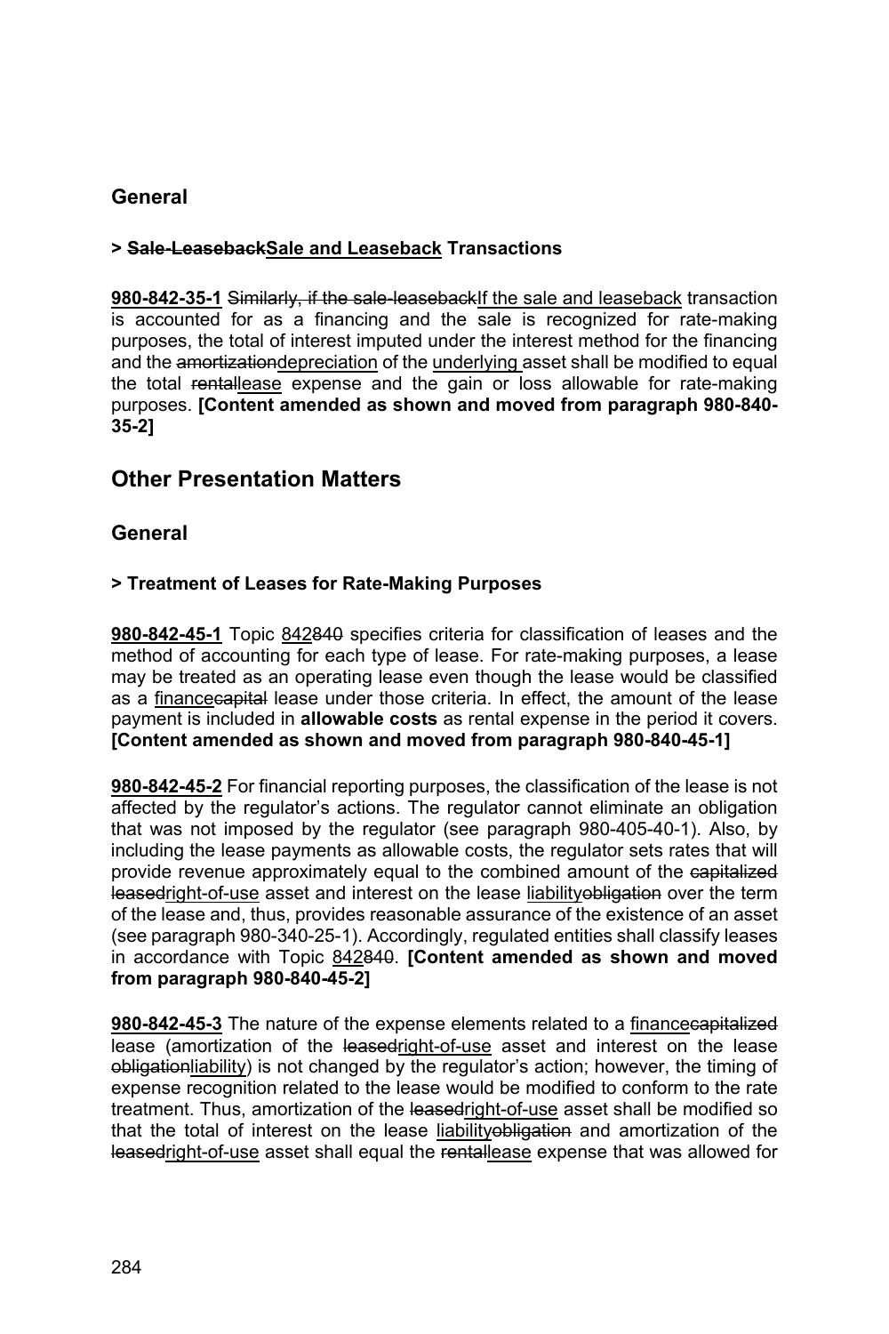## General

### > ~~Sale-Leaseback~~<u>Sale and Leaseback</u> Transactions

**<u>980-842-35-1</u>** ~~Similarly, if the sale-leaseback~~<u>If the sale and leaseback</u> transaction is accounted for as a financing and the sale is recognized for rate-making purposes, the total of interest imputed under the interest method for the financing and the ~~amortization~~<u>depreciation</u> of the <u>underlying</u> asset shall be modified to equal the total ~~rental~~<u>lease</u> expense and the gain or loss allowable for rate-making purposes. **[Content amended as shown and moved from paragraph 980-840-35-2]**

# Other Presentation Matters

## General

### > Treatment of Leases for Rate-Making Purposes

**<u>980-842-45-1</u>** Topic <u>842</u>~~840~~ specifies criteria for classification of leases and the method of accounting for each type of lease. For rate-making purposes, a lease may be treated as an operating lease even though the lease would be classified as a <u>finance</u>~~capital~~ lease under those criteria. In effect, the amount of the lease payment is included in **allowable costs** as rental expense in the period it covers. **[Content amended as shown and moved from paragraph 980-840-45-1]**

**<u>980-842-45-2</u>** For financial reporting purposes, the classification of the lease is not affected by the regulator's actions. The regulator cannot eliminate an obligation that was not imposed by the regulator (see paragraph 980-405-40-1). Also, by including the lease payments as allowable costs, the regulator sets rates that will provide revenue approximately equal to the combined amount of the ~~capitalized leased~~<u>right-of-use</u> asset and interest on the lease <u>liability</u>~~obligation~~ over the term of the lease and, thus, provides reasonable assurance of the existence of an asset (see paragraph 980-340-25-1). Accordingly, regulated entities shall classify leases in accordance with Topic <u>842</u>~~840~~. **[Content amended as shown and moved from paragraph 980-840-45-2]**

**<u>980-842-45-3</u>** The nature of the expense elements related to a <u>finance</u>~~capitalized~~ lease (amortization of the ~~leased~~<u>right-of-use</u> asset and interest on the lease ~~obligation~~<u>liability</u>) is not changed by the regulator's action; however, the timing of expense recognition related to the lease would be modified to conform to the rate treatment. Thus, amortization of the ~~leased~~<u>right-of-use</u> asset shall be modified so that the total of interest on the lease <u>liability</u>~~obligation~~ and amortization of the ~~leased~~<u>right-of-use</u> asset shall equal the ~~rental~~<u>lease</u> expense that was allowed for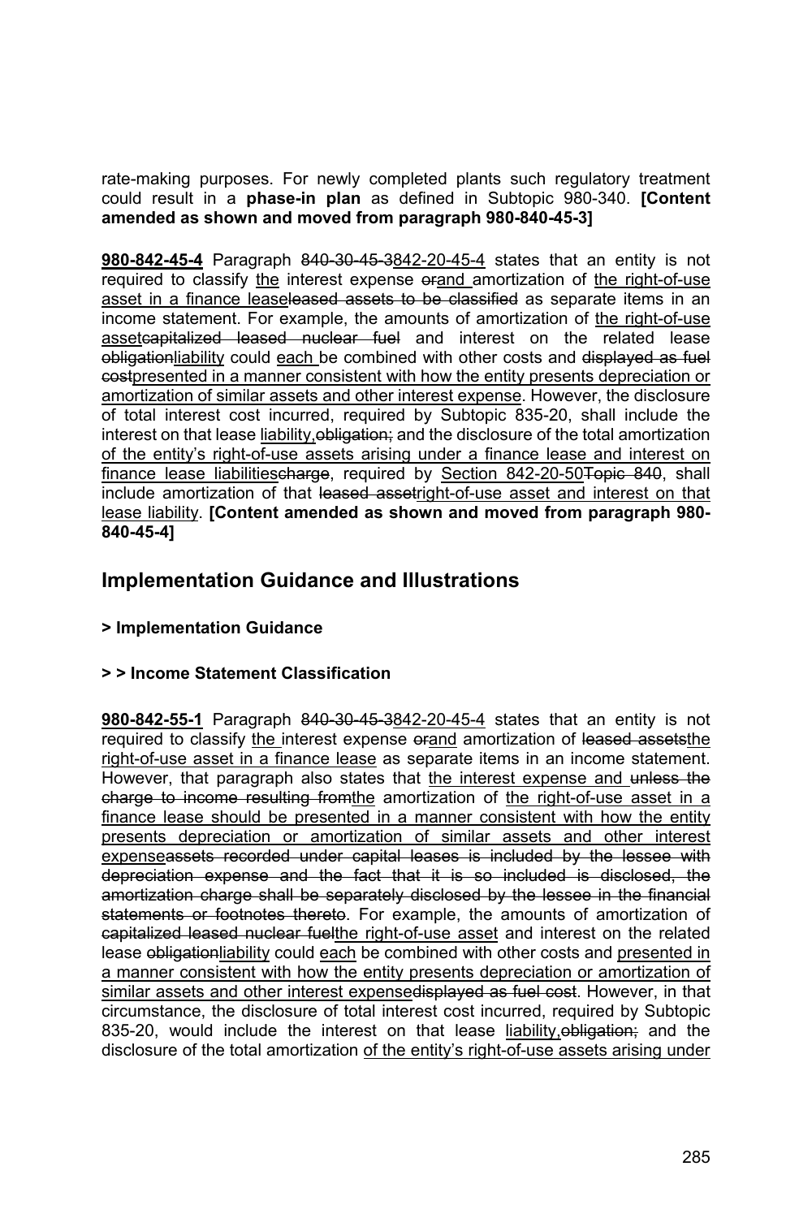rate-making purposes. For newly completed plants such regulatory treatment could result in a **phase-in plan** as defined in Subtopic 980-340. **[Content amended as shown and moved from paragraph 980-840-45-3]**

**980-842-45-4** Paragraph ~~840-30-45-3~~842-20-45-4 states that an entity is not required to classify the interest expense ~~or~~and amortization of the right-of-use asset in a finance lease~~leased assets to be classified~~ as separate items in an income statement. For example, the amounts of amortization of the right-of-use asset~~capitalized leased nuclear fuel~~ and interest on the related lease ~~obligation~~liability could each be combined with other costs and ~~displayed as fuel cost~~presented in a manner consistent with how the entity presents depreciation or amortization of similar assets and other interest expense. However, the disclosure of total interest cost incurred, required by Subtopic 835-20, shall include the interest on that lease liability,~~obligation;~~ and the disclosure of the total amortization of the entity's right-of-use assets arising under a finance lease and interest on finance lease liabilities~~charge~~, required by Section 842-20-50~~Topic 840~~, shall include amortization of that ~~leased asset~~right-of-use asset and interest on that lease liability. **[Content amended as shown and moved from paragraph 980-840-45-4]**

## Implementation Guidance and Illustrations

### > Implementation Guidance

#### > > Income Statement Classification

**980-842-55-1** Paragraph ~~840-30-45-3~~842-20-45-4 states that an entity is not required to classify the interest expense ~~or~~and amortization of ~~leased assets~~the right-of-use asset in a finance lease as separate items in an income statement. However, that paragraph also states that the interest expense and ~~unless the charge to income resulting from~~the amortization of the right-of-use asset in a finance lease should be presented in a manner consistent with how the entity presents depreciation or amortization of similar assets and other interest expense~~assets recorded under capital leases is included by the lessee with depreciation expense and the fact that it is so included is disclosed, the amortization charge shall be separately disclosed by the lessee in the financial statements or footnotes thereto~~. For example, the amounts of amortization of ~~capitalized leased nuclear fuel~~the right-of-use asset and interest on the related lease ~~obligation~~liability could each be combined with other costs and presented in a manner consistent with how the entity presents depreciation or amortization of similar assets and other interest expense~~displayed as fuel cost~~. However, in that circumstance, the disclosure of total interest cost incurred, required by Subtopic 835-20, would include the interest on that lease liability,~~obligation;~~ and the disclosure of the total amortization of the entity's right-of-use assets arising under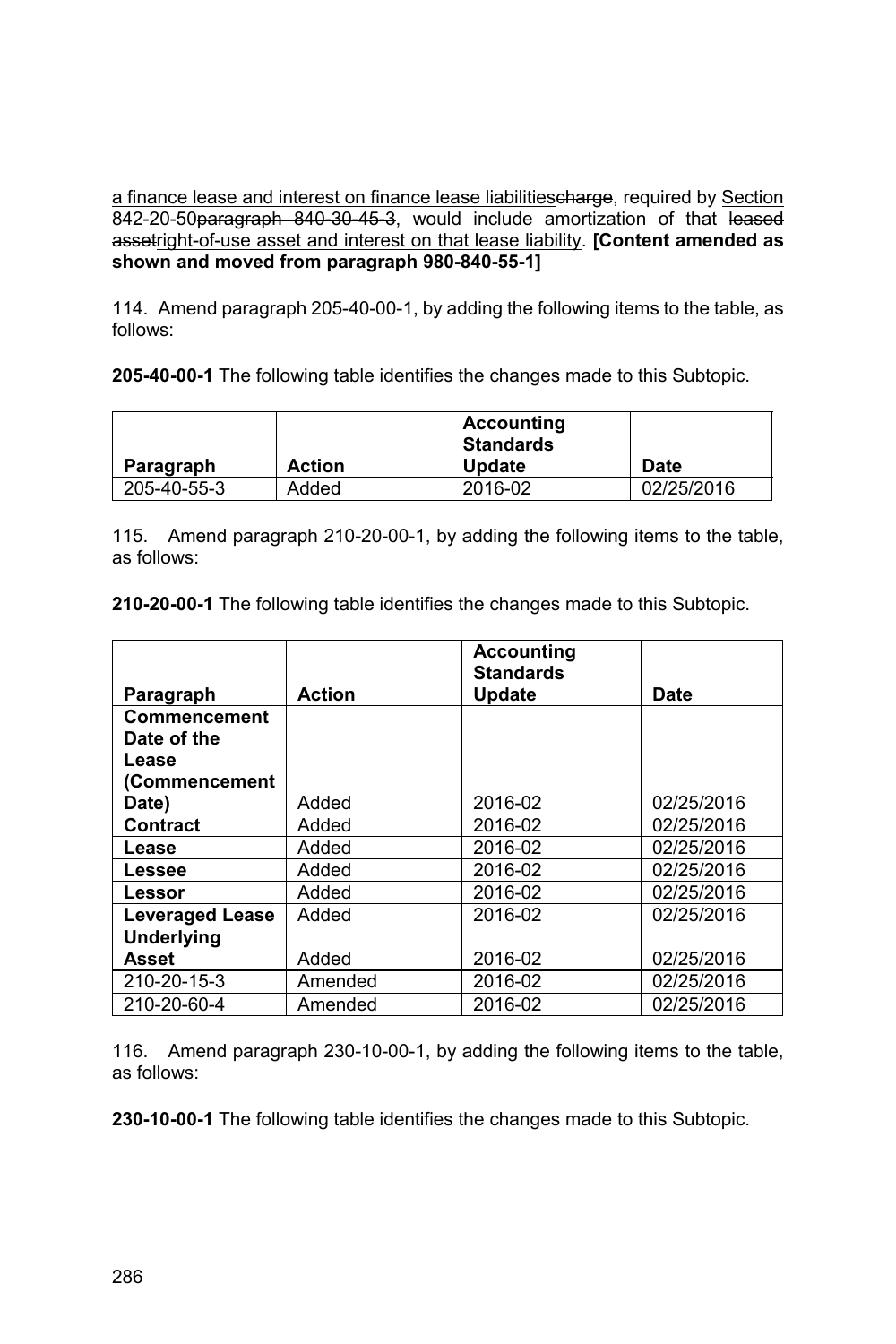a finance lease and interest on finance lease liabilitiescharge, required by Section 842-20-50paragraph 840-30-45-3, would include amortization of that leased assetright-of-use asset and interest on that lease liability. **[Content amended as shown and moved from paragraph 980-840-55-1]**

114. Amend paragraph 205-40-00-1, by adding the following items to the table, as follows:

**205-40-00-1** The following table identifies the changes made to this Subtopic.

| Paragraph | Action | Accounting Standards Update | Date |
|---|---|---|---|
| 205-40-55-3 | Added | 2016-02 | 02/25/2016 |

115. Amend paragraph 210-20-00-1, by adding the following items to the table, as follows:

**210-20-00-1** The following table identifies the changes made to this Subtopic.

| Paragraph | Action | Accounting Standards Update | Date |
|---|---|---|---|
| **Commencement Date of the Lease (Commencement Date)** | Added | 2016-02 | 02/25/2016 |
| **Contract** | Added | 2016-02 | 02/25/2016 |
| **Lease** | Added | 2016-02 | 02/25/2016 |
| **Lessee** | Added | 2016-02 | 02/25/2016 |
| **Lessor** | Added | 2016-02 | 02/25/2016 |
| **Leveraged Lease** | Added | 2016-02 | 02/25/2016 |
| **Underlying Asset** | Added | 2016-02 | 02/25/2016 |
| 210-20-15-3 | Amended | 2016-02 | 02/25/2016 |
| 210-20-60-4 | Amended | 2016-02 | 02/25/2016 |

116. Amend paragraph 230-10-00-1, by adding the following items to the table, as follows:

**230-10-00-1** The following table identifies the changes made to this Subtopic.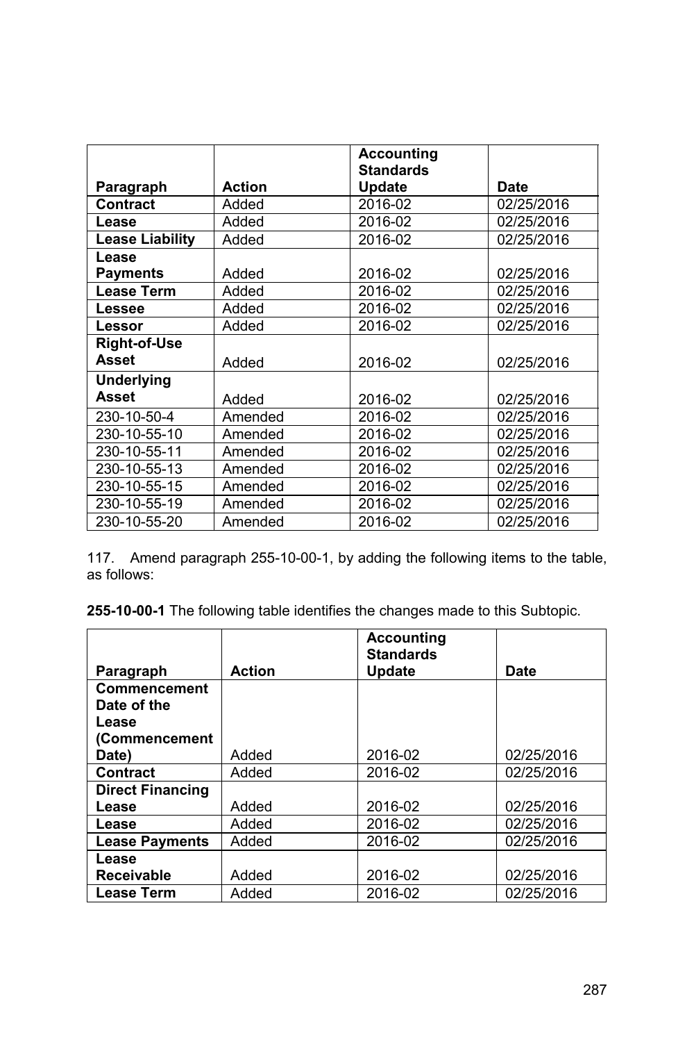| Paragraph | Action | Accounting Standards Update | Date |
|---|---|---|---|
| **Contract** | Added | 2016-02 | 02/25/2016 |
| **Lease** | Added | 2016-02 | 02/25/2016 |
| **Lease Liability** | Added | 2016-02 | 02/25/2016 |
| **Lease Payments** | Added | 2016-02 | 02/25/2016 |
| **Lease Term** | Added | 2016-02 | 02/25/2016 |
| **Lessee** | Added | 2016-02 | 02/25/2016 |
| **Lessor** | Added | 2016-02 | 02/25/2016 |
| **Right-of-Use Asset** | Added | 2016-02 | 02/25/2016 |
| **Underlying Asset** | Added | 2016-02 | 02/25/2016 |
| 230-10-50-4 | Amended | 2016-02 | 02/25/2016 |
| 230-10-55-10 | Amended | 2016-02 | 02/25/2016 |
| 230-10-55-11 | Amended | 2016-02 | 02/25/2016 |
| 230-10-55-13 | Amended | 2016-02 | 02/25/2016 |
| 230-10-55-15 | Amended | 2016-02 | 02/25/2016 |
| 230-10-55-19 | Amended | 2016-02 | 02/25/2016 |
| 230-10-55-20 | Amended | 2016-02 | 02/25/2016 |

117. Amend paragraph 255-10-00-1, by adding the following items to the table, as follows:

**255-10-00-1** The following table identifies the changes made to this Subtopic.

| Paragraph | Action | Accounting Standards Update | Date |
|---|---|---|---|
| **Commencement Date of the Lease (Commencement Date)** | Added | 2016-02 | 02/25/2016 |
| **Contract** | Added | 2016-02 | 02/25/2016 |
| **Direct Financing Lease** | Added | 2016-02 | 02/25/2016 |
| **Lease** | Added | 2016-02 | 02/25/2016 |
| **Lease Payments** | Added | 2016-02 | 02/25/2016 |
| **Lease Receivable** | Added | 2016-02 | 02/25/2016 |
| **Lease Term** | Added | 2016-02 | 02/25/2016 |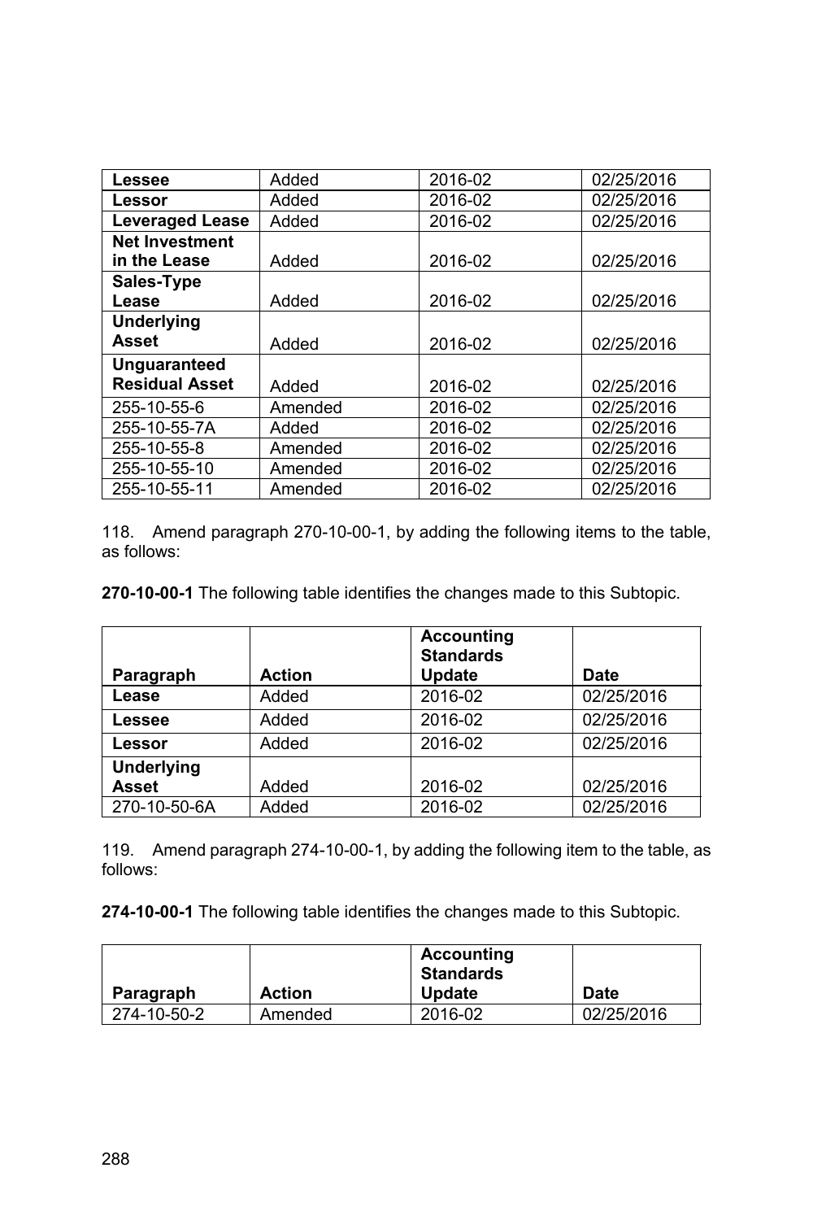| | | | |
|---|---|---|---|
| **Lessee** | Added | 2016-02 | 02/25/2016 |
| **Lessor** | Added | 2016-02 | 02/25/2016 |
| **Leveraged Lease** | Added | 2016-02 | 02/25/2016 |
| **Net Investment in the Lease** | Added | 2016-02 | 02/25/2016 |
| **Sales-Type Lease** | Added | 2016-02 | 02/25/2016 |
| **Underlying Asset** | Added | 2016-02 | 02/25/2016 |
| **Unguaranteed Residual Asset** | Added | 2016-02 | 02/25/2016 |
| 255-10-55-6 | Amended | 2016-02 | 02/25/2016 |
| 255-10-55-7A | Added | 2016-02 | 02/25/2016 |
| 255-10-55-8 | Amended | 2016-02 | 02/25/2016 |
| 255-10-55-10 | Amended | 2016-02 | 02/25/2016 |
| 255-10-55-11 | Amended | 2016-02 | 02/25/2016 |

118. Amend paragraph 270-10-00-1, by adding the following items to the table, as follows:

**270-10-00-1** The following table identifies the changes made to this Subtopic.

| Paragraph | Action | Accounting Standards Update | Date |
|---|---|---|---|
| **Lease** | Added | 2016-02 | 02/25/2016 |
| **Lessee** | Added | 2016-02 | 02/25/2016 |
| **Lessor** | Added | 2016-02 | 02/25/2016 |
| **Underlying Asset** | Added | 2016-02 | 02/25/2016 |
| 270-10-50-6A | Added | 2016-02 | 02/25/2016 |

119. Amend paragraph 274-10-00-1, by adding the following item to the table, as follows:

**274-10-00-1** The following table identifies the changes made to this Subtopic.

| Paragraph | Action | Accounting Standards Update | Date |
|---|---|---|---|
| 274-10-50-2 | Amended | 2016-02 | 02/25/2016 |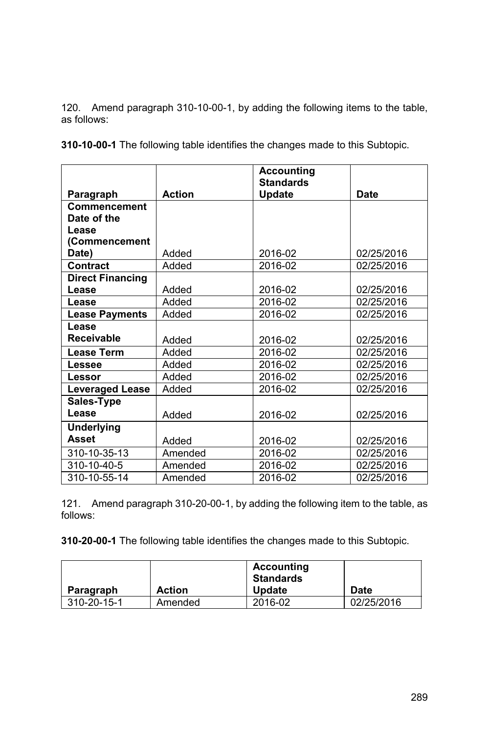120. Amend paragraph 310-10-00-1, by adding the following items to the table, as follows:

**310-10-00-1** The following table identifies the changes made to this Subtopic.

| Paragraph | Action | Accounting Standards Update | Date |
|---|---|---|---|
| **Commencement Date of the Lease (Commencement Date)** | Added | 2016-02 | 02/25/2016 |
| **Contract** | Added | 2016-02 | 02/25/2016 |
| **Direct Financing Lease** | Added | 2016-02 | 02/25/2016 |
| **Lease** | Added | 2016-02 | 02/25/2016 |
| **Lease Payments** | Added | 2016-02 | 02/25/2016 |
| **Lease Receivable** | Added | 2016-02 | 02/25/2016 |
| **Lease Term** | Added | 2016-02 | 02/25/2016 |
| **Lessee** | Added | 2016-02 | 02/25/2016 |
| **Lessor** | Added | 2016-02 | 02/25/2016 |
| **Leveraged Lease** | Added | 2016-02 | 02/25/2016 |
| **Sales-Type Lease** | Added | 2016-02 | 02/25/2016 |
| **Underlying Asset** | Added | 2016-02 | 02/25/2016 |
| 310-10-35-13 | Amended | 2016-02 | 02/25/2016 |
| 310-10-40-5 | Amended | 2016-02 | 02/25/2016 |
| 310-10-55-14 | Amended | 2016-02 | 02/25/2016 |

121. Amend paragraph 310-20-00-1, by adding the following item to the table, as follows:

**310-20-00-1** The following table identifies the changes made to this Subtopic.

| Paragraph | Action | Accounting Standards Update | Date |
|---|---|---|---|
| 310-20-15-1 | Amended | 2016-02 | 02/25/2016 |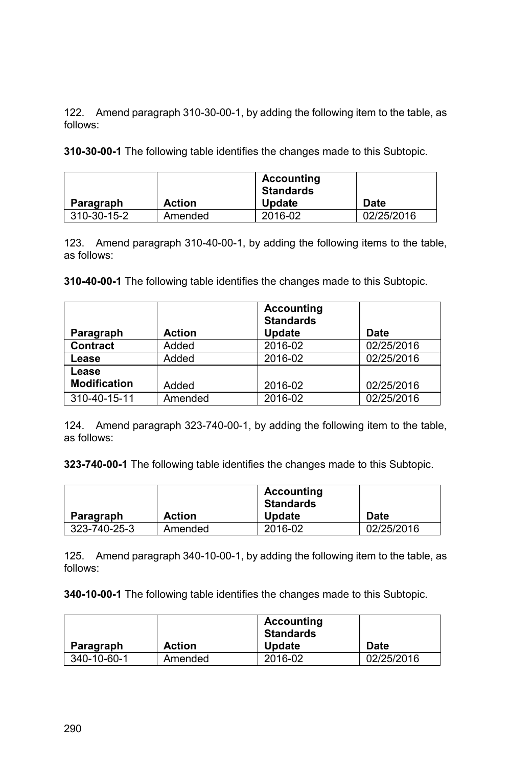122. Amend paragraph 310-30-00-1, by adding the following item to the table, as follows:

**310-30-00-1** The following table identifies the changes made to this Subtopic.

| Paragraph | Action | Accounting Standards Update | Date |
|---|---|---|---|
| 310-30-15-2 | Amended | 2016-02 | 02/25/2016 |

123. Amend paragraph 310-40-00-1, by adding the following items to the table, as follows:

**310-40-00-1** The following table identifies the changes made to this Subtopic.

| Paragraph | Action | Accounting Standards Update | Date |
|---|---|---|---|
| **Contract** | Added | 2016-02 | 02/25/2016 |
| **Lease** | Added | 2016-02 | 02/25/2016 |
| **Lease Modification** | Added | 2016-02 | 02/25/2016 |
| 310-40-15-11 | Amended | 2016-02 | 02/25/2016 |

124. Amend paragraph 323-740-00-1, by adding the following item to the table, as follows:

**323-740-00-1** The following table identifies the changes made to this Subtopic.

| Paragraph | Action | Accounting Standards Update | Date |
|---|---|---|---|
| 323-740-25-3 | Amended | 2016-02 | 02/25/2016 |

125. Amend paragraph 340-10-00-1, by adding the following item to the table, as follows:

**340-10-00-1** The following table identifies the changes made to this Subtopic.

| Paragraph | Action | Accounting Standards Update | Date |
|---|---|---|---|
| 340-10-60-1 | Amended | 2016-02 | 02/25/2016 |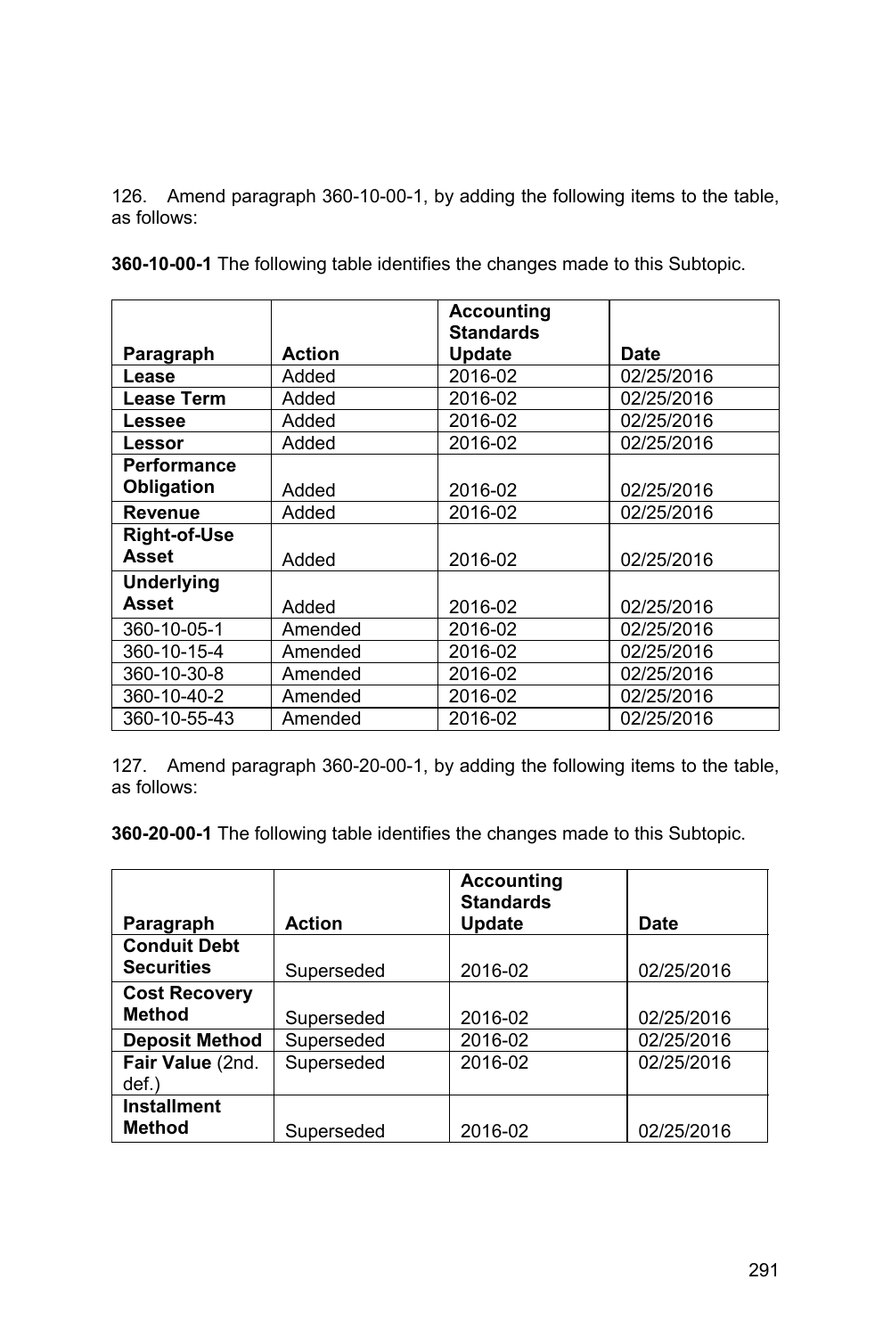126. Amend paragraph 360-10-00-1, by adding the following items to the table, as follows:

**360-10-00-1** The following table identifies the changes made to this Subtopic.

| Paragraph | Action | Accounting Standards Update | Date |
|---|---|---|---|
| **Lease** | Added | 2016-02 | 02/25/2016 |
| **Lease Term** | Added | 2016-02 | 02/25/2016 |
| **Lessee** | Added | 2016-02 | 02/25/2016 |
| **Lessor** | Added | 2016-02 | 02/25/2016 |
| **Performance Obligation** | Added | 2016-02 | 02/25/2016 |
| **Revenue** | Added | 2016-02 | 02/25/2016 |
| **Right-of-Use Asset** | Added | 2016-02 | 02/25/2016 |
| **Underlying Asset** | Added | 2016-02 | 02/25/2016 |
| 360-10-05-1 | Amended | 2016-02 | 02/25/2016 |
| 360-10-15-4 | Amended | 2016-02 | 02/25/2016 |
| 360-10-30-8 | Amended | 2016-02 | 02/25/2016 |
| 360-10-40-2 | Amended | 2016-02 | 02/25/2016 |
| 360-10-55-43 | Amended | 2016-02 | 02/25/2016 |

127. Amend paragraph 360-20-00-1, by adding the following items to the table, as follows:

**360-20-00-1** The following table identifies the changes made to this Subtopic.

| Paragraph | Action | Accounting Standards Update | Date |
|---|---|---|---|
| **Conduit Debt Securities** | Superseded | 2016-02 | 02/25/2016 |
| **Cost Recovery Method** | Superseded | 2016-02 | 02/25/2016 |
| **Deposit Method** | Superseded | 2016-02 | 02/25/2016 |
| **Fair Value** (2nd. def.) | Superseded | 2016-02 | 02/25/2016 |
| **Installment Method** | Superseded | 2016-02 | 02/25/2016 |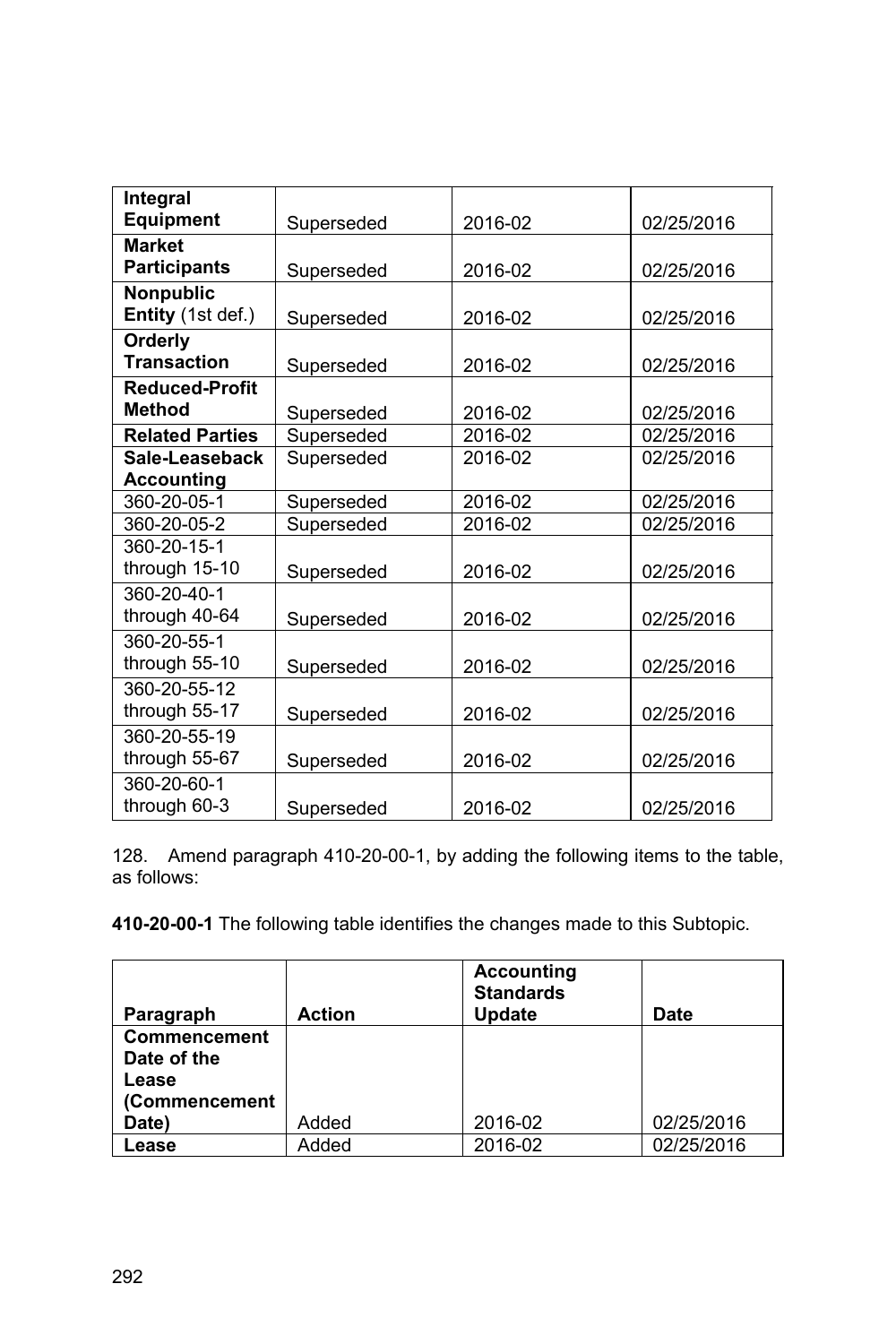| | | | |
|---|---|---|---|
| **Integral Equipment** | Superseded | 2016-02 | 02/25/2016 |
| **Market Participants** | Superseded | 2016-02 | 02/25/2016 |
| **Nonpublic Entity** (1st def.) | Superseded | 2016-02 | 02/25/2016 |
| **Orderly Transaction** | Superseded | 2016-02 | 02/25/2016 |
| **Reduced-Profit Method** | Superseded | 2016-02 | 02/25/2016 |
| **Related Parties** | Superseded | 2016-02 | 02/25/2016 |
| **Sale-Leaseback Accounting** | Superseded | 2016-02 | 02/25/2016 |
| 360-20-05-1 | Superseded | 2016-02 | 02/25/2016 |
| 360-20-05-2 | Superseded | 2016-02 | 02/25/2016 |
| 360-20-15-1 through 15-10 | Superseded | 2016-02 | 02/25/2016 |
| 360-20-40-1 through 40-64 | Superseded | 2016-02 | 02/25/2016 |
| 360-20-55-1 through 55-10 | Superseded | 2016-02 | 02/25/2016 |
| 360-20-55-12 through 55-17 | Superseded | 2016-02 | 02/25/2016 |
| 360-20-55-19 through 55-67 | Superseded | 2016-02 | 02/25/2016 |
| 360-20-60-1 through 60-3 | Superseded | 2016-02 | 02/25/2016 |

128. Amend paragraph 410-20-00-1, by adding the following items to the table, as follows:

**410-20-00-1** The following table identifies the changes made to this Subtopic.

| Paragraph | Action | Accounting Standards Update | Date |
|---|---|---|---|
| **Commencement Date of the Lease (Commencement Date)** | Added | 2016-02 | 02/25/2016 |
| **Lease** | Added | 2016-02 | 02/25/2016 |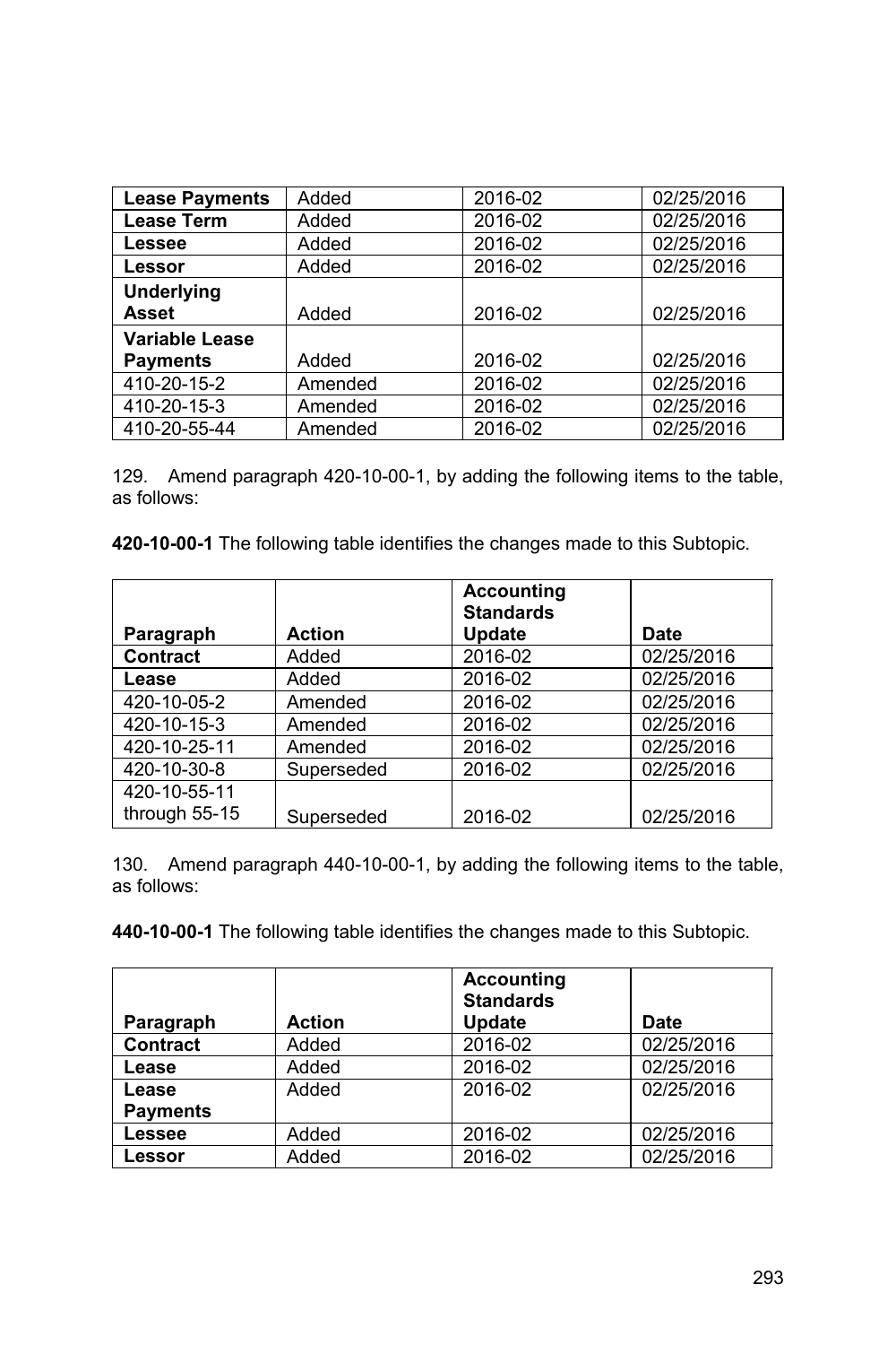| | | | |
|---|---|---|---|
| **Lease Payments** | Added | 2016-02 | 02/25/2016 |
| **Lease Term** | Added | 2016-02 | 02/25/2016 |
| **Lessee** | Added | 2016-02 | 02/25/2016 |
| **Lessor** | Added | 2016-02 | 02/25/2016 |
| **Underlying Asset** | Added | 2016-02 | 02/25/2016 |
| **Variable Lease Payments** | Added | 2016-02 | 02/25/2016 |
| 410-20-15-2 | Amended | 2016-02 | 02/25/2016 |
| 410-20-15-3 | Amended | 2016-02 | 02/25/2016 |
| 410-20-55-44 | Amended | 2016-02 | 02/25/2016 |

129. Amend paragraph 420-10-00-1, by adding the following items to the table, as follows:

**420-10-00-1** The following table identifies the changes made to this Subtopic.

| Paragraph | Action | Accounting Standards Update | Date |
|---|---|---|---|
| **Contract** | Added | 2016-02 | 02/25/2016 |
| **Lease** | Added | 2016-02 | 02/25/2016 |
| 420-10-05-2 | Amended | 2016-02 | 02/25/2016 |
| 420-10-15-3 | Amended | 2016-02 | 02/25/2016 |
| 420-10-25-11 | Amended | 2016-02 | 02/25/2016 |
| 420-10-30-8 | Superseded | 2016-02 | 02/25/2016 |
| 420-10-55-11 through 55-15 | Superseded | 2016-02 | 02/25/2016 |

130. Amend paragraph 440-10-00-1, by adding the following items to the table, as follows:

**440-10-00-1** The following table identifies the changes made to this Subtopic.

| Paragraph | Action | Accounting Standards Update | Date |
|---|---|---|---|
| **Contract** | Added | 2016-02 | 02/25/2016 |
| **Lease** | Added | 2016-02 | 02/25/2016 |
| **Lease Payments** | Added | 2016-02 | 02/25/2016 |
| **Lessee** | Added | 2016-02 | 02/25/2016 |
| **Lessor** | Added | 2016-02 | 02/25/2016 |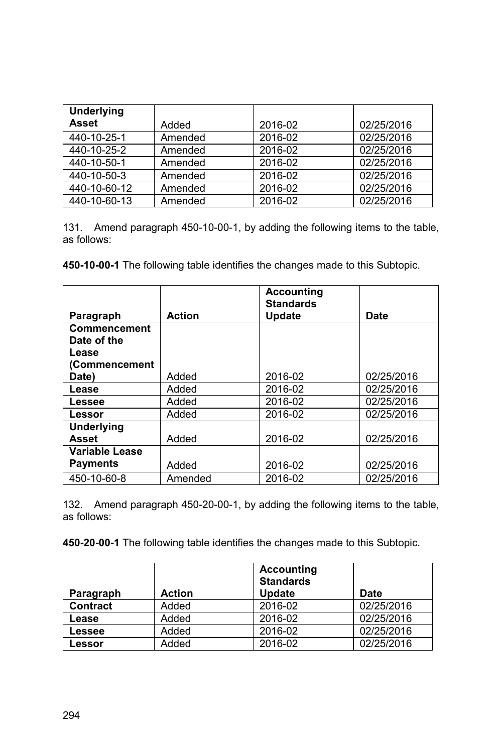| Paragraph | Action | Accounting Standards Update | Date |
|---|---|---|---|
| **Underlying Asset** | Added | 2016-02 | 02/25/2016 |
| 440-10-25-1 | Amended | 2016-02 | 02/25/2016 |
| 440-10-25-2 | Amended | 2016-02 | 02/25/2016 |
| 440-10-50-1 | Amended | 2016-02 | 02/25/2016 |
| 440-10-50-3 | Amended | 2016-02 | 02/25/2016 |
| 440-10-60-12 | Amended | 2016-02 | 02/25/2016 |
| 440-10-60-13 | Amended | 2016-02 | 02/25/2016 |

131. Amend paragraph 450-10-00-1, by adding the following items to the table, as follows:

**450-10-00-1** The following table identifies the changes made to this Subtopic.

| Paragraph | Action | Accounting Standards Update | Date |
|---|---|---|---|
| **Commencement Date of the Lease (Commencement Date)** | Added | 2016-02 | 02/25/2016 |
| **Lease** | Added | 2016-02 | 02/25/2016 |
| **Lessee** | Added | 2016-02 | 02/25/2016 |
| **Lessor** | Added | 2016-02 | 02/25/2016 |
| **Underlying Asset** | Added | 2016-02 | 02/25/2016 |
| **Variable Lease Payments** | Added | 2016-02 | 02/25/2016 |
| 450-10-60-8 | Amended | 2016-02 | 02/25/2016 |

132. Amend paragraph 450-20-00-1, by adding the following items to the table, as follows:

**450-20-00-1** The following table identifies the changes made to this Subtopic.

| Paragraph | Action | Accounting Standards Update | Date |
|---|---|---|---|
| **Contract** | Added | 2016-02 | 02/25/2016 |
| **Lease** | Added | 2016-02 | 02/25/2016 |
| **Lessee** | Added | 2016-02 | 02/25/2016 |
| **Lessor** | Added | 2016-02 | 02/25/2016 |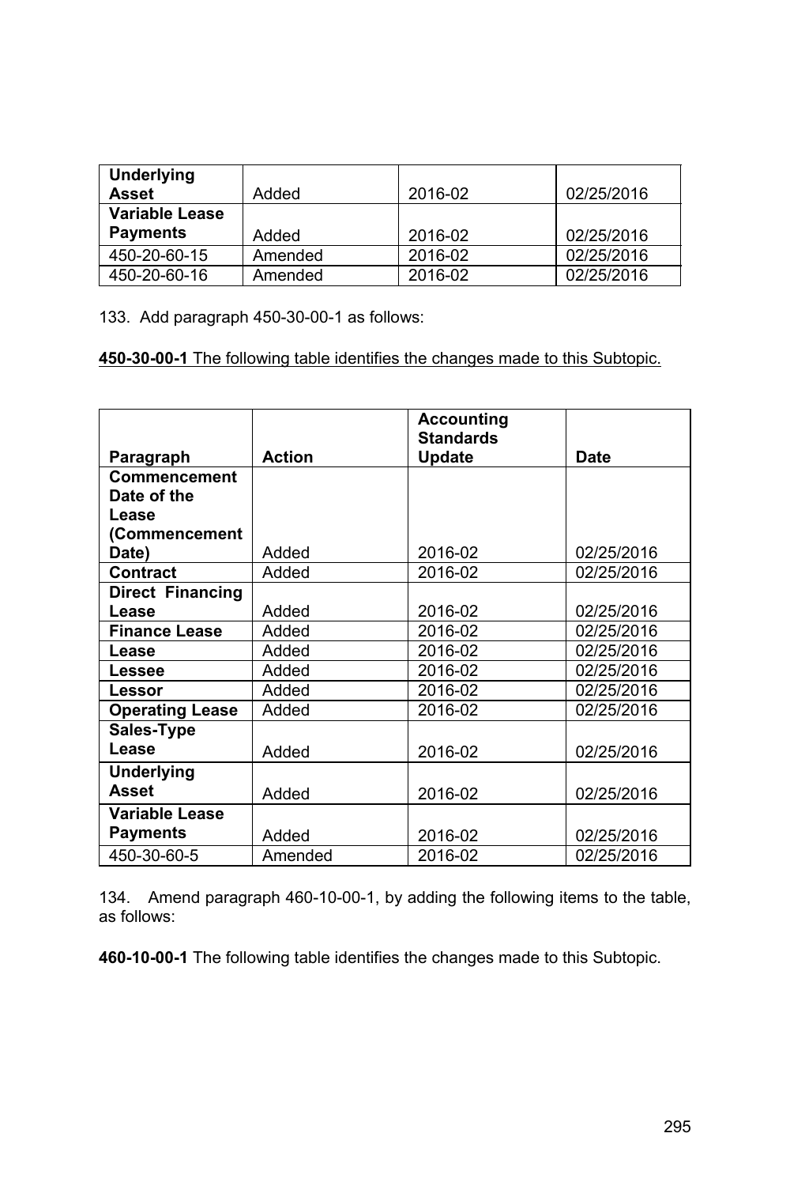| | | | |
|---|---|---|---|
| **Underlying Asset** | Added | 2016-02 | 02/25/2016 |
| **Variable Lease Payments** | Added | 2016-02 | 02/25/2016 |
| 450-20-60-15 | Amended | 2016-02 | 02/25/2016 |
| 450-20-60-16 | Amended | 2016-02 | 02/25/2016 |

133. Add paragraph 450-30-00-1 as follows:

<u>**450-30-00-1** The following table identifies the changes made to this Subtopic.</u>

| Paragraph | Action | Accounting Standards Update | Date |
|---|---|---|---|
| **Commencement Date of the Lease (Commencement Date)** | Added | 2016-02 | 02/25/2016 |
| **Contract** | Added | 2016-02 | 02/25/2016 |
| **Direct Financing Lease** | Added | 2016-02 | 02/25/2016 |
| **Finance Lease** | Added | 2016-02 | 02/25/2016 |
| **Lease** | Added | 2016-02 | 02/25/2016 |
| **Lessee** | Added | 2016-02 | 02/25/2016 |
| **Lessor** | Added | 2016-02 | 02/25/2016 |
| **Operating Lease** | Added | 2016-02 | 02/25/2016 |
| **Sales-Type Lease** | Added | 2016-02 | 02/25/2016 |
| **Underlying Asset** | Added | 2016-02 | 02/25/2016 |
| **Variable Lease Payments** | Added | 2016-02 | 02/25/2016 |
| 450-30-60-5 | Amended | 2016-02 | 02/25/2016 |

134. Amend paragraph 460-10-00-1, by adding the following items to the table, as follows:

**460-10-00-1** The following table identifies the changes made to this Subtopic.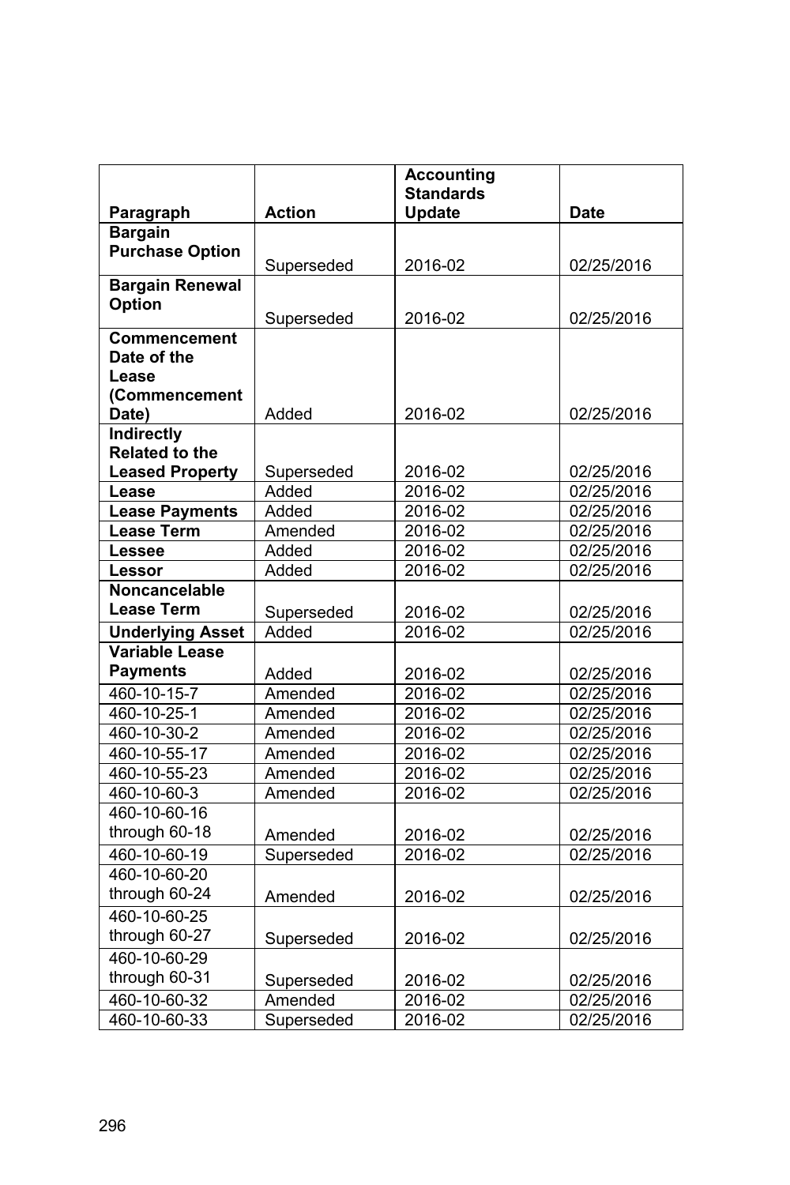| Paragraph | Action | Accounting Standards Update | Date |
|---|---|---|---|
| **Bargain Purchase Option** | Superseded | 2016-02 | 02/25/2016 |
| **Bargain Renewal Option** | Superseded | 2016-02 | 02/25/2016 |
| **Commencement Date of the Lease (Commencement Date)** | Added | 2016-02 | 02/25/2016 |
| **Indirectly Related to the Leased Property** | Superseded | 2016-02 | 02/25/2016 |
| **Lease** | Added | 2016-02 | 02/25/2016 |
| **Lease Payments** | Added | 2016-02 | 02/25/2016 |
| **Lease Term** | Amended | 2016-02 | 02/25/2016 |
| **Lessee** | Added | 2016-02 | 02/25/2016 |
| **Lessor** | Added | 2016-02 | 02/25/2016 |
| **Noncancelable Lease Term** | Superseded | 2016-02 | 02/25/2016 |
| **Underlying Asset** | Added | 2016-02 | 02/25/2016 |
| **Variable Lease Payments** | Added | 2016-02 | 02/25/2016 |
| 460-10-15-7 | Amended | 2016-02 | 02/25/2016 |
| 460-10-25-1 | Amended | 2016-02 | 02/25/2016 |
| 460-10-30-2 | Amended | 2016-02 | 02/25/2016 |
| 460-10-55-17 | Amended | 2016-02 | 02/25/2016 |
| 460-10-55-23 | Amended | 2016-02 | 02/25/2016 |
| 460-10-60-3 | Amended | 2016-02 | 02/25/2016 |
| 460-10-60-16 through 60-18 | Amended | 2016-02 | 02/25/2016 |
| 460-10-60-19 | Superseded | 2016-02 | 02/25/2016 |
| 460-10-60-20 through 60-24 | Amended | 2016-02 | 02/25/2016 |
| 460-10-60-25 through 60-27 | Superseded | 2016-02 | 02/25/2016 |
| 460-10-60-29 through 60-31 | Superseded | 2016-02 | 02/25/2016 |
| 460-10-60-32 | Amended | 2016-02 | 02/25/2016 |
| 460-10-60-33 | Superseded | 2016-02 | 02/25/2016 |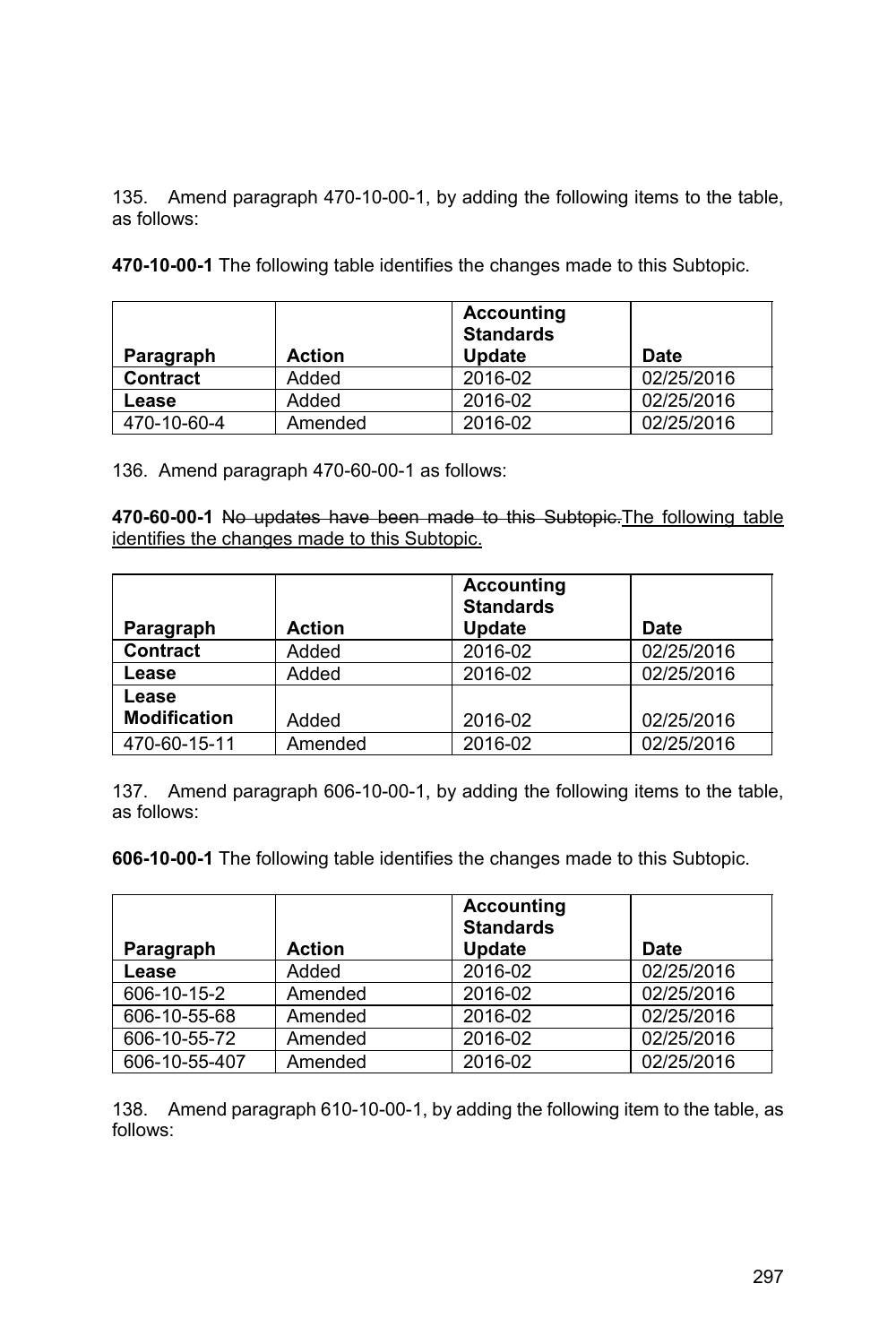135. Amend paragraph 470-10-00-1, by adding the following items to the table, as follows:

**470-10-00-1** The following table identifies the changes made to this Subtopic.

| Paragraph | Action | Accounting Standards Update | Date |
|---|---|---|---|
| **Contract** | Added | 2016-02 | 02/25/2016 |
| **Lease** | Added | 2016-02 | 02/25/2016 |
| 470-10-60-4 | Amended | 2016-02 | 02/25/2016 |

136. Amend paragraph 470-60-00-1 as follows:

**470-60-00-1** ~~No updates have been made to this Subtopic.~~<u>The following table identifies the changes made to this Subtopic.</u>

| Paragraph | Action | Accounting Standards Update | Date |
|---|---|---|---|
| **Contract** | Added | 2016-02 | 02/25/2016 |
| **Lease** | Added | 2016-02 | 02/25/2016 |
| **Lease Modification** | Added | 2016-02 | 02/25/2016 |
| 470-60-15-11 | Amended | 2016-02 | 02/25/2016 |

137. Amend paragraph 606-10-00-1, by adding the following items to the table, as follows:

**606-10-00-1** The following table identifies the changes made to this Subtopic.

| Paragraph | Action | Accounting Standards Update | Date |
|---|---|---|---|
| **Lease** | Added | 2016-02 | 02/25/2016 |
| 606-10-15-2 | Amended | 2016-02 | 02/25/2016 |
| 606-10-55-68 | Amended | 2016-02 | 02/25/2016 |
| 606-10-55-72 | Amended | 2016-02 | 02/25/2016 |
| 606-10-55-407 | Amended | 2016-02 | 02/25/2016 |

138. Amend paragraph 610-10-00-1, by adding the following item to the table, as follows: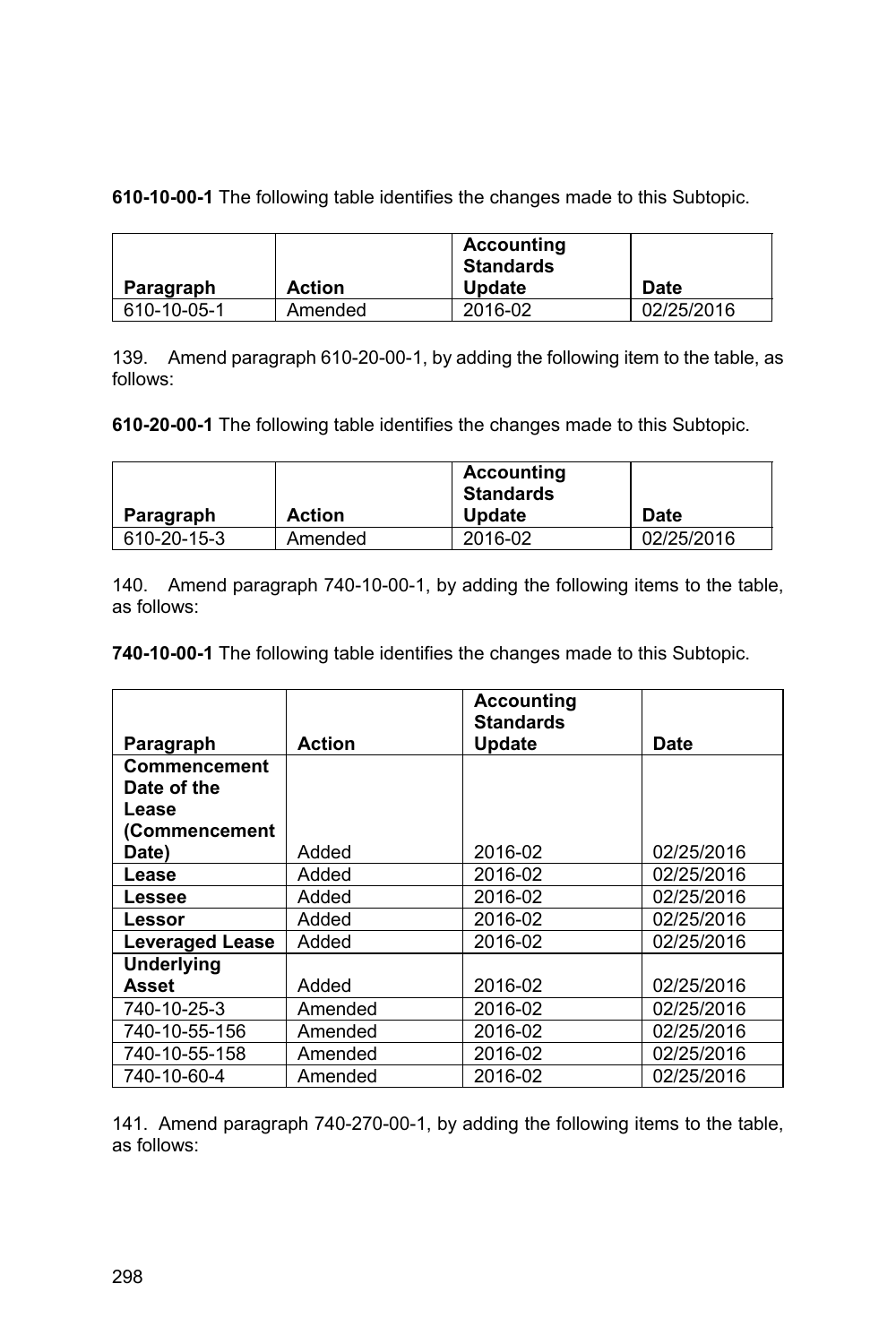**610-10-00-1** The following table identifies the changes made to this Subtopic.

| Paragraph | Action | Accounting Standards Update | Date |
| --- | --- | --- | --- |
| 610-10-05-1 | Amended | 2016-02 | 02/25/2016 |

139. Amend paragraph 610-20-00-1, by adding the following item to the table, as follows:

**610-20-00-1** The following table identifies the changes made to this Subtopic.

| Paragraph | Action | Accounting Standards Update | Date |
| --- | --- | --- | --- |
| 610-20-15-3 | Amended | 2016-02 | 02/25/2016 |

140. Amend paragraph 740-10-00-1, by adding the following items to the table, as follows:

**740-10-00-1** The following table identifies the changes made to this Subtopic.

| Paragraph | Action | Accounting Standards Update | Date |
| --- | --- | --- | --- |
| **Commencement Date of the Lease (Commencement Date)** | Added | 2016-02 | 02/25/2016 |
| **Lease** | Added | 2016-02 | 02/25/2016 |
| **Lessee** | Added | 2016-02 | 02/25/2016 |
| **Lessor** | Added | 2016-02 | 02/25/2016 |
| **Leveraged Lease** | Added | 2016-02 | 02/25/2016 |
| **Underlying Asset** | Added | 2016-02 | 02/25/2016 |
| 740-10-25-3 | Amended | 2016-02 | 02/25/2016 |
| 740-10-55-156 | Amended | 2016-02 | 02/25/2016 |
| 740-10-55-158 | Amended | 2016-02 | 02/25/2016 |
| 740-10-60-4 | Amended | 2016-02 | 02/25/2016 |

141. Amend paragraph 740-270-00-1, by adding the following items to the table, as follows: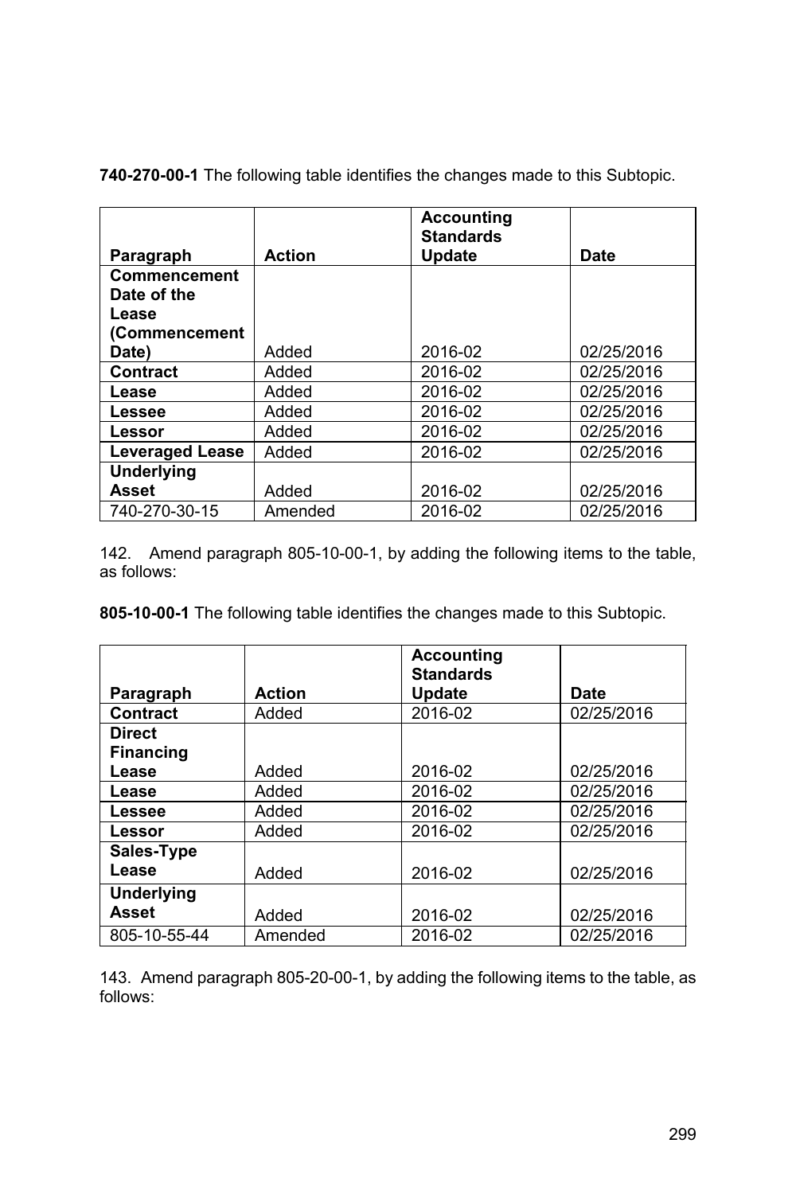**740-270-00-1** The following table identifies the changes made to this Subtopic.

| Paragraph | Action | Accounting Standards Update | Date |
|---|---|---|---|
| **Commencement Date of the Lease (Commencement Date)** | Added | 2016-02 | 02/25/2016 |
| **Contract** | Added | 2016-02 | 02/25/2016 |
| **Lease** | Added | 2016-02 | 02/25/2016 |
| **Lessee** | Added | 2016-02 | 02/25/2016 |
| **Lessor** | Added | 2016-02 | 02/25/2016 |
| **Leveraged Lease** | Added | 2016-02 | 02/25/2016 |
| **Underlying Asset** | Added | 2016-02 | 02/25/2016 |
| 740-270-30-15 | Amended | 2016-02 | 02/25/2016 |

142. Amend paragraph 805-10-00-1, by adding the following items to the table, as follows:

**805-10-00-1** The following table identifies the changes made to this Subtopic.

| Paragraph | Action | Accounting Standards Update | Date |
|---|---|---|---|
| **Contract** | Added | 2016-02 | 02/25/2016 |
| **Direct Financing Lease** | Added | 2016-02 | 02/25/2016 |
| **Lease** | Added | 2016-02 | 02/25/2016 |
| **Lessee** | Added | 2016-02 | 02/25/2016 |
| **Lessor** | Added | 2016-02 | 02/25/2016 |
| **Sales-Type Lease** | Added | 2016-02 | 02/25/2016 |
| **Underlying Asset** | Added | 2016-02 | 02/25/2016 |
| 805-10-55-44 | Amended | 2016-02 | 02/25/2016 |

143. Amend paragraph 805-20-00-1, by adding the following items to the table, as follows: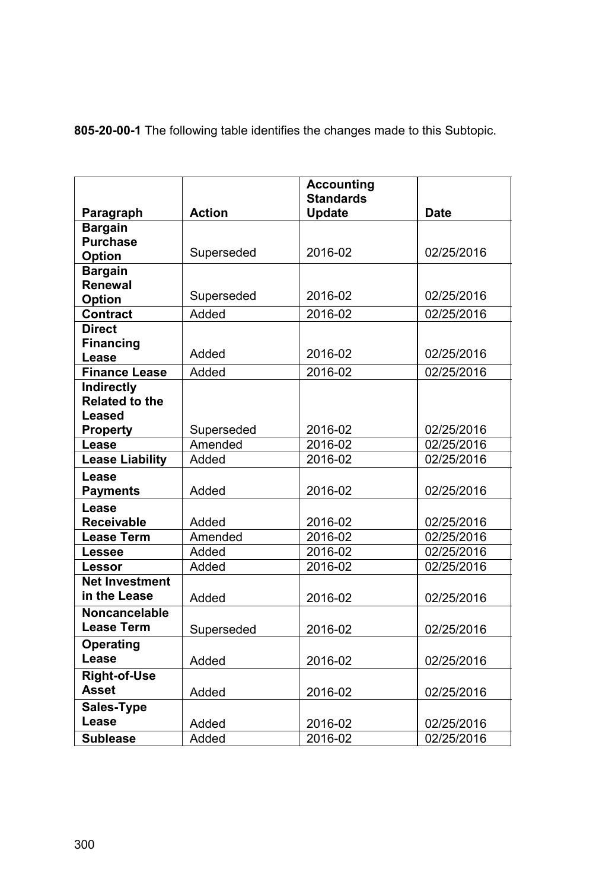**805-20-00-1** The following table identifies the changes made to this Subtopic.

| Paragraph | Action | Accounting Standards Update | Date |
|---|---|---|---|
| **Bargain Purchase Option** | Superseded | 2016-02 | 02/25/2016 |
| **Bargain Renewal Option** | Superseded | 2016-02 | 02/25/2016 |
| **Contract** | Added | 2016-02 | 02/25/2016 |
| **Direct Financing Lease** | Added | 2016-02 | 02/25/2016 |
| **Finance Lease** | Added | 2016-02 | 02/25/2016 |
| **Indirectly Related to the Leased Property** | Superseded | 2016-02 | 02/25/2016 |
| **Lease** | Amended | 2016-02 | 02/25/2016 |
| **Lease Liability** | Added | 2016-02 | 02/25/2016 |
| **Lease Payments** | Added | 2016-02 | 02/25/2016 |
| **Lease Receivable** | Added | 2016-02 | 02/25/2016 |
| **Lease Term** | Amended | 2016-02 | 02/25/2016 |
| **Lessee** | Added | 2016-02 | 02/25/2016 |
| **Lessor** | Added | 2016-02 | 02/25/2016 |
| **Net Investment in the Lease** | Added | 2016-02 | 02/25/2016 |
| **Noncancelable Lease Term** | Superseded | 2016-02 | 02/25/2016 |
| **Operating Lease** | Added | 2016-02 | 02/25/2016 |
| **Right-of-Use Asset** | Added | 2016-02 | 02/25/2016 |
| **Sales-Type Lease** | Added | 2016-02 | 02/25/2016 |
| **Sublease** | Added | 2016-02 | 02/25/2016 |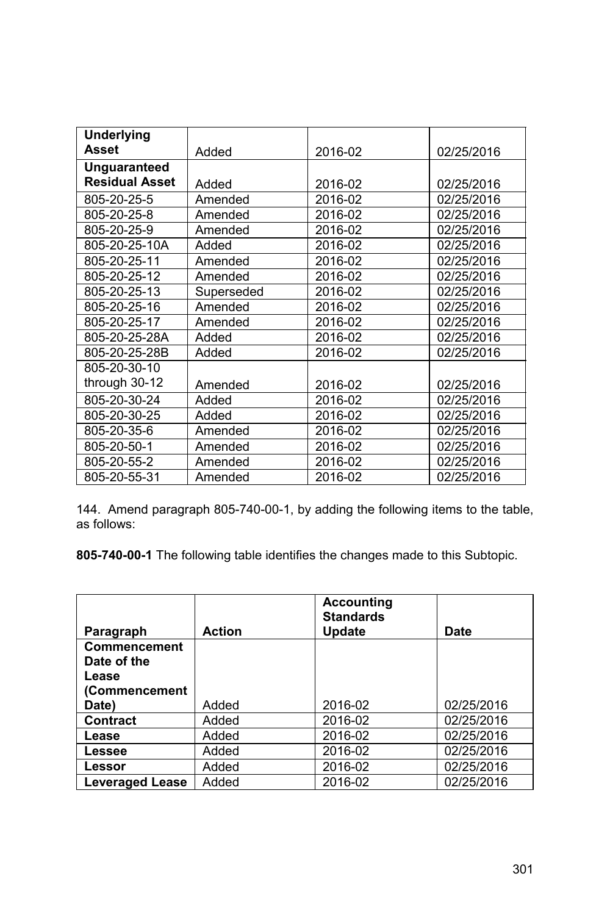| | | | |
|---|---|---|---|
| **Underlying Asset** | Added | 2016-02 | 02/25/2016 |
| **Unguaranteed Residual Asset** | Added | 2016-02 | 02/25/2016 |
| 805-20-25-5 | Amended | 2016-02 | 02/25/2016 |
| 805-20-25-8 | Amended | 2016-02 | 02/25/2016 |
| 805-20-25-9 | Amended | 2016-02 | 02/25/2016 |
| 805-20-25-10A | Added | 2016-02 | 02/25/2016 |
| 805-20-25-11 | Amended | 2016-02 | 02/25/2016 |
| 805-20-25-12 | Amended | 2016-02 | 02/25/2016 |
| 805-20-25-13 | Superseded | 2016-02 | 02/25/2016 |
| 805-20-25-16 | Amended | 2016-02 | 02/25/2016 |
| 805-20-25-17 | Amended | 2016-02 | 02/25/2016 |
| 805-20-25-28A | Added | 2016-02 | 02/25/2016 |
| 805-20-25-28B | Added | 2016-02 | 02/25/2016 |
| 805-20-30-10 through 30-12 | Amended | 2016-02 | 02/25/2016 |
| 805-20-30-24 | Added | 2016-02 | 02/25/2016 |
| 805-20-30-25 | Added | 2016-02 | 02/25/2016 |
| 805-20-35-6 | Amended | 2016-02 | 02/25/2016 |
| 805-20-50-1 | Amended | 2016-02 | 02/25/2016 |
| 805-20-55-2 | Amended | 2016-02 | 02/25/2016 |
| 805-20-55-31 | Amended | 2016-02 | 02/25/2016 |

144. Amend paragraph 805-740-00-1, by adding the following items to the table, as follows:

**805-740-00-1** The following table identifies the changes made to this Subtopic.

| Paragraph | Action | Accounting Standards Update | Date |
|---|---|---|---|
| **Commencement Date of the Lease (Commencement Date)** | Added | 2016-02 | 02/25/2016 |
| **Contract** | Added | 2016-02 | 02/25/2016 |
| **Lease** | Added | 2016-02 | 02/25/2016 |
| **Lessee** | Added | 2016-02 | 02/25/2016 |
| **Lessor** | Added | 2016-02 | 02/25/2016 |
| **Leveraged Lease** | Added | 2016-02 | 02/25/2016 |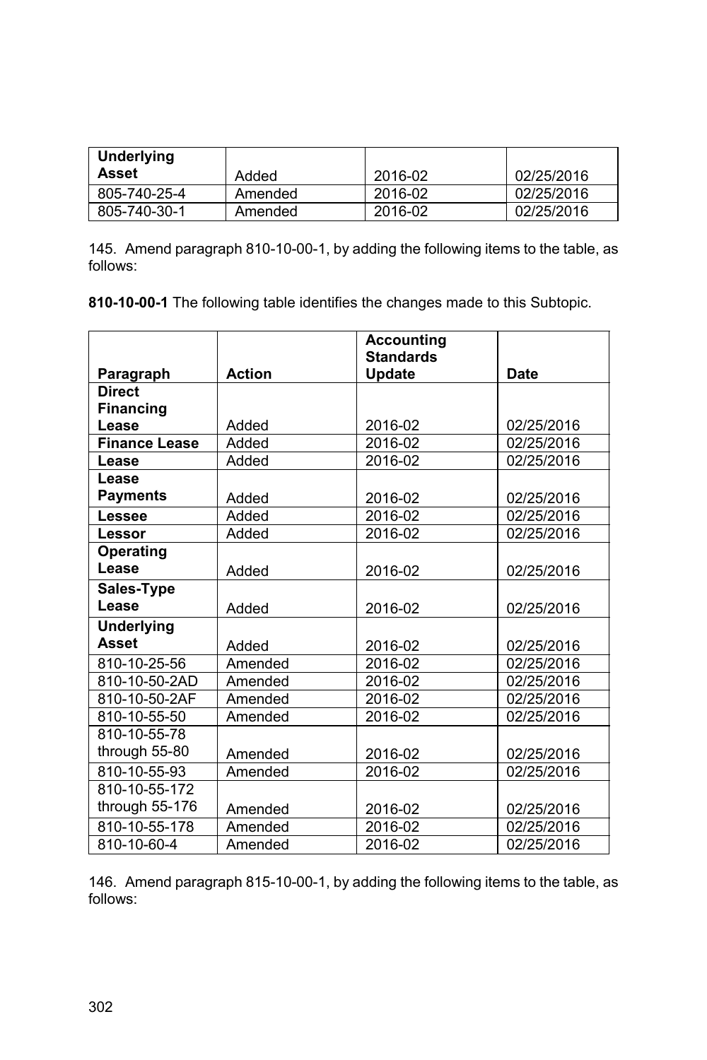| **Underlying Asset** | Added | 2016-02 | 02/25/2016 |
|---|---|---|---|
| 805-740-25-4 | Amended | 2016-02 | 02/25/2016 |
| 805-740-30-1 | Amended | 2016-02 | 02/25/2016 |

145. Amend paragraph 810-10-00-1, by adding the following items to the table, as follows:

**810-10-00-1** The following table identifies the changes made to this Subtopic.

| Paragraph | Action | Accounting Standards Update | Date |
|---|---|---|---|
| **Direct Financing Lease** | Added | 2016-02 | 02/25/2016 |
| **Finance Lease** | Added | 2016-02 | 02/25/2016 |
| **Lease** | Added | 2016-02 | 02/25/2016 |
| **Lease Payments** | Added | 2016-02 | 02/25/2016 |
| **Lessee** | Added | 2016-02 | 02/25/2016 |
| **Lessor** | Added | 2016-02 | 02/25/2016 |
| **Operating Lease** | Added | 2016-02 | 02/25/2016 |
| **Sales-Type Lease** | Added | 2016-02 | 02/25/2016 |
| **Underlying Asset** | Added | 2016-02 | 02/25/2016 |
| 810-10-25-56 | Amended | 2016-02 | 02/25/2016 |
| 810-10-50-2AD | Amended | 2016-02 | 02/25/2016 |
| 810-10-50-2AF | Amended | 2016-02 | 02/25/2016 |
| 810-10-55-50 | Amended | 2016-02 | 02/25/2016 |
| 810-10-55-78 through 55-80 | Amended | 2016-02 | 02/25/2016 |
| 810-10-55-93 | Amended | 2016-02 | 02/25/2016 |
| 810-10-55-172 through 55-176 | Amended | 2016-02 | 02/25/2016 |
| 810-10-55-178 | Amended | 2016-02 | 02/25/2016 |
| 810-10-60-4 | Amended | 2016-02 | 02/25/2016 |

146. Amend paragraph 815-10-00-1, by adding the following items to the table, as follows: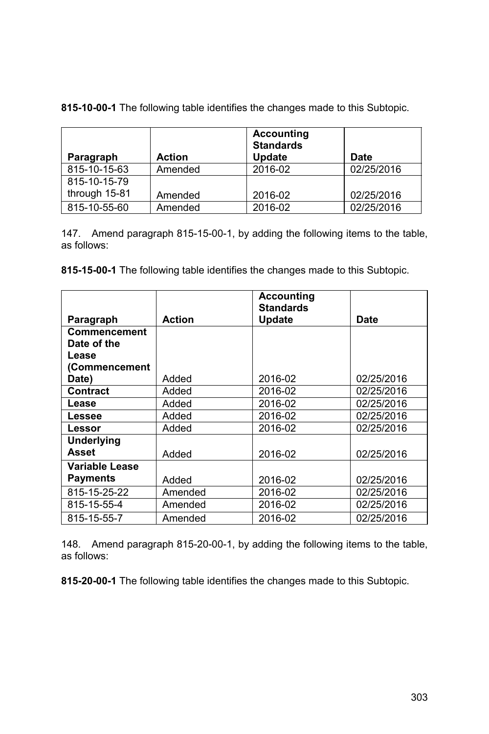**815-10-00-1** The following table identifies the changes made to this Subtopic.

| Paragraph | Action | Accounting Standards Update | Date |
|---|---|---|---|
| 815-10-15-63 | Amended | 2016-02 | 02/25/2016 |
| 815-10-15-79 through 15-81 | Amended | 2016-02 | 02/25/2016 |
| 815-10-55-60 | Amended | 2016-02 | 02/25/2016 |

147. Amend paragraph 815-15-00-1, by adding the following items to the table, as follows:

**815-15-00-1** The following table identifies the changes made to this Subtopic.

| Paragraph | Action | Accounting Standards Update | Date |
|---|---|---|---|
| **Commencement Date of the Lease (Commencement Date)** | Added | 2016-02 | 02/25/2016 |
| **Contract** | Added | 2016-02 | 02/25/2016 |
| **Lease** | Added | 2016-02 | 02/25/2016 |
| **Lessee** | Added | 2016-02 | 02/25/2016 |
| **Lessor** | Added | 2016-02 | 02/25/2016 |
| **Underlying Asset** | Added | 2016-02 | 02/25/2016 |
| **Variable Lease Payments** | Added | 2016-02 | 02/25/2016 |
| 815-15-25-22 | Amended | 2016-02 | 02/25/2016 |
| 815-15-55-4 | Amended | 2016-02 | 02/25/2016 |
| 815-15-55-7 | Amended | 2016-02 | 02/25/2016 |

148. Amend paragraph 815-20-00-1, by adding the following items to the table, as follows:

**815-20-00-1** The following table identifies the changes made to this Subtopic.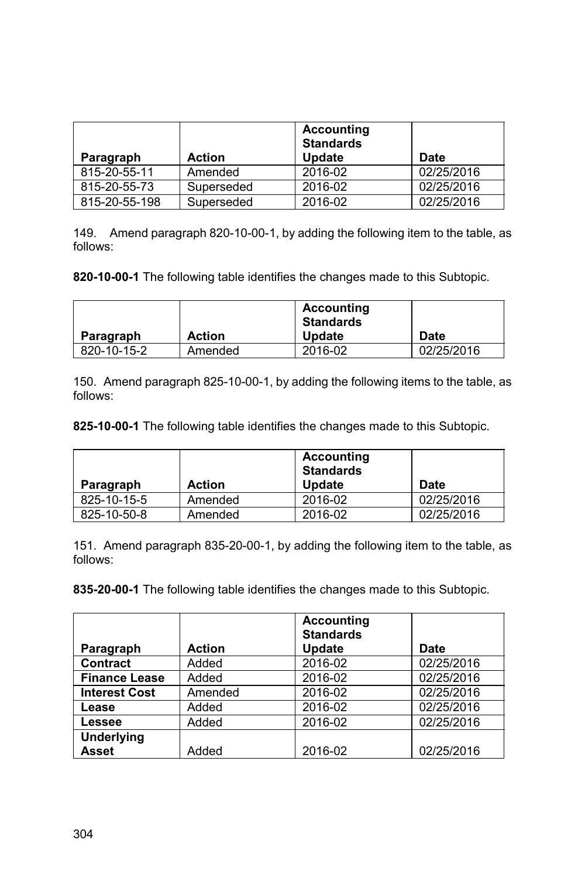| Paragraph | Action | Accounting Standards Update | Date |
|---|---|---|---|
| 815-20-55-11 | Amended | 2016-02 | 02/25/2016 |
| 815-20-55-73 | Superseded | 2016-02 | 02/25/2016 |
| 815-20-55-198 | Superseded | 2016-02 | 02/25/2016 |

149. Amend paragraph 820-10-00-1, by adding the following item to the table, as follows:

**820-10-00-1** The following table identifies the changes made to this Subtopic.

| Paragraph | Action | Accounting Standards Update | Date |
|---|---|---|---|
| 820-10-15-2 | Amended | 2016-02 | 02/25/2016 |

150. Amend paragraph 825-10-00-1, by adding the following items to the table, as follows:

**825-10-00-1** The following table identifies the changes made to this Subtopic.

| Paragraph | Action | Accounting Standards Update | Date |
|---|---|---|---|
| 825-10-15-5 | Amended | 2016-02 | 02/25/2016 |
| 825-10-50-8 | Amended | 2016-02 | 02/25/2016 |

151. Amend paragraph 835-20-00-1, by adding the following item to the table, as follows:

**835-20-00-1** The following table identifies the changes made to this Subtopic.

| Paragraph | Action | Accounting Standards Update | Date |
|---|---|---|---|
| **Contract** | Added | 2016-02 | 02/25/2016 |
| **Finance Lease** | Added | 2016-02 | 02/25/2016 |
| **Interest Cost** | Amended | 2016-02 | 02/25/2016 |
| **Lease** | Added | 2016-02 | 02/25/2016 |
| **Lessee** | Added | 2016-02 | 02/25/2016 |
| **Underlying Asset** | Added | 2016-02 | 02/25/2016 |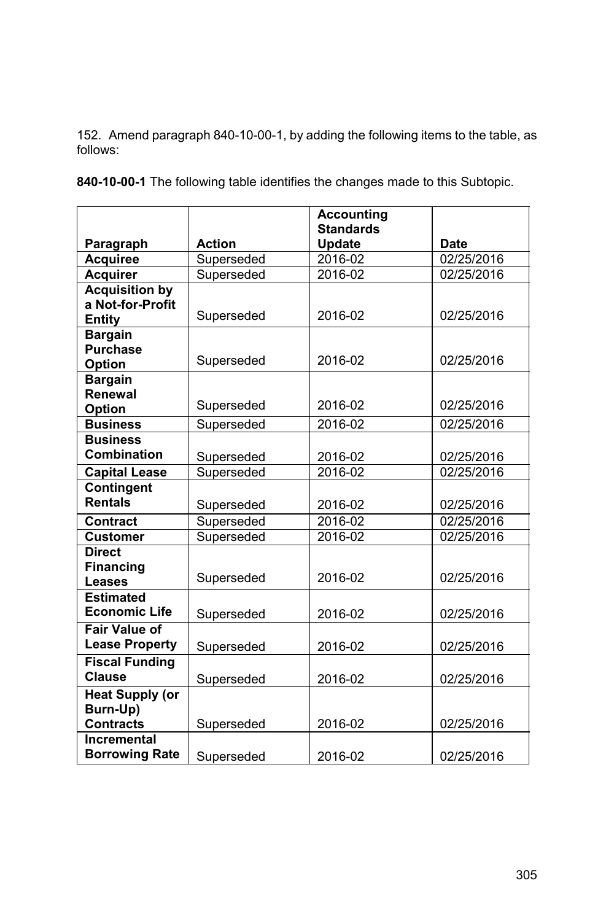152. Amend paragraph 840-10-00-1, by adding the following items to the table, as follows:

**840-10-00-1** The following table identifies the changes made to this Subtopic.

| Paragraph | Action | Accounting Standards Update | Date |
|---|---|---|---|
| **Acquiree** | Superseded | 2016-02 | 02/25/2016 |
| **Acquirer** | Superseded | 2016-02 | 02/25/2016 |
| **Acquisition by a Not-for-Profit Entity** | Superseded | 2016-02 | 02/25/2016 |
| **Bargain Purchase Option** | Superseded | 2016-02 | 02/25/2016 |
| **Bargain Renewal Option** | Superseded | 2016-02 | 02/25/2016 |
| **Business** | Superseded | 2016-02 | 02/25/2016 |
| **Business Combination** | Superseded | 2016-02 | 02/25/2016 |
| **Capital Lease** | Superseded | 2016-02 | 02/25/2016 |
| **Contingent Rentals** | Superseded | 2016-02 | 02/25/2016 |
| **Contract** | Superseded | 2016-02 | 02/25/2016 |
| **Customer** | Superseded | 2016-02 | 02/25/2016 |
| **Direct Financing Leases** | Superseded | 2016-02 | 02/25/2016 |
| **Estimated Economic Life** | Superseded | 2016-02 | 02/25/2016 |
| **Fair Value of Lease Property** | Superseded | 2016-02 | 02/25/2016 |
| **Fiscal Funding Clause** | Superseded | 2016-02 | 02/25/2016 |
| **Heat Supply (or Burn-Up) Contracts** | Superseded | 2016-02 | 02/25/2016 |
| **Incremental Borrowing Rate** | Superseded | 2016-02 | 02/25/2016 |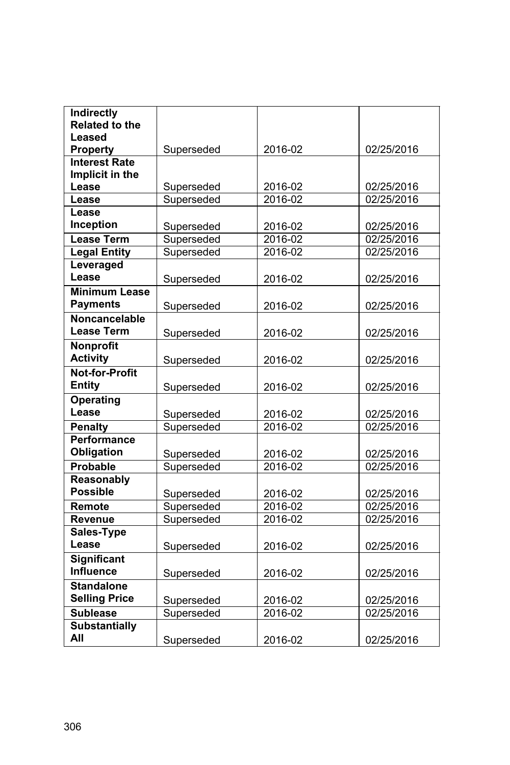| **Indirectly Related to the Leased Property** | Superseded | 2016-02 | 02/25/2016 |
|---|---|---|---|
| **Interest Rate Implicit in the Lease** | Superseded | 2016-02 | 02/25/2016 |
| **Lease** | Superseded | 2016-02 | 02/25/2016 |
| **Lease Inception** | Superseded | 2016-02 | 02/25/2016 |
| **Lease Term** | Superseded | 2016-02 | 02/25/2016 |
| **Legal Entity** | Superseded | 2016-02 | 02/25/2016 |
| **Leveraged Lease** | Superseded | 2016-02 | 02/25/2016 |
| **Minimum Lease Payments** | Superseded | 2016-02 | 02/25/2016 |
| **Noncancelable Lease Term** | Superseded | 2016-02 | 02/25/2016 |
| **Nonprofit Activity** | Superseded | 2016-02 | 02/25/2016 |
| **Not-for-Profit Entity** | Superseded | 2016-02 | 02/25/2016 |
| **Operating Lease** | Superseded | 2016-02 | 02/25/2016 |
| **Penalty** | Superseded | 2016-02 | 02/25/2016 |
| **Performance Obligation** | Superseded | 2016-02 | 02/25/2016 |
| **Probable** | Superseded | 2016-02 | 02/25/2016 |
| **Reasonably Possible** | Superseded | 2016-02 | 02/25/2016 |
| **Remote** | Superseded | 2016-02 | 02/25/2016 |
| **Revenue** | Superseded | 2016-02 | 02/25/2016 |
| **Sales-Type Lease** | Superseded | 2016-02 | 02/25/2016 |
| **Significant Influence** | Superseded | 2016-02 | 02/25/2016 |
| **Standalone Selling Price** | Superseded | 2016-02 | 02/25/2016 |
| **Sublease** | Superseded | 2016-02 | 02/25/2016 |
| **Substantially All** | Superseded | 2016-02 | 02/25/2016 |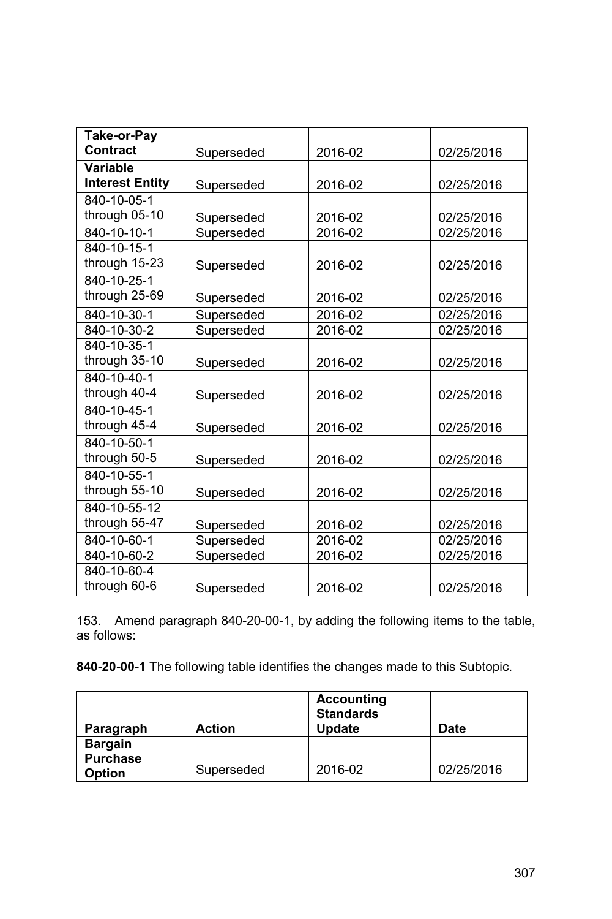| **Take-or-Pay Contract** | Superseded | 2016-02 | 02/25/2016 |
|---|---|---|---|
| **Variable Interest Entity** | Superseded | 2016-02 | 02/25/2016 |
| 840-10-05-1 through 05-10 | Superseded | 2016-02 | 02/25/2016 |
| 840-10-10-1 | Superseded | 2016-02 | 02/25/2016 |
| 840-10-15-1 through 15-23 | Superseded | 2016-02 | 02/25/2016 |
| 840-10-25-1 through 25-69 | Superseded | 2016-02 | 02/25/2016 |
| 840-10-30-1 | Superseded | 2016-02 | 02/25/2016 |
| 840-10-30-2 | Superseded | 2016-02 | 02/25/2016 |
| 840-10-35-1 through 35-10 | Superseded | 2016-02 | 02/25/2016 |
| 840-10-40-1 through 40-4 | Superseded | 2016-02 | 02/25/2016 |
| 840-10-45-1 through 45-4 | Superseded | 2016-02 | 02/25/2016 |
| 840-10-50-1 through 50-5 | Superseded | 2016-02 | 02/25/2016 |
| 840-10-55-1 through 55-10 | Superseded | 2016-02 | 02/25/2016 |
| 840-10-55-12 through 55-47 | Superseded | 2016-02 | 02/25/2016 |
| 840-10-60-1 | Superseded | 2016-02 | 02/25/2016 |
| 840-10-60-2 | Superseded | 2016-02 | 02/25/2016 |
| 840-10-60-4 through 60-6 | Superseded | 2016-02 | 02/25/2016 |

153. Amend paragraph 840-20-00-1, by adding the following items to the table, as follows:

**840-20-00-1** The following table identifies the changes made to this Subtopic.

| **Paragraph** | **Action** | **Accounting Standards Update** | **Date** |
|---|---|---|---|
| **Bargain Purchase Option** | Superseded | 2016-02 | 02/25/2016 |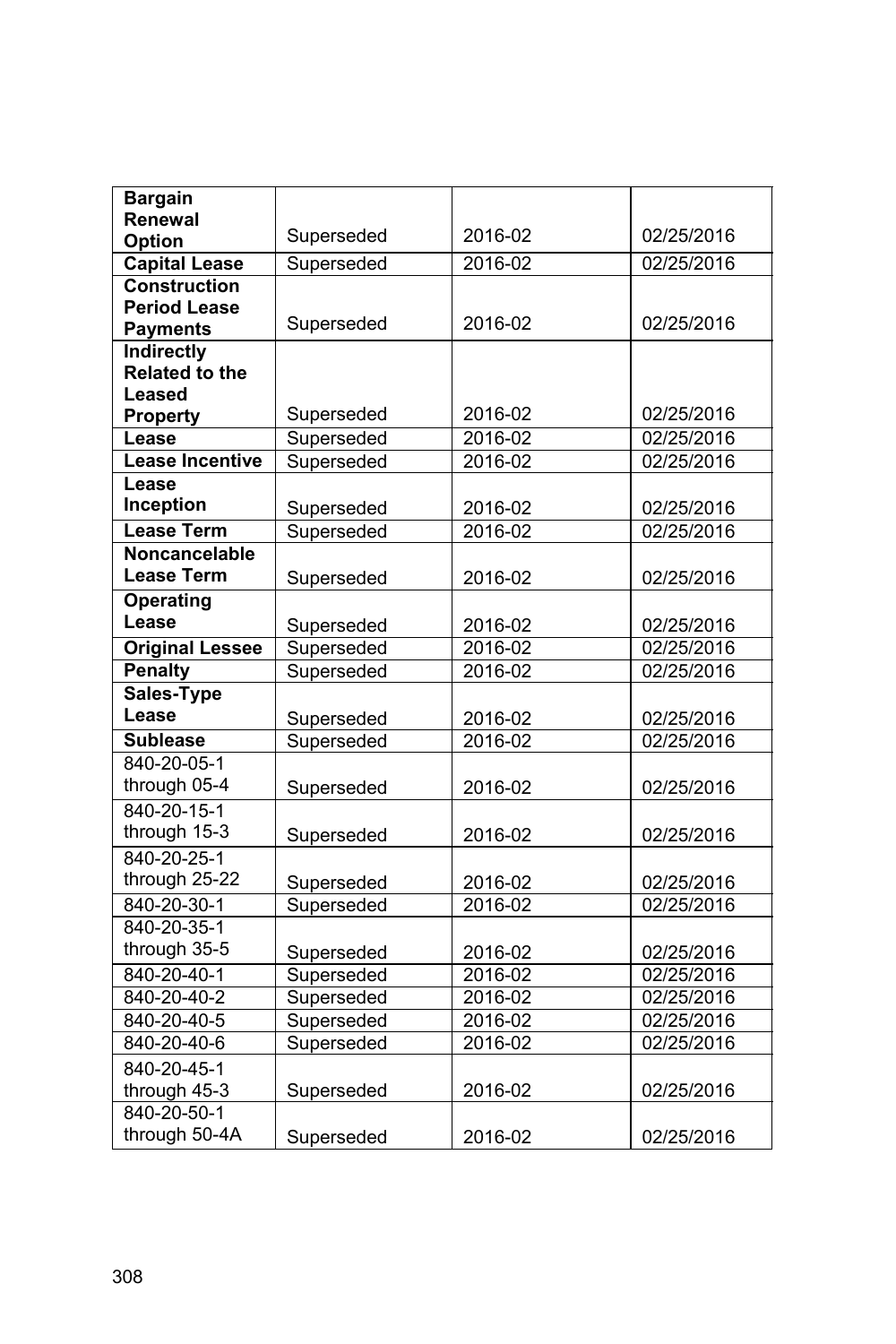| | | | |
|---|---|---|---|
| **Bargain Renewal Option** | Superseded | 2016-02 | 02/25/2016 |
| **Capital Lease** | Superseded | 2016-02 | 02/25/2016 |
| **Construction Period Lease Payments** | Superseded | 2016-02 | 02/25/2016 |
| **Indirectly Related to the Leased Property** | Superseded | 2016-02 | 02/25/2016 |
| **Lease** | Superseded | 2016-02 | 02/25/2016 |
| **Lease Incentive** | Superseded | 2016-02 | 02/25/2016 |
| **Lease Inception** | Superseded | 2016-02 | 02/25/2016 |
| **Lease Term** | Superseded | 2016-02 | 02/25/2016 |
| **Noncancelable Lease Term** | Superseded | 2016-02 | 02/25/2016 |
| **Operating Lease** | Superseded | 2016-02 | 02/25/2016 |
| **Original Lessee** | Superseded | 2016-02 | 02/25/2016 |
| **Penalty** | Superseded | 2016-02 | 02/25/2016 |
| **Sales-Type Lease** | Superseded | 2016-02 | 02/25/2016 |
| **Sublease** | Superseded | 2016-02 | 02/25/2016 |
| 840-20-05-1 through 05-4 | Superseded | 2016-02 | 02/25/2016 |
| 840-20-15-1 through 15-3 | Superseded | 2016-02 | 02/25/2016 |
| 840-20-25-1 through 25-22 | Superseded | 2016-02 | 02/25/2016 |
| 840-20-30-1 | Superseded | 2016-02 | 02/25/2016 |
| 840-20-35-1 through 35-5 | Superseded | 2016-02 | 02/25/2016 |
| 840-20-40-1 | Superseded | 2016-02 | 02/25/2016 |
| 840-20-40-2 | Superseded | 2016-02 | 02/25/2016 |
| 840-20-40-5 | Superseded | 2016-02 | 02/25/2016 |
| 840-20-40-6 | Superseded | 2016-02 | 02/25/2016 |
| 840-20-45-1 through 45-3 | Superseded | 2016-02 | 02/25/2016 |
| 840-20-50-1 through 50-4A | Superseded | 2016-02 | 02/25/2016 |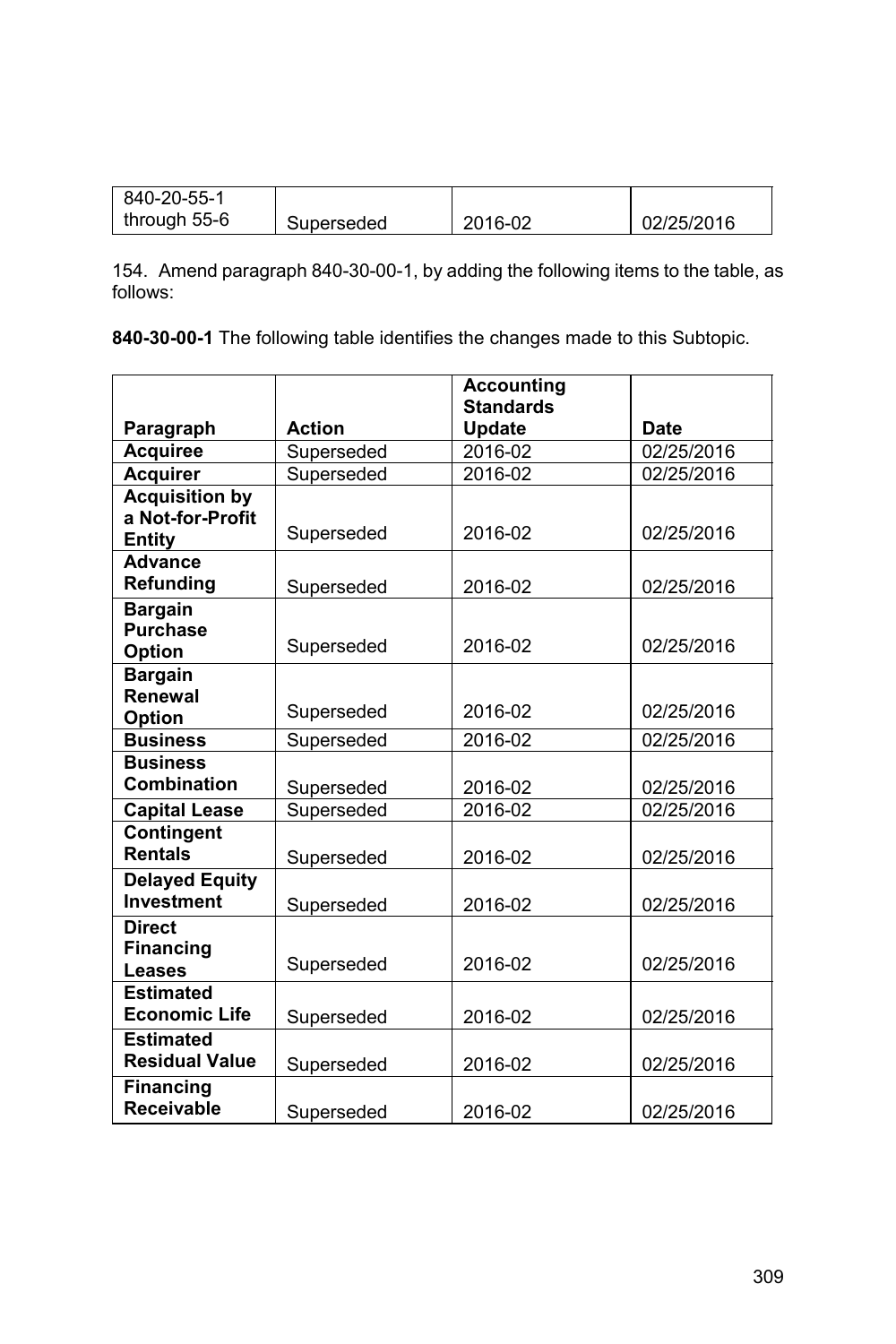| 840-20-55-1 through 55-6 | Superseded | 2016-02 | 02/25/2016 |
|---|---|---|---|

154. Amend paragraph 840-30-00-1, by adding the following items to the table, as follows:

**840-30-00-1** The following table identifies the changes made to this Subtopic.

| Paragraph | Action | Accounting Standards Update | Date |
|---|---|---|---|
| **Acquiree** | Superseded | 2016-02 | 02/25/2016 |
| **Acquirer** | Superseded | 2016-02 | 02/25/2016 |
| **Acquisition by a Not-for-Profit Entity** | Superseded | 2016-02 | 02/25/2016 |
| **Advance Refunding** | Superseded | 2016-02 | 02/25/2016 |
| **Bargain Purchase Option** | Superseded | 2016-02 | 02/25/2016 |
| **Bargain Renewal Option** | Superseded | 2016-02 | 02/25/2016 |
| **Business** | Superseded | 2016-02 | 02/25/2016 |
| **Business Combination** | Superseded | 2016-02 | 02/25/2016 |
| **Capital Lease** | Superseded | 2016-02 | 02/25/2016 |
| **Contingent Rentals** | Superseded | 2016-02 | 02/25/2016 |
| **Delayed Equity Investment** | Superseded | 2016-02 | 02/25/2016 |
| **Direct Financing Leases** | Superseded | 2016-02 | 02/25/2016 |
| **Estimated Economic Life** | Superseded | 2016-02 | 02/25/2016 |
| **Estimated Residual Value** | Superseded | 2016-02 | 02/25/2016 |
| **Financing Receivable** | Superseded | 2016-02 | 02/25/2016 |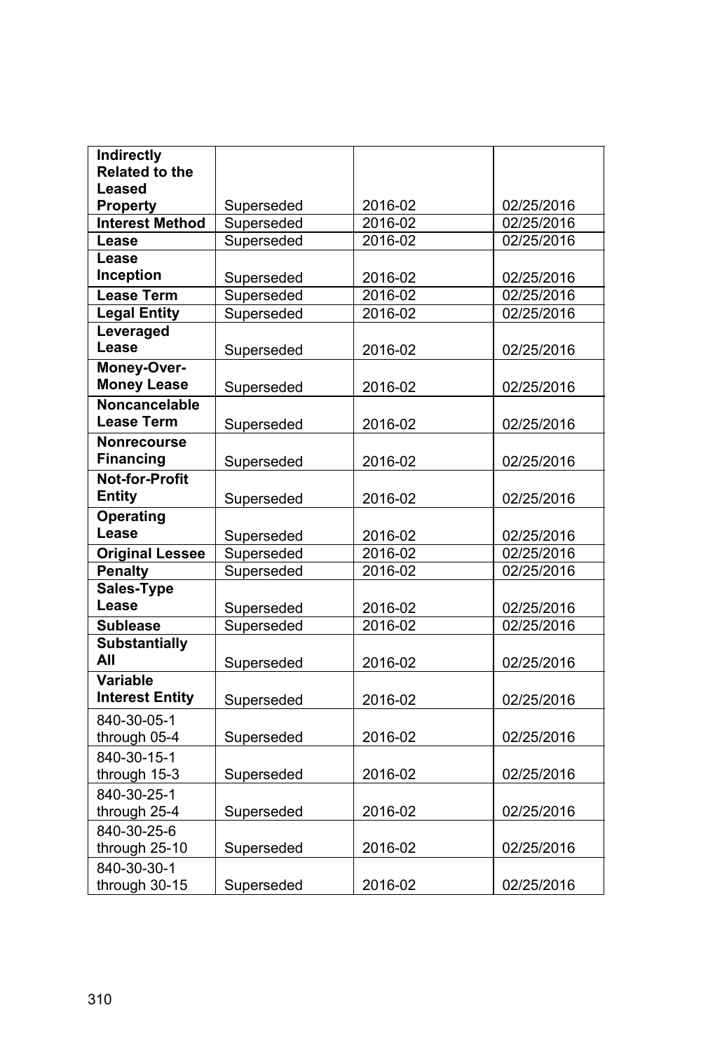| **Indirectly Related to the Leased Property** | Superseded | 2016-02 | 02/25/2016 |
|---|---|---|---|
| **Interest Method** | Superseded | 2016-02 | 02/25/2016 |
| **Lease** | Superseded | 2016-02 | 02/25/2016 |
| **Lease Inception** | Superseded | 2016-02 | 02/25/2016 |
| **Lease Term** | Superseded | 2016-02 | 02/25/2016 |
| **Legal Entity** | Superseded | 2016-02 | 02/25/2016 |
| **Leveraged Lease** | Superseded | 2016-02 | 02/25/2016 |
| **Money-Over-Money Lease** | Superseded | 2016-02 | 02/25/2016 |
| **Noncancelable Lease Term** | Superseded | 2016-02 | 02/25/2016 |
| **Nonrecourse Financing** | Superseded | 2016-02 | 02/25/2016 |
| **Not-for-Profit Entity** | Superseded | 2016-02 | 02/25/2016 |
| **Operating Lease** | Superseded | 2016-02 | 02/25/2016 |
| **Original Lessee** | Superseded | 2016-02 | 02/25/2016 |
| **Penalty** | Superseded | 2016-02 | 02/25/2016 |
| **Sales-Type Lease** | Superseded | 2016-02 | 02/25/2016 |
| **Sublease** | Superseded | 2016-02 | 02/25/2016 |
| **Substantially All** | Superseded | 2016-02 | 02/25/2016 |
| **Variable Interest Entity** | Superseded | 2016-02 | 02/25/2016 |
| 840-30-05-1 through 05-4 | Superseded | 2016-02 | 02/25/2016 |
| 840-30-15-1 through 15-3 | Superseded | 2016-02 | 02/25/2016 |
| 840-30-25-1 through 25-4 | Superseded | 2016-02 | 02/25/2016 |
| 840-30-25-6 through 25-10 | Superseded | 2016-02 | 02/25/2016 |
| 840-30-30-1 through 30-15 | Superseded | 2016-02 | 02/25/2016 |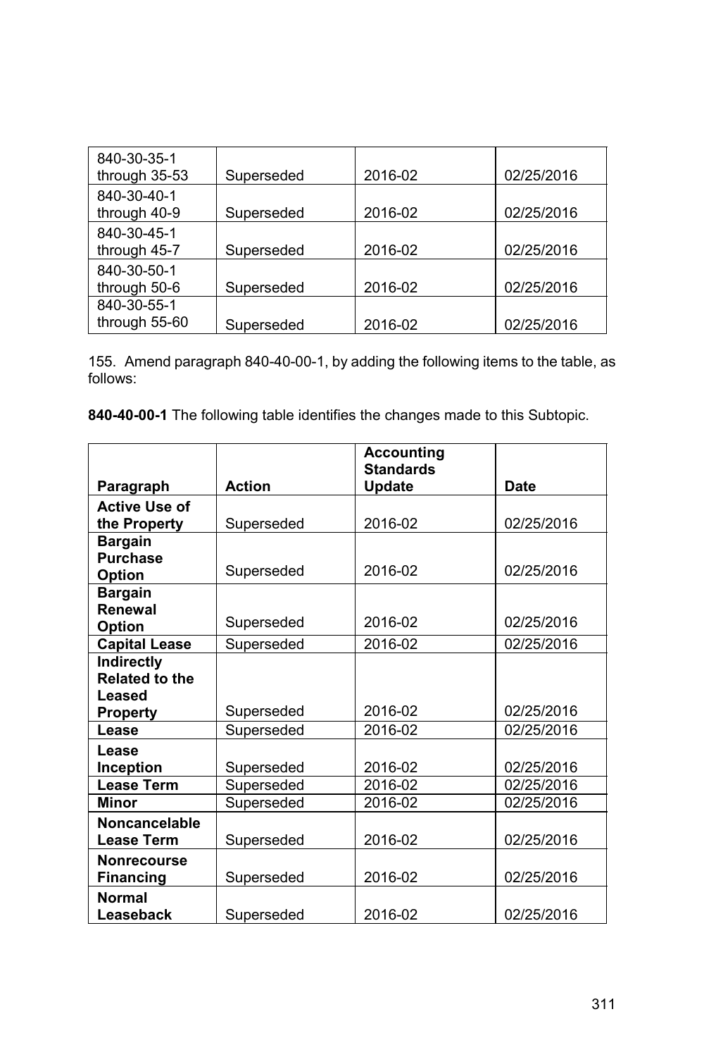| | | | |
|---|---|---|---|
| 840-30-35-1 through 35-53 | Superseded | 2016-02 | 02/25/2016 |
| 840-30-40-1 through 40-9 | Superseded | 2016-02 | 02/25/2016 |
| 840-30-45-1 through 45-7 | Superseded | 2016-02 | 02/25/2016 |
| 840-30-50-1 through 50-6 | Superseded | 2016-02 | 02/25/2016 |
| 840-30-55-1 through 55-60 | Superseded | 2016-02 | 02/25/2016 |

155. Amend paragraph 840-40-00-1, by adding the following items to the table, as follows:

**840-40-00-1** The following table identifies the changes made to this Subtopic.

| Paragraph | Action | Accounting Standards Update | Date |
|---|---|---|---|
| **Active Use of the Property** | Superseded | 2016-02 | 02/25/2016 |
| **Bargain Purchase Option** | Superseded | 2016-02 | 02/25/2016 |
| **Bargain Renewal Option** | Superseded | 2016-02 | 02/25/2016 |
| **Capital Lease** | Superseded | 2016-02 | 02/25/2016 |
| **Indirectly Related to the Leased Property** | Superseded | 2016-02 | 02/25/2016 |
| **Lease** | Superseded | 2016-02 | 02/25/2016 |
| **Lease Inception** | Superseded | 2016-02 | 02/25/2016 |
| **Lease Term** | Superseded | 2016-02 | 02/25/2016 |
| **Minor** | Superseded | 2016-02 | 02/25/2016 |
| **Noncancelable Lease Term** | Superseded | 2016-02 | 02/25/2016 |
| **Nonrecourse Financing** | Superseded | 2016-02 | 02/25/2016 |
| **Normal Leaseback** | Superseded | 2016-02 | 02/25/2016 |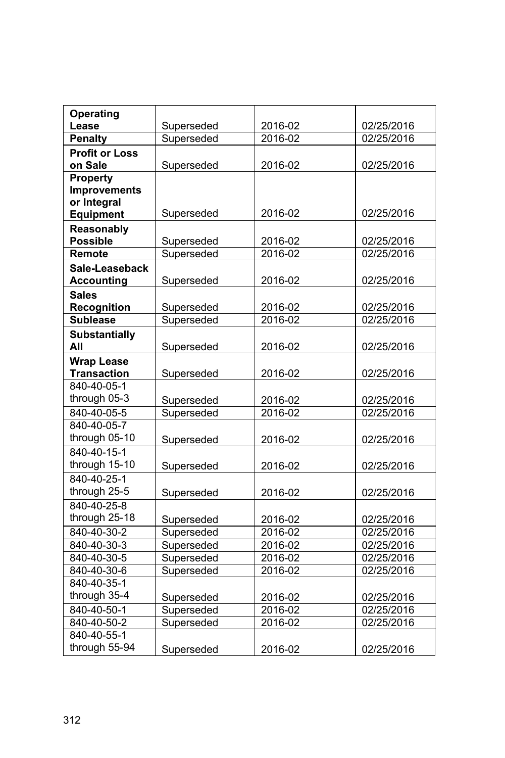| **Operating Lease** | Superseded | 2016-02 | 02/25/2016 |
|---|---|---|---|
| **Penalty** | Superseded | 2016-02 | 02/25/2016 |
| **Profit or Loss on Sale** | Superseded | 2016-02 | 02/25/2016 |
| **Property Improvements or Integral Equipment** | Superseded | 2016-02 | 02/25/2016 |
| **Reasonably Possible** | Superseded | 2016-02 | 02/25/2016 |
| **Remote** | Superseded | 2016-02 | 02/25/2016 |
| **Sale-Leaseback Accounting** | Superseded | 2016-02 | 02/25/2016 |
| **Sales Recognition** | Superseded | 2016-02 | 02/25/2016 |
| **Sublease** | Superseded | 2016-02 | 02/25/2016 |
| **Substantially All** | Superseded | 2016-02 | 02/25/2016 |
| **Wrap Lease Transaction** | Superseded | 2016-02 | 02/25/2016 |
| 840-40-05-1 through 05-3 | Superseded | 2016-02 | 02/25/2016 |
| 840-40-05-5 | Superseded | 2016-02 | 02/25/2016 |
| 840-40-05-7 through 05-10 | Superseded | 2016-02 | 02/25/2016 |
| 840-40-15-1 through 15-10 | Superseded | 2016-02 | 02/25/2016 |
| 840-40-25-1 through 25-5 | Superseded | 2016-02 | 02/25/2016 |
| 840-40-25-8 through 25-18 | Superseded | 2016-02 | 02/25/2016 |
| 840-40-30-2 | Superseded | 2016-02 | 02/25/2016 |
| 840-40-30-3 | Superseded | 2016-02 | 02/25/2016 |
| 840-40-30-5 | Superseded | 2016-02 | 02/25/2016 |
| 840-40-30-6 | Superseded | 2016-02 | 02/25/2016 |
| 840-40-35-1 through 35-4 | Superseded | 2016-02 | 02/25/2016 |
| 840-40-50-1 | Superseded | 2016-02 | 02/25/2016 |
| 840-40-50-2 | Superseded | 2016-02 | 02/25/2016 |
| 840-40-55-1 through 55-94 | Superseded | 2016-02 | 02/25/2016 |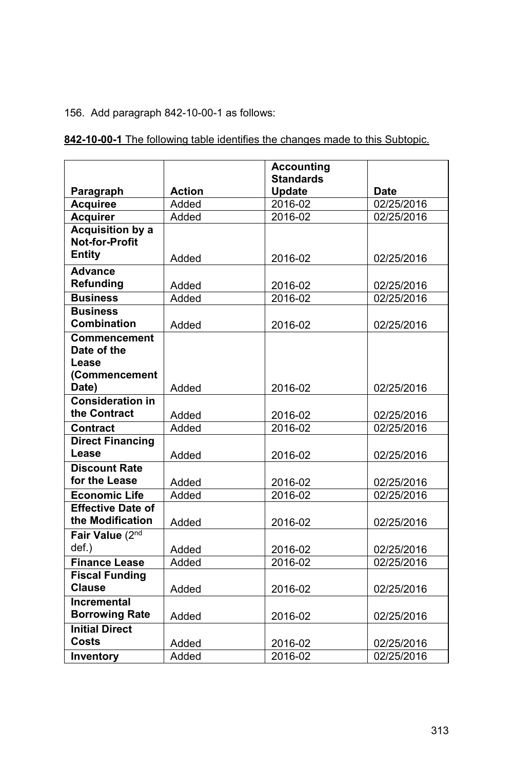156. Add paragraph 842-10-00-1 as follows:

**842-10-00-1** The following table identifies the changes made to this Subtopic.

| Paragraph | Action | Accounting Standards Update | Date |
|---|---|---|---|
| **Acquiree** | Added | 2016-02 | 02/25/2016 |
| **Acquirer** | Added | 2016-02 | 02/25/2016 |
| **Acquisition by a Not-for-Profit Entity** | Added | 2016-02 | 02/25/2016 |
| **Advance Refunding** | Added | 2016-02 | 02/25/2016 |
| **Business** | Added | 2016-02 | 02/25/2016 |
| **Business Combination** | Added | 2016-02 | 02/25/2016 |
| **Commencement Date of the Lease (Commencement Date)** | Added | 2016-02 | 02/25/2016 |
| **Consideration in the Contract** | Added | 2016-02 | 02/25/2016 |
| **Contract** | Added | 2016-02 | 02/25/2016 |
| **Direct Financing Lease** | Added | 2016-02 | 02/25/2016 |
| **Discount Rate for the Lease** | Added | 2016-02 | 02/25/2016 |
| **Economic Life** | Added | 2016-02 | 02/25/2016 |
| **Effective Date of the Modification** | Added | 2016-02 | 02/25/2016 |
| **Fair Value** (2nd def.) | Added | 2016-02 | 02/25/2016 |
| **Finance Lease** | Added | 2016-02 | 02/25/2016 |
| **Fiscal Funding Clause** | Added | 2016-02 | 02/25/2016 |
| **Incremental Borrowing Rate** | Added | 2016-02 | 02/25/2016 |
| **Initial Direct Costs** | Added | 2016-02 | 02/25/2016 |
| **Inventory** | Added | 2016-02 | 02/25/2016 |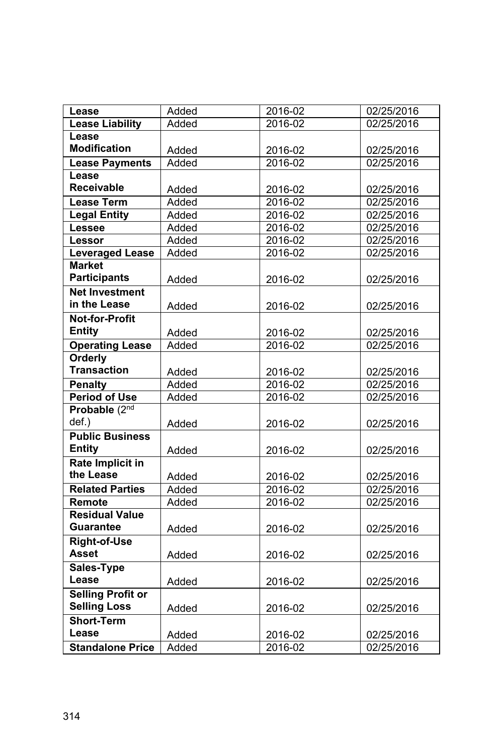| **Lease** | Added | 2016-02 | 02/25/2016 |
|---|---|---|---|
| **Lease Liability** | Added | 2016-02 | 02/25/2016 |
| **Lease Modification** | Added | 2016-02 | 02/25/2016 |
| **Lease Payments** | Added | 2016-02 | 02/25/2016 |
| **Lease Receivable** | Added | 2016-02 | 02/25/2016 |
| **Lease Term** | Added | 2016-02 | 02/25/2016 |
| **Legal Entity** | Added | 2016-02 | 02/25/2016 |
| **Lessee** | Added | 2016-02 | 02/25/2016 |
| **Lessor** | Added | 2016-02 | 02/25/2016 |
| **Leveraged Lease** | Added | 2016-02 | 02/25/2016 |
| **Market Participants** | Added | 2016-02 | 02/25/2016 |
| **Net Investment in the Lease** | Added | 2016-02 | 02/25/2016 |
| **Not-for-Profit Entity** | Added | 2016-02 | 02/25/2016 |
| **Operating Lease** | Added | 2016-02 | 02/25/2016 |
| **Orderly Transaction** | Added | 2016-02 | 02/25/2016 |
| **Penalty** | Added | 2016-02 | 02/25/2016 |
| **Period of Use** | Added | 2016-02 | 02/25/2016 |
| **Probable** (2nd def.) | Added | 2016-02 | 02/25/2016 |
| **Public Business Entity** | Added | 2016-02 | 02/25/2016 |
| **Rate Implicit in the Lease** | Added | 2016-02 | 02/25/2016 |
| **Related Parties** | Added | 2016-02 | 02/25/2016 |
| **Remote** | Added | 2016-02 | 02/25/2016 |
| **Residual Value Guarantee** | Added | 2016-02 | 02/25/2016 |
| **Right-of-Use Asset** | Added | 2016-02 | 02/25/2016 |
| **Sales-Type Lease** | Added | 2016-02 | 02/25/2016 |
| **Selling Profit or Selling Loss** | Added | 2016-02 | 02/25/2016 |
| **Short-Term Lease** | Added | 2016-02 | 02/25/2016 |
| **Standalone Price** | Added | 2016-02 | 02/25/2016 |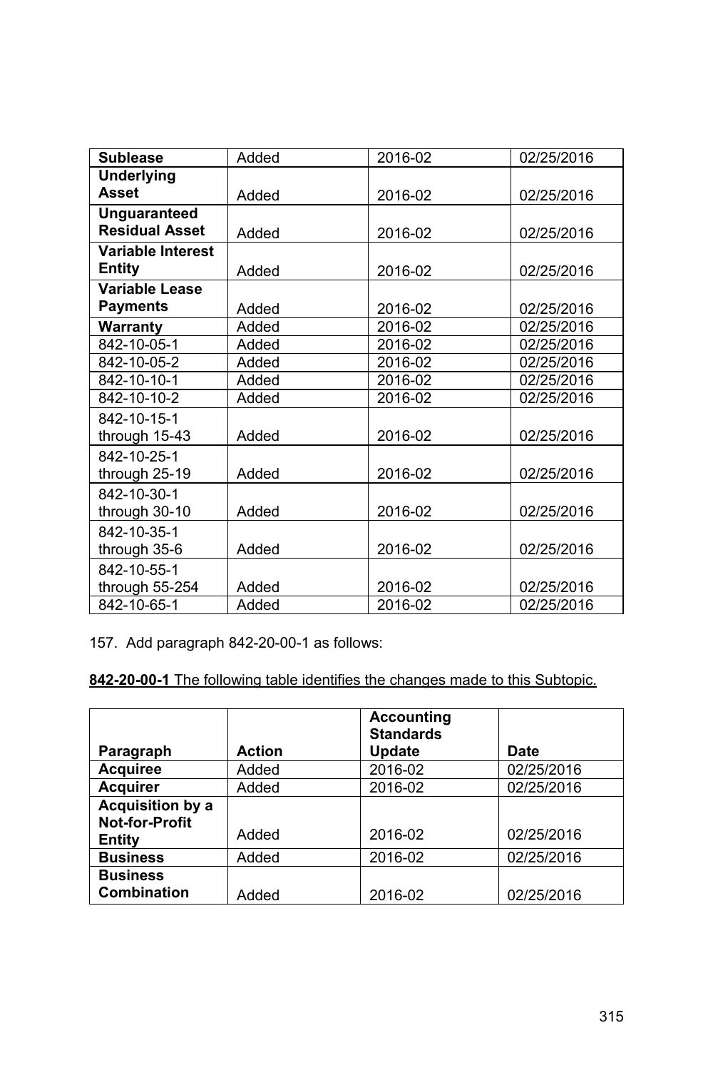| | | | |
|---|---|---|---|
| **Sublease** | Added | 2016-02 | 02/25/2016 |
| **Underlying Asset** | Added | 2016-02 | 02/25/2016 |
| **Unguaranteed Residual Asset** | Added | 2016-02 | 02/25/2016 |
| **Variable Interest Entity** | Added | 2016-02 | 02/25/2016 |
| **Variable Lease Payments** | Added | 2016-02 | 02/25/2016 |
| **Warranty** | Added | 2016-02 | 02/25/2016 |
| 842-10-05-1 | Added | 2016-02 | 02/25/2016 |
| 842-10-05-2 | Added | 2016-02 | 02/25/2016 |
| 842-10-10-1 | Added | 2016-02 | 02/25/2016 |
| 842-10-10-2 | Added | 2016-02 | 02/25/2016 |
| 842-10-15-1 through 15-43 | Added | 2016-02 | 02/25/2016 |
| 842-10-25-1 through 25-19 | Added | 2016-02 | 02/25/2016 |
| 842-10-30-1 through 30-10 | Added | 2016-02 | 02/25/2016 |
| 842-10-35-1 through 35-6 | Added | 2016-02 | 02/25/2016 |
| 842-10-55-1 through 55-254 | Added | 2016-02 | 02/25/2016 |
| 842-10-65-1 | Added | 2016-02 | 02/25/2016 |

157. Add paragraph 842-20-00-1 as follows:

**842-20-00-1** The following table identifies the changes made to this Subtopic.

| Paragraph | Action | Accounting Standards Update | Date |
|---|---|---|---|
| **Acquiree** | Added | 2016-02 | 02/25/2016 |
| **Acquirer** | Added | 2016-02 | 02/25/2016 |
| **Acquisition by a Not-for-Profit Entity** | Added | 2016-02 | 02/25/2016 |
| **Business** | Added | 2016-02 | 02/25/2016 |
| **Business Combination** | Added | 2016-02 | 02/25/2016 |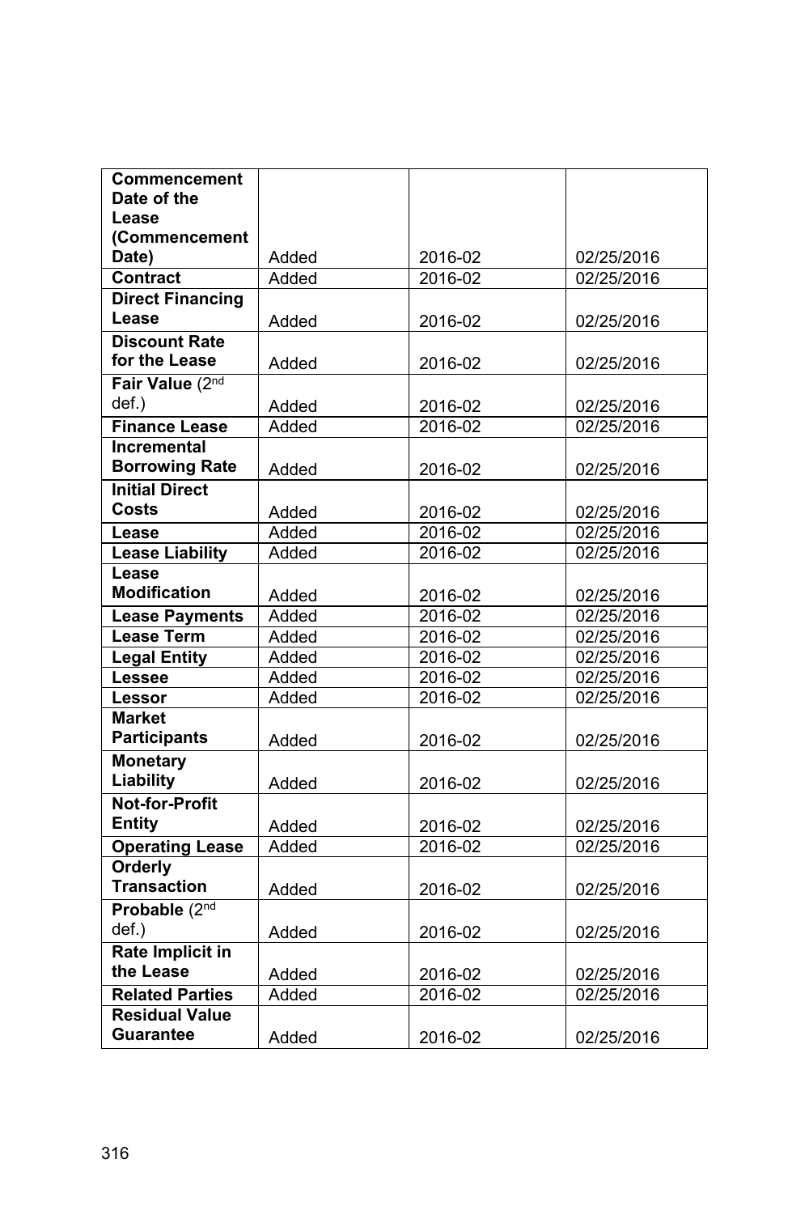| **Commencement Date of the Lease (Commencement Date)** | Added | 2016-02 | 02/25/2016 |
|---|---|---|---|
| **Contract** | Added | 2016-02 | 02/25/2016 |
| **Direct Financing Lease** | Added | 2016-02 | 02/25/2016 |
| **Discount Rate for the Lease** | Added | 2016-02 | 02/25/2016 |
| **Fair Value** (2nd def.) | Added | 2016-02 | 02/25/2016 |
| **Finance Lease** | Added | 2016-02 | 02/25/2016 |
| **Incremental Borrowing Rate** | Added | 2016-02 | 02/25/2016 |
| **Initial Direct Costs** | Added | 2016-02 | 02/25/2016 |
| **Lease** | Added | 2016-02 | 02/25/2016 |
| **Lease Liability** | Added | 2016-02 | 02/25/2016 |
| **Lease Modification** | Added | 2016-02 | 02/25/2016 |
| **Lease Payments** | Added | 2016-02 | 02/25/2016 |
| **Lease Term** | Added | 2016-02 | 02/25/2016 |
| **Legal Entity** | Added | 2016-02 | 02/25/2016 |
| **Lessee** | Added | 2016-02 | 02/25/2016 |
| **Lessor** | Added | 2016-02 | 02/25/2016 |
| **Market Participants** | Added | 2016-02 | 02/25/2016 |
| **Monetary Liability** | Added | 2016-02 | 02/25/2016 |
| **Not-for-Profit Entity** | Added | 2016-02 | 02/25/2016 |
| **Operating Lease** | Added | 2016-02 | 02/25/2016 |
| **Orderly Transaction** | Added | 2016-02 | 02/25/2016 |
| **Probable** (2nd def.) | Added | 2016-02 | 02/25/2016 |
| **Rate Implicit in the Lease** | Added | 2016-02 | 02/25/2016 |
| **Related Parties** | Added | 2016-02 | 02/25/2016 |
| **Residual Value Guarantee** | Added | 2016-02 | 02/25/2016 |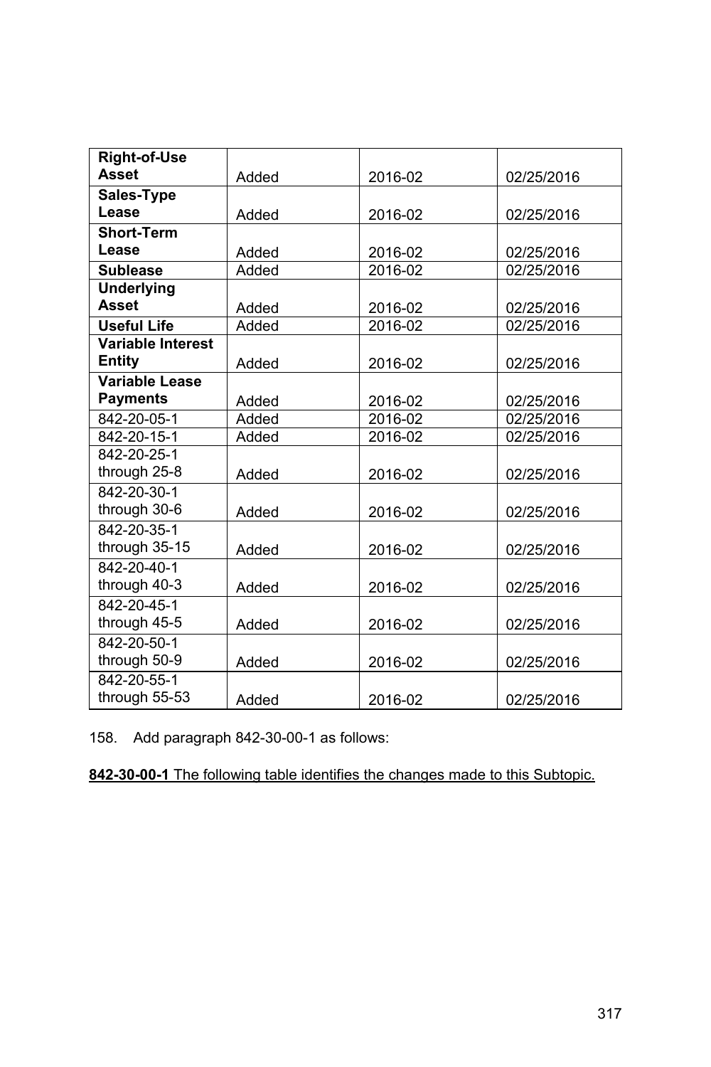| **Right-of-Use Asset** | Added | 2016-02 | 02/25/2016 |
|---|---|---|---|
| **Sales-Type Lease** | Added | 2016-02 | 02/25/2016 |
| **Short-Term Lease** | Added | 2016-02 | 02/25/2016 |
| **Sublease** | Added | 2016-02 | 02/25/2016 |
| **Underlying Asset** | Added | 2016-02 | 02/25/2016 |
| **Useful Life** | Added | 2016-02 | 02/25/2016 |
| **Variable Interest Entity** | Added | 2016-02 | 02/25/2016 |
| **Variable Lease Payments** | Added | 2016-02 | 02/25/2016 |
| 842-20-05-1 | Added | 2016-02 | 02/25/2016 |
| 842-20-15-1 | Added | 2016-02 | 02/25/2016 |
| 842-20-25-1 through 25-8 | Added | 2016-02 | 02/25/2016 |
| 842-20-30-1 through 30-6 | Added | 2016-02 | 02/25/2016 |
| 842-20-35-1 through 35-15 | Added | 2016-02 | 02/25/2016 |
| 842-20-40-1 through 40-3 | Added | 2016-02 | 02/25/2016 |
| 842-20-45-1 through 45-5 | Added | 2016-02 | 02/25/2016 |
| 842-20-50-1 through 50-9 | Added | 2016-02 | 02/25/2016 |
| 842-20-55-1 through 55-53 | Added | 2016-02 | 02/25/2016 |

158. Add paragraph 842-30-00-1 as follows:

**842-30-00-1** The following table identifies the changes made to this Subtopic.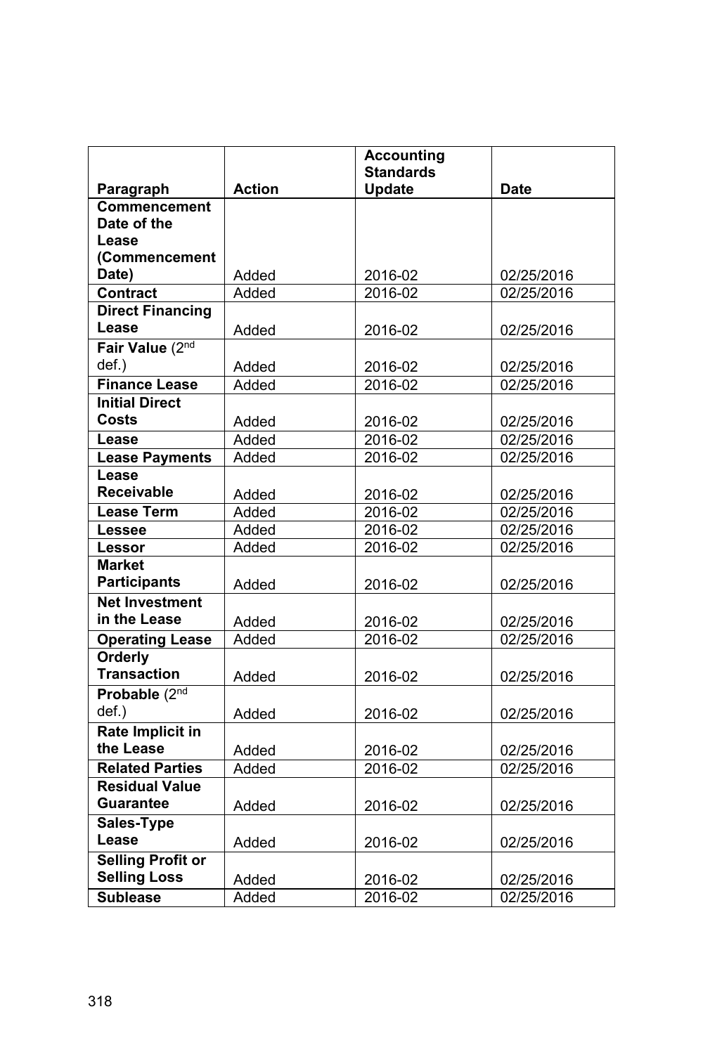| Paragraph | Action | Accounting Standards Update | Date |
|---|---|---|---|
| **Commencement Date of the Lease (Commencement Date)** | Added | 2016-02 | 02/25/2016 |
| **Contract** | Added | 2016-02 | 02/25/2016 |
| **Direct Financing Lease** | Added | 2016-02 | 02/25/2016 |
| **Fair Value** (2nd def.) | Added | 2016-02 | 02/25/2016 |
| **Finance Lease** | Added | 2016-02 | 02/25/2016 |
| **Initial Direct Costs** | Added | 2016-02 | 02/25/2016 |
| **Lease** | Added | 2016-02 | 02/25/2016 |
| **Lease Payments** | Added | 2016-02 | 02/25/2016 |
| **Lease Receivable** | Added | 2016-02 | 02/25/2016 |
| **Lease Term** | Added | 2016-02 | 02/25/2016 |
| **Lessee** | Added | 2016-02 | 02/25/2016 |
| **Lessor** | Added | 2016-02 | 02/25/2016 |
| **Market Participants** | Added | 2016-02 | 02/25/2016 |
| **Net Investment in the Lease** | Added | 2016-02 | 02/25/2016 |
| **Operating Lease** | Added | 2016-02 | 02/25/2016 |
| **Orderly Transaction** | Added | 2016-02 | 02/25/2016 |
| **Probable** (2nd def.) | Added | 2016-02 | 02/25/2016 |
| **Rate Implicit in the Lease** | Added | 2016-02 | 02/25/2016 |
| **Related Parties** | Added | 2016-02 | 02/25/2016 |
| **Residual Value Guarantee** | Added | 2016-02 | 02/25/2016 |
| **Sales-Type Lease** | Added | 2016-02 | 02/25/2016 |
| **Selling Profit or Selling Loss** | Added | 2016-02 | 02/25/2016 |
| **Sublease** | Added | 2016-02 | 02/25/2016 |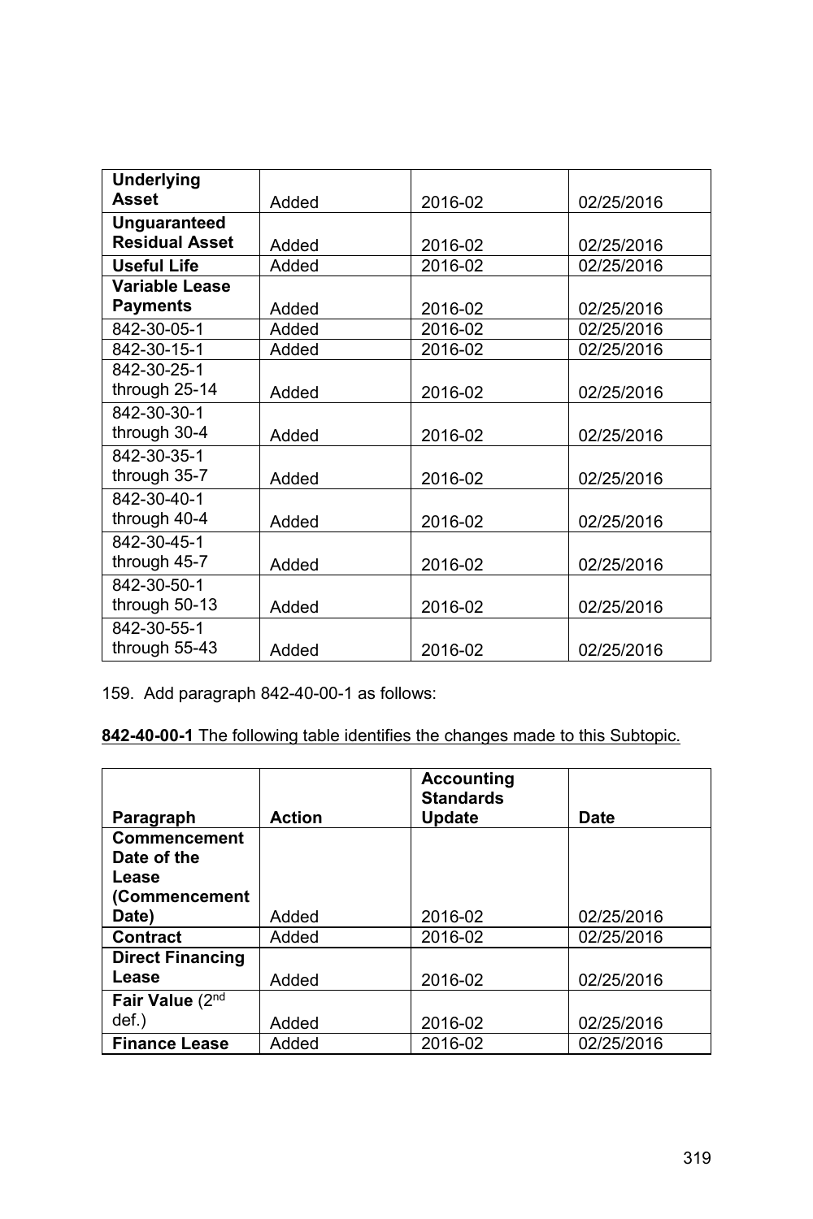| | | | |
|---|---|---|---|
| **Underlying Asset** | Added | 2016-02 | 02/25/2016 |
| **Unguaranteed Residual Asset** | Added | 2016-02 | 02/25/2016 |
| **Useful Life** | Added | 2016-02 | 02/25/2016 |
| **Variable Lease Payments** | Added | 2016-02 | 02/25/2016 |
| 842-30-05-1 | Added | 2016-02 | 02/25/2016 |
| 842-30-15-1 | Added | 2016-02 | 02/25/2016 |
| 842-30-25-1 through 25-14 | Added | 2016-02 | 02/25/2016 |
| 842-30-30-1 through 30-4 | Added | 2016-02 | 02/25/2016 |
| 842-30-35-1 through 35-7 | Added | 2016-02 | 02/25/2016 |
| 842-30-40-1 through 40-4 | Added | 2016-02 | 02/25/2016 |
| 842-30-45-1 through 45-7 | Added | 2016-02 | 02/25/2016 |
| 842-30-50-1 through 50-13 | Added | 2016-02 | 02/25/2016 |
| 842-30-55-1 through 55-43 | Added | 2016-02 | 02/25/2016 |

159. Add paragraph 842-40-00-1 as follows:

<u>**842-40-00-1** The following table identifies the changes made to this Subtopic.</u>

| Paragraph | Action | Accounting Standards Update | Date |
|---|---|---|---|
| **Commencement Date of the Lease (Commencement Date)** | Added | 2016-02 | 02/25/2016 |
| **Contract** | Added | 2016-02 | 02/25/2016 |
| **Direct Financing Lease** | Added | 2016-02 | 02/25/2016 |
| **Fair Value** (2nd def.) | Added | 2016-02 | 02/25/2016 |
| **Finance Lease** | Added | 2016-02 | 02/25/2016 |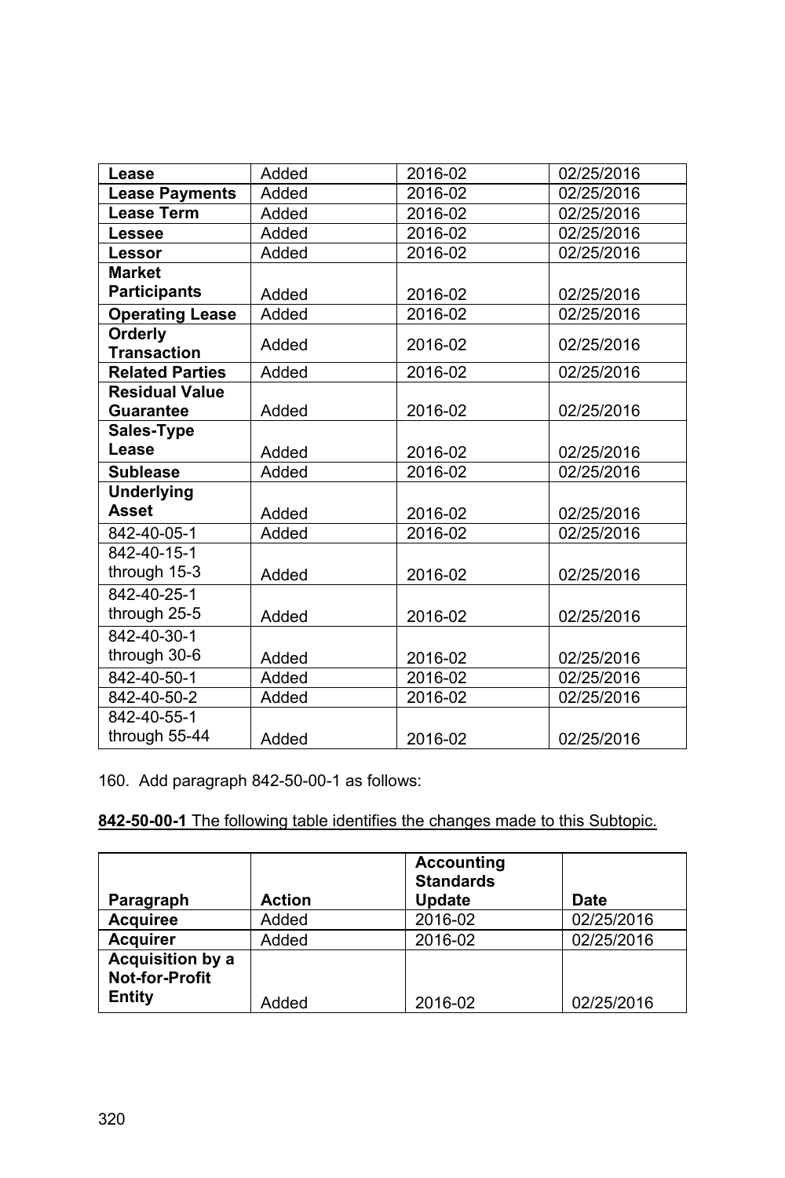| | | | |
|---|---|---|---|
| **Lease** | Added | 2016-02 | 02/25/2016 |
| **Lease Payments** | Added | 2016-02 | 02/25/2016 |
| **Lease Term** | Added | 2016-02 | 02/25/2016 |
| **Lessee** | Added | 2016-02 | 02/25/2016 |
| **Lessor** | Added | 2016-02 | 02/25/2016 |
| **Market Participants** | Added | 2016-02 | 02/25/2016 |
| **Operating Lease** | Added | 2016-02 | 02/25/2016 |
| **Orderly Transaction** | Added | 2016-02 | 02/25/2016 |
| **Related Parties** | Added | 2016-02 | 02/25/2016 |
| **Residual Value Guarantee** | Added | 2016-02 | 02/25/2016 |
| **Sales-Type Lease** | Added | 2016-02 | 02/25/2016 |
| **Sublease** | Added | 2016-02 | 02/25/2016 |
| **Underlying Asset** | Added | 2016-02 | 02/25/2016 |
| 842-40-05-1 | Added | 2016-02 | 02/25/2016 |
| 842-40-15-1 through 15-3 | Added | 2016-02 | 02/25/2016 |
| 842-40-25-1 through 25-5 | Added | 2016-02 | 02/25/2016 |
| 842-40-30-1 through 30-6 | Added | 2016-02 | 02/25/2016 |
| 842-40-50-1 | Added | 2016-02 | 02/25/2016 |
| 842-40-50-2 | Added | 2016-02 | 02/25/2016 |
| 842-40-55-1 through 55-44 | Added | 2016-02 | 02/25/2016 |

160. Add paragraph 842-50-00-1 as follows:

**842-50-00-1** The following table identifies the changes made to this Subtopic.

| Paragraph | Action | Accounting Standards Update | Date |
|---|---|---|---|
| **Acquiree** | Added | 2016-02 | 02/25/2016 |
| **Acquirer** | Added | 2016-02 | 02/25/2016 |
| **Acquisition by a Not-for-Profit Entity** | Added | 2016-02 | 02/25/2016 |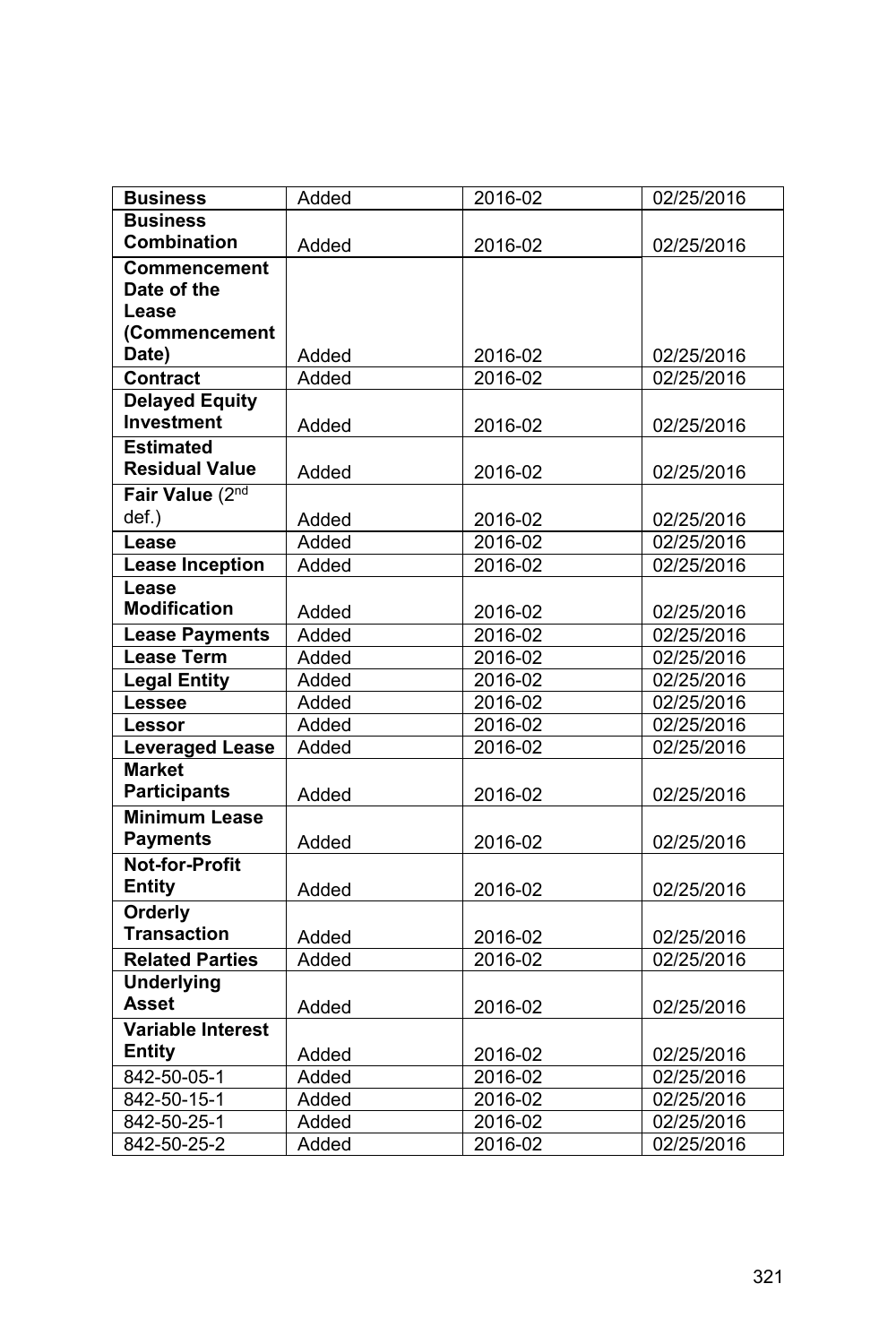| **Business** | Added | 2016-02 | 02/25/2016 |
|---|---|---|---|
| **Business Combination** | Added | 2016-02 | 02/25/2016 |
| **Commencement Date of the Lease (Commencement Date)** | Added | 2016-02 | 02/25/2016 |
| **Contract** | Added | 2016-02 | 02/25/2016 |
| **Delayed Equity Investment** | Added | 2016-02 | 02/25/2016 |
| **Estimated Residual Value** | Added | 2016-02 | 02/25/2016 |
| **Fair Value** (2nd def.) | Added | 2016-02 | 02/25/2016 |
| **Lease** | Added | 2016-02 | 02/25/2016 |
| **Lease Inception** | Added | 2016-02 | 02/25/2016 |
| **Lease Modification** | Added | 2016-02 | 02/25/2016 |
| **Lease Payments** | Added | 2016-02 | 02/25/2016 |
| **Lease Term** | Added | 2016-02 | 02/25/2016 |
| **Legal Entity** | Added | 2016-02 | 02/25/2016 |
| **Lessee** | Added | 2016-02 | 02/25/2016 |
| **Lessor** | Added | 2016-02 | 02/25/2016 |
| **Leveraged Lease** | Added | 2016-02 | 02/25/2016 |
| **Market Participants** | Added | 2016-02 | 02/25/2016 |
| **Minimum Lease Payments** | Added | 2016-02 | 02/25/2016 |
| **Not-for-Profit Entity** | Added | 2016-02 | 02/25/2016 |
| **Orderly Transaction** | Added | 2016-02 | 02/25/2016 |
| **Related Parties** | Added | 2016-02 | 02/25/2016 |
| **Underlying Asset** | Added | 2016-02 | 02/25/2016 |
| **Variable Interest Entity** | Added | 2016-02 | 02/25/2016 |
| 842-50-05-1 | Added | 2016-02 | 02/25/2016 |
| 842-50-15-1 | Added | 2016-02 | 02/25/2016 |
| 842-50-25-1 | Added | 2016-02 | 02/25/2016 |
| 842-50-25-2 | Added | 2016-02 | 02/25/2016 |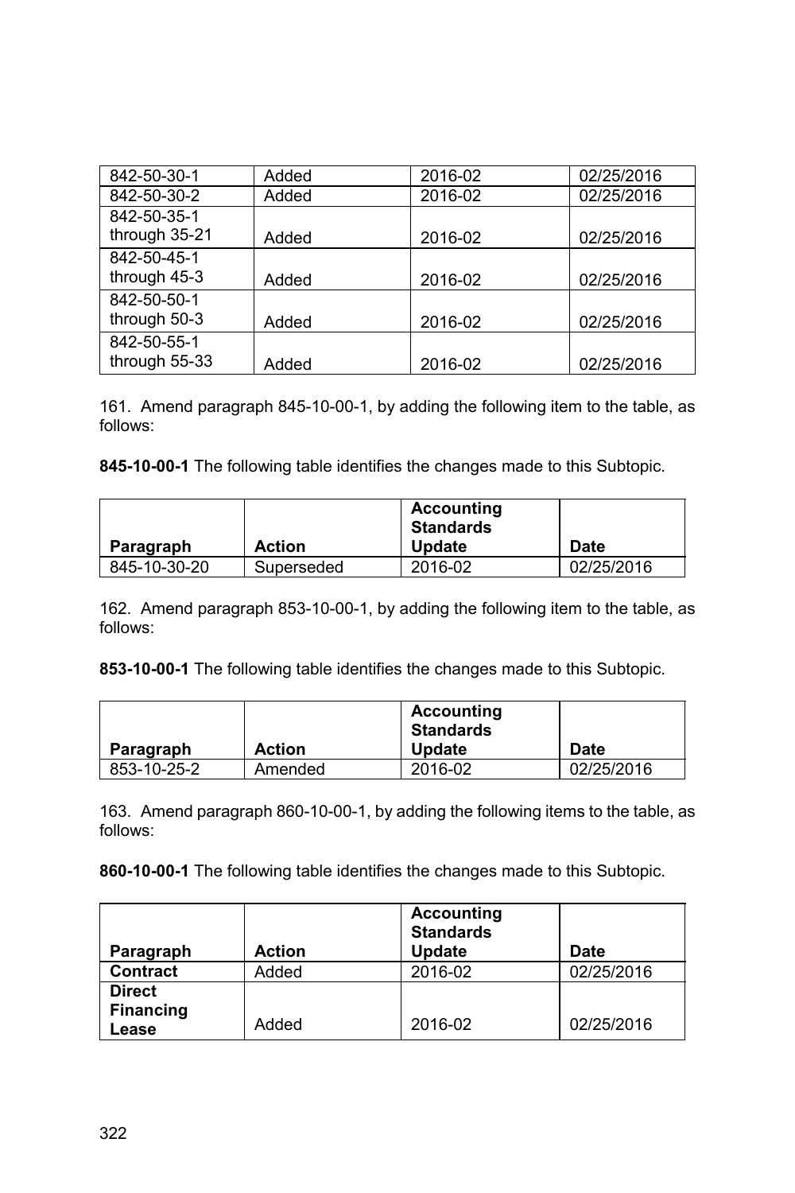| | | | |
|---|---|---|---|
| 842-50-30-1 | Added | 2016-02 | 02/25/2016 |
| 842-50-30-2 | Added | 2016-02 | 02/25/2016 |
| 842-50-35-1 through 35-21 | Added | 2016-02 | 02/25/2016 |
| 842-50-45-1 through 45-3 | Added | 2016-02 | 02/25/2016 |
| 842-50-50-1 through 50-3 | Added | 2016-02 | 02/25/2016 |
| 842-50-55-1 through 55-33 | Added | 2016-02 | 02/25/2016 |

161. Amend paragraph 845-10-00-1, by adding the following item to the table, as follows:

**845-10-00-1** The following table identifies the changes made to this Subtopic.

| Paragraph | Action | Accounting Standards Update | Date |
|---|---|---|---|
| 845-10-30-20 | Superseded | 2016-02 | 02/25/2016 |

162. Amend paragraph 853-10-00-1, by adding the following item to the table, as follows:

**853-10-00-1** The following table identifies the changes made to this Subtopic.

| Paragraph | Action | Accounting Standards Update | Date |
|---|---|---|---|
| 853-10-25-2 | Amended | 2016-02 | 02/25/2016 |

163. Amend paragraph 860-10-00-1, by adding the following items to the table, as follows:

**860-10-00-1** The following table identifies the changes made to this Subtopic.

| Paragraph | Action | Accounting Standards Update | Date |
|---|---|---|---|
| **Contract** | Added | 2016-02 | 02/25/2016 |
| **Direct Financing Lease** | Added | 2016-02 | 02/25/2016 |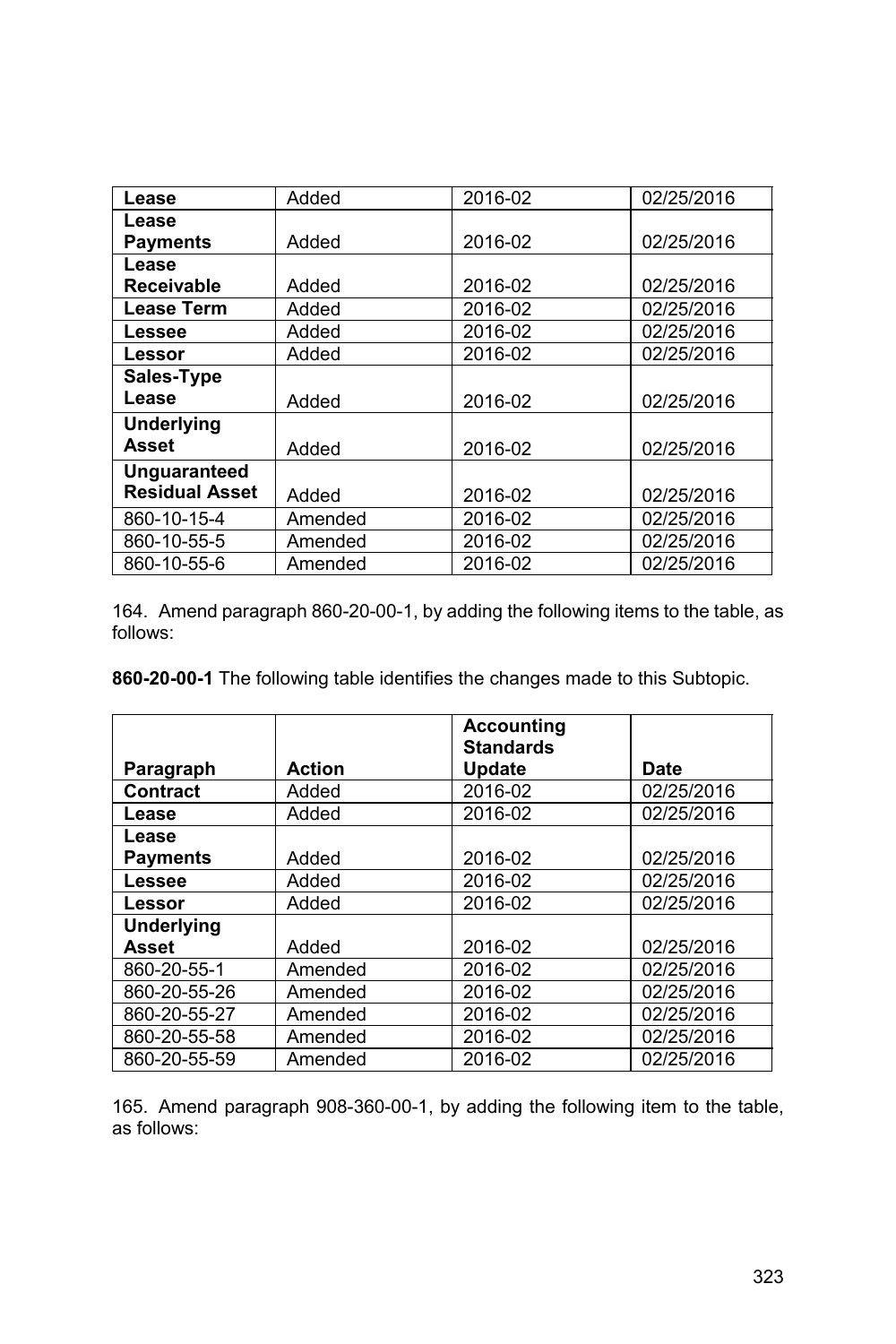| | | | |
|---|---|---|---|
| **Lease** | Added | 2016-02 | 02/25/2016 |
| **Lease Payments** | Added | 2016-02 | 02/25/2016 |
| **Lease Receivable** | Added | 2016-02 | 02/25/2016 |
| **Lease Term** | Added | 2016-02 | 02/25/2016 |
| **Lessee** | Added | 2016-02 | 02/25/2016 |
| **Lessor** | Added | 2016-02 | 02/25/2016 |
| **Sales-Type Lease** | Added | 2016-02 | 02/25/2016 |
| **Underlying Asset** | Added | 2016-02 | 02/25/2016 |
| **Unguaranteed Residual Asset** | Added | 2016-02 | 02/25/2016 |
| 860-10-15-4 | Amended | 2016-02 | 02/25/2016 |
| 860-10-55-5 | Amended | 2016-02 | 02/25/2016 |
| 860-10-55-6 | Amended | 2016-02 | 02/25/2016 |

164. Amend paragraph 860-20-00-1, by adding the following items to the table, as follows:

**860-20-00-1** The following table identifies the changes made to this Subtopic.

| Paragraph | Action | Accounting Standards Update | Date |
|---|---|---|---|
| **Contract** | Added | 2016-02 | 02/25/2016 |
| **Lease** | Added | 2016-02 | 02/25/2016 |
| **Lease Payments** | Added | 2016-02 | 02/25/2016 |
| **Lessee** | Added | 2016-02 | 02/25/2016 |
| **Lessor** | Added | 2016-02 | 02/25/2016 |
| **Underlying Asset** | Added | 2016-02 | 02/25/2016 |
| 860-20-55-1 | Amended | 2016-02 | 02/25/2016 |
| 860-20-55-26 | Amended | 2016-02 | 02/25/2016 |
| 860-20-55-27 | Amended | 2016-02 | 02/25/2016 |
| 860-20-55-58 | Amended | 2016-02 | 02/25/2016 |
| 860-20-55-59 | Amended | 2016-02 | 02/25/2016 |

165. Amend paragraph 908-360-00-1, by adding the following item to the table, as follows: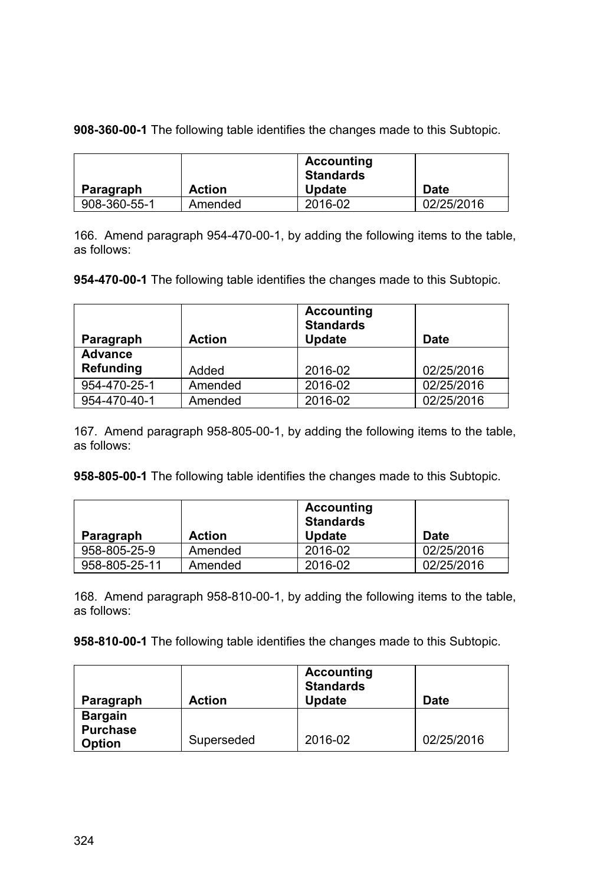**908-360-00-1** The following table identifies the changes made to this Subtopic.

| Paragraph | Action | Accounting Standards Update | Date |
|---|---|---|---|
| 908-360-55-1 | Amended | 2016-02 | 02/25/2016 |

166. Amend paragraph 954-470-00-1, by adding the following items to the table, as follows:

**954-470-00-1** The following table identifies the changes made to this Subtopic.

| Paragraph | Action | Accounting Standards Update | Date |
|---|---|---|---|
| **Advance Refunding** | Added | 2016-02 | 02/25/2016 |
| 954-470-25-1 | Amended | 2016-02 | 02/25/2016 |
| 954-470-40-1 | Amended | 2016-02 | 02/25/2016 |

167. Amend paragraph 958-805-00-1, by adding the following items to the table, as follows:

**958-805-00-1** The following table identifies the changes made to this Subtopic.

| Paragraph | Action | Accounting Standards Update | Date |
|---|---|---|---|
| 958-805-25-9 | Amended | 2016-02 | 02/25/2016 |
| 958-805-25-11 | Amended | 2016-02 | 02/25/2016 |

168. Amend paragraph 958-810-00-1, by adding the following items to the table, as follows:

**958-810-00-1** The following table identifies the changes made to this Subtopic.

| Paragraph | Action | Accounting Standards Update | Date |
|---|---|---|---|
| **Bargain Purchase Option** | Superseded | 2016-02 | 02/25/2016 |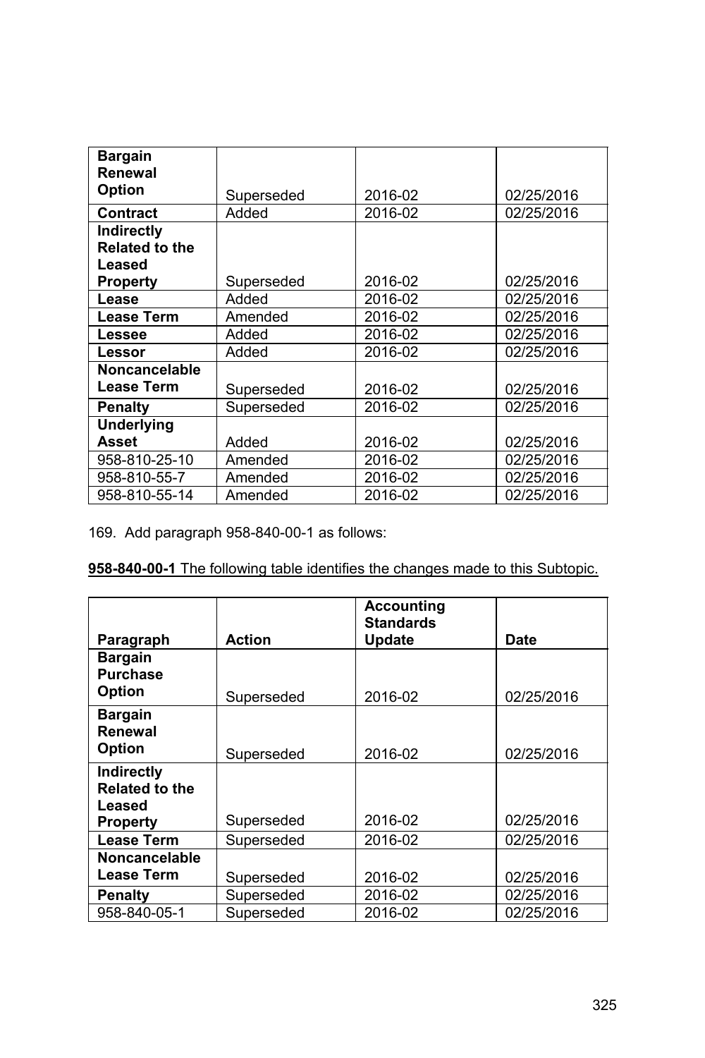| | | | |
|---|---|---|---|
| **Bargain Renewal Option** | Superseded | 2016-02 | 02/25/2016 |
| **Contract** | Added | 2016-02 | 02/25/2016 |
| **Indirectly Related to the Leased Property** | Superseded | 2016-02 | 02/25/2016 |
| **Lease** | Added | 2016-02 | 02/25/2016 |
| **Lease Term** | Amended | 2016-02 | 02/25/2016 |
| **Lessee** | Added | 2016-02 | 02/25/2016 |
| **Lessor** | Added | 2016-02 | 02/25/2016 |
| **Noncancelable Lease Term** | Superseded | 2016-02 | 02/25/2016 |
| **Penalty** | Superseded | 2016-02 | 02/25/2016 |
| **Underlying Asset** | Added | 2016-02 | 02/25/2016 |
| 958-810-25-10 | Amended | 2016-02 | 02/25/2016 |
| 958-810-55-7 | Amended | 2016-02 | 02/25/2016 |
| 958-810-55-14 | Amended | 2016-02 | 02/25/2016 |

169. Add paragraph 958-840-00-1 as follows:

**958-840-00-1** The following table identifies the changes made to this Subtopic.

| **Paragraph** | **Action** | **Accounting Standards Update** | **Date** |
|---|---|---|---|
| **Bargain Purchase Option** | Superseded | 2016-02 | 02/25/2016 |
| **Bargain Renewal Option** | Superseded | 2016-02 | 02/25/2016 |
| **Indirectly Related to the Leased Property** | Superseded | 2016-02 | 02/25/2016 |
| **Lease Term** | Superseded | 2016-02 | 02/25/2016 |
| **Noncancelable Lease Term** | Superseded | 2016-02 | 02/25/2016 |
| **Penalty** | Superseded | 2016-02 | 02/25/2016 |
| 958-840-05-1 | Superseded | 2016-02 | 02/25/2016 |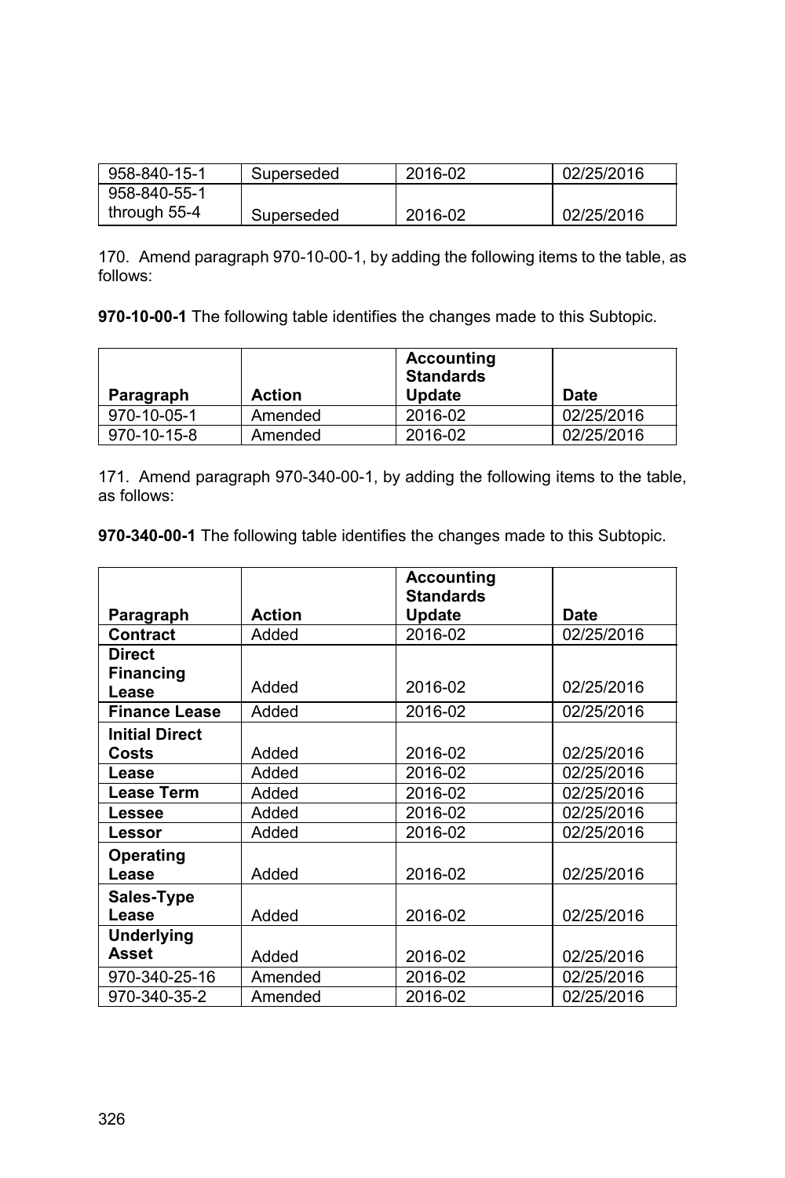| 958-840-15-1 | Superseded | 2016-02 | 02/25/2016 |
|---|---|---|---|
| 958-840-55-1 through 55-4 | Superseded | 2016-02 | 02/25/2016 |

170. Amend paragraph 970-10-00-1, by adding the following items to the table, as follows:

**970-10-00-1** The following table identifies the changes made to this Subtopic.

| Paragraph | Action | Accounting Standards Update | Date |
|---|---|---|---|
| 970-10-05-1 | Amended | 2016-02 | 02/25/2016 |
| 970-10-15-8 | Amended | 2016-02 | 02/25/2016 |

171. Amend paragraph 970-340-00-1, by adding the following items to the table, as follows:

**970-340-00-1** The following table identifies the changes made to this Subtopic.

| Paragraph | Action | Accounting Standards Update | Date |
|---|---|---|---|
| **Contract** | Added | 2016-02 | 02/25/2016 |
| **Direct Financing Lease** | Added | 2016-02 | 02/25/2016 |
| **Finance Lease** | Added | 2016-02 | 02/25/2016 |
| **Initial Direct Costs** | Added | 2016-02 | 02/25/2016 |
| **Lease** | Added | 2016-02 | 02/25/2016 |
| **Lease Term** | Added | 2016-02 | 02/25/2016 |
| **Lessee** | Added | 2016-02 | 02/25/2016 |
| **Lessor** | Added | 2016-02 | 02/25/2016 |
| **Operating Lease** | Added | 2016-02 | 02/25/2016 |
| **Sales-Type Lease** | Added | 2016-02 | 02/25/2016 |
| **Underlying Asset** | Added | 2016-02 | 02/25/2016 |
| 970-340-25-16 | Amended | 2016-02 | 02/25/2016 |
| 970-340-35-2 | Amended | 2016-02 | 02/25/2016 |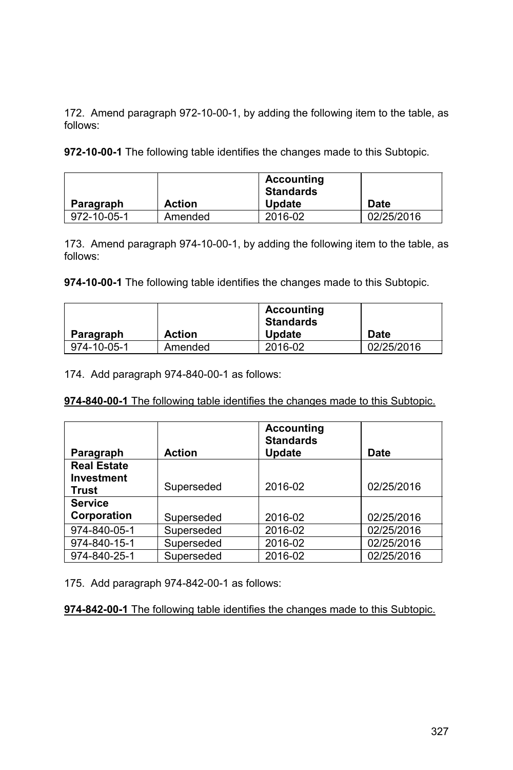172. Amend paragraph 972-10-00-1, by adding the following item to the table, as follows:

**972-10-00-1** The following table identifies the changes made to this Subtopic.

| Paragraph | Action | Accounting Standards Update | Date |
|---|---|---|---|
| 972-10-05-1 | Amended | 2016-02 | 02/25/2016 |

173. Amend paragraph 974-10-00-1, by adding the following item to the table, as follows:

**974-10-00-1** The following table identifies the changes made to this Subtopic.

| Paragraph | Action | Accounting Standards Update | Date |
|---|---|---|---|
| 974-10-05-1 | Amended | 2016-02 | 02/25/2016 |

174. Add paragraph 974-840-00-1 as follows:

<u>**974-840-00-1** The following table identifies the changes made to this Subtopic.</u>

| Paragraph | Action | Accounting Standards Update | Date |
|---|---|---|---|
| **Real Estate Investment Trust** | Superseded | 2016-02 | 02/25/2016 |
| **Service Corporation** | Superseded | 2016-02 | 02/25/2016 |
| 974-840-05-1 | Superseded | 2016-02 | 02/25/2016 |
| 974-840-15-1 | Superseded | 2016-02 | 02/25/2016 |
| 974-840-25-1 | Superseded | 2016-02 | 02/25/2016 |

175. Add paragraph 974-842-00-1 as follows:

<u>**974-842-00-1** The following table identifies the changes made to this Subtopic.</u>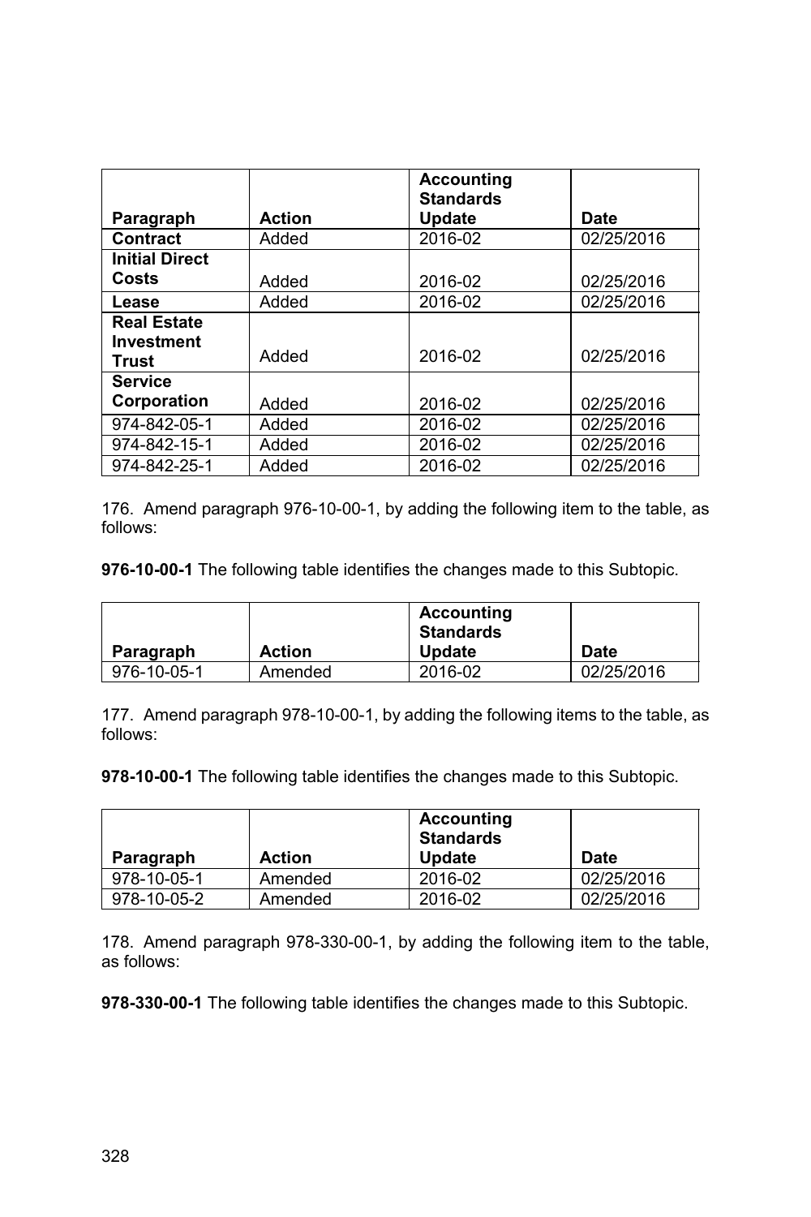| Paragraph | Action | Accounting Standards Update | Date |
|---|---|---|---|
| **Contract** | Added | 2016-02 | 02/25/2016 |
| **Initial Direct Costs** | Added | 2016-02 | 02/25/2016 |
| **Lease** | Added | 2016-02 | 02/25/2016 |
| **Real Estate Investment Trust** | Added | 2016-02 | 02/25/2016 |
| **Service Corporation** | Added | 2016-02 | 02/25/2016 |
| 974-842-05-1 | Added | 2016-02 | 02/25/2016 |
| 974-842-15-1 | Added | 2016-02 | 02/25/2016 |
| 974-842-25-1 | Added | 2016-02 | 02/25/2016 |

176. Amend paragraph 976-10-00-1, by adding the following item to the table, as follows:

**976-10-00-1** The following table identifies the changes made to this Subtopic.

| Paragraph | Action | Accounting Standards Update | Date |
|---|---|---|---|
| 976-10-05-1 | Amended | 2016-02 | 02/25/2016 |

177. Amend paragraph 978-10-00-1, by adding the following items to the table, as follows:

**978-10-00-1** The following table identifies the changes made to this Subtopic.

| Paragraph | Action | Accounting Standards Update | Date |
|---|---|---|---|
| 978-10-05-1 | Amended | 2016-02 | 02/25/2016 |
| 978-10-05-2 | Amended | 2016-02 | 02/25/2016 |

178. Amend paragraph 978-330-00-1, by adding the following item to the table, as follows:

**978-330-00-1** The following table identifies the changes made to this Subtopic.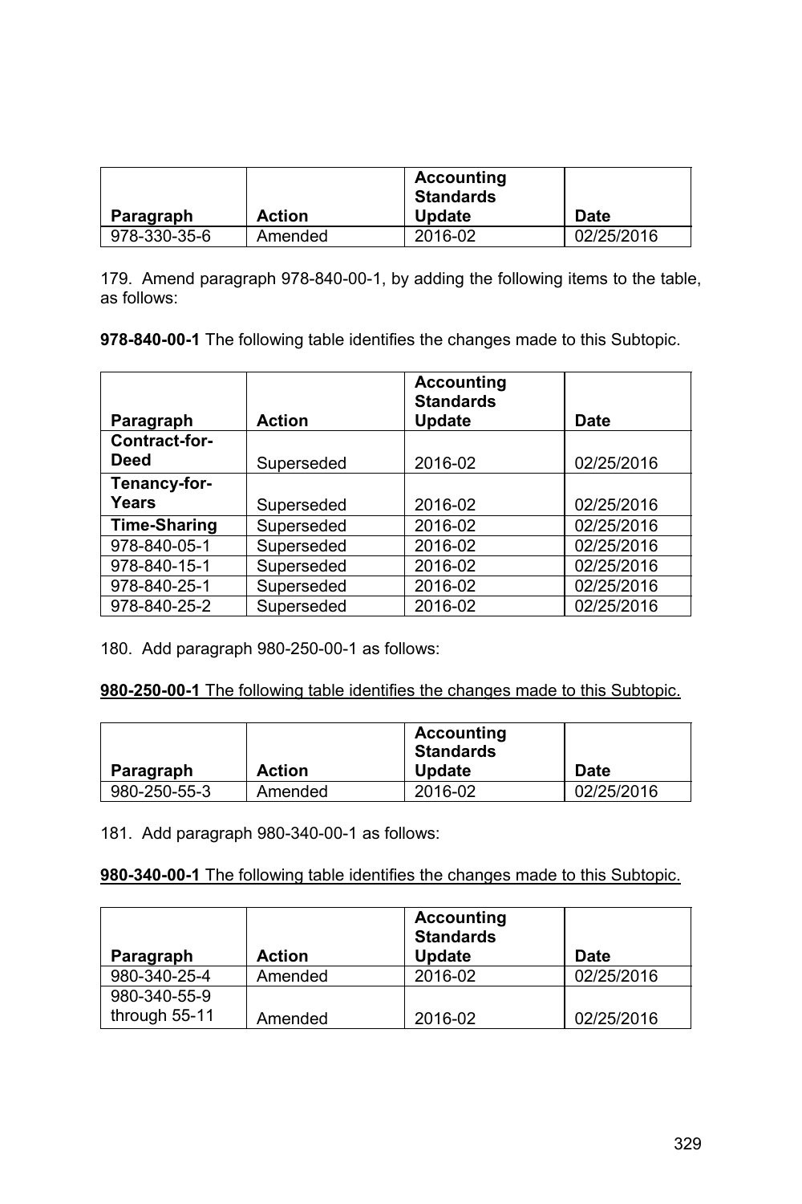| Paragraph | Action | Accounting Standards Update | Date |
|---|---|---|---|
| 978-330-35-6 | Amended | 2016-02 | 02/25/2016 |

179. Amend paragraph 978-840-00-1, by adding the following items to the table, as follows:

**978-840-00-1** The following table identifies the changes made to this Subtopic.

| Paragraph | Action | Accounting Standards Update | Date |
|---|---|---|---|
| **Contract-for-Deed** | Superseded | 2016-02 | 02/25/2016 |
| **Tenancy-for-Years** | Superseded | 2016-02 | 02/25/2016 |
| **Time-Sharing** | Superseded | 2016-02 | 02/25/2016 |
| 978-840-05-1 | Superseded | 2016-02 | 02/25/2016 |
| 978-840-15-1 | Superseded | 2016-02 | 02/25/2016 |
| 978-840-25-1 | Superseded | 2016-02 | 02/25/2016 |
| 978-840-25-2 | Superseded | 2016-02 | 02/25/2016 |

180. Add paragraph 980-250-00-1 as follows:

<u>**980-250-00-1** The following table identifies the changes made to this Subtopic.</u>

| Paragraph | Action | Accounting Standards Update | Date |
|---|---|---|---|
| 980-250-55-3 | Amended | 2016-02 | 02/25/2016 |

181. Add paragraph 980-340-00-1 as follows:

<u>**980-340-00-1** The following table identifies the changes made to this Subtopic.</u>

| Paragraph | Action | Accounting Standards Update | Date |
|---|---|---|---|
| 980-340-25-4 | Amended | 2016-02 | 02/25/2016 |
| 980-340-55-9 through 55-11 | Amended | 2016-02 | 02/25/2016 |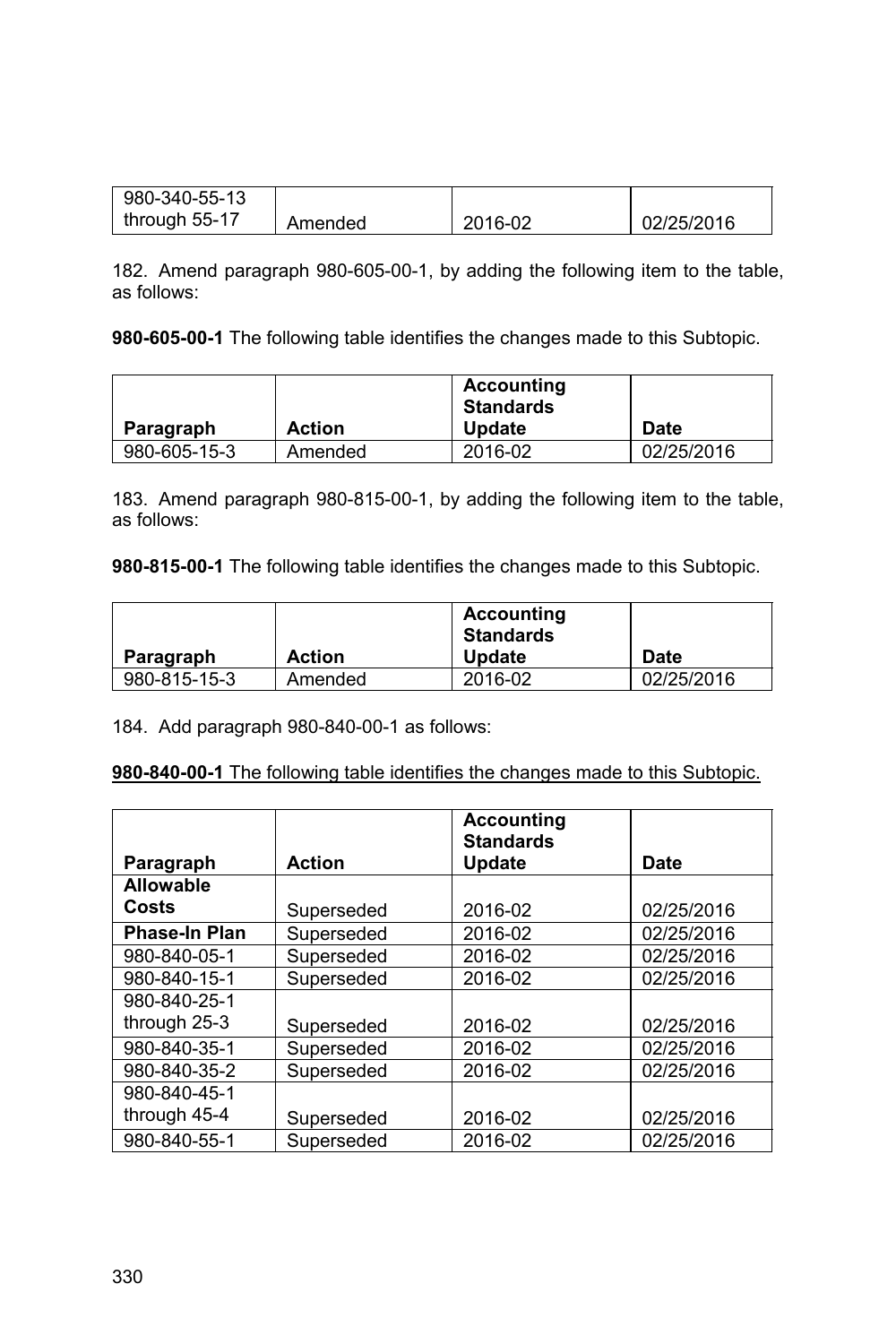| 980-340-55-13 through 55-17 | Amended | 2016-02 | 02/25/2016 |
|---|---|---|---|

182. Amend paragraph 980-605-00-1, by adding the following item to the table, as follows:

**980-605-00-1** The following table identifies the changes made to this Subtopic.

| Paragraph | Action | Accounting Standards Update | Date |
|---|---|---|---|
| 980-605-15-3 | Amended | 2016-02 | 02/25/2016 |

183. Amend paragraph 980-815-00-1, by adding the following item to the table, as follows:

**980-815-00-1** The following table identifies the changes made to this Subtopic.

| Paragraph | Action | Accounting Standards Update | Date |
|---|---|---|---|
| 980-815-15-3 | Amended | 2016-02 | 02/25/2016 |

184. Add paragraph 980-840-00-1 as follows:

<u>**980-840-00-1** The following table identifies the changes made to this Subtopic.</u>

| Paragraph | Action | Accounting Standards Update | Date |
|---|---|---|---|
| **Allowable Costs** | Superseded | 2016-02 | 02/25/2016 |
| **Phase-In Plan** | Superseded | 2016-02 | 02/25/2016 |
| 980-840-05-1 | Superseded | 2016-02 | 02/25/2016 |
| 980-840-15-1 | Superseded | 2016-02 | 02/25/2016 |
| 980-840-25-1 through 25-3 | Superseded | 2016-02 | 02/25/2016 |
| 980-840-35-1 | Superseded | 2016-02 | 02/25/2016 |
| 980-840-35-2 | Superseded | 2016-02 | 02/25/2016 |
| 980-840-45-1 through 45-4 | Superseded | 2016-02 | 02/25/2016 |
| 980-840-55-1 | Superseded | 2016-02 | 02/25/2016 |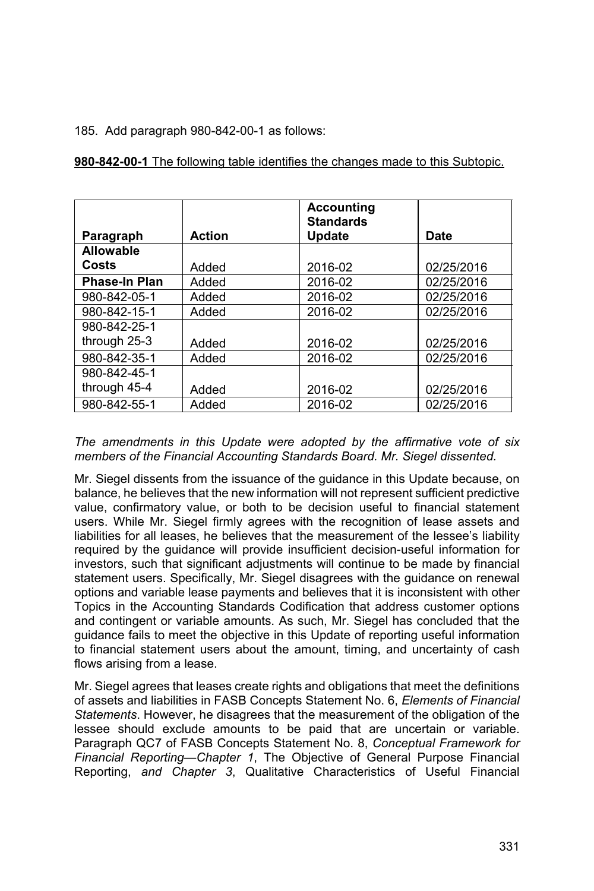185. Add paragraph 980-842-00-1 as follows:

**980-842-00-1** The following table identifies the changes made to this Subtopic.

| Paragraph | Action | Accounting Standards Update | Date |
|---|---|---|---|
| **Allowable Costs** | Added | 2016-02 | 02/25/2016 |
| **Phase-In Plan** | Added | 2016-02 | 02/25/2016 |
| 980-842-05-1 | Added | 2016-02 | 02/25/2016 |
| 980-842-15-1 | Added | 2016-02 | 02/25/2016 |
| 980-842-25-1 through 25-3 | Added | 2016-02 | 02/25/2016 |
| 980-842-35-1 | Added | 2016-02 | 02/25/2016 |
| 980-842-45-1 through 45-4 | Added | 2016-02 | 02/25/2016 |
| 980-842-55-1 | Added | 2016-02 | 02/25/2016 |

*The amendments in this Update were adopted by the affirmative vote of six members of the Financial Accounting Standards Board. Mr. Siegel dissented.*

Mr. Siegel dissents from the issuance of the guidance in this Update because, on balance, he believes that the new information will not represent sufficient predictive value, confirmatory value, or both to be decision useful to financial statement users. While Mr. Siegel firmly agrees with the recognition of lease assets and liabilities for all leases, he believes that the measurement of the lessee's liability required by the guidance will provide insufficient decision-useful information for investors, such that significant adjustments will continue to be made by financial statement users. Specifically, Mr. Siegel disagrees with the guidance on renewal options and variable lease payments and believes that it is inconsistent with other Topics in the Accounting Standards Codification that address customer options and contingent or variable amounts. As such, Mr. Siegel has concluded that the guidance fails to meet the objective in this Update of reporting useful information to financial statement users about the amount, timing, and uncertainty of cash flows arising from a lease.

Mr. Siegel agrees that leases create rights and obligations that meet the definitions of assets and liabilities in FASB Concepts Statement No. 6, *Elements of Financial Statements*. However, he disagrees that the measurement of the obligation of the lessee should exclude amounts to be paid that are uncertain or variable. Paragraph QC7 of FASB Concepts Statement No. 8, *Conceptual Framework for Financial Reporting—Chapter 1*, The Objective of General Purpose Financial Reporting, *and Chapter 3*, Qualitative Characteristics of Useful Financial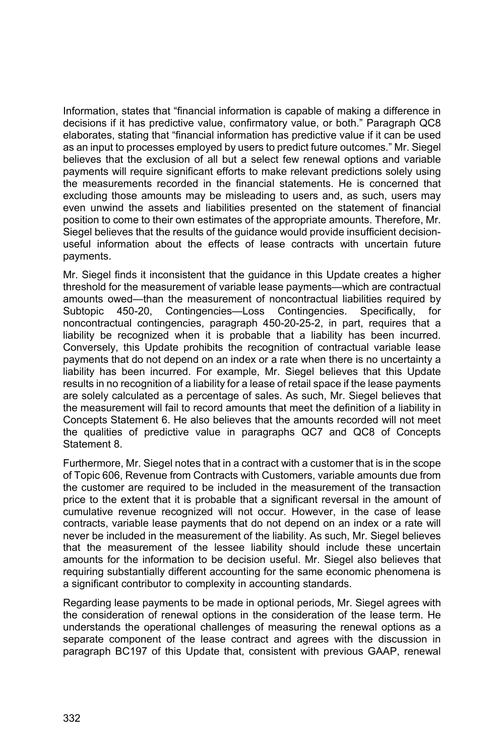Information, states that “financial information is capable of making a difference in decisions if it has predictive value, confirmatory value, or both.” Paragraph QC8 elaborates, stating that “financial information has predictive value if it can be used as an input to processes employed by users to predict future outcomes.” Mr. Siegel believes that the exclusion of all but a select few renewal options and variable payments will require significant efforts to make relevant predictions solely using the measurements recorded in the financial statements. He is concerned that excluding those amounts may be misleading to users and, as such, users may even unwind the assets and liabilities presented on the statement of financial position to come to their own estimates of the appropriate amounts. Therefore, Mr. Siegel believes that the results of the guidance would provide insufficient decision-useful information about the effects of lease contracts with uncertain future payments.

Mr. Siegel finds it inconsistent that the guidance in this Update creates a higher threshold for the measurement of variable lease payments—which are contractual amounts owed—than the measurement of noncontractual liabilities required by Subtopic 450-20, Contingencies—Loss Contingencies. Specifically, for noncontractual contingencies, paragraph 450-20-25-2, in part, requires that a liability be recognized when it is probable that a liability has been incurred. Conversely, this Update prohibits the recognition of contractual variable lease payments that do not depend on an index or a rate when there is no uncertainty a liability has been incurred. For example, Mr. Siegel believes that this Update results in no recognition of a liability for a lease of retail space if the lease payments are solely calculated as a percentage of sales. As such, Mr. Siegel believes that the measurement will fail to record amounts that meet the definition of a liability in Concepts Statement 6. He also believes that the amounts recorded will not meet the qualities of predictive value in paragraphs QC7 and QC8 of Concepts Statement 8.

Furthermore, Mr. Siegel notes that in a contract with a customer that is in the scope of Topic 606, Revenue from Contracts with Customers, variable amounts due from the customer are required to be included in the measurement of the transaction price to the extent that it is probable that a significant reversal in the amount of cumulative revenue recognized will not occur. However, in the case of lease contracts, variable lease payments that do not depend on an index or a rate will never be included in the measurement of the liability. As such, Mr. Siegel believes that the measurement of the lessee liability should include these uncertain amounts for the information to be decision useful. Mr. Siegel also believes that requiring substantially different accounting for the same economic phenomena is a significant contributor to complexity in accounting standards.

Regarding lease payments to be made in optional periods, Mr. Siegel agrees with the consideration of renewal options in the consideration of the lease term. He understands the operational challenges of measuring the renewal options as a separate component of the lease contract and agrees with the discussion in paragraph BC197 of this Update that, consistent with previous GAAP, renewal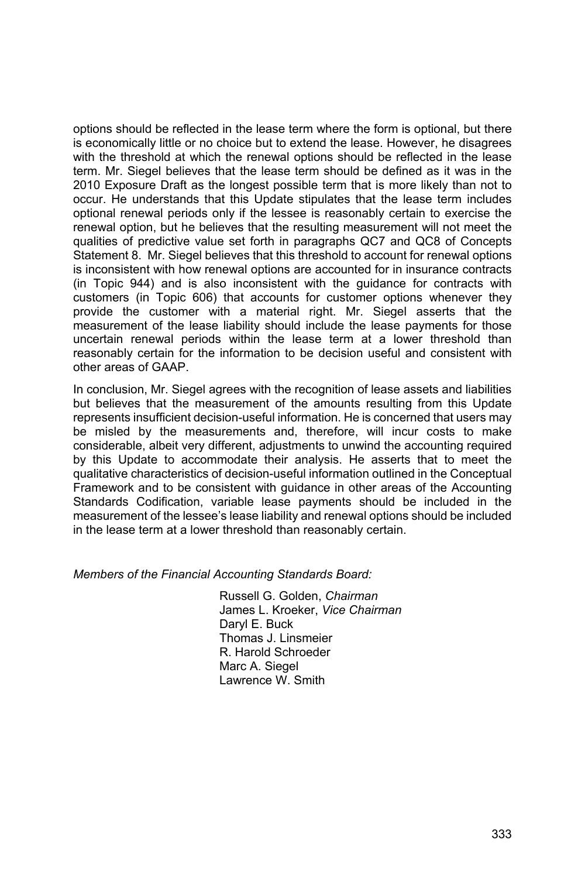options should be reflected in the lease term where the form is optional, but there is economically little or no choice but to extend the lease. However, he disagrees with the threshold at which the renewal options should be reflected in the lease term. Mr. Siegel believes that the lease term should be defined as it was in the 2010 Exposure Draft as the longest possible term that is more likely than not to occur. He understands that this Update stipulates that the lease term includes optional renewal periods only if the lessee is reasonably certain to exercise the renewal option, but he believes that the resulting measurement will not meet the qualities of predictive value set forth in paragraphs QC7 and QC8 of Concepts Statement 8. Mr. Siegel believes that this threshold to account for renewal options is inconsistent with how renewal options are accounted for in insurance contracts (in Topic 944) and is also inconsistent with the guidance for contracts with customers (in Topic 606) that accounts for customer options whenever they provide the customer with a material right. Mr. Siegel asserts that the measurement of the lease liability should include the lease payments for those uncertain renewal periods within the lease term at a lower threshold than reasonably certain for the information to be decision useful and consistent with other areas of GAAP.

In conclusion, Mr. Siegel agrees with the recognition of lease assets and liabilities but believes that the measurement of the amounts resulting from this Update represents insufficient decision-useful information. He is concerned that users may be misled by the measurements and, therefore, will incur costs to make considerable, albeit very different, adjustments to unwind the accounting required by this Update to accommodate their analysis. He asserts that to meet the qualitative characteristics of decision-useful information outlined in the Conceptual Framework and to be consistent with guidance in other areas of the Accounting Standards Codification, variable lease payments should be included in the measurement of the lessee's lease liability and renewal options should be included in the lease term at a lower threshold than reasonably certain.

*Members of the Financial Accounting Standards Board:*

Russell G. Golden, *Chairman*
James L. Kroeker, *Vice Chairman*
Daryl E. Buck
Thomas J. Linsmeier
R. Harold Schroeder
Marc A. Siegel
Lawrence W. Smith